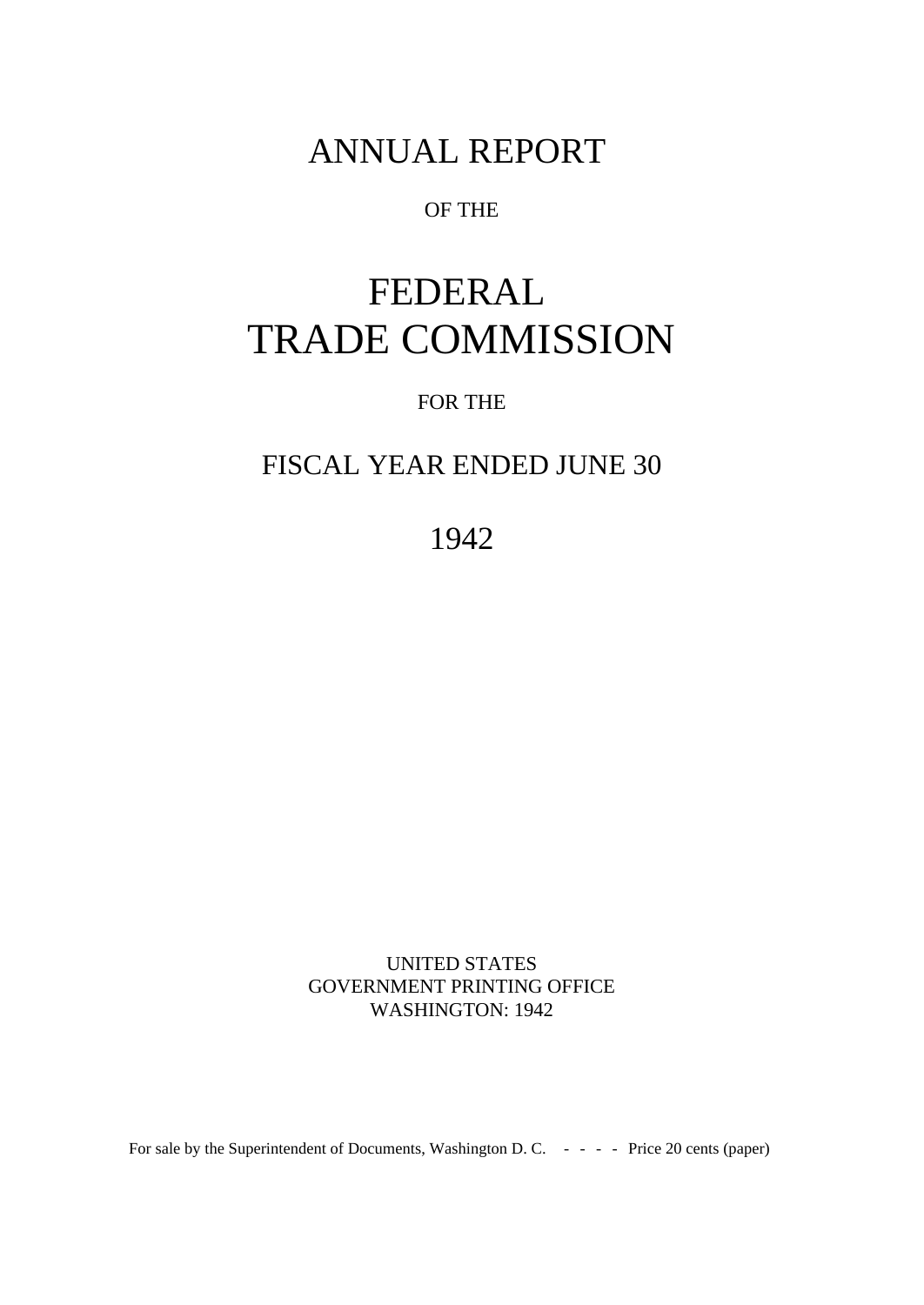# ANNUAL REPORT

OF THE

# FEDERAL TRADE COMMISSION

FOR THE

## FISCAL YEAR ENDED JUNE 30

## 1942

UNITED STATES
GOVERNMENT PRINTING OFFICE
WASHINGTON: 1942

For sale by the Superintendent of Documents, Washington D. C. - - - - Price 20 cents (paper)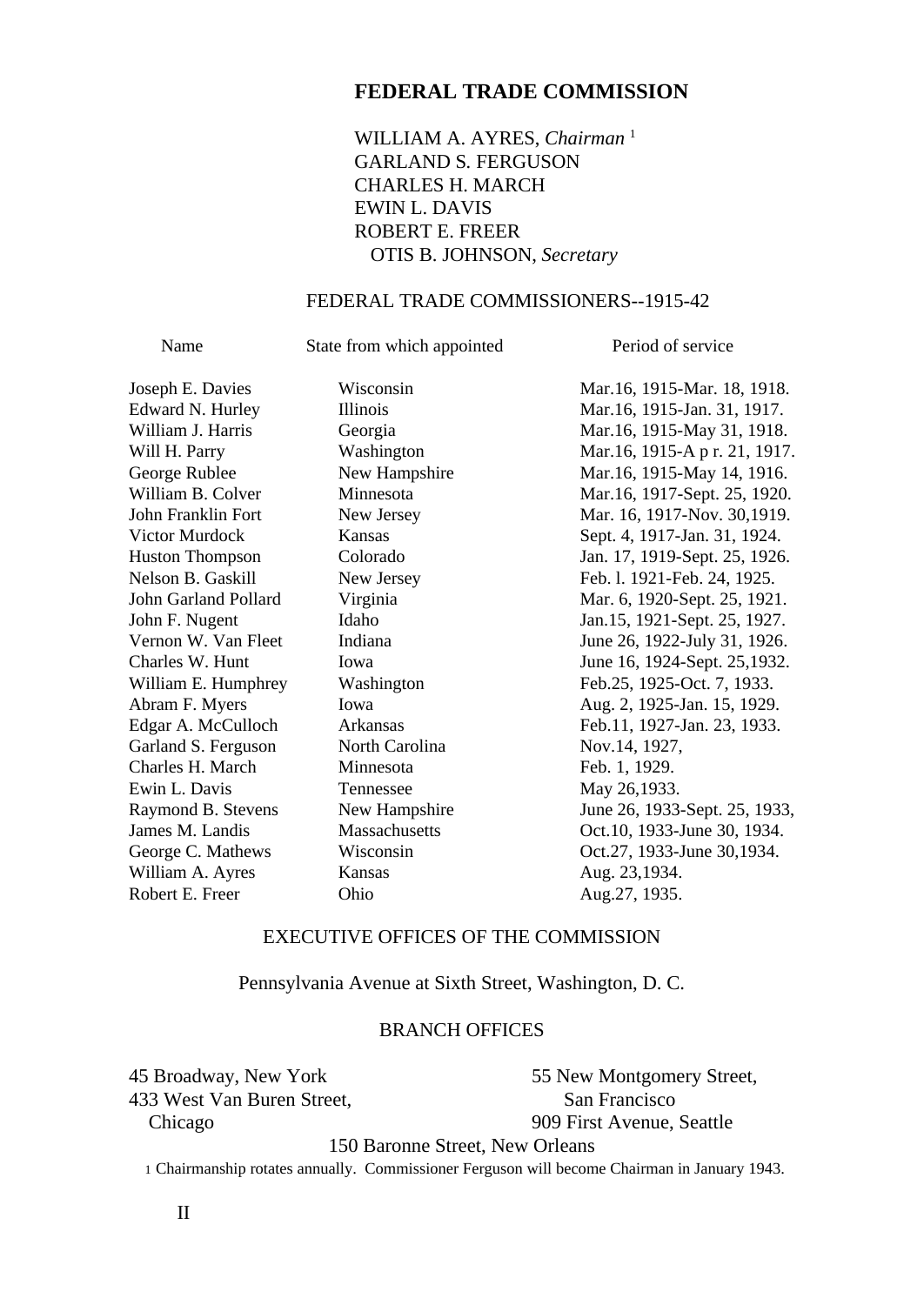# FEDERAL TRADE COMMISSION

WILLIAM A. AYRES, *Chairman* [1]
GARLAND S. FERGUSON
CHARLES H. MARCH
EWIN L. DAVIS
ROBERT E. FREER
OTIS B. JOHNSON, *Secretary*

## FEDERAL TRADE COMMISSIONERS--1915-42

| Name | State from which appointed | Period of service |
|---|---|---|
| Joseph E. Davies | Wisconsin | Mar.16, 1915-Mar. 18, 1918. |
| Edward N. Hurley | Illinois | Mar.16, 1915-Jan. 31, 1917. |
| William J. Harris | Georgia | Mar.16, 1915-May 31, 1918. |
| Will H. Parry | Washington | Mar.16, 1915-A p r. 21, 1917. |
| George Rublee | New Hampshire | Mar.16, 1915-May 14, 1916. |
| William B. Colver | Minnesota | Mar.16, 1917-Sept. 25, 1920. |
| John Franklin Fort | New Jersey | Mar. 16, 1917-Nov. 30,1919. |
| Victor Murdock | Kansas | Sept. 4, 1917-Jan. 31, 1924. |
| Huston Thompson | Colorado | Jan. 17, 1919-Sept. 25, 1926. |
| Nelson B. Gaskill | New Jersey | Feb. l. 1921-Feb. 24, 1925. |
| John Garland Pollard | Virginia | Mar. 6, 1920-Sept. 25, 1921. |
| John F. Nugent | Idaho | Jan.15, 1921-Sept. 25, 1927. |
| Vernon W. Van Fleet | Indiana | June 26, 1922-July 31, 1926. |
| Charles W. Hunt | Iowa | June 16, 1924-Sept. 25,1932. |
| William E. Humphrey | Washington | Feb.25, 1925-Oct. 7, 1933. |
| Abram F. Myers | Iowa | Aug. 2, 1925-Jan. 15, 1929. |
| Edgar A. McCulloch | Arkansas | Feb.11, 1927-Jan. 23, 1933. |
| Garland S. Ferguson | North Carolina | Nov.14, 1927, |
| Charles H. March | Minnesota | Feb. 1, 1929. |
| Ewin L. Davis | Tennessee | May 26,1933. |
| Raymond B. Stevens | New Hampshire | June 26, 1933-Sept. 25, 1933, |
| James M. Landis | Massachusetts | Oct.10, 1933-June 30, 1934. |
| George C. Mathews | Wisconsin | Oct.27, 1933-June 30,1934. |
| William A. Ayres | Kansas | Aug. 23,1934. |
| Robert E. Freer | Ohio | Aug.27, 1935. |

## EXECUTIVE OFFICES OF THE COMMISSION

Pennsylvania Avenue at Sixth Street, Washington, D. C.

## BRANCH OFFICES

45 Broadway, New York
433 West Van Buren Street, Chicago
55 New Montgomery Street, San Francisco
909 First Avenue, Seattle
150 Baronne Street, New Orleans

[1] Chairmanship rotates annually. Commissioner Ferguson will become Chairman in January 1943.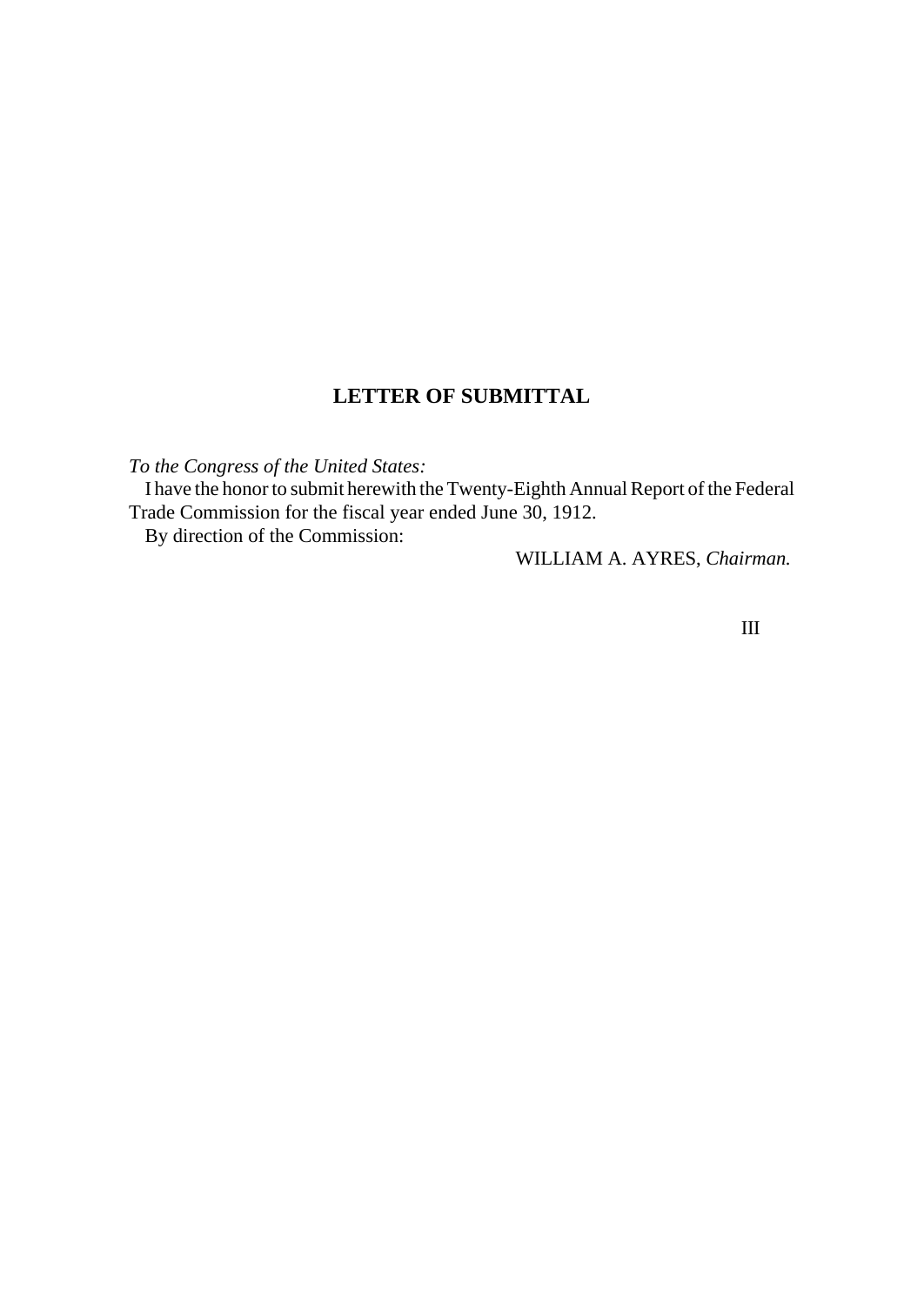## LETTER OF SUBMITTAL

*To the Congress of the United States:*

I have the honor to submit herewith the Twenty-Eighth Annual Report of the Federal Trade Commission for the fiscal year ended June 30, 1912.

By direction of the Commission:

WILLIAM A. AYRES, *Chairman.*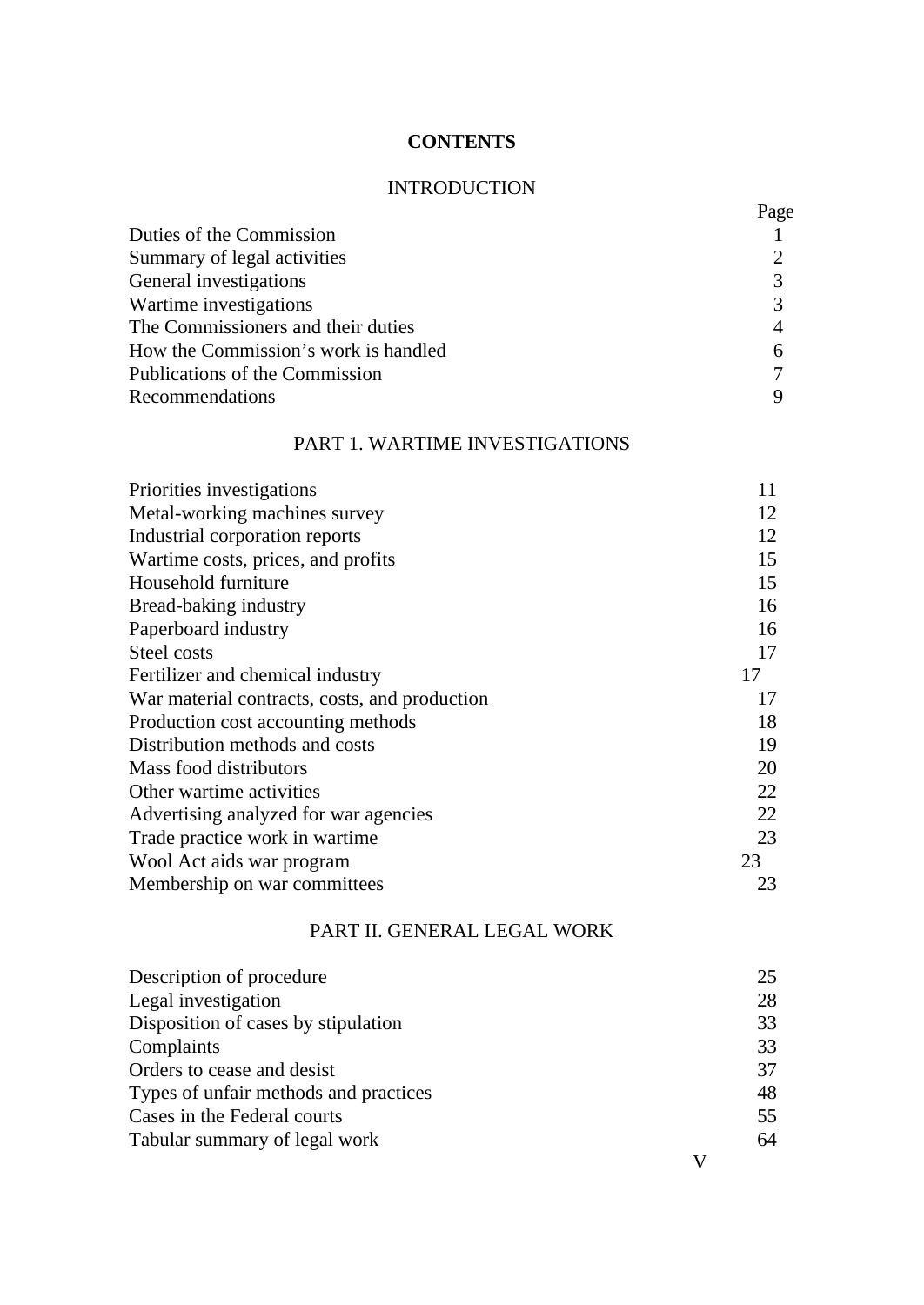# CONTENTS

## INTRODUCTION

| | Page |
|---|---|
| Duties of the Commission | 1 |
| Summary of legal activities | 2 |
| General investigations | 3 |
| Wartime investigations | 3 |
| The Commissioners and their duties | 4 |
| How the Commission's work is handled | 6 |
| Publications of the Commission | 7 |
| Recommendations | 9 |

## PART 1. WARTIME INVESTIGATIONS

| | |
|---|---|
| Priorities investigations | 11 |
| Metal-working machines survey | 12 |
| Industrial corporation reports | 12 |
| Wartime costs, prices, and profits | 15 |
| Household furniture | 15 |
| Bread-baking industry | 16 |
| Paperboard industry | 16 |
| Steel costs | 17 |
| Fertilizer and chemical industry | 17 |
| War material contracts, costs, and production | 17 |
| Production cost accounting methods | 18 |
| Distribution methods and costs | 19 |
| Mass food distributors | 20 |
| Other wartime activities | 22 |
| Advertising analyzed for war agencies | 22 |
| Trade practice work in wartime | 23 |
| Wool Act aids war program | 23 |
| Membership on war committees | 23 |

## PART II. GENERAL LEGAL WORK

| | |
|---|---|
| Description of procedure | 25 |
| Legal investigation | 28 |
| Disposition of cases by stipulation | 33 |
| Complaints | 33 |
| Orders to cease and desist | 37 |
| Types of unfair methods and practices | 48 |
| Cases in the Federal courts | 55 |
| Tabular summary of legal work | 64 |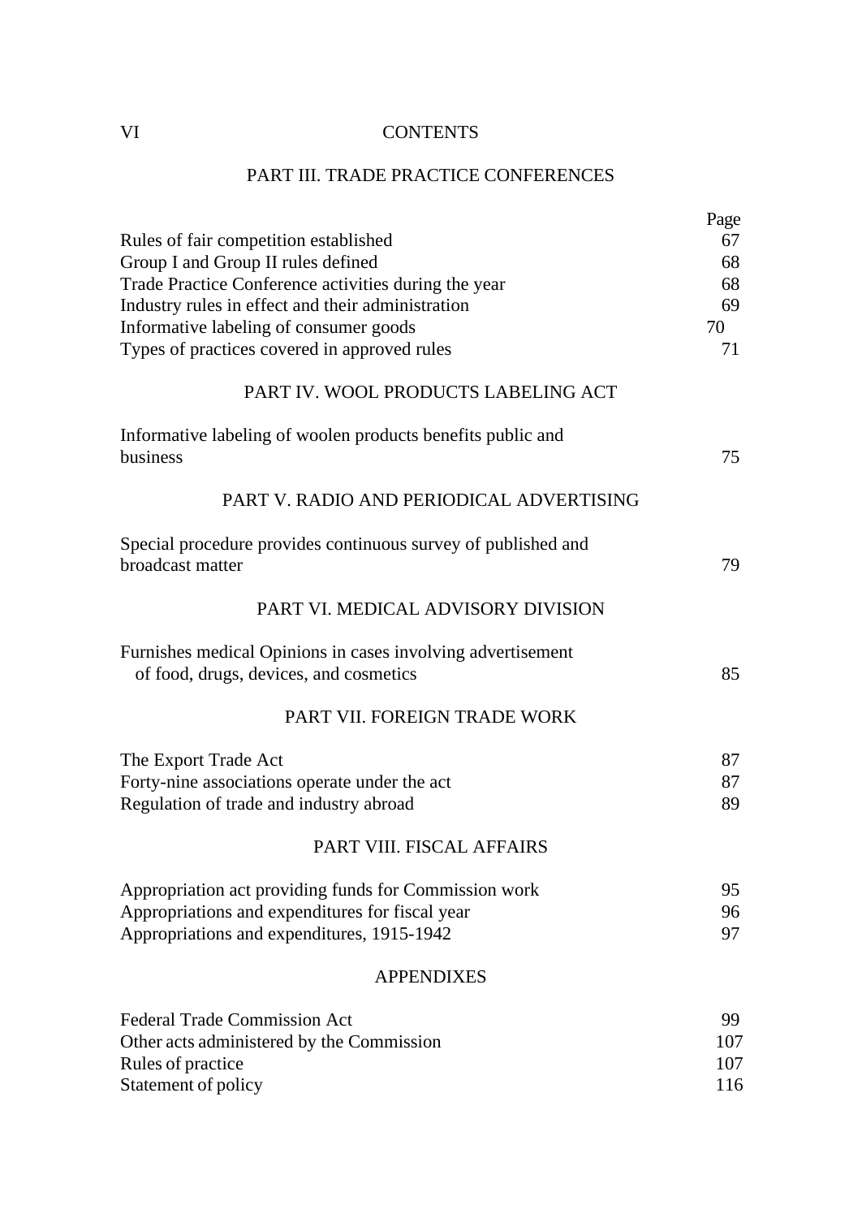CONTENTS

## PART III. TRADE PRACTICE CONFERENCES

| | Page |
|---|---|
| Rules of fair competition established | 67 |
| Group I and Group II rules defined | 68 |
| Trade Practice Conference activities during the year | 68 |
| Industry rules in effect and their administration | 69 |
| Informative labeling of consumer goods | 70 |
| Types of practices covered in approved rules | 71 |

## PART IV. WOOL PRODUCTS LABELING ACT

| | |
|---|---|
| Informative labeling of woolen products benefits public and business | 75 |

## PART V. RADIO AND PERIODICAL ADVERTISING

| | |
|---|---|
| Special procedure provides continuous survey of published and broadcast matter | 79 |

## PART VI. MEDICAL ADVISORY DIVISION

| | |
|---|---|
| Furnishes medical Opinions in cases involving advertisement of food, drugs, devices, and cosmetics | 85 |

## PART VII. FOREIGN TRADE WORK

| | |
|---|---|
| The Export Trade Act | 87 |
| Forty-nine associations operate under the act | 87 |
| Regulation of trade and industry abroad | 89 |

## PART VIII. FISCAL AFFAIRS

| | |
|---|---|
| Appropriation act providing funds for Commission work | 95 |
| Appropriations and expenditures for fiscal year | 96 |
| Appropriations and expenditures, 1915-1942 | 97 |

## APPENDIXES

| | |
|---|---|
| Federal Trade Commission Act | 99 |
| Other acts administered by the Commission | 107 |
| Rules of practice | 107 |
| Statement of policy | 116 |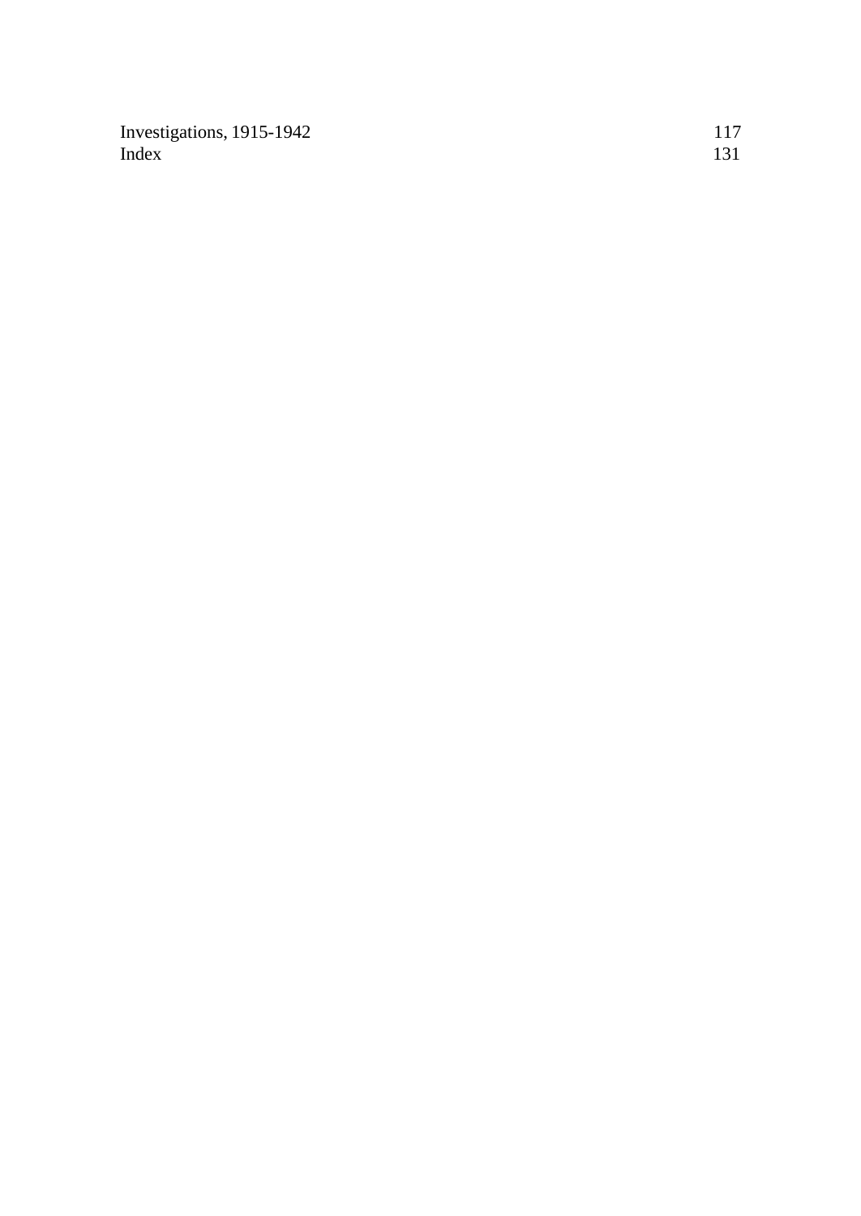Investigations, 1915-1942 117
Index 131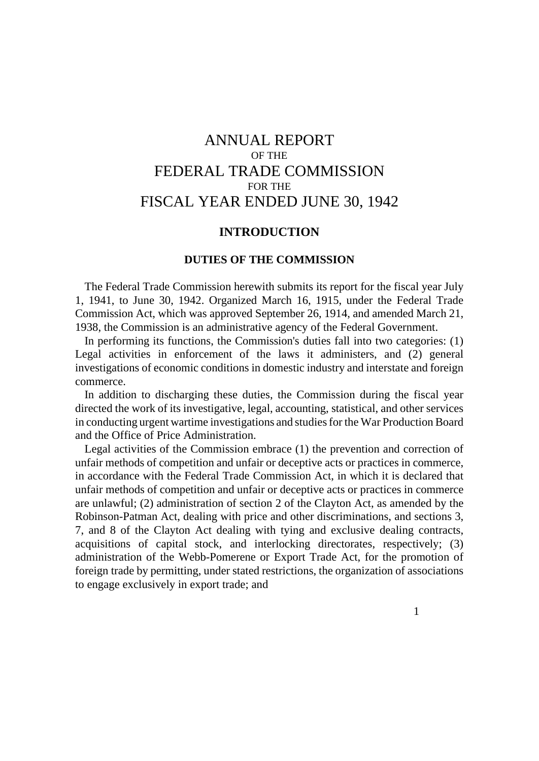# ANNUAL REPORT
OF THE
# FEDERAL TRADE COMMISSION
FOR THE
# FISCAL YEAR ENDED JUNE 30, 1942

## INTRODUCTION

### DUTIES OF THE COMMISSION

The Federal Trade Commission herewith submits its report for the fiscal year July 1, 1941, to June 30, 1942. Organized March 16, 1915, under the Federal Trade Commission Act, which was approved September 26, 1914, and amended March 21, 1938, the Commission is an administrative agency of the Federal Government.

In performing its functions, the Commission's duties fall into two categories: (1) Legal activities in enforcement of the laws it administers, and (2) general investigations of economic conditions in domestic industry and interstate and foreign commerce.

In addition to discharging these duties, the Commission during the fiscal year directed the work of its investigative, legal, accounting, statistical, and other services in conducting urgent wartime investigations and studies for the War Production Board and the Office of Price Administration.

Legal activities of the Commission embrace (1) the prevention and correction of unfair methods of competition and unfair or deceptive acts or practices in commerce, in accordance with the Federal Trade Commission Act, in which it is declared that unfair methods of competition and unfair or deceptive acts or practices in commerce are unlawful; (2) administration of section 2 of the Clayton Act, as amended by the Robinson-Patman Act, dealing with price and other discriminations, and sections 3, 7, and 8 of the Clayton Act dealing with tying and exclusive dealing contracts, acquisitions of capital stock, and interlocking directorates, respectively; (3) administration of the Webb-Pomerene or Export Trade Act, for the promotion of foreign trade by permitting, under stated restrictions, the organization of associations to engage exclusively in export trade; and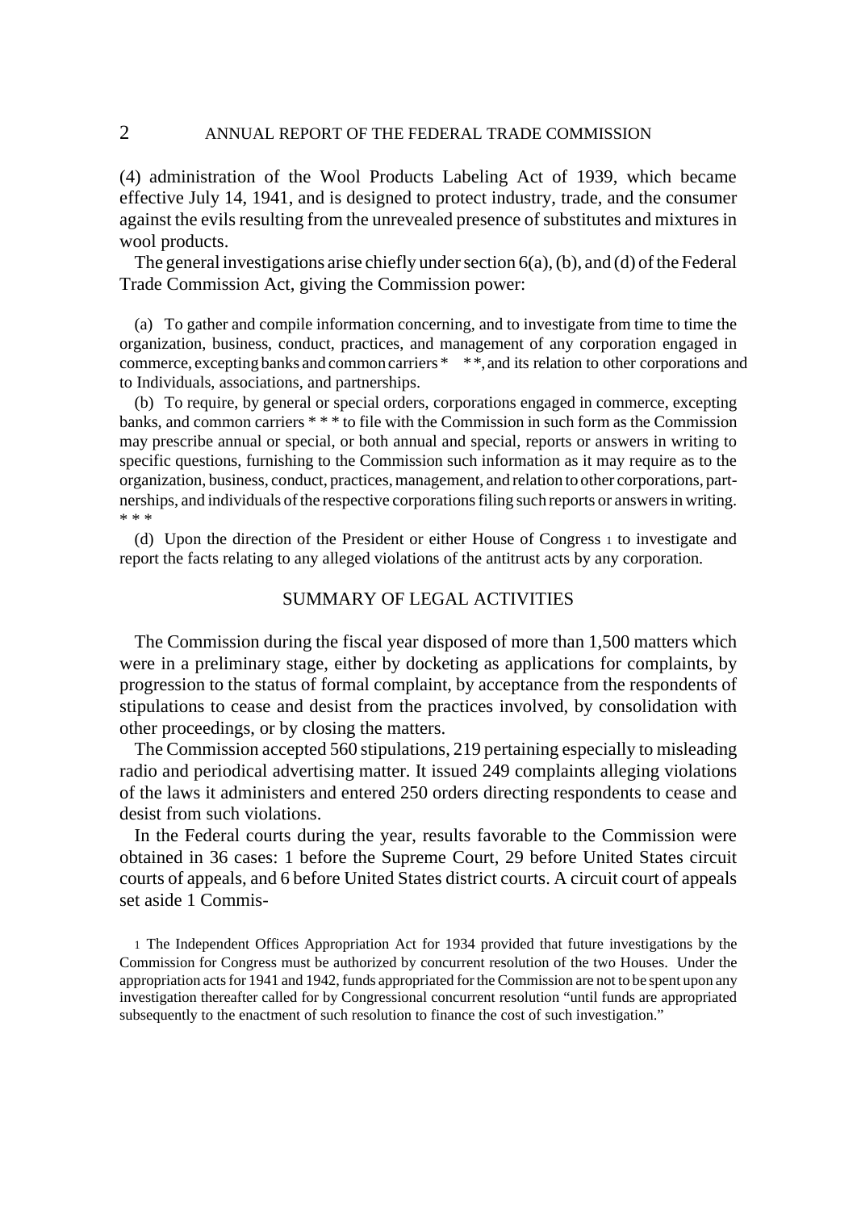(4) administration of the Wool Products Labeling Act of 1939, which became effective July 14, 1941, and is designed to protect industry, trade, and the consumer against the evils resulting from the unrevealed presence of substitutes and mixtures in wool products.

The general investigations arise chiefly under section 6(a), (b), and (d) of the Federal Trade Commission Act, giving the Commission power:

(a) To gather and compile information concerning, and to investigate from time to time the organization, business, conduct, practices, and management of any corporation engaged in commerce, excepting banks and common carriers * * *, and its relation to other corporations and to Individuals, associations, and partnerships.

(b) To require, by general or special orders, corporations engaged in commerce, excepting banks, and common carriers * * * to file with the Commission in such form as the Commission may prescribe annual or special, or both annual and special, reports or answers in writing to specific questions, furnishing to the Commission such information as it may require as to the organization, business, conduct, practices, management, and relation to other corporations, partnerships, and individuals of the respective corporations filing such reports or answers in writing. * * *

(d) Upon the direction of the President or either House of Congress [1] to investigate and report the facts relating to any alleged violations of the antitrust acts by any corporation.

## SUMMARY OF LEGAL ACTIVITIES

The Commission during the fiscal year disposed of more than 1,500 matters which were in a preliminary stage, either by docketing as applications for complaints, by progression to the status of formal complaint, by acceptance from the respondents of stipulations to cease and desist from the practices involved, by consolidation with other proceedings, or by closing the matters.

The Commission accepted 560 stipulations, 219 pertaining especially to misleading radio and periodical advertising matter. It issued 249 complaints alleging violations of the laws it administers and entered 250 orders directing respondents to cease and desist from such violations.

In the Federal courts during the year, results favorable to the Commission were obtained in 36 cases: 1 before the Supreme Court, 29 before United States circuit courts of appeals, and 6 before United States district courts. A circuit court of appeals set aside 1 Commis-

[1] The Independent Offices Appropriation Act for 1934 provided that future investigations by the Commission for Congress must be authorized by concurrent resolution of the two Houses. Under the appropriation acts for 1941 and 1942, funds appropriated for the Commission are not to be spent upon any investigation thereafter called for by Congressional concurrent resolution "until funds are appropriated subsequently to the enactment of such resolution to finance the cost of such investigation."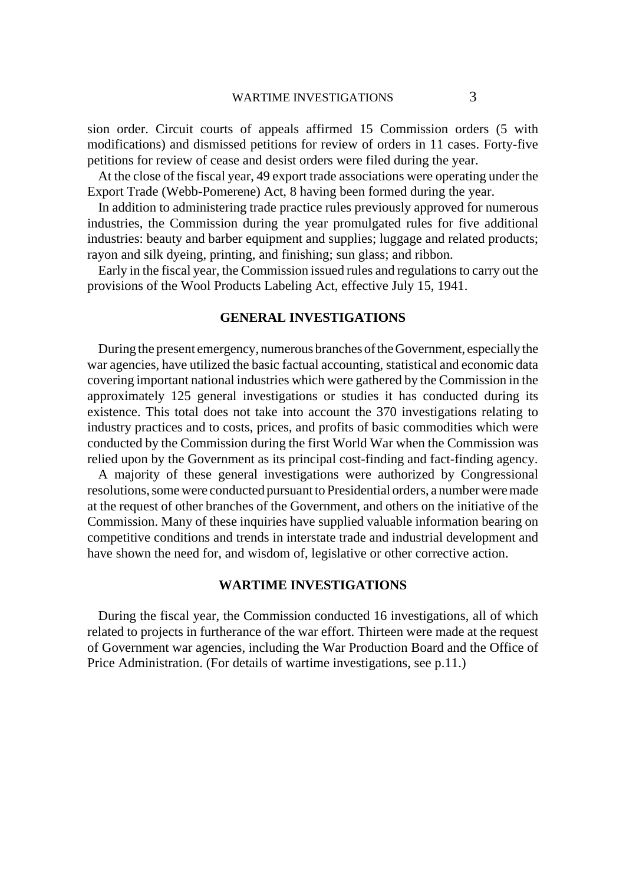sion order. Circuit courts of appeals affirmed 15 Commission orders (5 with modifications) and dismissed petitions for review of orders in 11 cases. Forty-five petitions for review of cease and desist orders were filed during the year.

At the close of the fiscal year, 49 export trade associations were operating under the Export Trade (Webb-Pomerene) Act, 8 having been formed during the year.

In addition to administering trade practice rules previously approved for numerous industries, the Commission during the year promulgated rules for five additional industries: beauty and barber equipment and supplies; luggage and related products; rayon and silk dyeing, printing, and finishing; sun glass; and ribbon.

Early in the fiscal year, the Commission issued rules and regulations to carry out the provisions of the Wool Products Labeling Act, effective July 15, 1941.

## GENERAL INVESTIGATIONS

During the present emergency, numerous branches of the Government, especially the war agencies, have utilized the basic factual accounting, statistical and economic data covering important national industries which were gathered by the Commission in the approximately 125 general investigations or studies it has conducted during its existence. This total does not take into account the 370 investigations relating to industry practices and to costs, prices, and profits of basic commodities which were conducted by the Commission during the first World War when the Commission was relied upon by the Government as its principal cost-finding and fact-finding agency.

A majority of these general investigations were authorized by Congressional resolutions, some were conducted pursuant to Presidential orders, a number were made at the request of other branches of the Government, and others on the initiative of the Commission. Many of these inquiries have supplied valuable information bearing on competitive conditions and trends in interstate trade and industrial development and have shown the need for, and wisdom of, legislative or other corrective action.

## WARTIME INVESTIGATIONS

During the fiscal year, the Commission conducted 16 investigations, all of which related to projects in furtherance of the war effort. Thirteen were made at the request of Government war agencies, including the War Production Board and the Office of Price Administration. (For details of wartime investigations, see p.11.)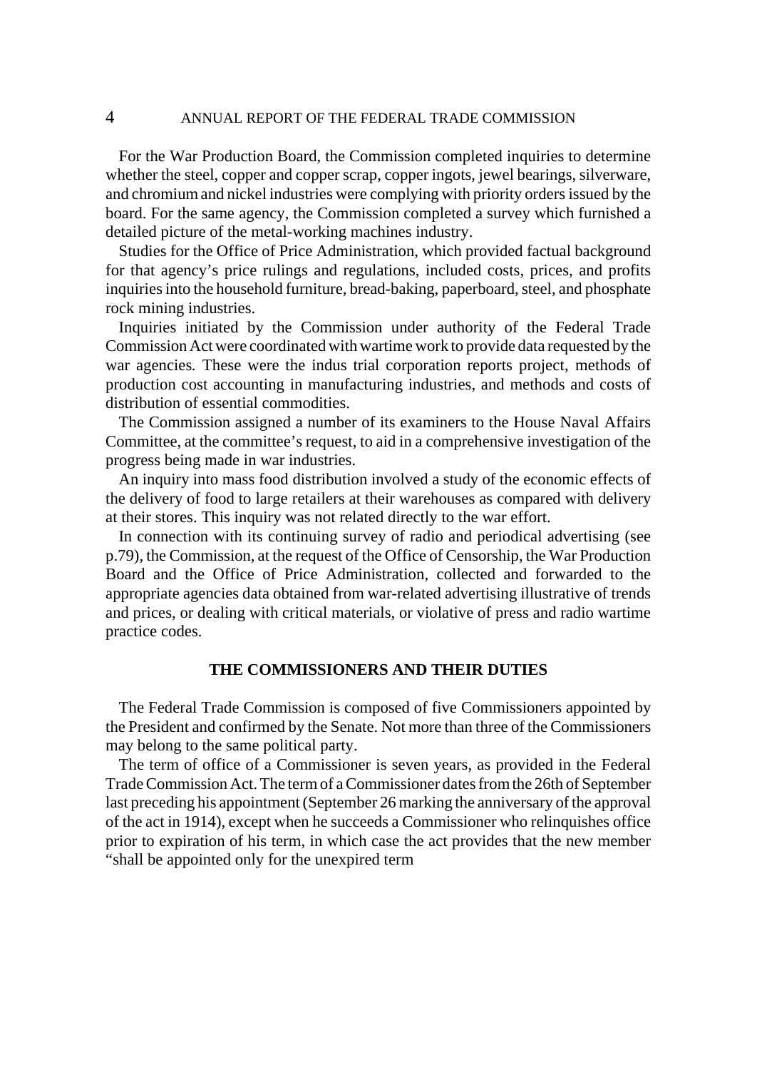For the War Production Board, the Commission completed inquiries to determine whether the steel, copper and copper scrap, copper ingots, jewel bearings, silverware, and chromium and nickel industries were complying with priority orders issued by the board. For the same agency, the Commission completed a survey which furnished a detailed picture of the metal-working machines industry.

Studies for the Office of Price Administration, which provided factual background for that agency's price rulings and regulations, included costs, prices, and profits inquiries into the household furniture, bread-baking, paperboard, steel, and phosphate rock mining industries.

Inquiries initiated by the Commission under authority of the Federal Trade Commission Act were coordinated with wartime work to provide data requested by the war agencies. These were the indus trial corporation reports project, methods of production cost accounting in manufacturing industries, and methods and costs of distribution of essential commodities.

The Commission assigned a number of its examiners to the House Naval Affairs Committee, at the committee's request, to aid in a comprehensive investigation of the progress being made in war industries.

An inquiry into mass food distribution involved a study of the economic effects of the delivery of food to large retailers at their warehouses as compared with delivery at their stores. This inquiry was not related directly to the war effort.

In connection with its continuing survey of radio and periodical advertising (see p.79), the Commission, at the request of the Office of Censorship, the War Production Board and the Office of Price Administration, collected and forwarded to the appropriate agencies data obtained from war-related advertising illustrative of trends and prices, or dealing with critical materials, or violative of press and radio wartime practice codes.

## THE COMMISSIONERS AND THEIR DUTIES

The Federal Trade Commission is composed of five Commissioners appointed by the President and confirmed by the Senate. Not more than three of the Commissioners may belong to the same political party.

The term of office of a Commissioner is seven years, as provided in the Federal Trade Commission Act. The term of a Commissioner dates from the 26th of September last preceding his appointment (September 26 marking the anniversary of the approval of the act in 1914), except when he succeeds a Commissioner who relinquishes office prior to expiration of his term, in which case the act provides that the new member "shall be appointed only for the unexpired term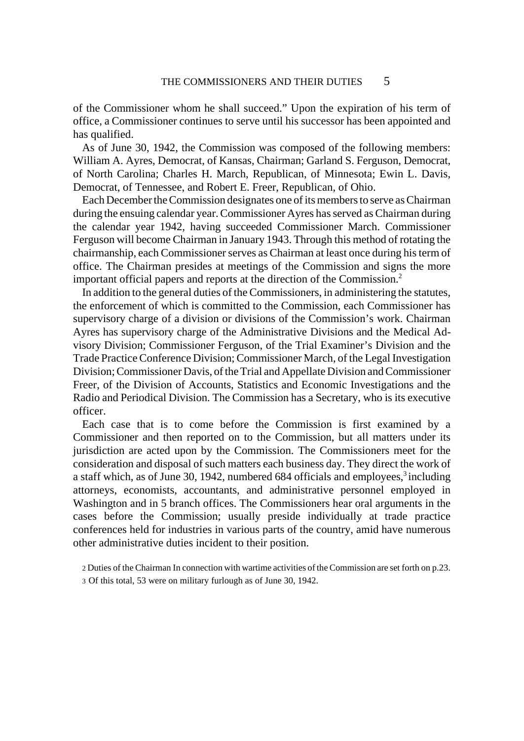of the Commissioner whom he shall succeed." Upon the expiration of his term of office, a Commissioner continues to serve until his successor has been appointed and has qualified.

As of June 30, 1942, the Commission was composed of the following members: William A. Ayres, Democrat, of Kansas, Chairman; Garland S. Ferguson, Democrat, of North Carolina; Charles H. March, Republican, of Minnesota; Ewin L. Davis, Democrat, of Tennessee, and Robert E. Freer, Republican, of Ohio.

Each December the Commission designates one of its members to serve as Chairman during the ensuing calendar year. Commissioner Ayres has served as Chairman during the calendar year 1942, having succeeded Commissioner March. Commissioner Ferguson will become Chairman in January 1943. Through this method of rotating the chairmanship, each Commissioner serves as Chairman at least once during his term of office. The Chairman presides at meetings of the Commission and signs the more important official papers and reports at the direction of the Commission.[2]

In addition to the general duties of the Commissioners, in administering the statutes, the enforcement of which is committed to the Commission, each Commissioner has supervisory charge of a division or divisions of the Commission's work. Chairman Ayres has supervisory charge of the Administrative Divisions and the Medical Advisory Division; Commissioner Ferguson, of the Trial Examiner's Division and the Trade Practice Conference Division; Commissioner March, of the Legal Investigation Division; Commissioner Davis, of the Trial and Appellate Division and Commissioner Freer, of the Division of Accounts, Statistics and Economic Investigations and the Radio and Periodical Division. The Commission has a Secretary, who is its executive officer.

Each case that is to come before the Commission is first examined by a Commissioner and then reported on to the Commission, but all matters under its jurisdiction are acted upon by the Commission. The Commissioners meet for the consideration and disposal of such matters each business day. They direct the work of a staff which, as of June 30, 1942, numbered 684 officials and employees,[3] including attorneys, economists, accountants, and administrative personnel employed in Washington and in 5 branch offices. The Commissioners hear oral arguments in the cases before the Commission; usually preside individually at trade practice conferences held for industries in various parts of the country, amid have numerous other administrative duties incident to their position.

2 Duties of the Chairman In connection with wartime activities of the Commission are set forth on p.23.

3 Of this total, 53 were on military furlough as of June 30, 1942.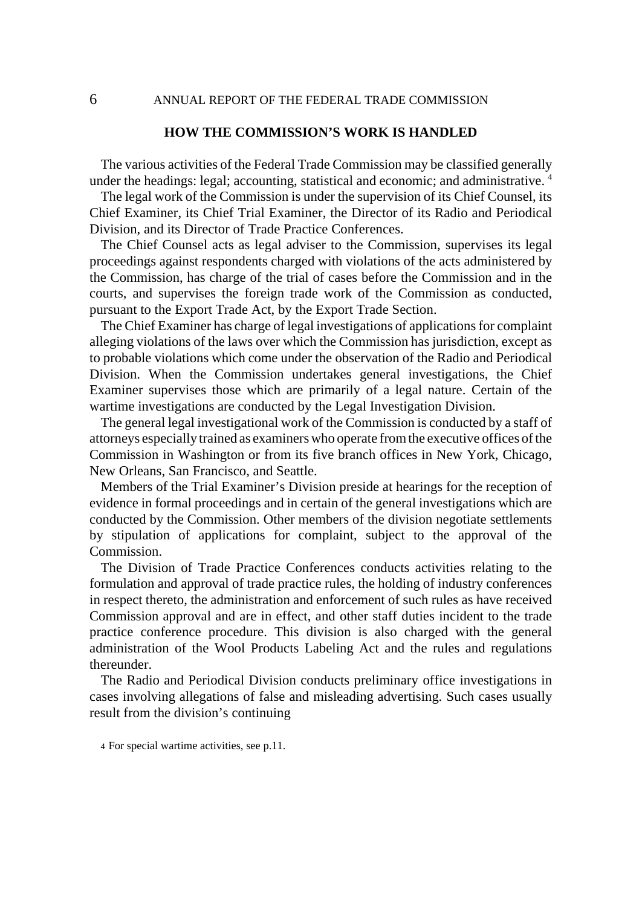## HOW THE COMMISSION'S WORK IS HANDLED

The various activities of the Federal Trade Commission may be classified generally under the headings: legal; accounting, statistical and economic; and administrative. [4]

The legal work of the Commission is under the supervision of its Chief Counsel, its Chief Examiner, its Chief Trial Examiner, the Director of its Radio and Periodical Division, and its Director of Trade Practice Conferences.

The Chief Counsel acts as legal adviser to the Commission, supervises its legal proceedings against respondents charged with violations of the acts administered by the Commission, has charge of the trial of cases before the Commission and in the courts, and supervises the foreign trade work of the Commission as conducted, pursuant to the Export Trade Act, by the Export Trade Section.

The Chief Examiner has charge of legal investigations of applications for complaint alleging violations of the laws over which the Commission has jurisdiction, except as to probable violations which come under the observation of the Radio and Periodical Division. When the Commission undertakes general investigations, the Chief Examiner supervises those which are primarily of a legal nature. Certain of the wartime investigations are conducted by the Legal Investigation Division.

The general legal investigational work of the Commission is conducted by a staff of attorneys especially trained as examiners who operate from the executive offices of the Commission in Washington or from its five branch offices in New York, Chicago, New Orleans, San Francisco, and Seattle.

Members of the Trial Examiner's Division preside at hearings for the reception of evidence in formal proceedings and in certain of the general investigations which are conducted by the Commission. Other members of the division negotiate settlements by stipulation of applications for complaint, subject to the approval of the Commission.

The Division of Trade Practice Conferences conducts activities relating to the formulation and approval of trade practice rules, the holding of industry conferences in respect thereto, the administration and enforcement of such rules as have received Commission approval and are in effect, and other staff duties incident to the trade practice conference procedure. This division is also charged with the general administration of the Wool Products Labeling Act and the rules and regulations thereunder.

The Radio and Periodical Division conducts preliminary office investigations in cases involving allegations of false and misleading advertising. Such cases usually result from the division's continuing

[4] For special wartime activities, see p.11.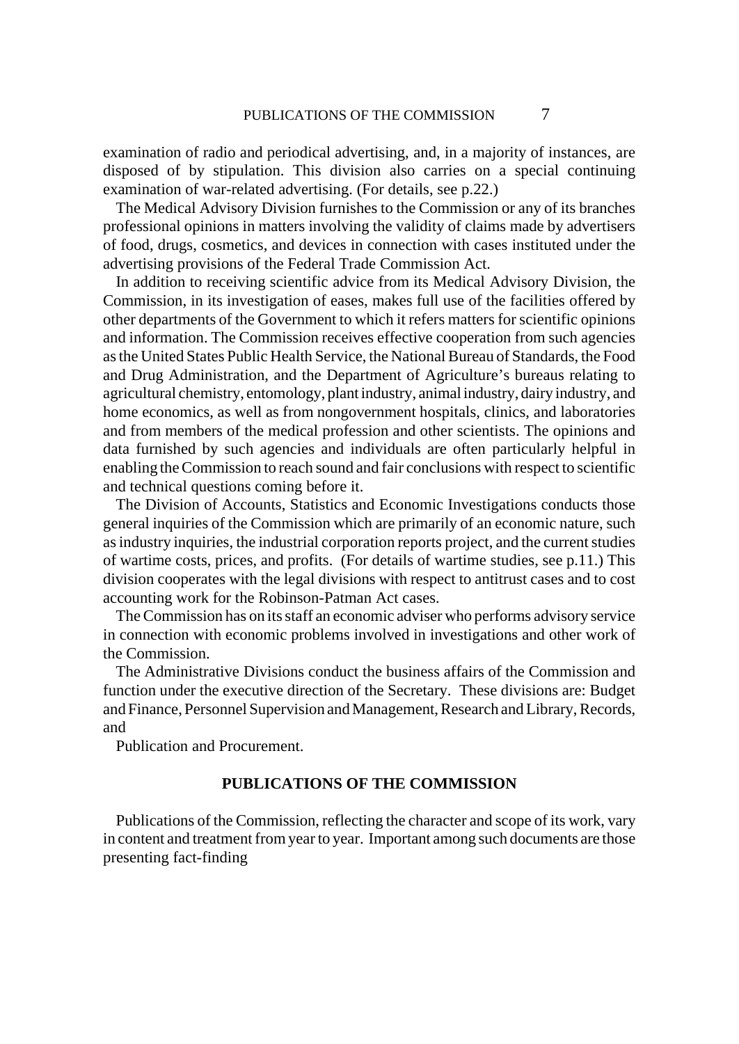examination of radio and periodical advertising, and, in a majority of instances, are disposed of by stipulation. This division also carries on a special continuing examination of war-related advertising. (For details, see p.22.)

The Medical Advisory Division furnishes to the Commission or any of its branches professional opinions in matters involving the validity of claims made by advertisers of food, drugs, cosmetics, and devices in connection with cases instituted under the advertising provisions of the Federal Trade Commission Act.

In addition to receiving scientific advice from its Medical Advisory Division, the Commission, in its investigation of eases, makes full use of the facilities offered by other departments of the Government to which it refers matters for scientific opinions and information. The Commission receives effective cooperation from such agencies as the United States Public Health Service, the National Bureau of Standards, the Food and Drug Administration, and the Department of Agriculture's bureaus relating to agricultural chemistry, entomology, plant industry, animal industry, dairy industry, and home economics, as well as from nongovernment hospitals, clinics, and laboratories and from members of the medical profession and other scientists. The opinions and data furnished by such agencies and individuals are often particularly helpful in enabling the Commission to reach sound and fair conclusions with respect to scientific and technical questions coming before it.

The Division of Accounts, Statistics and Economic Investigations conducts those general inquiries of the Commission which are primarily of an economic nature, such as industry inquiries, the industrial corporation reports project, and the current studies of wartime costs, prices, and profits. (For details of wartime studies, see p.11.) This division cooperates with the legal divisions with respect to antitrust cases and to cost accounting work for the Robinson-Patman Act cases.

The Commission has on its staff an economic adviser who performs advisory service in connection with economic problems involved in investigations and other work of the Commission.

The Administrative Divisions conduct the business affairs of the Commission and function under the executive direction of the Secretary. These divisions are: Budget and Finance, Personnel Supervision and Management, Research and Library, Records, and

Publication and Procurement.

## PUBLICATIONS OF THE COMMISSION

Publications of the Commission, reflecting the character and scope of its work, vary in content and treatment from year to year. Important among such documents are those presenting fact-finding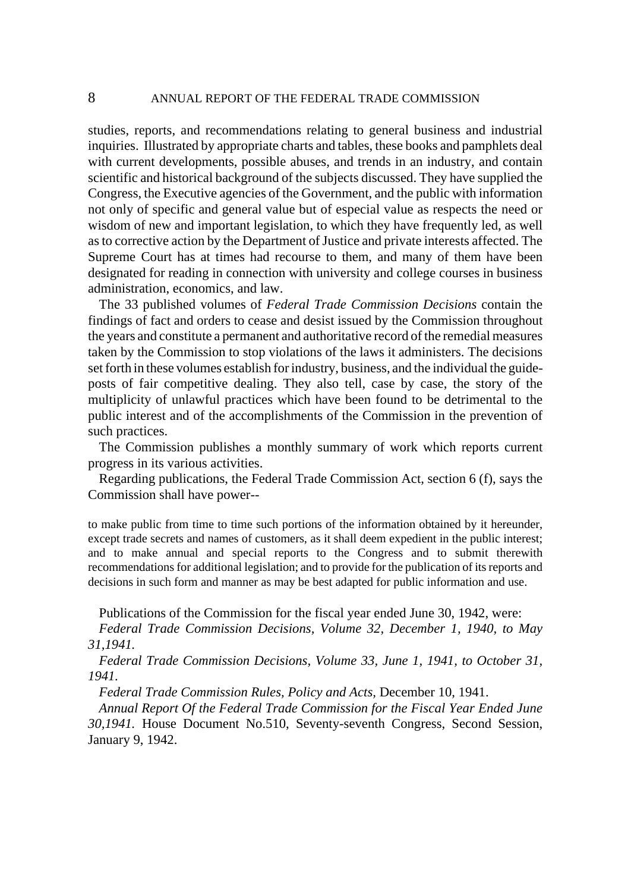studies, reports, and recommendations relating to general business and industrial inquiries. Illustrated by appropriate charts and tables, these books and pamphlets deal with current developments, possible abuses, and trends in an industry, and contain scientific and historical background of the subjects discussed. They have supplied the Congress, the Executive agencies of the Government, and the public with information not only of specific and general value but of especial value as respects the need or wisdom of new and important legislation, to which they have frequently led, as well as to corrective action by the Department of Justice and private interests affected. The Supreme Court has at times had recourse to them, and many of them have been designated for reading in connection with university and college courses in business administration, economics, and law.

The 33 published volumes of *Federal Trade Commission Decisions* contain the findings of fact and orders to cease and desist issued by the Commission throughout the years and constitute a permanent and authoritative record of the remedial measures taken by the Commission to stop violations of the laws it administers. The decisions set forth in these volumes establish for industry, business, and the individual the guide-posts of fair competitive dealing. They also tell, case by case, the story of the multiplicity of unlawful practices which have been found to be detrimental to the public interest and of the accomplishments of the Commission in the prevention of such practices.

The Commission publishes a monthly summary of work which reports current progress in its various activities.

Regarding publications, the Federal Trade Commission Act, section 6 (f), says the Commission shall have power--

> to make public from time to time such portions of the information obtained by it hereunder, except trade secrets and names of customers, as it shall deem expedient in the public interest; and to make annual and special reports to the Congress and to submit therewith recommendations for additional legislation; and to provide for the publication of its reports and decisions in such form and manner as may be best adapted for public information and use.

Publications of the Commission for the fiscal year ended June 30, 1942, were:

*Federal Trade Commission Decisions, Volume 32, December 1, 1940, to May 31,1941.*

*Federal Trade Commission Decisions, Volume 33, June 1, 1941, to October 31, 1941.*

*Federal Trade Commission Rules, Policy and Acts,* December 10, 1941.

*Annual Report Of the Federal Trade Commission for the Fiscal Year Ended June 30,1941.* House Document No.510, Seventy-seventh Congress, Second Session, January 9, 1942.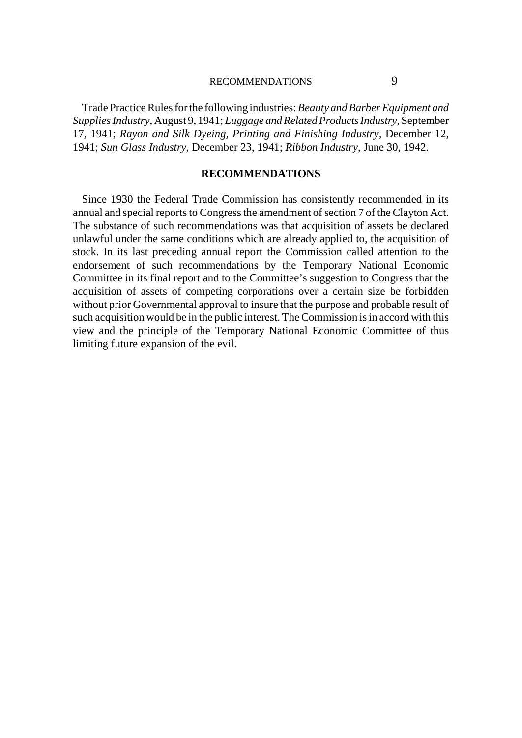Trade Practice Rules for the following industries: *Beauty and Barber Equipment and Supplies Industry*, August 9, 1941; *Luggage and Related Products Industry*, September 17, 1941; *Rayon and Silk Dyeing, Printing and Finishing Industry*, December 12, 1941; *Sun Glass Industry*, December 23, 1941; *Ribbon Industry*, June 30, 1942.

## RECOMMENDATIONS

Since 1930 the Federal Trade Commission has consistently recommended in its annual and special reports to Congress the amendment of section 7 of the Clayton Act. The substance of such recommendations was that acquisition of assets be declared unlawful under the same conditions which are already applied to, the acquisition of stock. In its last preceding annual report the Commission called attention to the endorsement of such recommendations by the Temporary National Economic Committee in its final report and to the Committee's suggestion to Congress that the acquisition of assets of competing corporations over a certain size be forbidden without prior Governmental approval to insure that the purpose and probable result of such acquisition would be in the public interest. The Commission is in accord with this view and the principle of the Temporary National Economic Committee of thus limiting future expansion of the evil.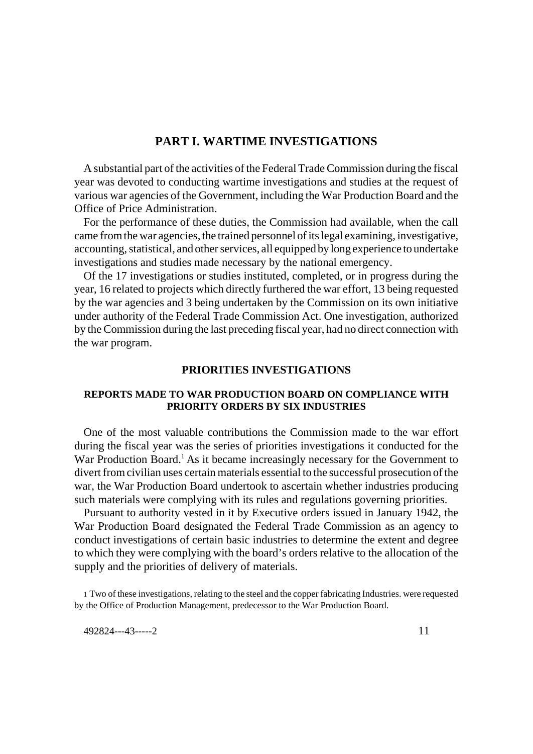# PART I. WARTIME INVESTIGATIONS

A substantial part of the activities of the Federal Trade Commission during the fiscal year was devoted to conducting wartime investigations and studies at the request of various war agencies of the Government, including the War Production Board and the Office of Price Administration.

For the performance of these duties, the Commission had available, when the call came from the war agencies, the trained personnel of its legal examining, investigative, accounting, statistical, and other services, all equipped by long experience to undertake investigations and studies made necessary by the national emergency.

Of the 17 investigations or studies instituted, completed, or in progress during the year, 16 related to projects which directly furthered the war effort, 13 being requested by the war agencies and 3 being undertaken by the Commission on its own initiative under authority of the Federal Trade Commission Act. One investigation, authorized by the Commission during the last preceding fiscal year, had no direct connection with the war program.

## PRIORITIES INVESTIGATIONS

### REPORTS MADE TO WAR PRODUCTION BOARD ON COMPLIANCE WITH PRIORITY ORDERS BY SIX INDUSTRIES

One of the most valuable contributions the Commission made to the war effort during the fiscal year was the series of priorities investigations it conducted for the War Production Board.[1] As it became increasingly necessary for the Government to divert from civilian uses certain materials essential to the successful prosecution of the war, the War Production Board undertook to ascertain whether industries producing such materials were complying with its rules and regulations governing priorities.

Pursuant to authority vested in it by Executive orders issued in January 1942, the War Production Board designated the Federal Trade Commission as an agency to conduct investigations of certain basic industries to determine the extent and degree to which they were complying with the board's orders relative to the allocation of the supply and the priorities of delivery of materials.

[1] Two of these investigations, relating to the steel and the copper fabricating Industries. were requested by the Office of Production Management, predecessor to the War Production Board.

492824---43-----2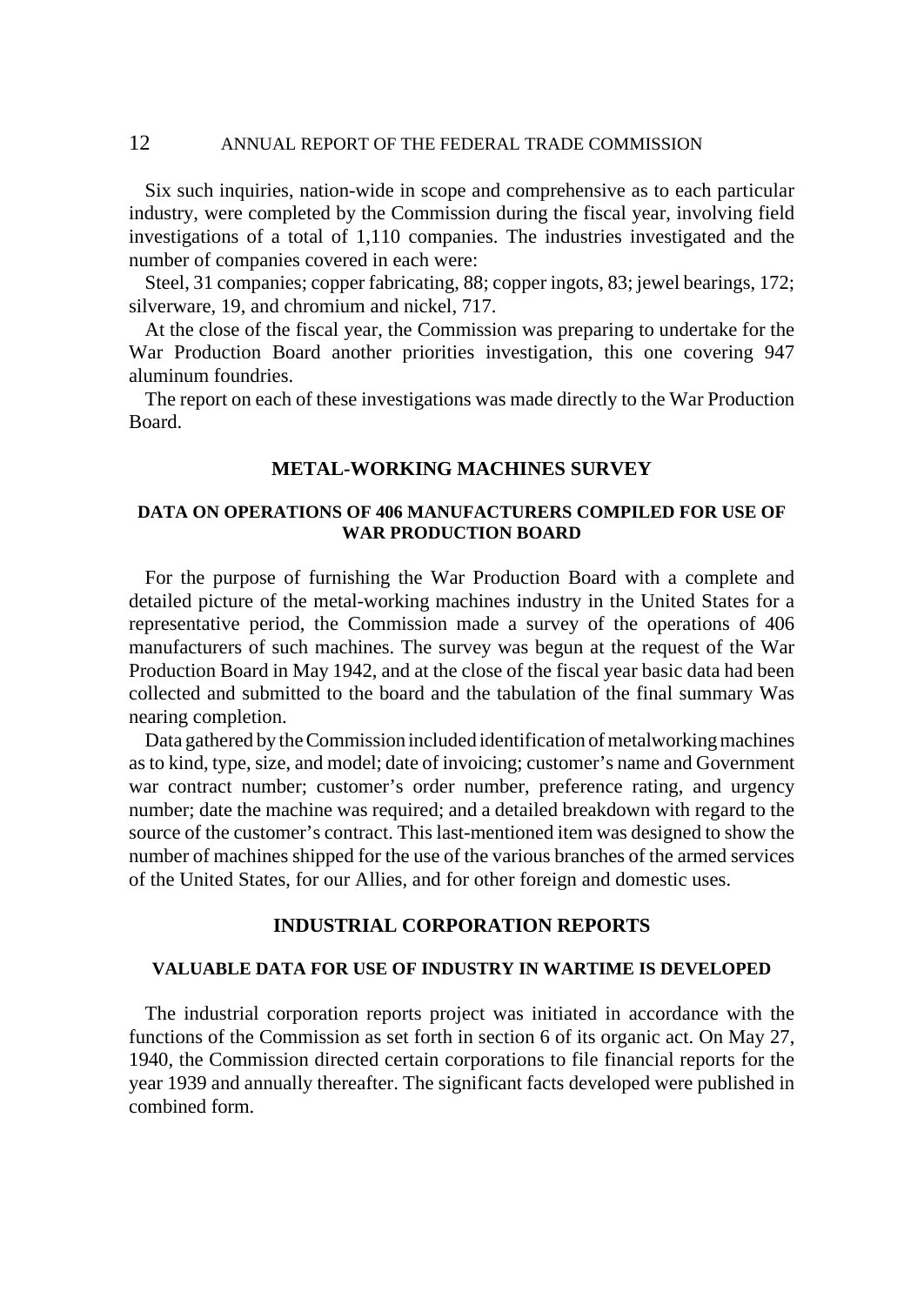Six such inquiries, nation-wide in scope and comprehensive as to each particular industry, were completed by the Commission during the fiscal year, involving field investigations of a total of 1,110 companies. The industries investigated and the number of companies covered in each were:

Steel, 31 companies; copper fabricating, 88; copper ingots, 83; jewel bearings, 172; silverware, 19, and chromium and nickel, 717.

At the close of the fiscal year, the Commission was preparing to undertake for the War Production Board another priorities investigation, this one covering 947 aluminum foundries.

The report on each of these investigations was made directly to the War Production Board.

## METAL-WORKING MACHINES SURVEY

### DATA ON OPERATIONS OF 406 MANUFACTURERS COMPILED FOR USE OF WAR PRODUCTION BOARD

For the purpose of furnishing the War Production Board with a complete and detailed picture of the metal-working machines industry in the United States for a representative period, the Commission made a survey of the operations of 406 manufacturers of such machines. The survey was begun at the request of the War Production Board in May 1942, and at the close of the fiscal year basic data had been collected and submitted to the board and the tabulation of the final summary Was nearing completion.

Data gathered by the Commission included identification of metalworking machines as to kind, type, size, and model; date of invoicing; customer's name and Government war contract number; customer's order number, preference rating, and urgency number; date the machine was required; and a detailed breakdown with regard to the source of the customer's contract. This last-mentioned item was designed to show the number of machines shipped for the use of the various branches of the armed services of the United States, for our Allies, and for other foreign and domestic uses.

## INDUSTRIAL CORPORATION REPORTS

### VALUABLE DATA FOR USE OF INDUSTRY IN WARTIME IS DEVELOPED

The industrial corporation reports project was initiated in accordance with the functions of the Commission as set forth in section 6 of its organic act. On May 27, 1940, the Commission directed certain corporations to file financial reports for the year 1939 and annually thereafter. The significant facts developed were published in combined form.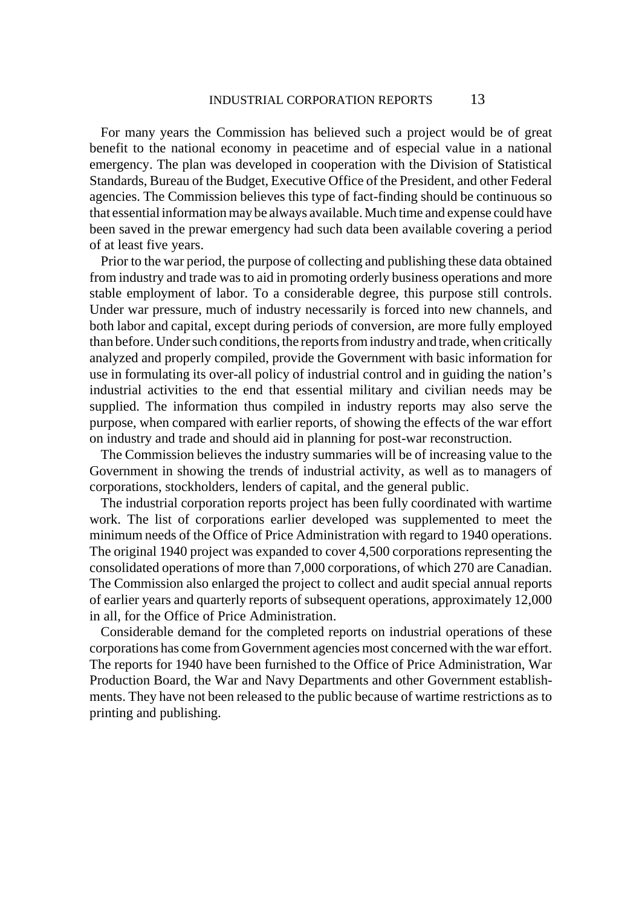For many years the Commission has believed such a project would be of great benefit to the national economy in peacetime and of especial value in a national emergency. The plan was developed in cooperation with the Division of Statistical Standards, Bureau of the Budget, Executive Office of the President, and other Federal agencies. The Commission believes this type of fact-finding should be continuous so that essential information may be always available. Much time and expense could have been saved in the prewar emergency had such data been available covering a period of at least five years.

Prior to the war period, the purpose of collecting and publishing these data obtained from industry and trade was to aid in promoting orderly business operations and more stable employment of labor. To a considerable degree, this purpose still controls. Under war pressure, much of industry necessarily is forced into new channels, and both labor and capital, except during periods of conversion, are more fully employed than before. Under such conditions, the reports from industry and trade, when critically analyzed and properly compiled, provide the Government with basic information for use in formulating its over-all policy of industrial control and in guiding the nation's industrial activities to the end that essential military and civilian needs may be supplied. The information thus compiled in industry reports may also serve the purpose, when compared with earlier reports, of showing the effects of the war effort on industry and trade and should aid in planning for post-war reconstruction.

The Commission believes the industry summaries will be of increasing value to the Government in showing the trends of industrial activity, as well as to managers of corporations, stockholders, lenders of capital, and the general public.

The industrial corporation reports project has been fully coordinated with wartime work. The list of corporations earlier developed was supplemented to meet the minimum needs of the Office of Price Administration with regard to 1940 operations. The original 1940 project was expanded to cover 4,500 corporations representing the consolidated operations of more than 7,000 corporations, of which 270 are Canadian. The Commission also enlarged the project to collect and audit special annual reports of earlier years and quarterly reports of subsequent operations, approximately 12,000 in all, for the Office of Price Administration.

Considerable demand for the completed reports on industrial operations of these corporations has come from Government agencies most concerned with the war effort. The reports for 1940 have been furnished to the Office of Price Administration, War Production Board, the War and Navy Departments and other Government establishments. They have not been released to the public because of wartime restrictions as to printing and publishing.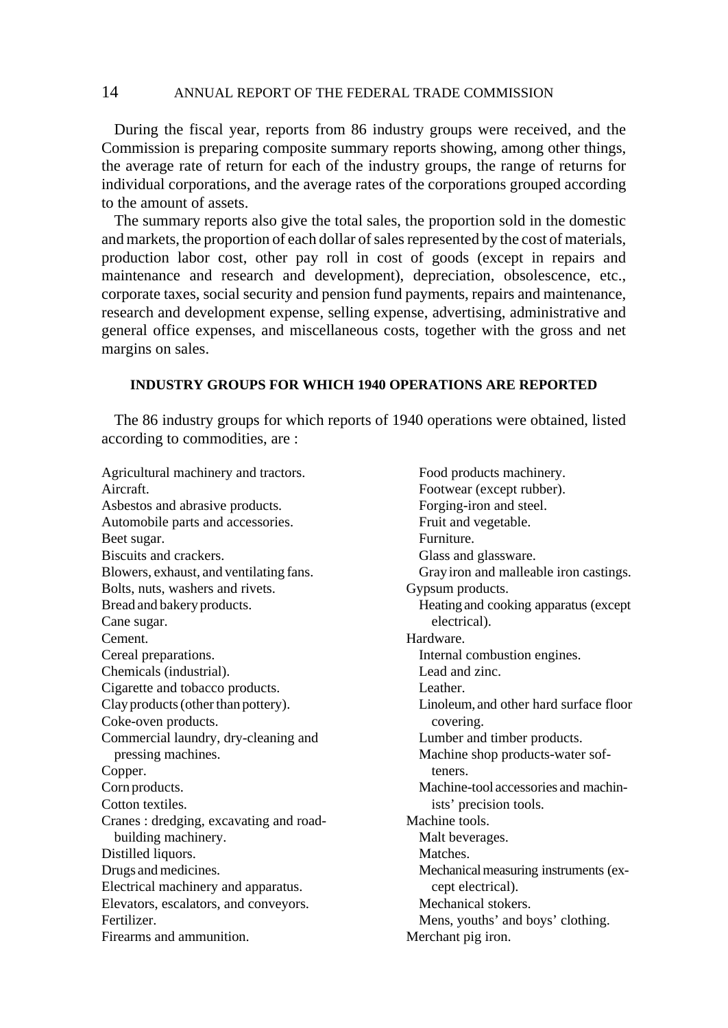During the fiscal year, reports from 86 industry groups were received, and the Commission is preparing composite summary reports showing, among other things, the average rate of return for each of the industry groups, the range of returns for individual corporations, and the average rates of the corporations grouped according to the amount of assets.

The summary reports also give the total sales, the proportion sold in the domestic and markets, the proportion of each dollar of sales represented by the cost of materials, production labor cost, other pay roll in cost of goods (except in repairs and maintenance and research and development), depreciation, obsolescence, etc., corporate taxes, social security and pension fund payments, repairs and maintenance, research and development expense, selling expense, advertising, administrative and general office expenses, and miscellaneous costs, together with the gross and net margins on sales.

## INDUSTRY GROUPS FOR WHICH 1940 OPERATIONS ARE REPORTED

The 86 industry groups for which reports of 1940 operations were obtained, listed according to commodities, are :

Agricultural machinery and tractors.
Aircraft.
Asbestos and abrasive products.
Automobile parts and accessories.
Beet sugar.
Biscuits and crackers.
Blowers, exhaust, and ventilating fans.
Bolts, nuts, washers and rivets.
Bread and bakery products.
Cane sugar.
Cement.
Cereal preparations.
Chemicals (industrial).
Cigarette and tobacco products.
Clay products (other than pottery).
Coke-oven products.
Commercial laundry, dry-cleaning and pressing machines.
Copper.
Corn products.
Cotton textiles.
Cranes : dredging, excavating and road-building machinery.
Distilled liquors.
Drugs and medicines.
Electrical machinery and apparatus.
Elevators, escalators, and conveyors.
Fertilizer.
Firearms and ammunition.
Food products machinery.
Footwear (except rubber).
Forging-iron and steel.
Fruit and vegetable.
Furniture.
Glass and glassware.
Gray iron and malleable iron castings.
Gypsum products.
Heating and cooking apparatus (except electrical).
Hardware.
Internal combustion engines.
Lead and zinc.
Leather.
Linoleum, and other hard surface floor covering.
Lumber and timber products.
Machine shop products-water softeners.
Machine-tool accessories and machinists' precision tools.
Machine tools.
Malt beverages.
Matches.
Mechanical measuring instruments (except electrical).
Mechanical stokers.
Mens, youths' and boys' clothing.
Merchant pig iron.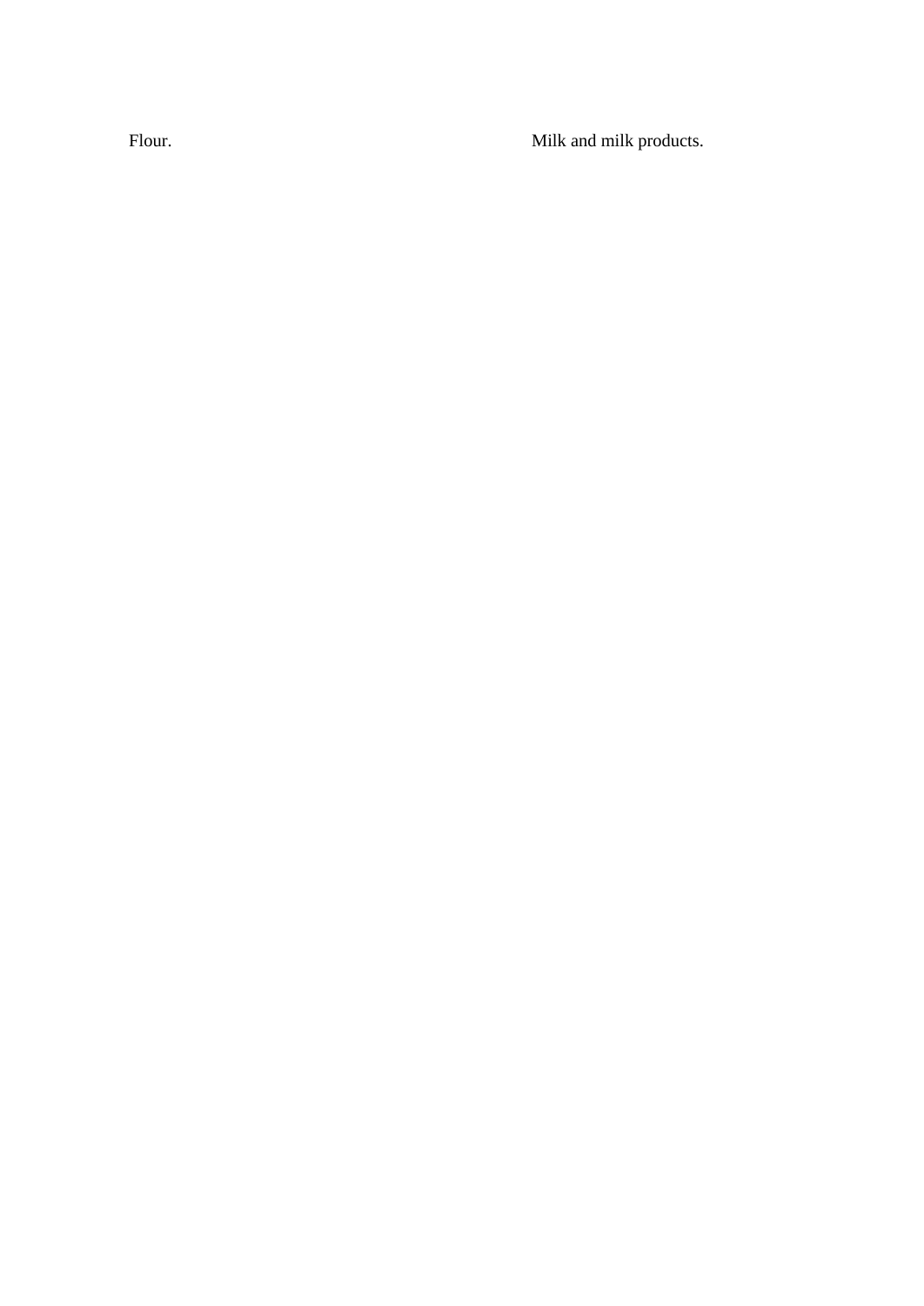Flour.

Milk and milk products.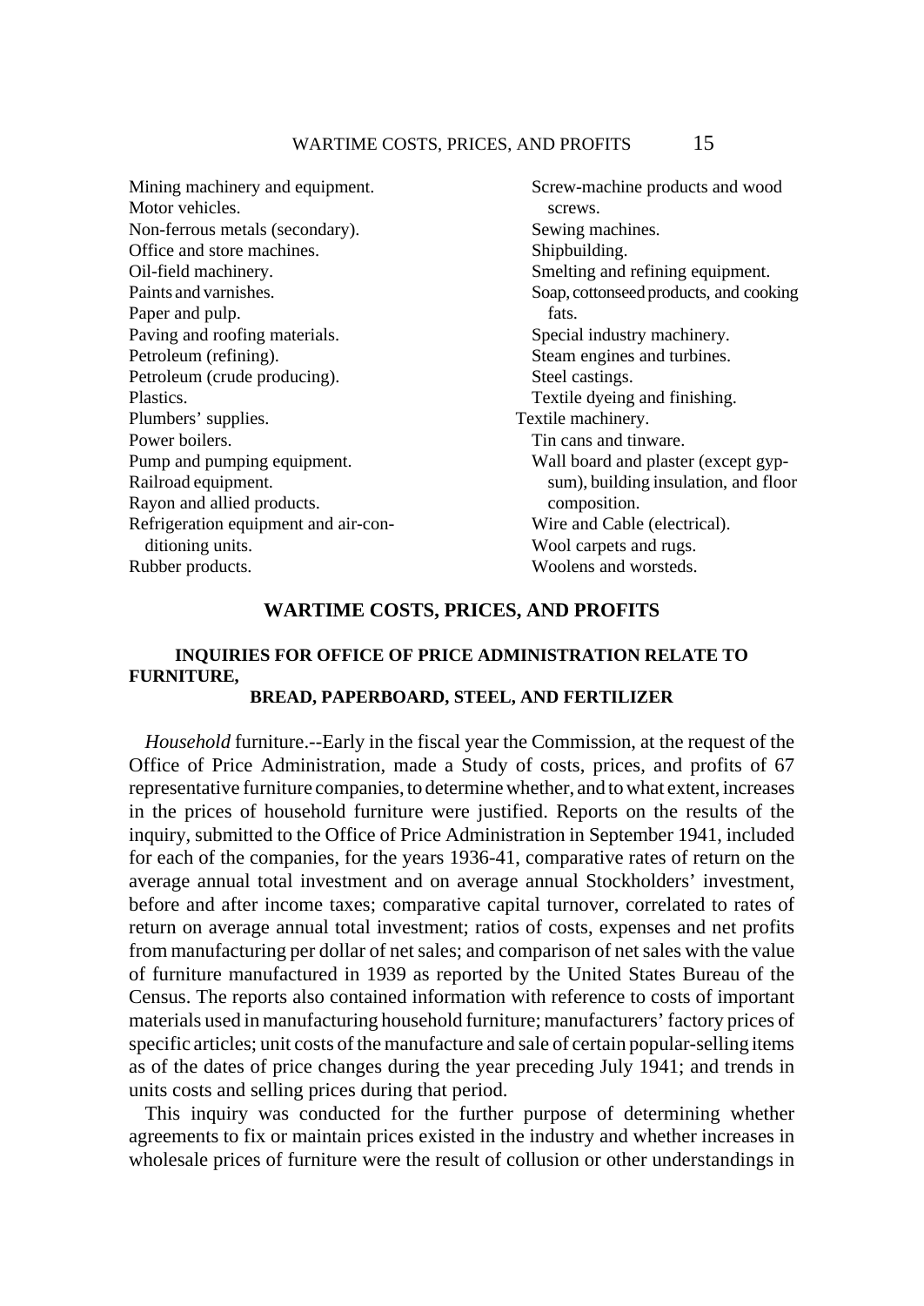Mining machinery and equipment.
Motor vehicles.
Non-ferrous metals (secondary).
Office and store machines.
Oil-field machinery.
Paints and varnishes.
Paper and pulp.
Paving and roofing materials.
Petroleum (refining).
Petroleum (crude producing).
Plastics.
Plumbers' supplies.
Power boilers.
Pump and pumping equipment.
Railroad equipment.
Rayon and allied products.
Refrigeration equipment and air-conditioning units.
Rubber products.
Screw-machine products and wood screws.
Sewing machines.
Shipbuilding.
Smelting and refining equipment.
Soap, cottonseed products, and cooking fats.
Special industry machinery.
Steam engines and turbines.
Steel castings.
Textile dyeing and finishing.
Textile machinery.
Tin cans and tinware.
Wall board and plaster (except gypsum), building insulation, and floor composition.
Wire and Cable (electrical).
Wool carpets and rugs.
Woolens and worsteds.

## WARTIME COSTS, PRICES, AND PROFITS

### INQUIRIES FOR OFFICE OF PRICE ADMINISTRATION RELATE TO FURNITURE, BREAD, PAPERBOARD, STEEL, AND FERTILIZER

*Household* furniture.--Early in the fiscal year the Commission, at the request of the Office of Price Administration, made a Study of costs, prices, and profits of 67 representative furniture companies, to determine whether, and to what extent, increases in the prices of household furniture were justified. Reports on the results of the inquiry, submitted to the Office of Price Administration in September 1941, included for each of the companies, for the years 1936-41, comparative rates of return on the average annual total investment and on average annual Stockholders' investment, before and after income taxes; comparative capital turnover, correlated to rates of return on average annual total investment; ratios of costs, expenses and net profits from manufacturing per dollar of net sales; and comparison of net sales with the value of furniture manufactured in 1939 as reported by the United States Bureau of the Census. The reports also contained information with reference to costs of important materials used in manufacturing household furniture; manufacturers' factory prices of specific articles; unit costs of the manufacture and sale of certain popular-selling items as of the dates of price changes during the year preceding July 1941; and trends in units costs and selling prices during that period.

This inquiry was conducted for the further purpose of determining whether agreements to fix or maintain prices existed in the industry and whether increases in wholesale prices of furniture were the result of collusion or other understandings in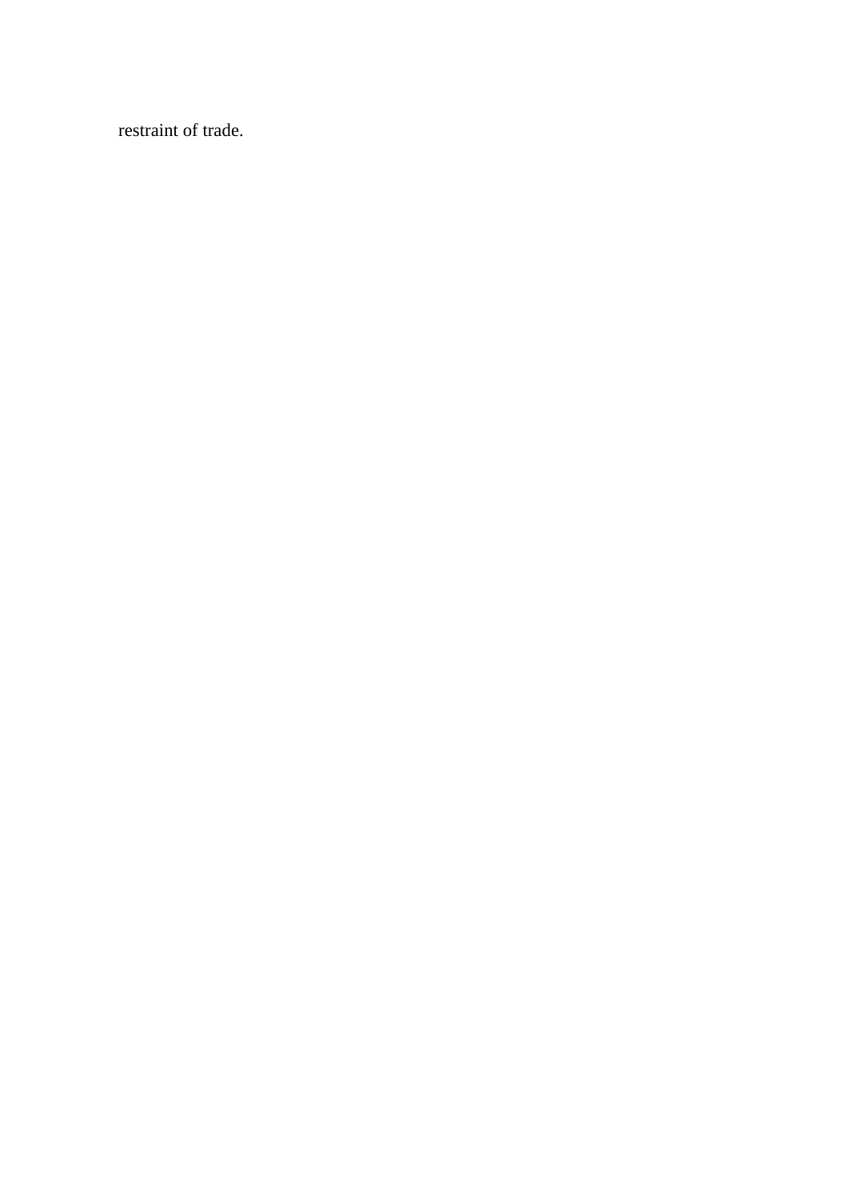restraint of trade.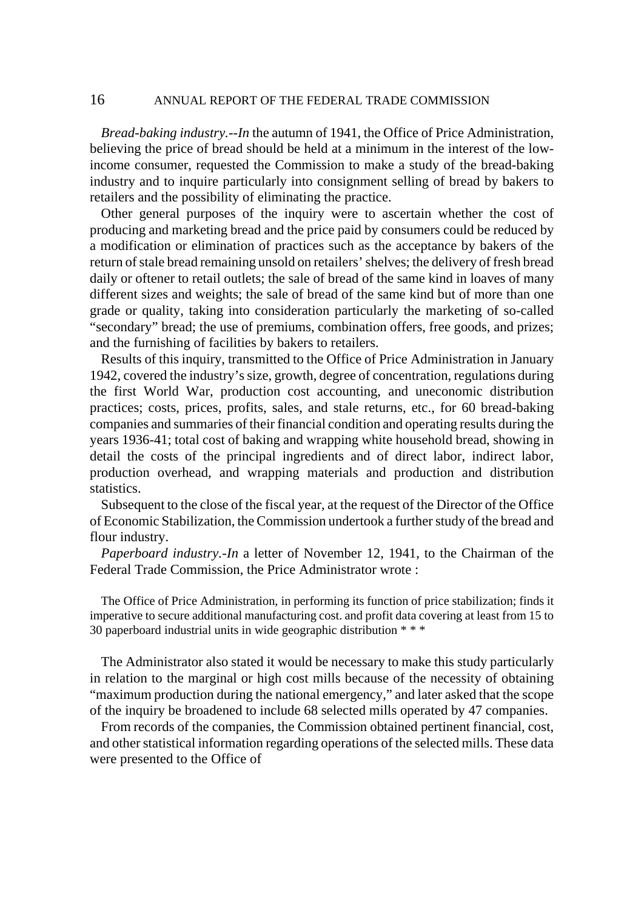*Bread-baking industry.--In* the autumn of 1941, the Office of Price Administration, believing the price of bread should be held at a minimum in the interest of the low-income consumer, requested the Commission to make a study of the bread-baking industry and to inquire particularly into consignment selling of bread by bakers to retailers and the possibility of eliminating the practice.

Other general purposes of the inquiry were to ascertain whether the cost of producing and marketing bread and the price paid by consumers could be reduced by a modification or elimination of practices such as the acceptance by bakers of the return of stale bread remaining unsold on retailers' shelves; the delivery of fresh bread daily or oftener to retail outlets; the sale of bread of the same kind in loaves of many different sizes and weights; the sale of bread of the same kind but of more than one grade or quality, taking into consideration particularly the marketing of so-called "secondary" bread; the use of premiums, combination offers, free goods, and prizes; and the furnishing of facilities by bakers to retailers.

Results of this inquiry, transmitted to the Office of Price Administration in January 1942, covered the industry's size, growth, degree of concentration, regulations during the first World War, production cost accounting, and uneconomic distribution practices; costs, prices, profits, sales, and stale returns, etc., for 60 bread-baking companies and summaries of their financial condition and operating results during the years 1936-41; total cost of baking and wrapping white household bread, showing in detail the costs of the principal ingredients and of direct labor, indirect labor, production overhead, and wrapping materials and production and distribution statistics.

Subsequent to the close of the fiscal year, at the request of the Director of the Office of Economic Stabilization, the Commission undertook a further study of the bread and flour industry.

*Paperboard industry.-In* a letter of November 12, 1941, to the Chairman of the Federal Trade Commission, the Price Administrator wrote :

> The Office of Price Administration, in performing its function of price stabilization; finds it imperative to secure additional manufacturing cost. and profit data covering at least from 15 to 30 paperboard industrial units in wide geographic distribution * * *

The Administrator also stated it would be necessary to make this study particularly in relation to the marginal or high cost mills because of the necessity of obtaining "maximum production during the national emergency," and later asked that the scope of the inquiry be broadened to include 68 selected mills operated by 47 companies.

From records of the companies, the Commission obtained pertinent financial, cost, and other statistical information regarding operations of the selected mills. These data were presented to the Office of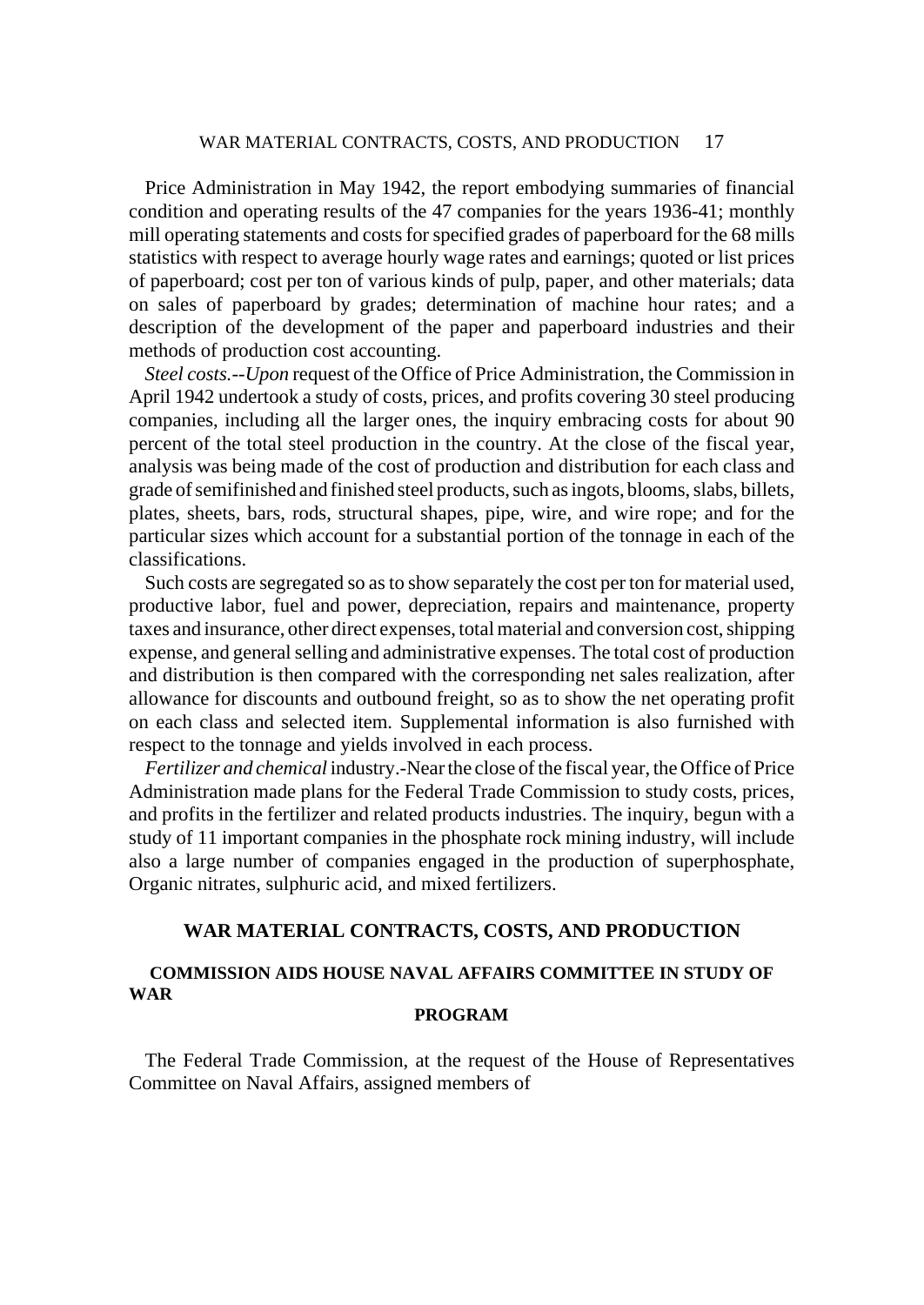Price Administration in May 1942, the report embodying summaries of financial condition and operating results of the 47 companies for the years 1936-41; monthly mill operating statements and costs for specified grades of paperboard for the 68 mills statistics with respect to average hourly wage rates and earnings; quoted or list prices of paperboard; cost per ton of various kinds of pulp, paper, and other materials; data on sales of paperboard by grades; determination of machine hour rates; and a description of the development of the paper and paperboard industries and their methods of production cost accounting.

*Steel costs.--Upon* request of the Office of Price Administration, the Commission in April 1942 undertook a study of costs, prices, and profits covering 30 steel producing companies, including all the larger ones, the inquiry embracing costs for about 90 percent of the total steel production in the country. At the close of the fiscal year, analysis was being made of the cost of production and distribution for each class and grade of semifinished and finished steel products, such as ingots, blooms, slabs, billets, plates, sheets, bars, rods, structural shapes, pipe, wire, and wire rope; and for the particular sizes which account for a substantial portion of the tonnage in each of the classifications.

Such costs are segregated so as to show separately the cost per ton for material used, productive labor, fuel and power, depreciation, repairs and maintenance, property taxes and insurance, other direct expenses, total material and conversion cost, shipping expense, and general selling and administrative expenses. The total cost of production and distribution is then compared with the corresponding net sales realization, after allowance for discounts and outbound freight, so as to show the net operating profit on each class and selected item. Supplemental information is also furnished with respect to the tonnage and yields involved in each process.

*Fertilizer and chemical* industry.-Near the close of the fiscal year, the Office of Price Administration made plans for the Federal Trade Commission to study costs, prices, and profits in the fertilizer and related products industries. The inquiry, begun with a study of 11 important companies in the phosphate rock mining industry, will include also a large number of companies engaged in the production of superphosphate, Organic nitrates, sulphuric acid, and mixed fertilizers.

## WAR MATERIAL CONTRACTS, COSTS, AND PRODUCTION

### COMMISSION AIDS HOUSE NAVAL AFFAIRS COMMITTEE IN STUDY OF WAR PROGRAM

The Federal Trade Commission, at the request of the House of Representatives Committee on Naval Affairs, assigned members of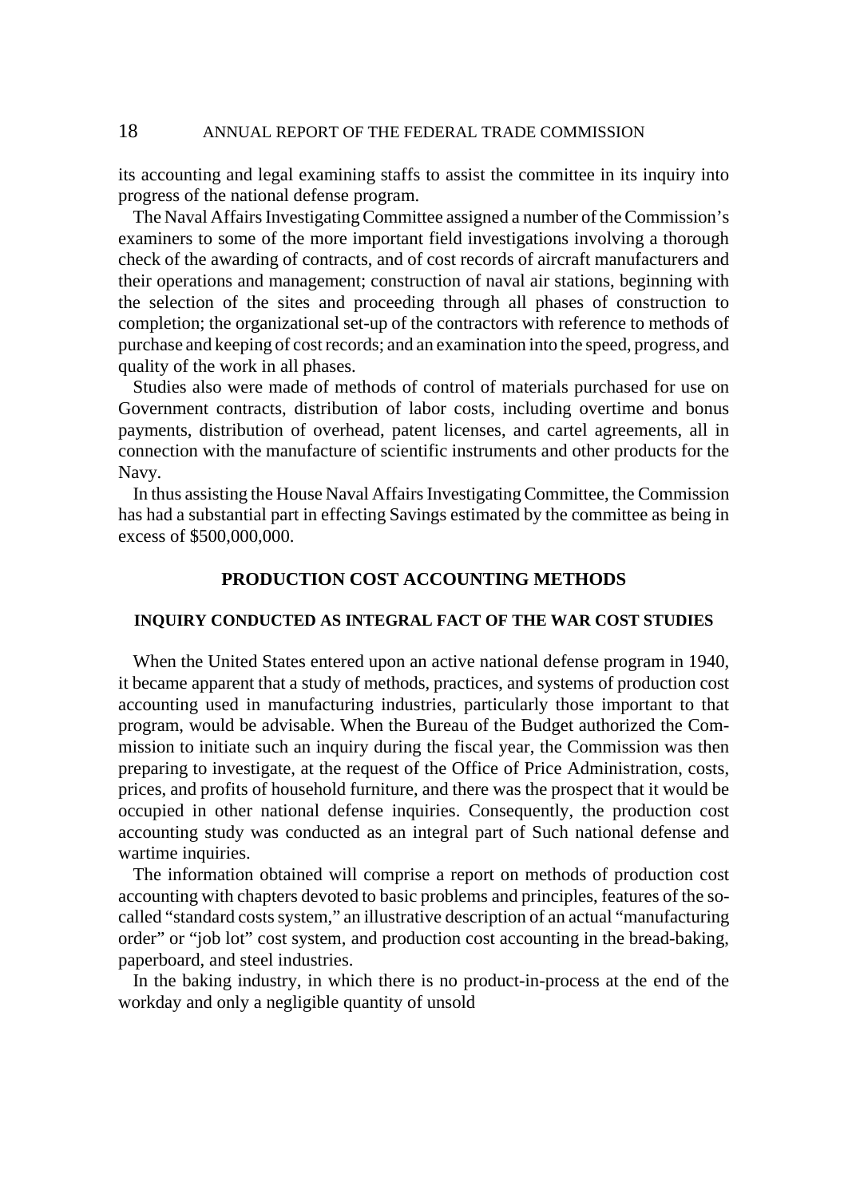its accounting and legal examining staffs to assist the committee in its inquiry into progress of the national defense program.

The Naval Affairs Investigating Committee assigned a number of the Commission's examiners to some of the more important field investigations involving a thorough check of the awarding of contracts, and of cost records of aircraft manufacturers and their operations and management; construction of naval air stations, beginning with the selection of the sites and proceeding through all phases of construction to completion; the organizational set-up of the contractors with reference to methods of purchase and keeping of cost records; and an examination into the speed, progress, and quality of the work in all phases.

Studies also were made of methods of control of materials purchased for use on Government contracts, distribution of labor costs, including overtime and bonus payments, distribution of overhead, patent licenses, and cartel agreements, all in connection with the manufacture of scientific instruments and other products for the Navy.

In thus assisting the House Naval Affairs Investigating Committee, the Commission has had a substantial part in effecting Savings estimated by the committee as being in excess of $500,000,000.

## PRODUCTION COST ACCOUNTING METHODS

### INQUIRY CONDUCTED AS INTEGRAL FACT OF THE WAR COST STUDIES

When the United States entered upon an active national defense program in 1940, it became apparent that a study of methods, practices, and systems of production cost accounting used in manufacturing industries, particularly those important to that program, would be advisable. When the Bureau of the Budget authorized the Commission to initiate such an inquiry during the fiscal year, the Commission was then preparing to investigate, at the request of the Office of Price Administration, costs, prices, and profits of household furniture, and there was the prospect that it would be occupied in other national defense inquiries. Consequently, the production cost accounting study was conducted as an integral part of Such national defense and wartime inquiries.

The information obtained will comprise a report on methods of production cost accounting with chapters devoted to basic problems and principles, features of the so-called "standard costs system," an illustrative description of an actual "manufacturing order" or "job lot" cost system, and production cost accounting in the bread-baking, paperboard, and steel industries.

In the baking industry, in which there is no product-in-process at the end of the workday and only a negligible quantity of unsold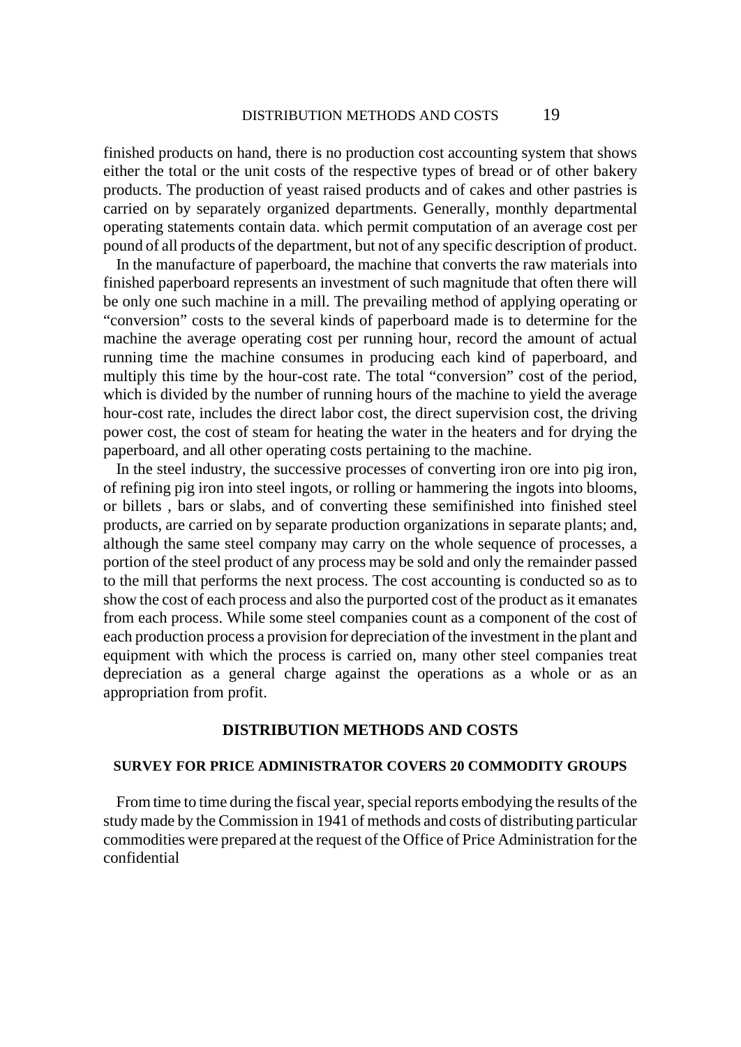finished products on hand, there is no production cost accounting system that shows either the total or the unit costs of the respective types of bread or of other bakery products. The production of yeast raised products and of cakes and other pastries is carried on by separately organized departments. Generally, monthly departmental operating statements contain data. which permit computation of an average cost per pound of all products of the department, but not of any specific description of product.

In the manufacture of paperboard, the machine that converts the raw materials into finished paperboard represents an investment of such magnitude that often there will be only one such machine in a mill. The prevailing method of applying operating or "conversion" costs to the several kinds of paperboard made is to determine for the machine the average operating cost per running hour, record the amount of actual running time the machine consumes in producing each kind of paperboard, and multiply this time by the hour-cost rate. The total "conversion" cost of the period, which is divided by the number of running hours of the machine to yield the average hour-cost rate, includes the direct labor cost, the direct supervision cost, the driving power cost, the cost of steam for heating the water in the heaters and for drying the paperboard, and all other operating costs pertaining to the machine.

In the steel industry, the successive processes of converting iron ore into pig iron, of refining pig iron into steel ingots, or rolling or hammering the ingots into blooms, or billets , bars or slabs, and of converting these semifinished into finished steel products, are carried on by separate production organizations in separate plants; and, although the same steel company may carry on the whole sequence of processes, a portion of the steel product of any process may be sold and only the remainder passed to the mill that performs the next process. The cost accounting is conducted so as to show the cost of each process and also the purported cost of the product as it emanates from each process. While some steel companies count as a component of the cost of each production process a provision for depreciation of the investment in the plant and equipment with which the process is carried on, many other steel companies treat depreciation as a general charge against the operations as a whole or as an appropriation from profit.

## DISTRIBUTION METHODS AND COSTS

### SURVEY FOR PRICE ADMINISTRATOR COVERS 20 COMMODITY GROUPS

From time to time during the fiscal year, special reports embodying the results of the study made by the Commission in 1941 of methods and costs of distributing particular commodities were prepared at the request of the Office of Price Administration for the confidential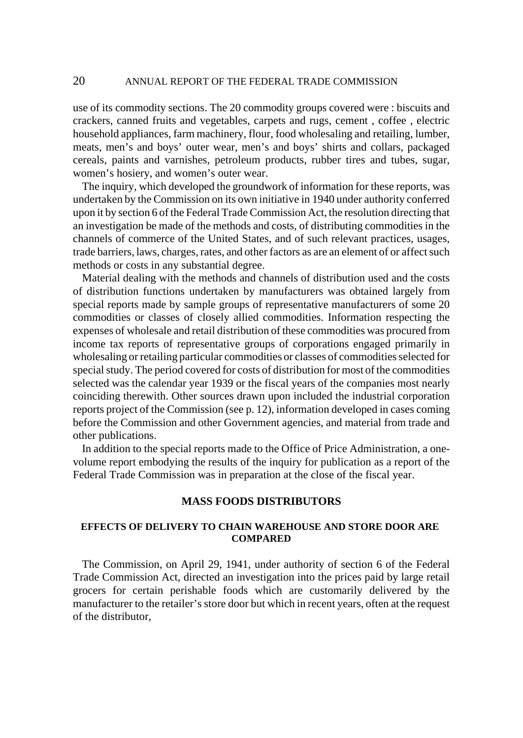use of its commodity sections. The 20 commodity groups covered were : biscuits and crackers, canned fruits and vegetables, carpets and rugs, cement , coffee , electric household appliances, farm machinery, flour, food wholesaling and retailing, lumber, meats, men's and boys' outer wear, men's and boys' shirts and collars, packaged cereals, paints and varnishes, petroleum products, rubber tires and tubes, sugar, women's hosiery, and women's outer wear.

The inquiry, which developed the groundwork of information for these reports, was undertaken by the Commission on its own initiative in 1940 under authority conferred upon it by section 6 of the Federal Trade Commission Act, the resolution directing that an investigation be made of the methods and costs, of distributing commodities in the channels of commerce of the United States, and of such relevant practices, usages, trade barriers, laws, charges, rates, and other factors as are an element of or affect such methods or costs in any substantial degree.

Material dealing with the methods and channels of distribution used and the costs of distribution functions undertaken by manufacturers was obtained largely from special reports made by sample groups of representative manufacturers of some 20 commodities or classes of closely allied commodities. Information respecting the expenses of wholesale and retail distribution of these commodities was procured from income tax reports of representative groups of corporations engaged primarily in wholesaling or retailing particular commodities or classes of commodities selected for special study. The period covered for costs of distribution for most of the commodities selected was the calendar year 1939 or the fiscal years of the companies most nearly coinciding therewith. Other sources drawn upon included the industrial corporation reports project of the Commission (see p. 12), information developed in cases coming before the Commission and other Government agencies, and material from trade and other publications.

In addition to the special reports made to the Office of Price Administration, a one-volume report embodying the results of the inquiry for publication as a report of the Federal Trade Commission was in preparation at the close of the fiscal year.

## MASS FOODS DISTRIBUTORS

### EFFECTS OF DELIVERY TO CHAIN WAREHOUSE AND STORE DOOR ARE COMPARED

The Commission, on April 29, 1941, under authority of section 6 of the Federal Trade Commission Act, directed an investigation into the prices paid by large retail grocers for certain perishable foods which are customarily delivered by the manufacturer to the retailer's store door but which in recent years, often at the request of the distributor,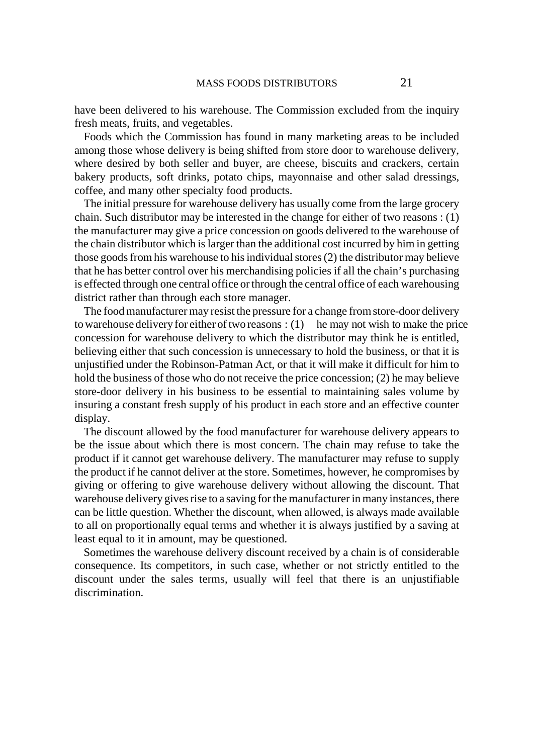have been delivered to his warehouse. The Commission excluded from the inquiry fresh meats, fruits, and vegetables.

Foods which the Commission has found in many marketing areas to be included among those whose delivery is being shifted from store door to warehouse delivery, where desired by both seller and buyer, are cheese, biscuits and crackers, certain bakery products, soft drinks, potato chips, mayonnaise and other salad dressings, coffee, and many other specialty food products.

The initial pressure for warehouse delivery has usually come from the large grocery chain. Such distributor may be interested in the change for either of two reasons : (1) the manufacturer may give a price concession on goods delivered to the warehouse of the chain distributor which is larger than the additional cost incurred by him in getting those goods from his warehouse to his individual stores (2) the distributor may believe that he has better control over his merchandising policies if all the chain's purchasing is effected through one central office or through the central office of each warehousing district rather than through each store manager.

The food manufacturer may resist the pressure for a change from store-door delivery to warehouse delivery for either of two reasons : (1) he may not wish to make the price concession for warehouse delivery to which the distributor may think he is entitled, believing either that such concession is unnecessary to hold the business, or that it is unjustified under the Robinson-Patman Act, or that it will make it difficult for him to hold the business of those who do not receive the price concession; (2) he may believe store-door delivery in his business to be essential to maintaining sales volume by insuring a constant fresh supply of his product in each store and an effective counter display.

The discount allowed by the food manufacturer for warehouse delivery appears to be the issue about which there is most concern. The chain may refuse to take the product if it cannot get warehouse delivery. The manufacturer may refuse to supply the product if he cannot deliver at the store. Sometimes, however, he compromises by giving or offering to give warehouse delivery without allowing the discount. That warehouse delivery gives rise to a saving for the manufacturer in many instances, there can be little question. Whether the discount, when allowed, is always made available to all on proportionally equal terms and whether it is always justified by a saving at least equal to it in amount, may be questioned.

Sometimes the warehouse delivery discount received by a chain is of considerable consequence. Its competitors, in such case, whether or not strictly entitled to the discount under the sales terms, usually will feel that there is an unjustifiable discrimination.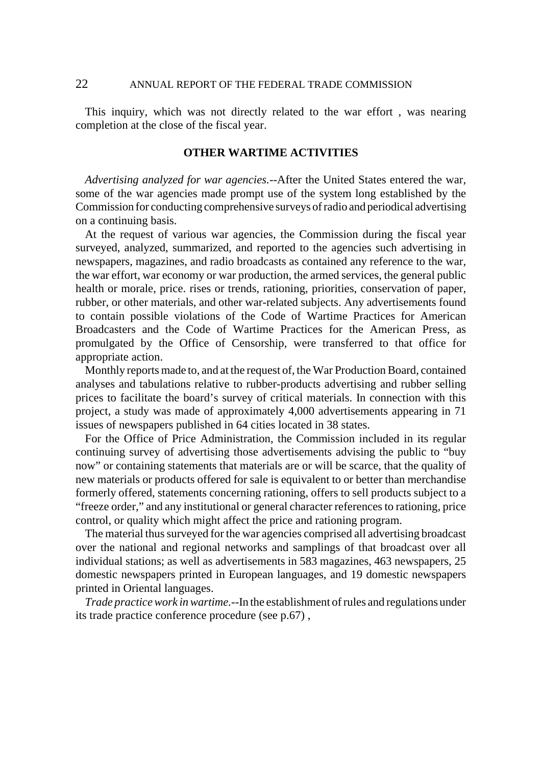This inquiry, which was not directly related to the war effort , was nearing completion at the close of the fiscal year.

## OTHER WARTIME ACTIVITIES

*Advertising analyzed for war agencies.*--After the United States entered the war, some of the war agencies made prompt use of the system long established by the Commission for conducting comprehensive surveys of radio and periodical advertising on a continuing basis.

At the request of various war agencies, the Commission during the fiscal year surveyed, analyzed, summarized, and reported to the agencies such advertising in newspapers, magazines, and radio broadcasts as contained any reference to the war, the war effort, war economy or war production, the armed services, the general public health or morale, price. rises or trends, rationing, priorities, conservation of paper, rubber, or other materials, and other war-related subjects. Any advertisements found to contain possible violations of the Code of Wartime Practices for American Broadcasters and the Code of Wartime Practices for the American Press, as promulgated by the Office of Censorship, were transferred to that office for appropriate action.

Monthly reports made to, and at the request of, the War Production Board, contained analyses and tabulations relative to rubber-products advertising and rubber selling prices to facilitate the board's survey of critical materials. In connection with this project, a study was made of approximately 4,000 advertisements appearing in 71 issues of newspapers published in 64 cities located in 38 states.

For the Office of Price Administration, the Commission included in its regular continuing survey of advertising those advertisements advising the public to "buy now" or containing statements that materials are or will be scarce, that the quality of new materials or products offered for sale is equivalent to or better than merchandise formerly offered, statements concerning rationing, offers to sell products subject to a "freeze order," and any institutional or general character references to rationing, price control, or quality which might affect the price and rationing program.

The material thus surveyed for the war agencies comprised all advertising broadcast over the national and regional networks and samplings of that broadcast over all individual stations; as well as advertisements in 583 magazines, 463 newspapers, 25 domestic newspapers printed in European languages, and 19 domestic newspapers printed in Oriental languages.

*Trade practice work in wartime.*--In the establishment of rules and regulations under its trade practice conference procedure (see p.67) ,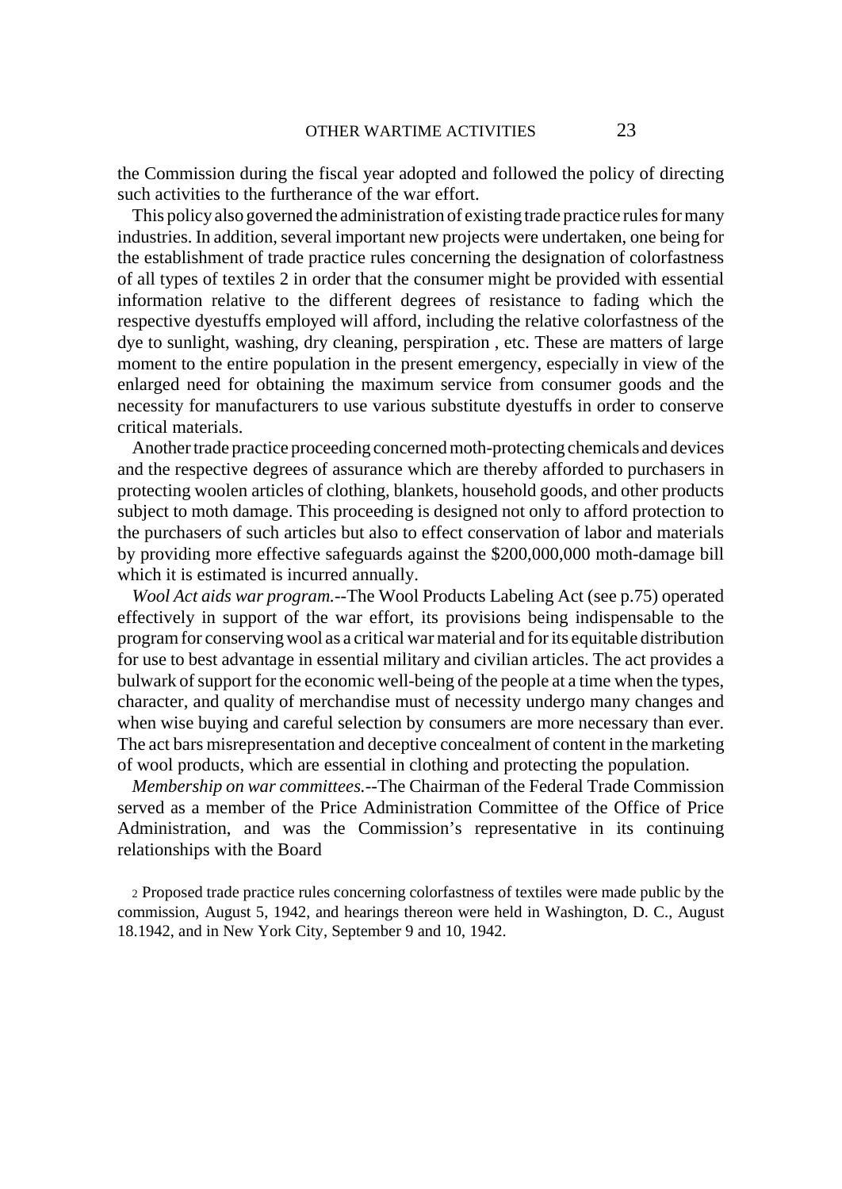the Commission during the fiscal year adopted and followed the policy of directing such activities to the furtherance of the war effort.

This policy also governed the administration of existing trade practice rules for many industries. In addition, several important new projects were undertaken, one being for the establishment of trade practice rules concerning the designation of colorfastness of all types of textiles [2] in order that the consumer might be provided with essential information relative to the different degrees of resistance to fading which the respective dyestuffs employed will afford, including the relative colorfastness of the dye to sunlight, washing, dry cleaning, perspiration , etc. These are matters of large moment to the entire population in the present emergency, especially in view of the enlarged need for obtaining the maximum service from consumer goods and the necessity for manufacturers to use various substitute dyestuffs in order to conserve critical materials.

Another trade practice proceeding concerned moth-protecting chemicals and devices and the respective degrees of assurance which are thereby afforded to purchasers in protecting woolen articles of clothing, blankets, household goods, and other products subject to moth damage. This proceeding is designed not only to afford protection to the purchasers of such articles but also to effect conservation of labor and materials by providing more effective safeguards against the $200,000,000 moth-damage bill which it is estimated is incurred annually.

*Wool Act aids war program.*--The Wool Products Labeling Act (see p.75) operated effectively in support of the war effort, its provisions being indispensable to the program for conserving wool as a critical war material and for its equitable distribution for use to best advantage in essential military and civilian articles. The act provides a bulwark of support for the economic well-being of the people at a time when the types, character, and quality of merchandise must of necessity undergo many changes and when wise buying and careful selection by consumers are more necessary than ever. The act bars misrepresentation and deceptive concealment of content in the marketing of wool products, which are essential in clothing and protecting the population.

*Membership on war committees.*--The Chairman of the Federal Trade Commission served as a member of the Price Administration Committee of the Office of Price Administration, and was the Commission's representative in its continuing relationships with the Board

[2] Proposed trade practice rules concerning colorfastness of textiles were made public by the commission, August 5, 1942, and hearings thereon were held in Washington, D. C., August 18.1942, and in New York City, September 9 and 10, 1942.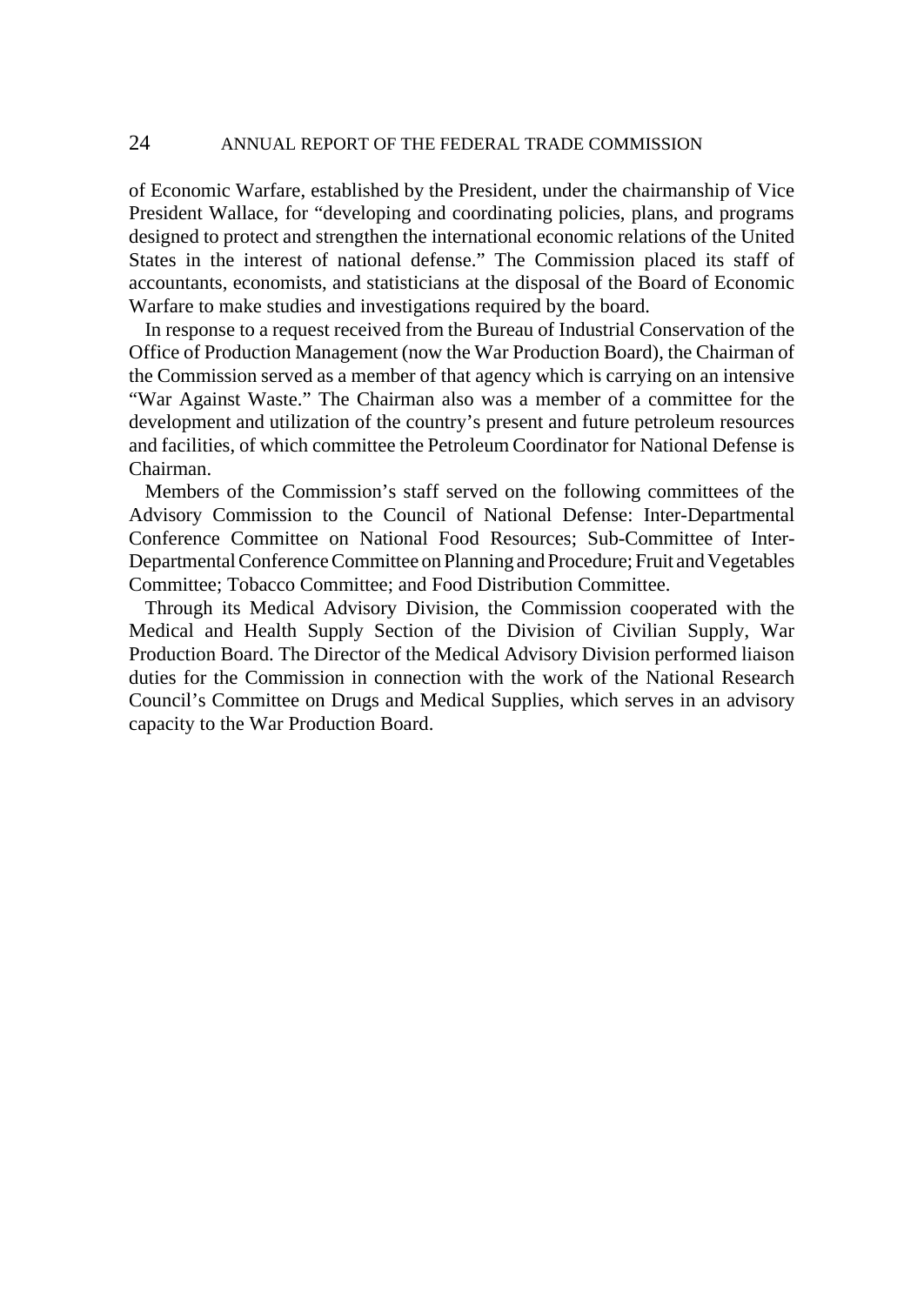of Economic Warfare, established by the President, under the chairmanship of Vice President Wallace, for "developing and coordinating policies, plans, and programs designed to protect and strengthen the international economic relations of the United States in the interest of national defense." The Commission placed its staff of accountants, economists, and statisticians at the disposal of the Board of Economic Warfare to make studies and investigations required by the board.

In response to a request received from the Bureau of Industrial Conservation of the Office of Production Management (now the War Production Board), the Chairman of the Commission served as a member of that agency which is carrying on an intensive "War Against Waste." The Chairman also was a member of a committee for the development and utilization of the country's present and future petroleum resources and facilities, of which committee the Petroleum Coordinator for National Defense is Chairman.

Members of the Commission's staff served on the following committees of the Advisory Commission to the Council of National Defense: Inter-Departmental Conference Committee on National Food Resources; Sub-Committee of Inter-Departmental Conference Committee on Planning and Procedure; Fruit and Vegetables Committee; Tobacco Committee; and Food Distribution Committee.

Through its Medical Advisory Division, the Commission cooperated with the Medical and Health Supply Section of the Division of Civilian Supply, War Production Board. The Director of the Medical Advisory Division performed liaison duties for the Commission in connection with the work of the National Research Council's Committee on Drugs and Medical Supplies, which serves in an advisory capacity to the War Production Board.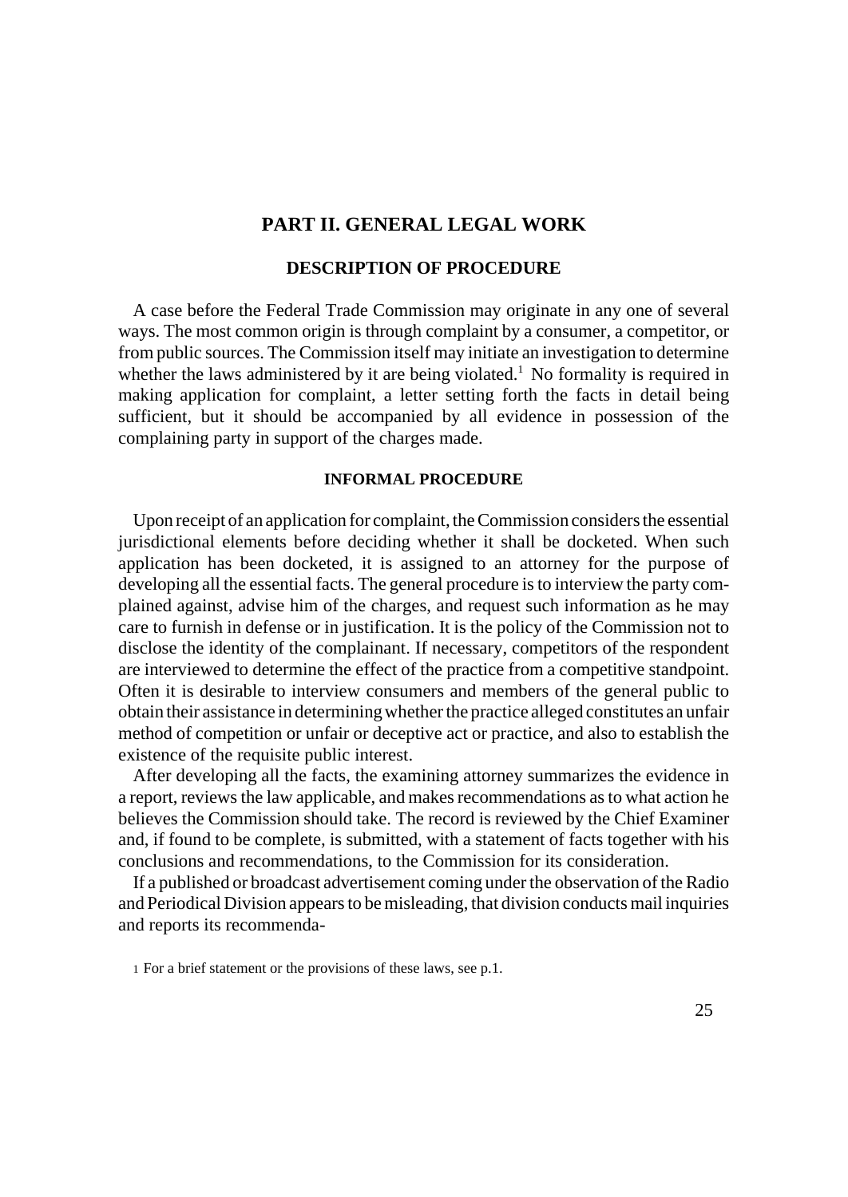# PART II. GENERAL LEGAL WORK

## DESCRIPTION OF PROCEDURE

A case before the Federal Trade Commission may originate in any one of several ways. The most common origin is through complaint by a consumer, a competitor, or from public sources. The Commission itself may initiate an investigation to determine whether the laws administered by it are being violated.[1] No formality is required in making application for complaint, a letter setting forth the facts in detail being sufficient, but it should be accompanied by all evidence in possession of the complaining party in support of the charges made.

### INFORMAL PROCEDURE

Upon receipt of an application for complaint, the Commission considers the essential jurisdictional elements before deciding whether it shall be docketed. When such application has been docketed, it is assigned to an attorney for the purpose of developing all the essential facts. The general procedure is to interview the party complained against, advise him of the charges, and request such information as he may care to furnish in defense or in justification. It is the policy of the Commission not to disclose the identity of the complainant. If necessary, competitors of the respondent are interviewed to determine the effect of the practice from a competitive standpoint. Often it is desirable to interview consumers and members of the general public to obtain their assistance in determining whether the practice alleged constitutes an unfair method of competition or unfair or deceptive act or practice, and also to establish the existence of the requisite public interest.

After developing all the facts, the examining attorney summarizes the evidence in a report, reviews the law applicable, and makes recommendations as to what action he believes the Commission should take. The record is reviewed by the Chief Examiner and, if found to be complete, is submitted, with a statement of facts together with his conclusions and recommendations, to the Commission for its consideration.

If a published or broadcast advertisement coming under the observation of the Radio and Periodical Division appears to be misleading, that division conducts mail inquiries and reports its recommenda-

[1] For a brief statement or the provisions of these laws, see p.1.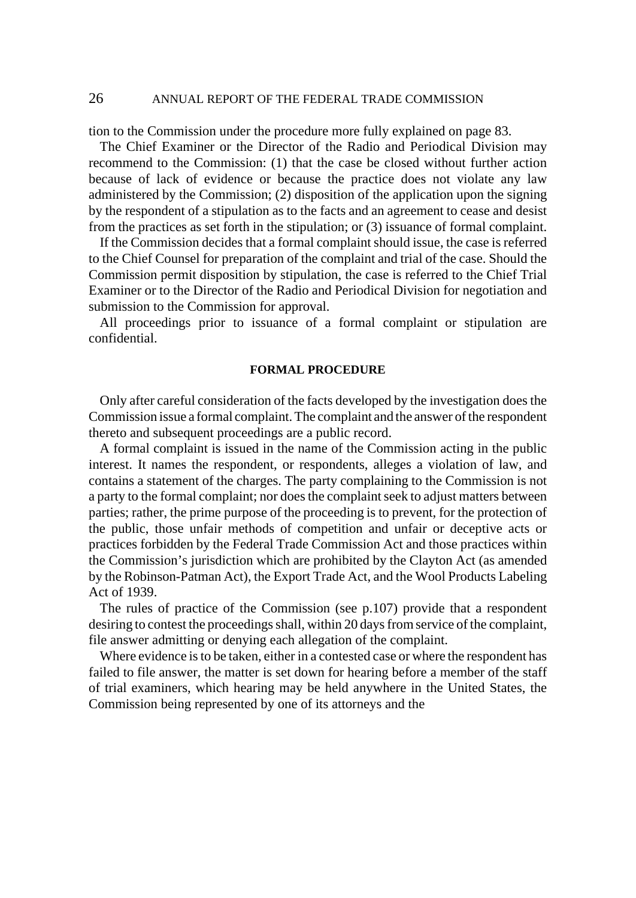tion to the Commission under the procedure more fully explained on page 83.

The Chief Examiner or the Director of the Radio and Periodical Division may recommend to the Commission: (1) that the case be closed without further action because of lack of evidence or because the practice does not violate any law administered by the Commission; (2) disposition of the application upon the signing by the respondent of a stipulation as to the facts and an agreement to cease and desist from the practices as set forth in the stipulation; or (3) issuance of formal complaint.

If the Commission decides that a formal complaint should issue, the case is referred to the Chief Counsel for preparation of the complaint and trial of the case. Should the Commission permit disposition by stipulation, the case is referred to the Chief Trial Examiner or to the Director of the Radio and Periodical Division for negotiation and submission to the Commission for approval.

All proceedings prior to issuance of a formal complaint or stipulation are confidential.

## FORMAL PROCEDURE

Only after careful consideration of the facts developed by the investigation does the Commission issue a formal complaint. The complaint and the answer of the respondent thereto and subsequent proceedings are a public record.

A formal complaint is issued in the name of the Commission acting in the public interest. It names the respondent, or respondents, alleges a violation of law, and contains a statement of the charges. The party complaining to the Commission is not a party to the formal complaint; nor does the complaint seek to adjust matters between parties; rather, the prime purpose of the proceeding is to prevent, for the protection of the public, those unfair methods of competition and unfair or deceptive acts or practices forbidden by the Federal Trade Commission Act and those practices within the Commission's jurisdiction which are prohibited by the Clayton Act (as amended by the Robinson-Patman Act), the Export Trade Act, and the Wool Products Labeling Act of 1939.

The rules of practice of the Commission (see p.107) provide that a respondent desiring to contest the proceedings shall, within 20 days from service of the complaint, file answer admitting or denying each allegation of the complaint.

Where evidence is to be taken, either in a contested case or where the respondent has failed to file answer, the matter is set down for hearing before a member of the staff of trial examiners, which hearing may be held anywhere in the United States, the Commission being represented by one of its attorneys and the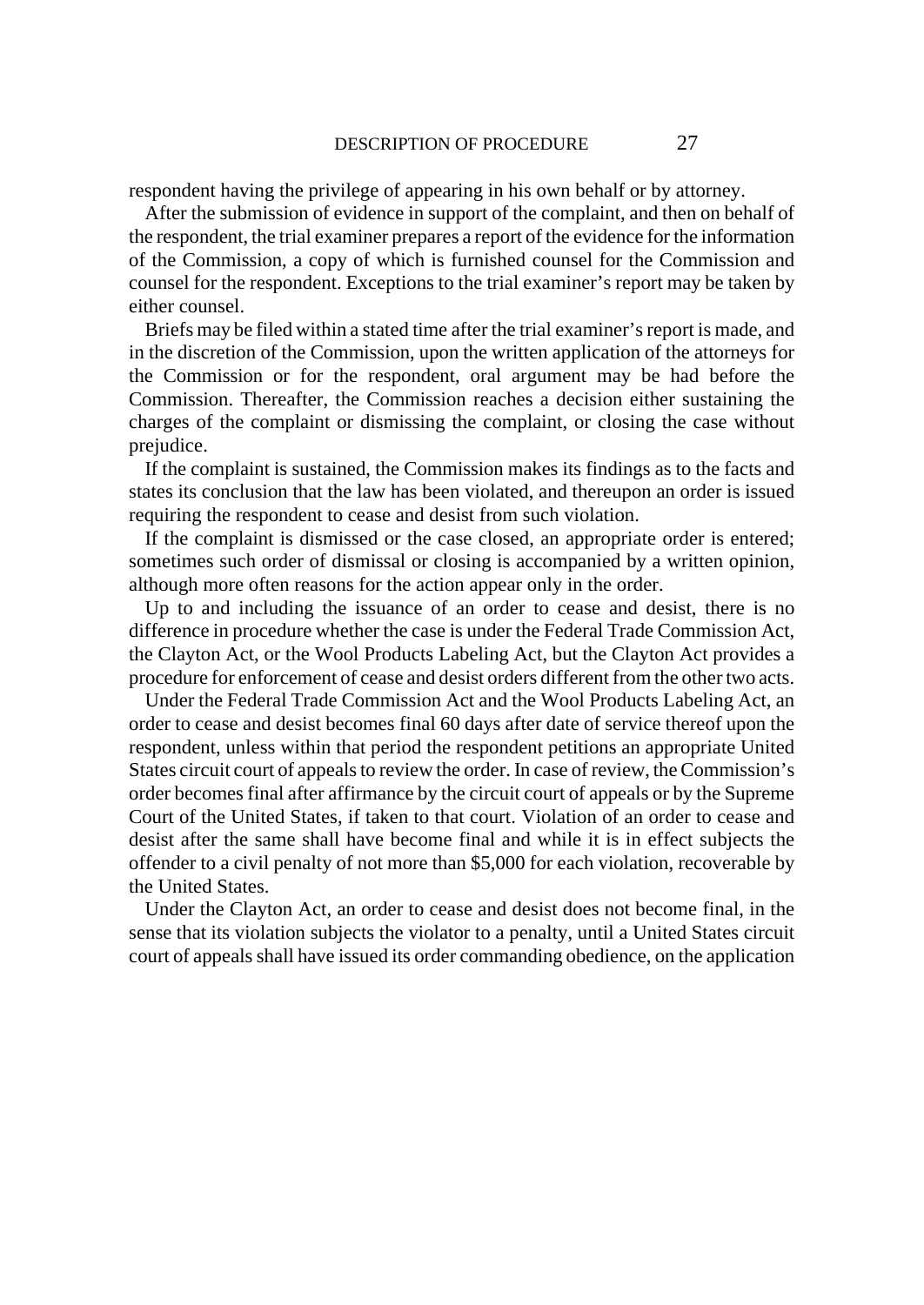respondent having the privilege of appearing in his own behalf or by attorney.

After the submission of evidence in support of the complaint, and then on behalf of the respondent, the trial examiner prepares a report of the evidence for the information of the Commission, a copy of which is furnished counsel for the Commission and counsel for the respondent. Exceptions to the trial examiner's report may be taken by either counsel.

Briefs may be filed within a stated time after the trial examiner's report is made, and in the discretion of the Commission, upon the written application of the attorneys for the Commission or for the respondent, oral argument may be had before the Commission. Thereafter, the Commission reaches a decision either sustaining the charges of the complaint or dismissing the complaint, or closing the case without prejudice.

If the complaint is sustained, the Commission makes its findings as to the facts and states its conclusion that the law has been violated, and thereupon an order is issued requiring the respondent to cease and desist from such violation.

If the complaint is dismissed or the case closed, an appropriate order is entered; sometimes such order of dismissal or closing is accompanied by a written opinion, although more often reasons for the action appear only in the order.

Up to and including the issuance of an order to cease and desist, there is no difference in procedure whether the case is under the Federal Trade Commission Act, the Clayton Act, or the Wool Products Labeling Act, but the Clayton Act provides a procedure for enforcement of cease and desist orders different from the other two acts.

Under the Federal Trade Commission Act and the Wool Products Labeling Act, an order to cease and desist becomes final 60 days after date of service thereof upon the respondent, unless within that period the respondent petitions an appropriate United States circuit court of appeals to review the order. In case of review, the Commission's order becomes final after affirmance by the circuit court of appeals or by the Supreme Court of the United States, if taken to that court. Violation of an order to cease and desist after the same shall have become final and while it is in effect subjects the offender to a civil penalty of not more than $5,000 for each violation, recoverable by the United States.

Under the Clayton Act, an order to cease and desist does not become final, in the sense that its violation subjects the violator to a penalty, until a United States circuit court of appeals shall have issued its order commanding obedience, on the application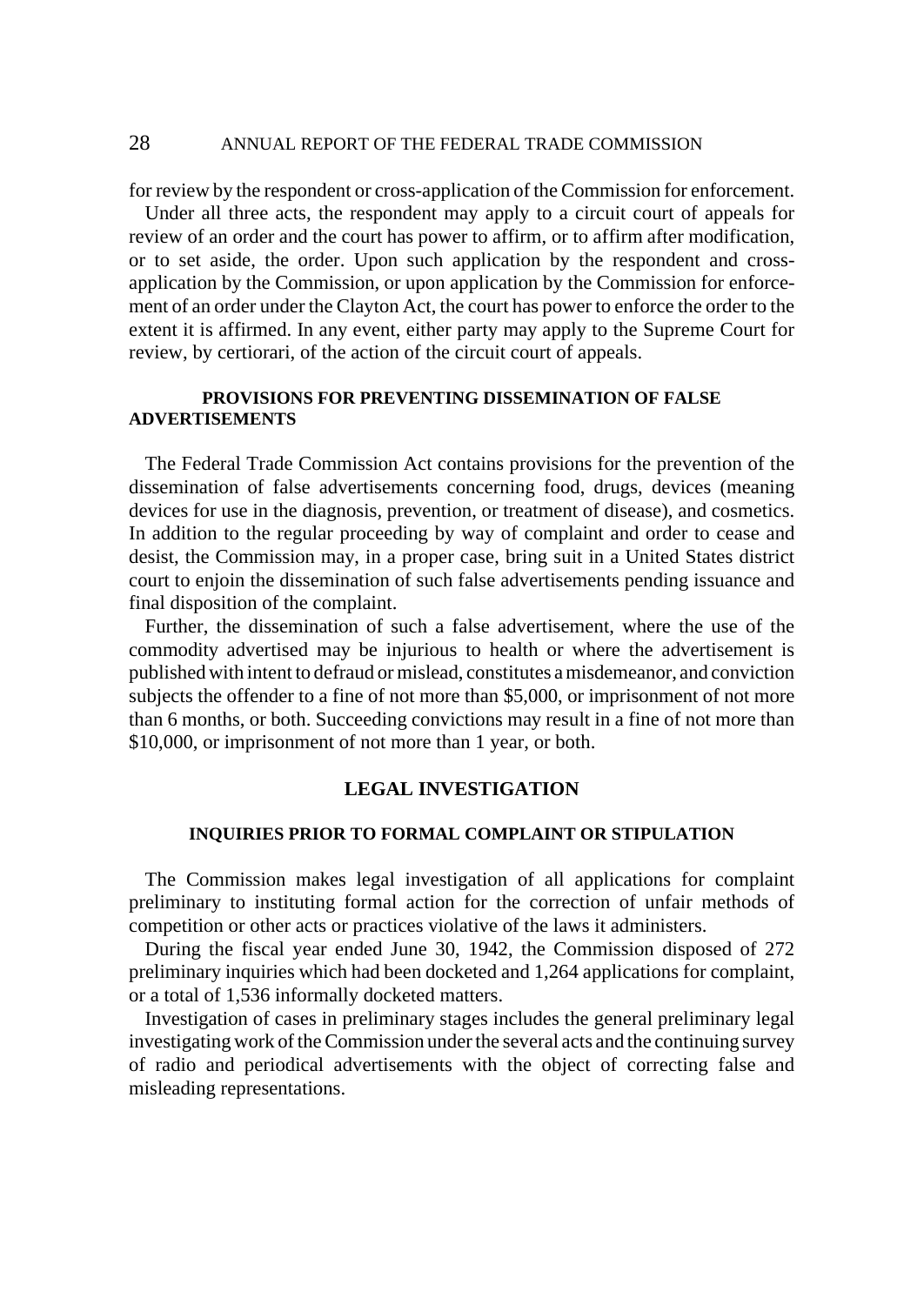for review by the respondent or cross-application of the Commission for enforcement.

Under all three acts, the respondent may apply to a circuit court of appeals for review of an order and the court has power to affirm, or to affirm after modification, or to set aside, the order. Upon such application by the respondent and cross-application by the Commission, or upon application by the Commission for enforcement of an order under the Clayton Act, the court has power to enforce the order to the extent it is affirmed. In any event, either party may apply to the Supreme Court for review, by certiorari, of the action of the circuit court of appeals.

### PROVISIONS FOR PREVENTING DISSEMINATION OF FALSE ADVERTISEMENTS

The Federal Trade Commission Act contains provisions for the prevention of the dissemination of false advertisements concerning food, drugs, devices (meaning devices for use in the diagnosis, prevention, or treatment of disease), and cosmetics. In addition to the regular proceeding by way of complaint and order to cease and desist, the Commission may, in a proper case, bring suit in a United States district court to enjoin the dissemination of such false advertisements pending issuance and final disposition of the complaint.

Further, the dissemination of such a false advertisement, where the use of the commodity advertised may be injurious to health or where the advertisement is published with intent to defraud or mislead, constitutes a misdemeanor, and conviction subjects the offender to a fine of not more than $5,000, or imprisonment of not more than 6 months, or both. Succeeding convictions may result in a fine of not more than $10,000, or imprisonment of not more than 1 year, or both.

## LEGAL INVESTIGATION

### INQUIRIES PRIOR TO FORMAL COMPLAINT OR STIPULATION

The Commission makes legal investigation of all applications for complaint preliminary to instituting formal action for the correction of unfair methods of competition or other acts or practices violative of the laws it administers.

During the fiscal year ended June 30, 1942, the Commission disposed of 272 preliminary inquiries which had been docketed and 1,264 applications for complaint, or a total of 1,536 informally docketed matters.

Investigation of cases in preliminary stages includes the general preliminary legal investigating work of the Commission under the several acts and the continuing survey of radio and periodical advertisements with the object of correcting false and misleading representations.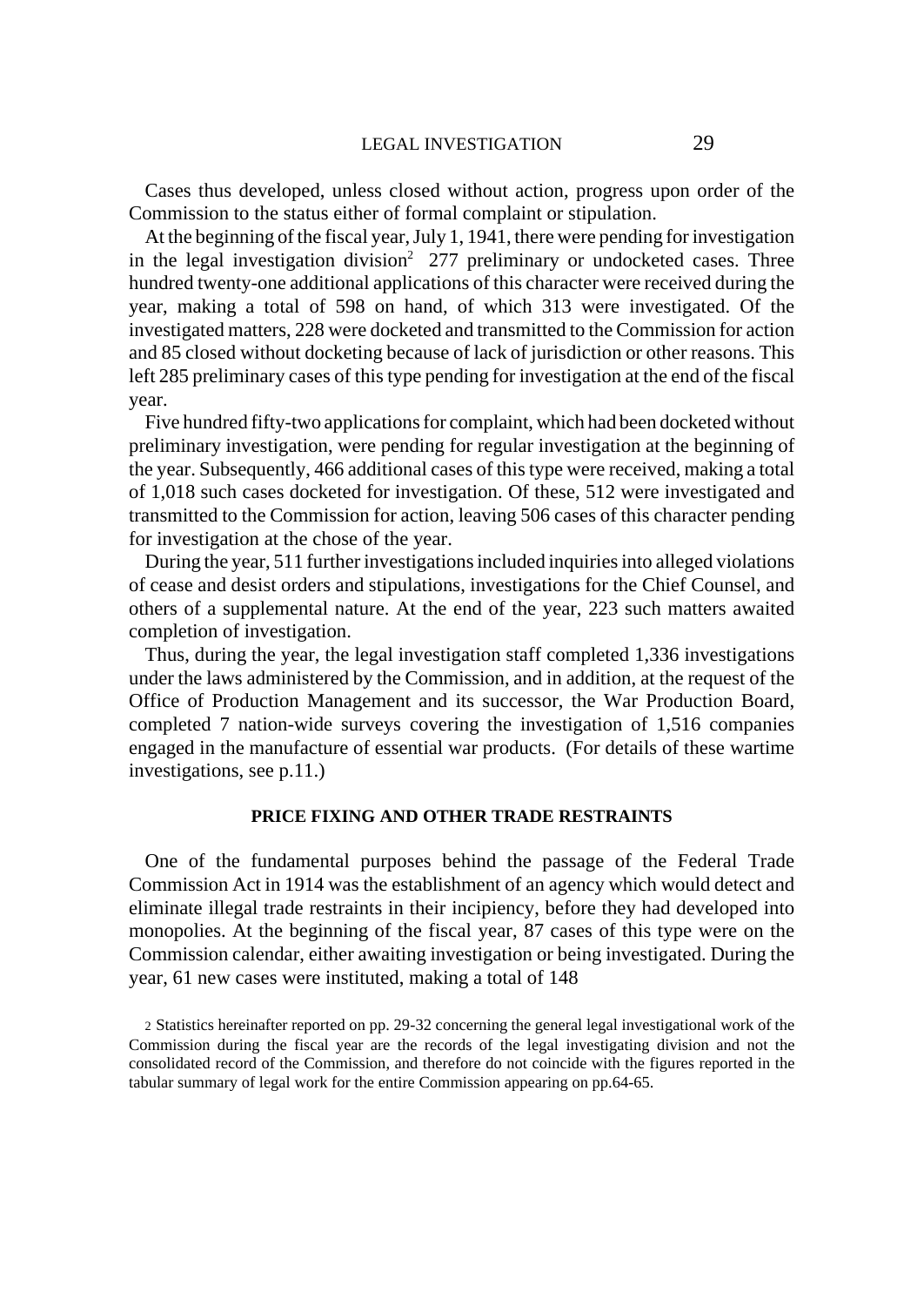Cases thus developed, unless closed without action, progress upon order of the Commission to the status either of formal complaint or stipulation.

At the beginning of the fiscal year, July 1, 1941, there were pending for investigation in the legal investigation division[2] 277 preliminary or undocketed cases. Three hundred twenty-one additional applications of this character were received during the year, making a total of 598 on hand, of which 313 were investigated. Of the investigated matters, 228 were docketed and transmitted to the Commission for action and 85 closed without docketing because of lack of jurisdiction or other reasons. This left 285 preliminary cases of this type pending for investigation at the end of the fiscal year.

Five hundred fifty-two applications for complaint, which had been docketed without preliminary investigation, were pending for regular investigation at the beginning of the year. Subsequently, 466 additional cases of this type were received, making a total of 1,018 such cases docketed for investigation. Of these, 512 were investigated and transmitted to the Commission for action, leaving 506 cases of this character pending for investigation at the chose of the year.

During the year, 511 further investigations included inquiries into alleged violations of cease and desist orders and stipulations, investigations for the Chief Counsel, and others of a supplemental nature. At the end of the year, 223 such matters awaited completion of investigation.

Thus, during the year, the legal investigation staff completed 1,336 investigations under the laws administered by the Commission, and in addition, at the request of the Office of Production Management and its successor, the War Production Board, completed 7 nation-wide surveys covering the investigation of 1,516 companies engaged in the manufacture of essential war products. (For details of these wartime investigations, see p.11.)

## PRICE FIXING AND OTHER TRADE RESTRAINTS

One of the fundamental purposes behind the passage of the Federal Trade Commission Act in 1914 was the establishment of an agency which would detect and eliminate illegal trade restraints in their incipiency, before they had developed into monopolies. At the beginning of the fiscal year, 87 cases of this type were on the Commission calendar, either awaiting investigation or being investigated. During the year, 61 new cases were instituted, making a total of 148

[2] Statistics hereinafter reported on pp. 29-32 concerning the general legal investigational work of the Commission during the fiscal year are the records of the legal investigating division and not the consolidated record of the Commission, and therefore do not coincide with the figures reported in the tabular summary of legal work for the entire Commission appearing on pp.64-65.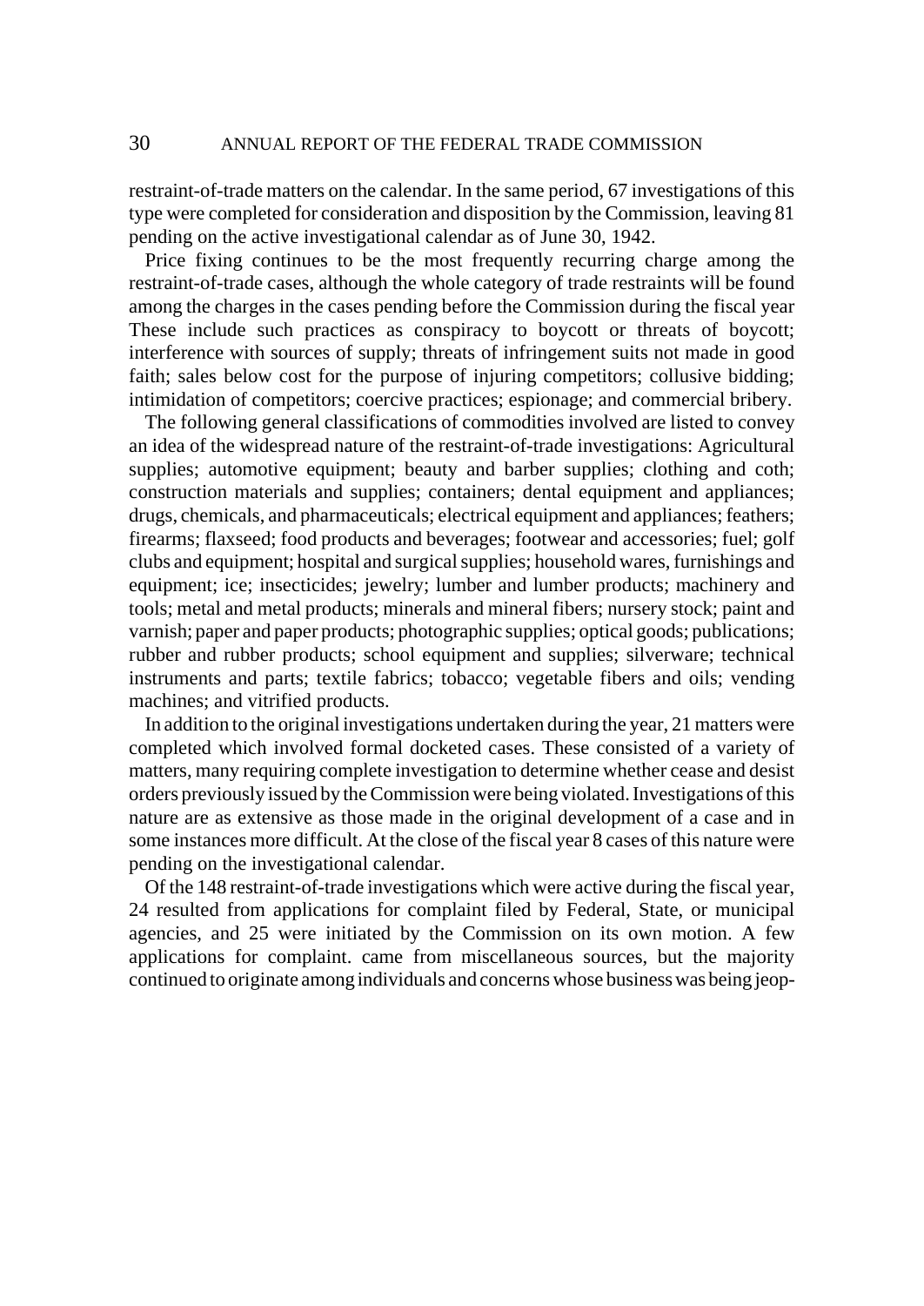restraint-of-trade matters on the calendar. In the same period, 67 investigations of this type were completed for consideration and disposition by the Commission, leaving 81 pending on the active investigational calendar as of June 30, 1942.

Price fixing continues to be the most frequently recurring charge among the restraint-of-trade cases, although the whole category of trade restraints will be found among the charges in the cases pending before the Commission during the fiscal year These include such practices as conspiracy to boycott or threats of boycott; interference with sources of supply; threats of infringement suits not made in good faith; sales below cost for the purpose of injuring competitors; collusive bidding; intimidation of competitors; coercive practices; espionage; and commercial bribery.

The following general classifications of commodities involved are listed to convey an idea of the widespread nature of the restraint-of-trade investigations: Agricultural supplies; automotive equipment; beauty and barber supplies; clothing and coth; construction materials and supplies; containers; dental equipment and appliances; drugs, chemicals, and pharmaceuticals; electrical equipment and appliances; feathers; firearms; flaxseed; food products and beverages; footwear and accessories; fuel; golf clubs and equipment; hospital and surgical supplies; household wares, furnishings and equipment; ice; insecticides; jewelry; lumber and lumber products; machinery and tools; metal and metal products; minerals and mineral fibers; nursery stock; paint and varnish; paper and paper products; photographic supplies; optical goods; publications; rubber and rubber products; school equipment and supplies; silverware; technical instruments and parts; textile fabrics; tobacco; vegetable fibers and oils; vending machines; and vitrified products.

In addition to the original investigations undertaken during the year, 21 matters were completed which involved formal docketed cases. These consisted of a variety of matters, many requiring complete investigation to determine whether cease and desist orders previously issued by the Commission were being violated. Investigations of this nature are as extensive as those made in the original development of a case and in some instances more difficult. At the close of the fiscal year 8 cases of this nature were pending on the investigational calendar.

Of the 148 restraint-of-trade investigations which were active during the fiscal year, 24 resulted from applications for complaint filed by Federal, State, or municipal agencies, and 25 were initiated by the Commission on its own motion. A few applications for complaint. came from miscellaneous sources, but the majority continued to originate among individuals and concerns whose business was being jeop-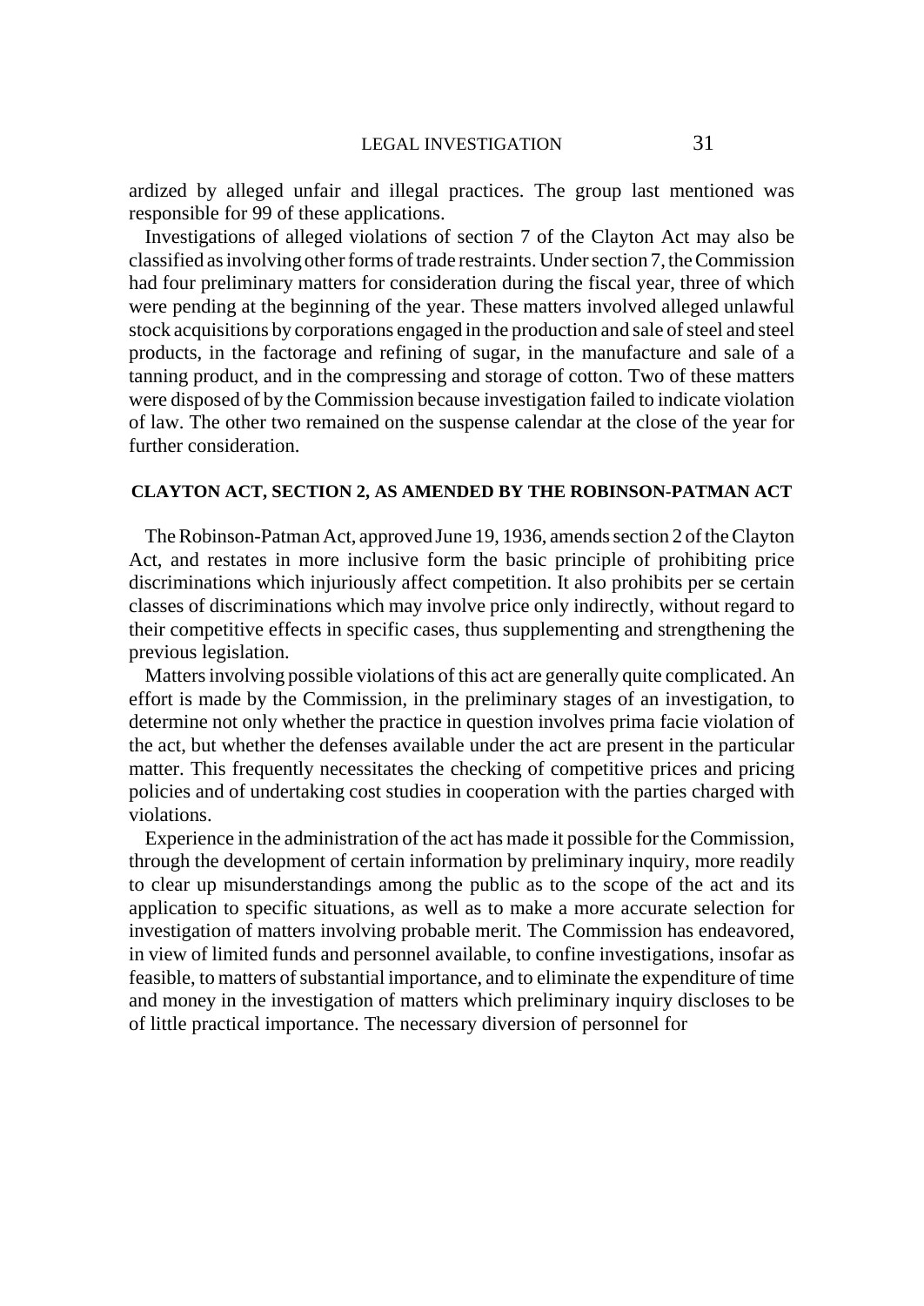ardized by alleged unfair and illegal practices. The group last mentioned was responsible for 99 of these applications.

Investigations of alleged violations of section 7 of the Clayton Act may also be classified as involving other forms of trade restraints. Under section 7, the Commission had four preliminary matters for consideration during the fiscal year, three of which were pending at the beginning of the year. These matters involved alleged unlawful stock acquisitions by corporations engaged in the production and sale of steel and steel products, in the factorage and refining of sugar, in the manufacture and sale of a tanning product, and in the compressing and storage of cotton. Two of these matters were disposed of by the Commission because investigation failed to indicate violation of law. The other two remained on the suspense calendar at the close of the year for further consideration.

## CLAYTON ACT, SECTION 2, AS AMENDED BY THE ROBINSON-PATMAN ACT

The Robinson-Patman Act, approved June 19, 1936, amends section 2 of the Clayton Act, and restates in more inclusive form the basic principle of prohibiting price discriminations which injuriously affect competition. It also prohibits per se certain classes of discriminations which may involve price only indirectly, without regard to their competitive effects in specific cases, thus supplementing and strengthening the previous legislation.

Matters involving possible violations of this act are generally quite complicated. An effort is made by the Commission, in the preliminary stages of an investigation, to determine not only whether the practice in question involves prima facie violation of the act, but whether the defenses available under the act are present in the particular matter. This frequently necessitates the checking of competitive prices and pricing policies and of undertaking cost studies in cooperation with the parties charged with violations.

Experience in the administration of the act has made it possible for the Commission, through the development of certain information by preliminary inquiry, more readily to clear up misunderstandings among the public as to the scope of the act and its application to specific situations, as well as to make a more accurate selection for investigation of matters involving probable merit. The Commission has endeavored, in view of limited funds and personnel available, to confine investigations, insofar as feasible, to matters of substantial importance, and to eliminate the expenditure of time and money in the investigation of matters which preliminary inquiry discloses to be of little practical importance. The necessary diversion of personnel for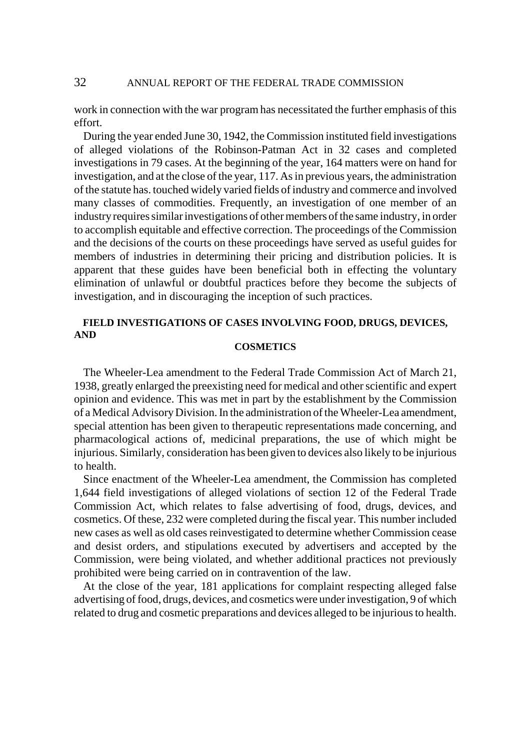work in connection with the war program has necessitated the further emphasis of this effort.

During the year ended June 30, 1942, the Commission instituted field investigations of alleged violations of the Robinson-Patman Act in 32 cases and completed investigations in 79 cases. At the beginning of the year, 164 matters were on hand for investigation, and at the close of the year, 117. As in previous years, the administration of the statute has. touched widely varied fields of industry and commerce and involved many classes of commodities. Frequently, an investigation of one member of an industry requires similar investigations of other members of the same industry, in order to accomplish equitable and effective correction. The proceedings of the Commission and the decisions of the courts on these proceedings have served as useful guides for members of industries in determining their pricing and distribution policies. It is apparent that these guides have been beneficial both in effecting the voluntary elimination of unlawful or doubtful practices before they become the subjects of investigation, and in discouraging the inception of such practices.

## FIELD INVESTIGATIONS OF CASES INVOLVING FOOD, DRUGS, DEVICES, AND COSMETICS

The Wheeler-Lea amendment to the Federal Trade Commission Act of March 21, 1938, greatly enlarged the preexisting need for medical and other scientific and expert opinion and evidence. This was met in part by the establishment by the Commission of a Medical Advisory Division. In the administration of the Wheeler-Lea amendment, special attention has been given to therapeutic representations made concerning, and pharmacological actions of, medicinal preparations, the use of which might be injurious. Similarly, consideration has been given to devices also likely to be injurious to health.

Since enactment of the Wheeler-Lea amendment, the Commission has completed 1,644 field investigations of alleged violations of section 12 of the Federal Trade Commission Act, which relates to false advertising of food, drugs, devices, and cosmetics. Of these, 232 were completed during the fiscal year. This number included new cases as well as old cases reinvestigated to determine whether Commission cease and desist orders, and stipulations executed by advertisers and accepted by the Commission, were being violated, and whether additional practices not previously prohibited were being carried on in contravention of the law.

At the close of the year, 181 applications for complaint respecting alleged false advertising of food, drugs, devices, and cosmetics were under investigation, 9 of which related to drug and cosmetic preparations and devices alleged to be injurious to health.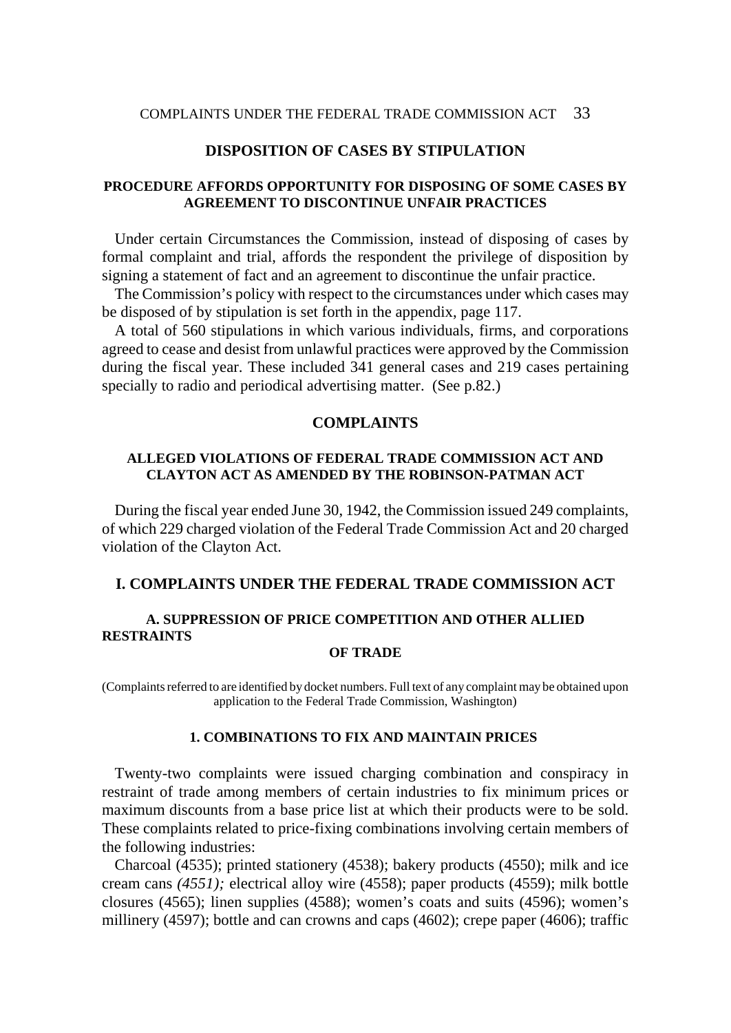## DISPOSITION OF CASES BY STIPULATION

### PROCEDURE AFFORDS OPPORTUNITY FOR DISPOSING OF SOME CASES BY AGREEMENT TO DISCONTINUE UNFAIR PRACTICES

Under certain Circumstances the Commission, instead of disposing of cases by formal complaint and trial, affords the respondent the privilege of disposition by signing a statement of fact and an agreement to discontinue the unfair practice.

The Commission's policy with respect to the circumstances under which cases may be disposed of by stipulation is set forth in the appendix, page 117.

A total of 560 stipulations in which various individuals, firms, and corporations agreed to cease and desist from unlawful practices were approved by the Commission during the fiscal year. These included 341 general cases and 219 cases pertaining specially to radio and periodical advertising matter. (See p.82.)

## COMPLAINTS

### ALLEGED VIOLATIONS OF FEDERAL TRADE COMMISSION ACT AND CLAYTON ACT AS AMENDED BY THE ROBINSON-PATMAN ACT

During the fiscal year ended June 30, 1942, the Commission issued 249 complaints, of which 229 charged violation of the Federal Trade Commission Act and 20 charged violation of the Clayton Act.

## I. COMPLAINTS UNDER THE FEDERAL TRADE COMMISSION ACT

### A. SUPPRESSION OF PRICE COMPETITION AND OTHER ALLIED RESTRAINTS OF TRADE

(Complaints referred to are identified by docket numbers. Full text of any complaint may be obtained upon application to the Federal Trade Commission, Washington)

#### 1. COMBINATIONS TO FIX AND MAINTAIN PRICES

Twenty-two complaints were issued charging combination and conspiracy in restraint of trade among members of certain industries to fix minimum prices or maximum discounts from a base price list at which their products were to be sold. These complaints related to price-fixing combinations involving certain members of the following industries:

Charcoal (4535); printed stationery (4538); bakery products (4550); milk and ice cream cans *(4551);* electrical alloy wire (4558); paper products (4559); milk bottle closures (4565); linen supplies (4588); women's coats and suits (4596); women's millinery (4597); bottle and can crowns and caps (4602); crepe paper (4606); traffic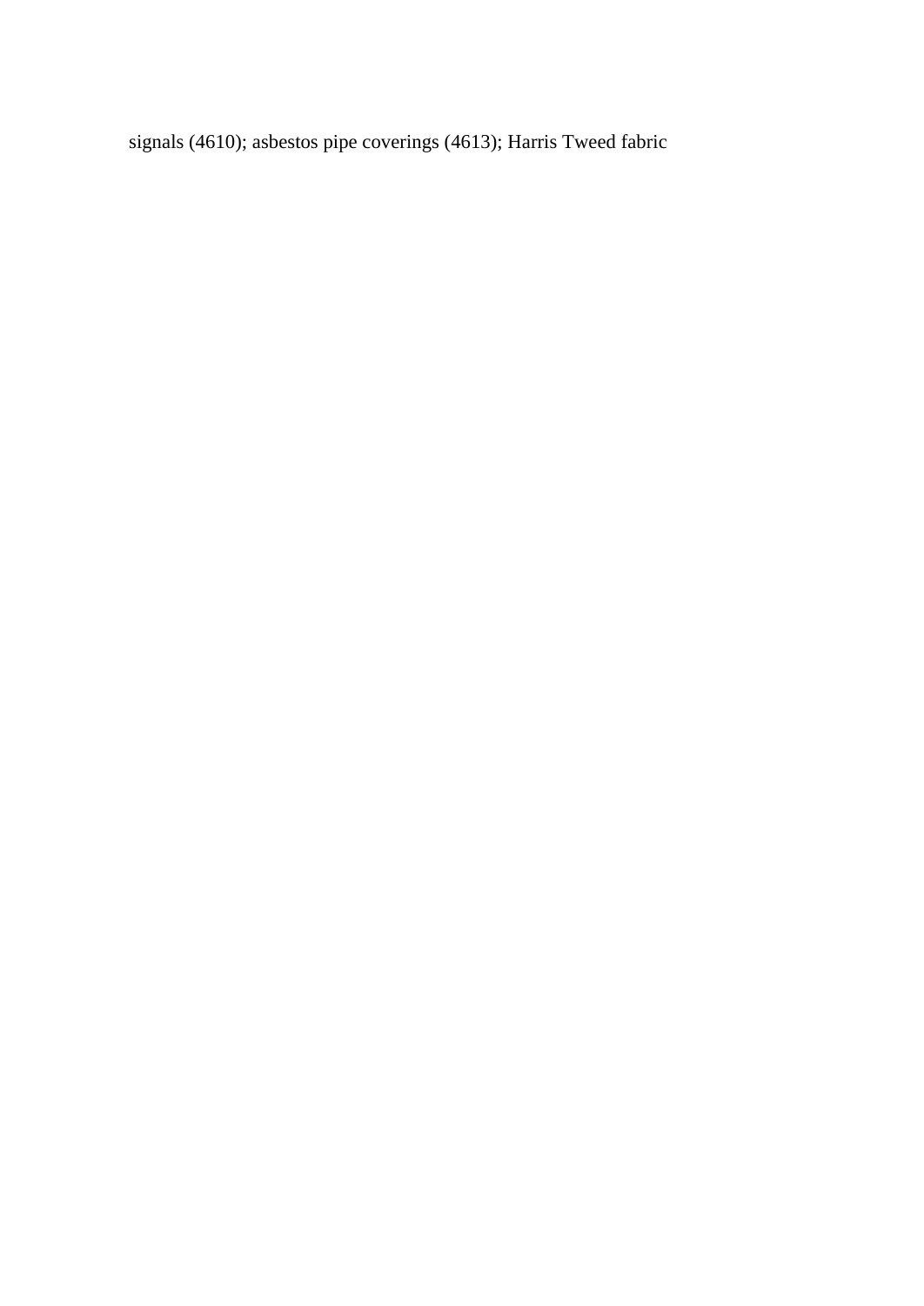signals (4610); asbestos pipe coverings (4613); Harris Tweed fabric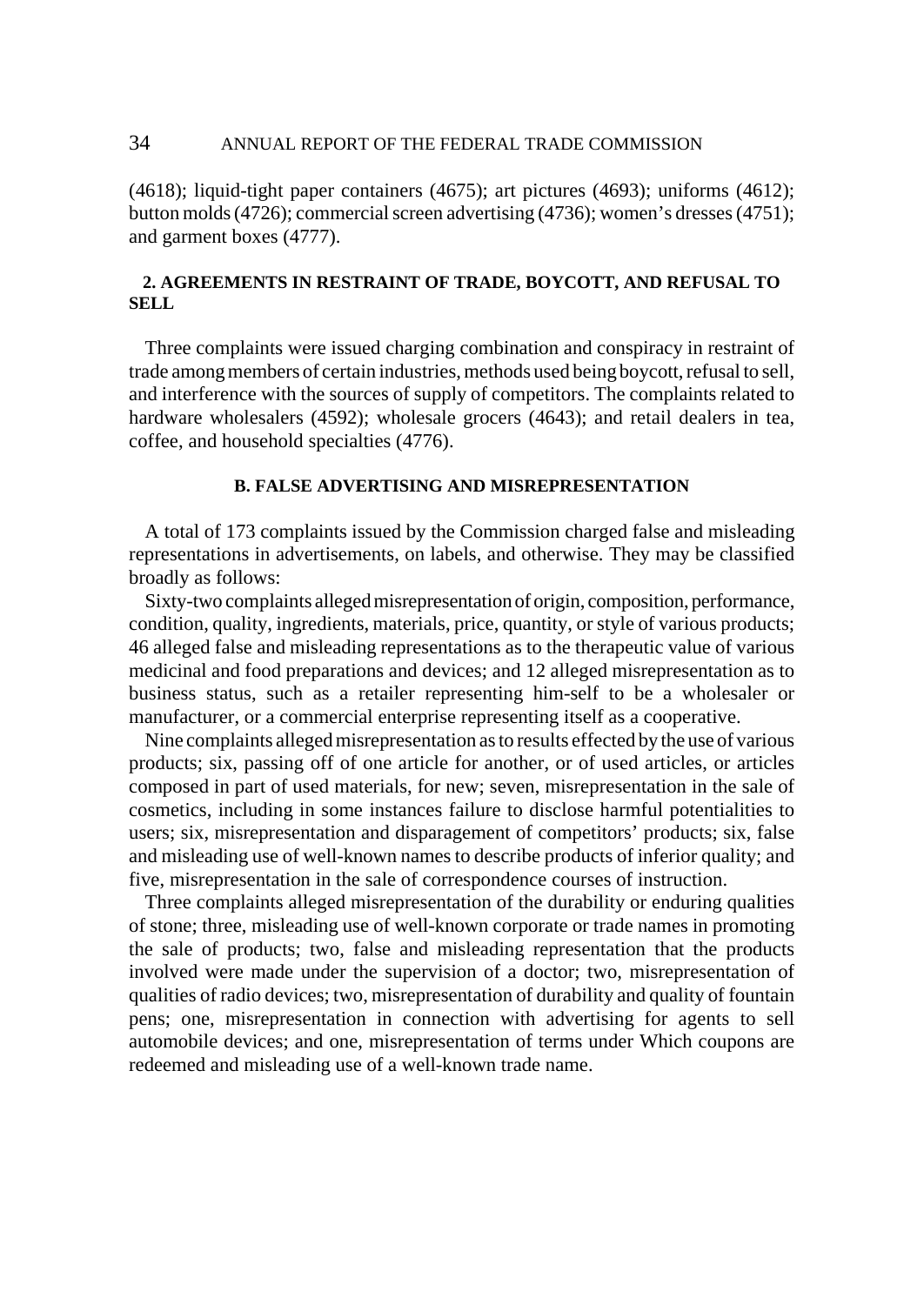(4618); liquid-tight paper containers (4675); art pictures (4693); uniforms (4612); button molds (4726); commercial screen advertising (4736); women's dresses (4751); and garment boxes (4777).

### 2. AGREEMENTS IN RESTRAINT OF TRADE, BOYCOTT, AND REFUSAL TO SELL

Three complaints were issued charging combination and conspiracy in restraint of trade among members of certain industries, methods used being boycott, refusal to sell, and interference with the sources of supply of competitors. The complaints related to hardware wholesalers (4592); wholesale grocers (4643); and retail dealers in tea, coffee, and household specialties (4776).

## B. FALSE ADVERTISING AND MISREPRESENTATION

A total of 173 complaints issued by the Commission charged false and misleading representations in advertisements, on labels, and otherwise. They may be classified broadly as follows:

Sixty-two complaints alleged misrepresentation of origin, composition, performance, condition, quality, ingredients, materials, price, quantity, or style of various products; 46 alleged false and misleading representations as to the therapeutic value of various medicinal and food preparations and devices; and 12 alleged misrepresentation as to business status, such as a retailer representing him-self to be a wholesaler or manufacturer, or a commercial enterprise representing itself as a cooperative.

Nine complaints alleged misrepresentation as to results effected by the use of various products; six, passing off of one article for another, or of used articles, or articles composed in part of used materials, for new; seven, misrepresentation in the sale of cosmetics, including in some instances failure to disclose harmful potentialities to users; six, misrepresentation and disparagement of competitors' products; six, false and misleading use of well-known names to describe products of inferior quality; and five, misrepresentation in the sale of correspondence courses of instruction.

Three complaints alleged misrepresentation of the durability or enduring qualities of stone; three, misleading use of well-known corporate or trade names in promoting the sale of products; two, false and misleading representation that the products involved were made under the supervision of a doctor; two, misrepresentation of qualities of radio devices; two, misrepresentation of durability and quality of fountain pens; one, misrepresentation in connection with advertising for agents to sell automobile devices; and one, misrepresentation of terms under Which coupons are redeemed and misleading use of a well-known trade name.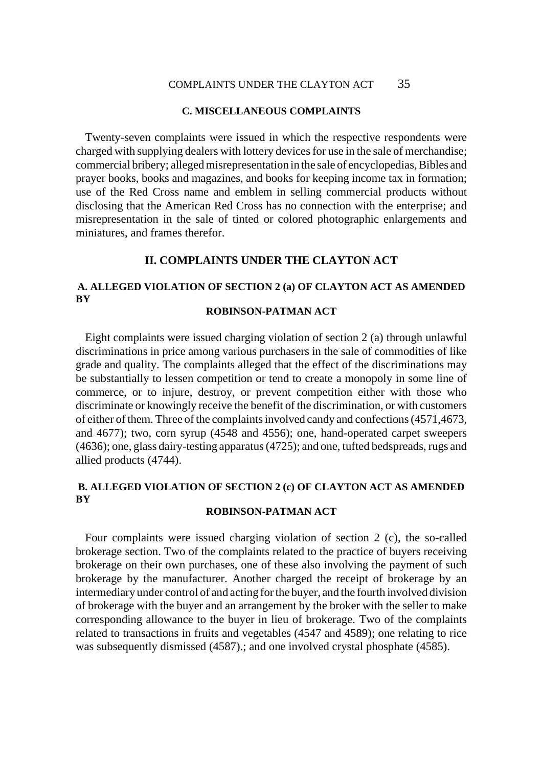### C. MISCELLANEOUS COMPLAINTS

Twenty-seven complaints were issued in which the respective respondents were charged with supplying dealers with lottery devices for use in the sale of merchandise; commercial bribery; alleged misrepresentation in the sale of encyclopedias, Bibles and prayer books, books and magazines, and books for keeping income tax in formation; use of the Red Cross name and emblem in selling commercial products without disclosing that the American Red Cross has no connection with the enterprise; and misrepresentation in the sale of tinted or colored photographic enlargements and miniatures, and frames therefor.

## II. COMPLAINTS UNDER THE CLAYTON ACT

### A. ALLEGED VIOLATION OF SECTION 2 (a) OF CLAYTON ACT AS AMENDED BY ROBINSON-PATMAN ACT

Eight complaints were issued charging violation of section 2 (a) through unlawful discriminations in price among various purchasers in the sale of commodities of like grade and quality. The complaints alleged that the effect of the discriminations may be substantially to lessen competition or tend to create a monopoly in some line of commerce, or to injure, destroy, or prevent competition either with those who discriminate or knowingly receive the benefit of the discrimination, or with customers of either of them. Three of the complaints involved candy and confections (4571,4673, and 4677); two, corn syrup (4548 and 4556); one, hand-operated carpet sweepers (4636); one, glass dairy-testing apparatus (4725); and one, tufted bedspreads, rugs and allied products (4744).

### B. ALLEGED VIOLATION OF SECTION 2 (c) OF CLAYTON ACT AS AMENDED BY ROBINSON-PATMAN ACT

Four complaints were issued charging violation of section 2 (c), the so-called brokerage section. Two of the complaints related to the practice of buyers receiving brokerage on their own purchases, one of these also involving the payment of such brokerage by the manufacturer. Another charged the receipt of brokerage by an intermediary under control of and acting for the buyer, and the fourth involved division of brokerage with the buyer and an arrangement by the broker with the seller to make corresponding allowance to the buyer in lieu of brokerage. Two of the complaints related to transactions in fruits and vegetables (4547 and 4589); one relating to rice was subsequently dismissed (4587).; and one involved crystal phosphate (4585).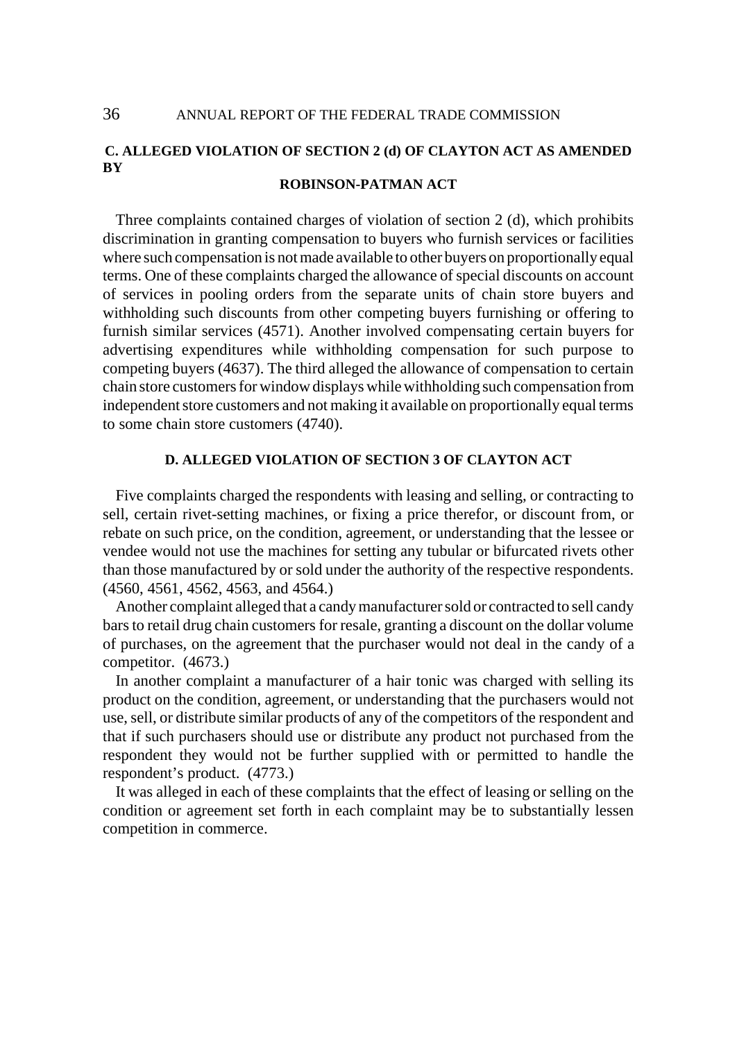### C. ALLEGED VIOLATION OF SECTION 2 (d) OF CLAYTON ACT AS AMENDED BY ROBINSON-PATMAN ACT

Three complaints contained charges of violation of section 2 (d), which prohibits discrimination in granting compensation to buyers who furnish services or facilities where such compensation is not made available to other buyers on proportionally equal terms. One of these complaints charged the allowance of special discounts on account of services in pooling orders from the separate units of chain store buyers and withholding such discounts from other competing buyers furnishing or offering to furnish similar services (4571). Another involved compensating certain buyers for advertising expenditures while withholding compensation for such purpose to competing buyers (4637). The third alleged the allowance of compensation to certain chain store customers for window displays while withholding such compensation from independent store customers and not making it available on proportionally equal terms to some chain store customers (4740).

### D. ALLEGED VIOLATION OF SECTION 3 OF CLAYTON ACT

Five complaints charged the respondents with leasing and selling, or contracting to sell, certain rivet-setting machines, or fixing a price therefor, or discount from, or rebate on such price, on the condition, agreement, or understanding that the lessee or vendee would not use the machines for setting any tubular or bifurcated rivets other than those manufactured by or sold under the authority of the respective respondents. (4560, 4561, 4562, 4563, and 4564.)

Another complaint alleged that a candy manufacturer sold or contracted to sell candy bars to retail drug chain customers for resale, granting a discount on the dollar volume of purchases, on the agreement that the purchaser would not deal in the candy of a competitor. (4673.)

In another complaint a manufacturer of a hair tonic was charged with selling its product on the condition, agreement, or understanding that the purchasers would not use, sell, or distribute similar products of any of the competitors of the respondent and that if such purchasers should use or distribute any product not purchased from the respondent they would not be further supplied with or permitted to handle the respondent's product. (4773.)

It was alleged in each of these complaints that the effect of leasing or selling on the condition or agreement set forth in each complaint may be to substantially lessen competition in commerce.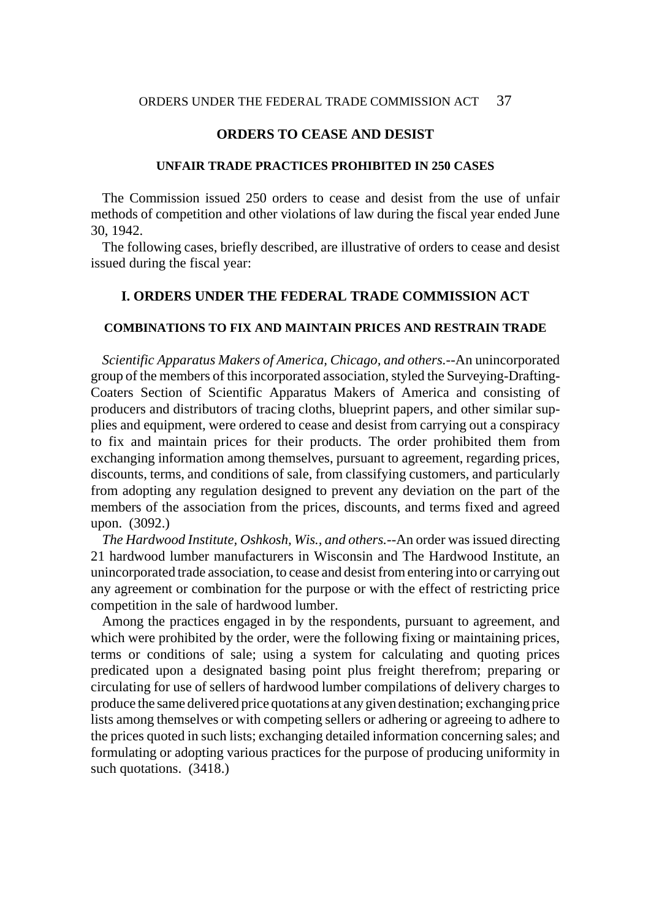## ORDERS TO CEASE AND DESIST

### UNFAIR TRADE PRACTICES PROHIBITED IN 250 CASES

The Commission issued 250 orders to cease and desist from the use of unfair methods of competition and other violations of law during the fiscal year ended June 30, 1942.

The following cases, briefly described, are illustrative of orders to cease and desist issued during the fiscal year:

## I. ORDERS UNDER THE FEDERAL TRADE COMMISSION ACT

### COMBINATIONS TO FIX AND MAINTAIN PRICES AND RESTRAIN TRADE

*Scientific Apparatus Makers of America, Chicago, and others.*--An unincorporated group of the members of this incorporated association, styled the Surveying-Drafting-Coaters Section of Scientific Apparatus Makers of America and consisting of producers and distributors of tracing cloths, blueprint papers, and other similar supplies and equipment, were ordered to cease and desist from carrying out a conspiracy to fix and maintain prices for their products. The order prohibited them from exchanging information among themselves, pursuant to agreement, regarding prices, discounts, terms, and conditions of sale, from classifying customers, and particularly from adopting any regulation designed to prevent any deviation on the part of the members of the association from the prices, discounts, and terms fixed and agreed upon. (3092.)

*The Hardwood Institute, Oshkosh, Wis., and others.*--An order was issued directing 21 hardwood lumber manufacturers in Wisconsin and The Hardwood Institute, an unincorporated trade association, to cease and desist from entering into or carrying out any agreement or combination for the purpose or with the effect of restricting price competition in the sale of hardwood lumber.

Among the practices engaged in by the respondents, pursuant to agreement, and which were prohibited by the order, were the following fixing or maintaining prices, terms or conditions of sale; using a system for calculating and quoting prices predicated upon a designated basing point plus freight therefrom; preparing or circulating for use of sellers of hardwood lumber compilations of delivery charges to produce the same delivered price quotations at any given destination; exchanging price lists among themselves or with competing sellers or adhering or agreeing to adhere to the prices quoted in such lists; exchanging detailed information concerning sales; and formulating or adopting various practices for the purpose of producing uniformity in such quotations. (3418.)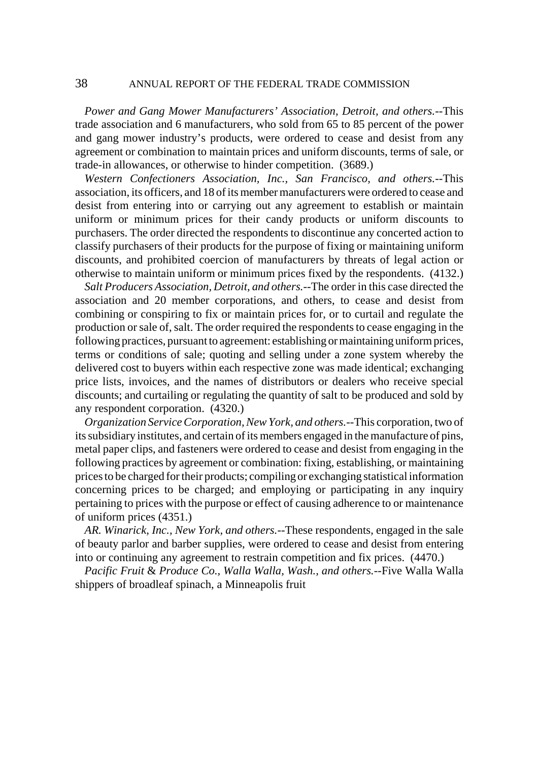*Power and Gang Mower Manufacturers' Association, Detroit, and others.*--This trade association and 6 manufacturers, who sold from 65 to 85 percent of the power and gang mower industry's products, were ordered to cease and desist from any agreement or combination to maintain prices and uniform discounts, terms of sale, or trade-in allowances, or otherwise to hinder competition. (3689.)

*Western Confectioners Association, Inc., San Francisco, and others.*--This association, its officers, and 18 of its member manufacturers were ordered to cease and desist from entering into or carrying out any agreement to establish or maintain uniform or minimum prices for their candy products or uniform discounts to purchasers. The order directed the respondents to discontinue any concerted action to classify purchasers of their products for the purpose of fixing or maintaining uniform discounts, and prohibited coercion of manufacturers by threats of legal action or otherwise to maintain uniform or minimum prices fixed by the respondents. (4132.)

*Salt Producers Association, Detroit, and others.*--The order in this case directed the association and 20 member corporations, and others, to cease and desist from combining or conspiring to fix or maintain prices for, or to curtail and regulate the production or sale of, salt. The order required the respondents to cease engaging in the following practices, pursuant to agreement: establishing or maintaining uniform prices, terms or conditions of sale; quoting and selling under a zone system whereby the delivered cost to buyers within each respective zone was made identical; exchanging price lists, invoices, and the names of distributors or dealers who receive special discounts; and curtailing or regulating the quantity of salt to be produced and sold by any respondent corporation. (4320.)

*Organization Service Corporation, New York, and others.*--This corporation, two of its subsidiary institutes, and certain of its members engaged in the manufacture of pins, metal paper clips, and fasteners were ordered to cease and desist from engaging in the following practices by agreement or combination: fixing, establishing, or maintaining prices to be charged for their products; compiling or exchanging statistical information concerning prices to be charged; and employing or participating in any inquiry pertaining to prices with the purpose or effect of causing adherence to or maintenance of uniform prices (4351.)

*AR. Winarick, Inc., New York, and others.*--These respondents, engaged in the sale of beauty parlor and barber supplies, were ordered to cease and desist from entering into or continuing any agreement to restrain competition and fix prices. (4470.)

*Pacific Fruit & Produce Co., Walla Walla, Wash., and others.*--Five Walla Walla shippers of broadleaf spinach, a Minneapolis fruit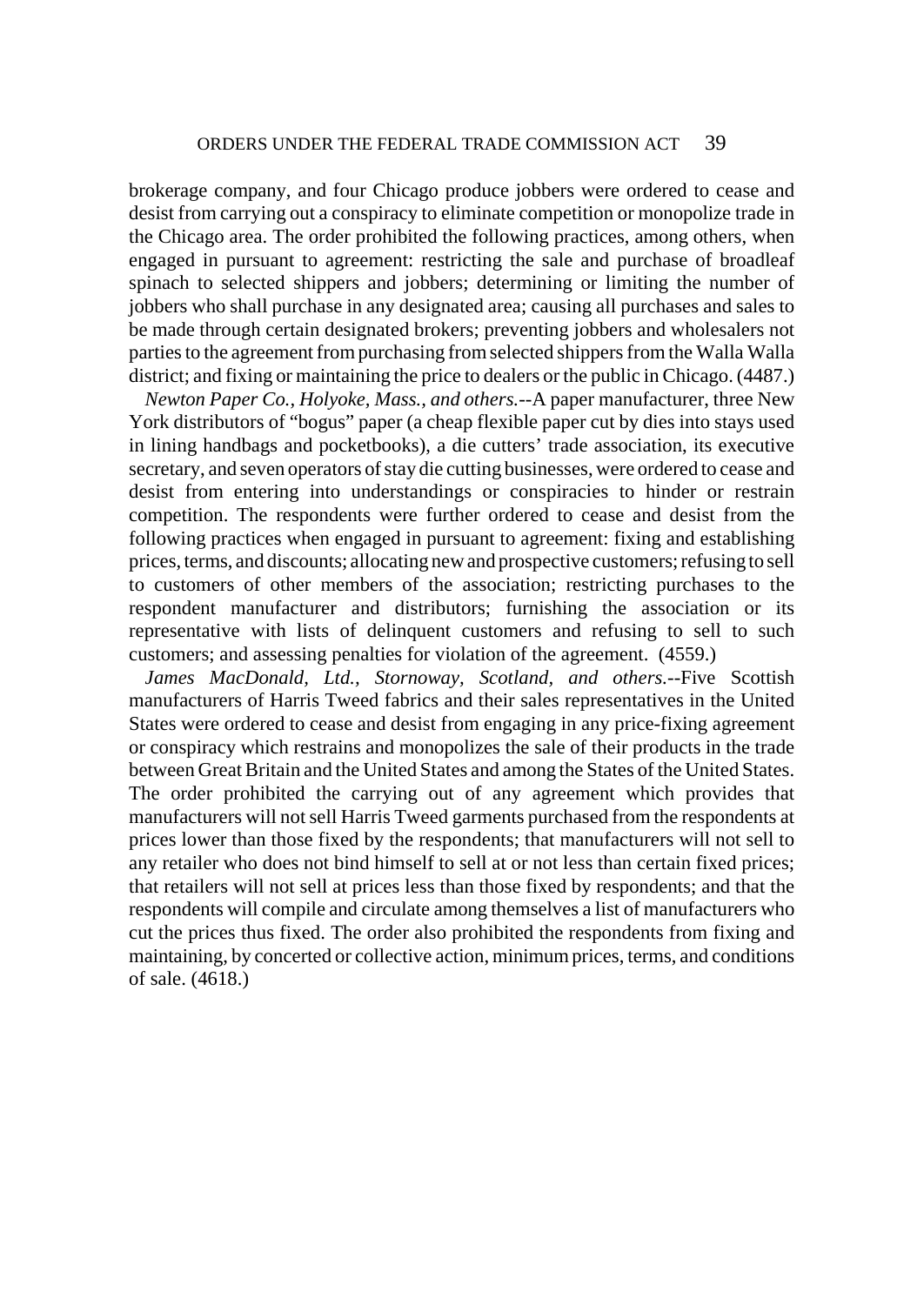brokerage company, and four Chicago produce jobbers were ordered to cease and desist from carrying out a conspiracy to eliminate competition or monopolize trade in the Chicago area. The order prohibited the following practices, among others, when engaged in pursuant to agreement: restricting the sale and purchase of broadleaf spinach to selected shippers and jobbers; determining or limiting the number of jobbers who shall purchase in any designated area; causing all purchases and sales to be made through certain designated brokers; preventing jobbers and wholesalers not parties to the agreement from purchasing from selected shippers from the Walla Walla district; and fixing or maintaining the price to dealers or the public in Chicago. (4487.)

*Newton Paper Co., Holyoke, Mass., and others.*--A paper manufacturer, three New York distributors of "bogus" paper (a cheap flexible paper cut by dies into stays used in lining handbags and pocketbooks), a die cutters' trade association, its executive secretary, and seven operators of stay die cutting businesses, were ordered to cease and desist from entering into understandings or conspiracies to hinder or restrain competition. The respondents were further ordered to cease and desist from the following practices when engaged in pursuant to agreement: fixing and establishing prices, terms, and discounts; allocating new and prospective customers; refusing to sell to customers of other members of the association; restricting purchases to the respondent manufacturer and distributors; furnishing the association or its representative with lists of delinquent customers and refusing to sell to such customers; and assessing penalties for violation of the agreement. (4559.)

*James MacDonald, Ltd., Stornoway, Scotland, and others.*--Five Scottish manufacturers of Harris Tweed fabrics and their sales representatives in the United States were ordered to cease and desist from engaging in any price-fixing agreement or conspiracy which restrains and monopolizes the sale of their products in the trade between Great Britain and the United States and among the States of the United States. The order prohibited the carrying out of any agreement which provides that manufacturers will not sell Harris Tweed garments purchased from the respondents at prices lower than those fixed by the respondents; that manufacturers will not sell to any retailer who does not bind himself to sell at or not less than certain fixed prices; that retailers will not sell at prices less than those fixed by respondents; and that the respondents will compile and circulate among themselves a list of manufacturers who cut the prices thus fixed. The order also prohibited the respondents from fixing and maintaining, by concerted or collective action, minimum prices, terms, and conditions of sale. (4618.)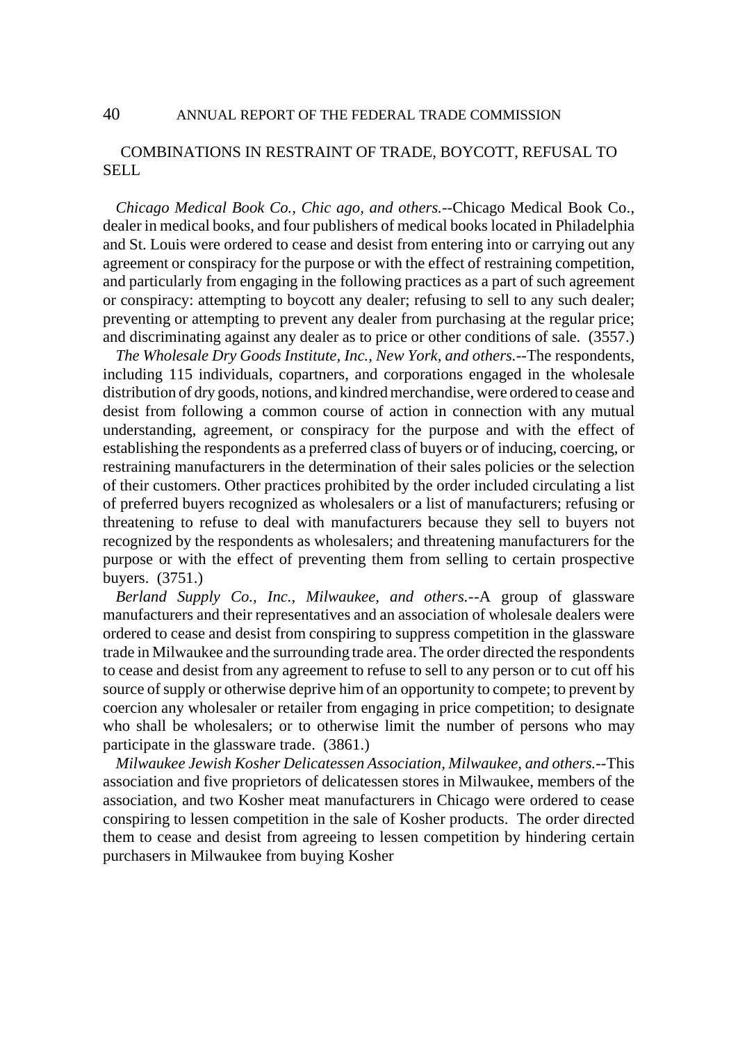## COMBINATIONS IN RESTRAINT OF TRADE, BOYCOTT, REFUSAL TO SELL

*Chicago Medical Book Co., Chic ago, and others.*--Chicago Medical Book Co., dealer in medical books, and four publishers of medical books located in Philadelphia and St. Louis were ordered to cease and desist from entering into or carrying out any agreement or conspiracy for the purpose or with the effect of restraining competition, and particularly from engaging in the following practices as a part of such agreement or conspiracy: attempting to boycott any dealer; refusing to sell to any such dealer; preventing or attempting to prevent any dealer from purchasing at the regular price; and discriminating against any dealer as to price or other conditions of sale. (3557.)

*The Wholesale Dry Goods Institute, Inc., New York, and others.*--The respondents, including 115 individuals, copartners, and corporations engaged in the wholesale distribution of dry goods, notions, and kindred merchandise, were ordered to cease and desist from following a common course of action in connection with any mutual understanding, agreement, or conspiracy for the purpose and with the effect of establishing the respondents as a preferred class of buyers or of inducing, coercing, or restraining manufacturers in the determination of their sales policies or the selection of their customers. Other practices prohibited by the order included circulating a list of preferred buyers recognized as wholesalers or a list of manufacturers; refusing or threatening to refuse to deal with manufacturers because they sell to buyers not recognized by the respondents as wholesalers; and threatening manufacturers for the purpose or with the effect of preventing them from selling to certain prospective buyers. (3751.)

*Berland Supply Co., Inc., Milwaukee, and others.*--A group of glassware manufacturers and their representatives and an association of wholesale dealers were ordered to cease and desist from conspiring to suppress competition in the glassware trade in Milwaukee and the surrounding trade area. The order directed the respondents to cease and desist from any agreement to refuse to sell to any person or to cut off his source of supply or otherwise deprive him of an opportunity to compete; to prevent by coercion any wholesaler or retailer from engaging in price competition; to designate who shall be wholesalers; or to otherwise limit the number of persons who may participate in the glassware trade. (3861.)

*Milwaukee Jewish Kosher Delicatessen Association, Milwaukee, and others.*--This association and five proprietors of delicatessen stores in Milwaukee, members of the association, and two Kosher meat manufacturers in Chicago were ordered to cease conspiring to lessen competition in the sale of Kosher products. The order directed them to cease and desist from agreeing to lessen competition by hindering certain purchasers in Milwaukee from buying Kosher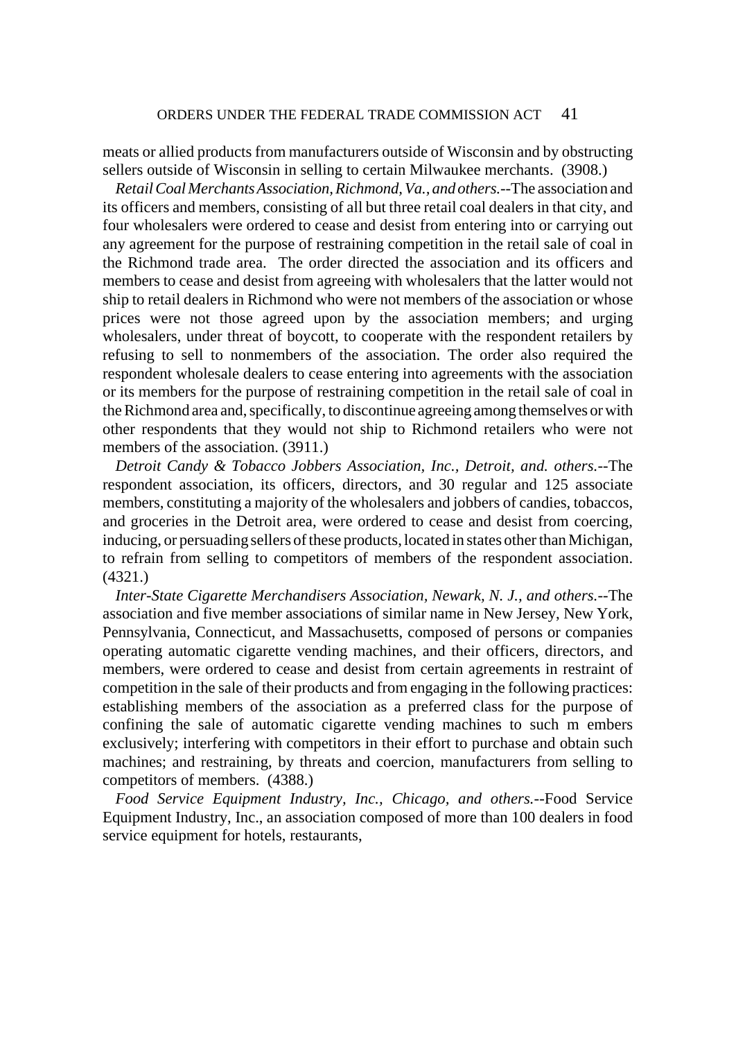meats or allied products from manufacturers outside of Wisconsin and by obstructing sellers outside of Wisconsin in selling to certain Milwaukee merchants. (3908.)

*Retail Coal Merchants Association, Richmond, Va., and others.*--The association and its officers and members, consisting of all but three retail coal dealers in that city, and four wholesalers were ordered to cease and desist from entering into or carrying out any agreement for the purpose of restraining competition in the retail sale of coal in the Richmond trade area. The order directed the association and its officers and members to cease and desist from agreeing with wholesalers that the latter would not ship to retail dealers in Richmond who were not members of the association or whose prices were not those agreed upon by the association members; and urging wholesalers, under threat of boycott, to cooperate with the respondent retailers by refusing to sell to nonmembers of the association. The order also required the respondent wholesale dealers to cease entering into agreements with the association or its members for the purpose of restraining competition in the retail sale of coal in the Richmond area and, specifically, to discontinue agreeing among themselves or with other respondents that they would not ship to Richmond retailers who were not members of the association. (3911.)

*Detroit Candy & Tobacco Jobbers Association, Inc., Detroit, and. others.*--The respondent association, its officers, directors, and 30 regular and 125 associate members, constituting a majority of the wholesalers and jobbers of candies, tobaccos, and groceries in the Detroit area, were ordered to cease and desist from coercing, inducing, or persuading sellers of these products, located in states other than Michigan, to refrain from selling to competitors of members of the respondent association. (4321.)

*Inter-State Cigarette Merchandisers Association, Newark, N. J., and others.*--The association and five member associations of similar name in New Jersey, New York, Pennsylvania, Connecticut, and Massachusetts, composed of persons or companies operating automatic cigarette vending machines, and their officers, directors, and members, were ordered to cease and desist from certain agreements in restraint of competition in the sale of their products and from engaging in the following practices: establishing members of the association as a preferred class for the purpose of confining the sale of automatic cigarette vending machines to such m embers exclusively; interfering with competitors in their effort to purchase and obtain such machines; and restraining, by threats and coercion, manufacturers from selling to competitors of members. (4388.)

*Food Service Equipment Industry, Inc., Chicago, and others.*--Food Service Equipment Industry, Inc., an association composed of more than 100 dealers in food service equipment for hotels, restaurants,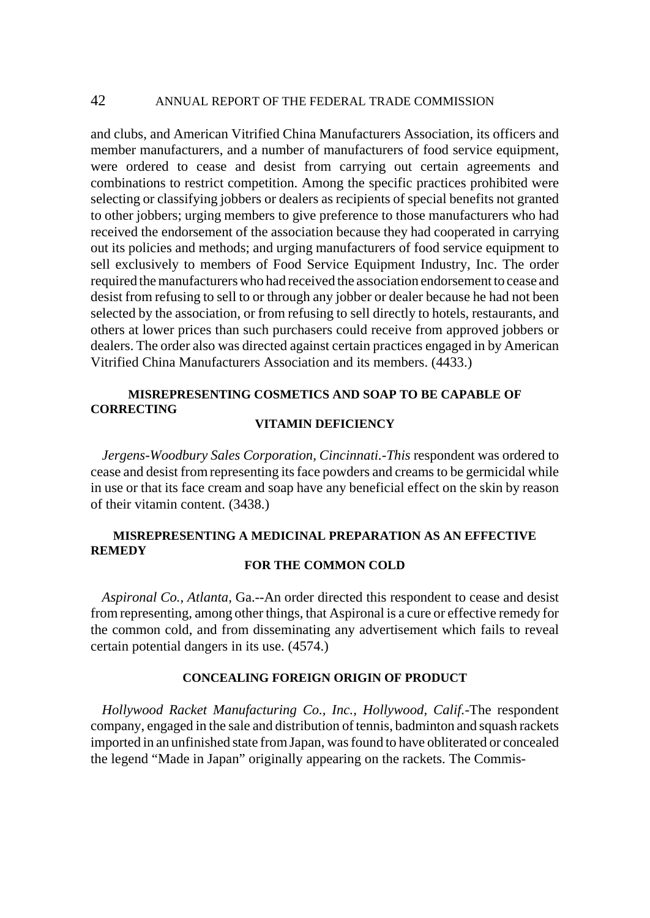and clubs, and American Vitrified China Manufacturers Association, its officers and member manufacturers, and a number of manufacturers of food service equipment, were ordered to cease and desist from carrying out certain agreements and combinations to restrict competition. Among the specific practices prohibited were selecting or classifying jobbers or dealers as recipients of special benefits not granted to other jobbers; urging members to give preference to those manufacturers who had received the endorsement of the association because they had cooperated in carrying out its policies and methods; and urging manufacturers of food service equipment to sell exclusively to members of Food Service Equipment Industry, Inc. The order required the manufacturers who had received the association endorsement to cease and desist from refusing to sell to or through any jobber or dealer because he had not been selected by the association, or from refusing to sell directly to hotels, restaurants, and others at lower prices than such purchasers could receive from approved jobbers or dealers. The order also was directed against certain practices engaged in by American Vitrified China Manufacturers Association and its members. (4433.)

### MISREPRESENTING COSMETICS AND SOAP TO BE CAPABLE OF CORRECTING VITAMIN DEFICIENCY

*Jergens-Woodbury Sales Corporation, Cincinnati.-This* respondent was ordered to cease and desist from representing its face powders and creams to be germicidal while in use or that its face cream and soap have any beneficial effect on the skin by reason of their vitamin content. (3438.)

### MISREPRESENTING A MEDICINAL PREPARATION AS AN EFFECTIVE REMEDY FOR THE COMMON COLD

*Aspironal Co., Atlanta,* Ga.--An order directed this respondent to cease and desist from representing, among other things, that Aspironal is a cure or effective remedy for the common cold, and from disseminating any advertisement which fails to reveal certain potential dangers in its use. (4574.)

### CONCEALING FOREIGN ORIGIN OF PRODUCT

*Hollywood Racket Manufacturing Co., Inc., Hollywood, Calif.*-The respondent company, engaged in the sale and distribution of tennis, badminton and squash rackets imported in an unfinished state from Japan, was found to have obliterated or concealed the legend "Made in Japan" originally appearing on the rackets. The Commis-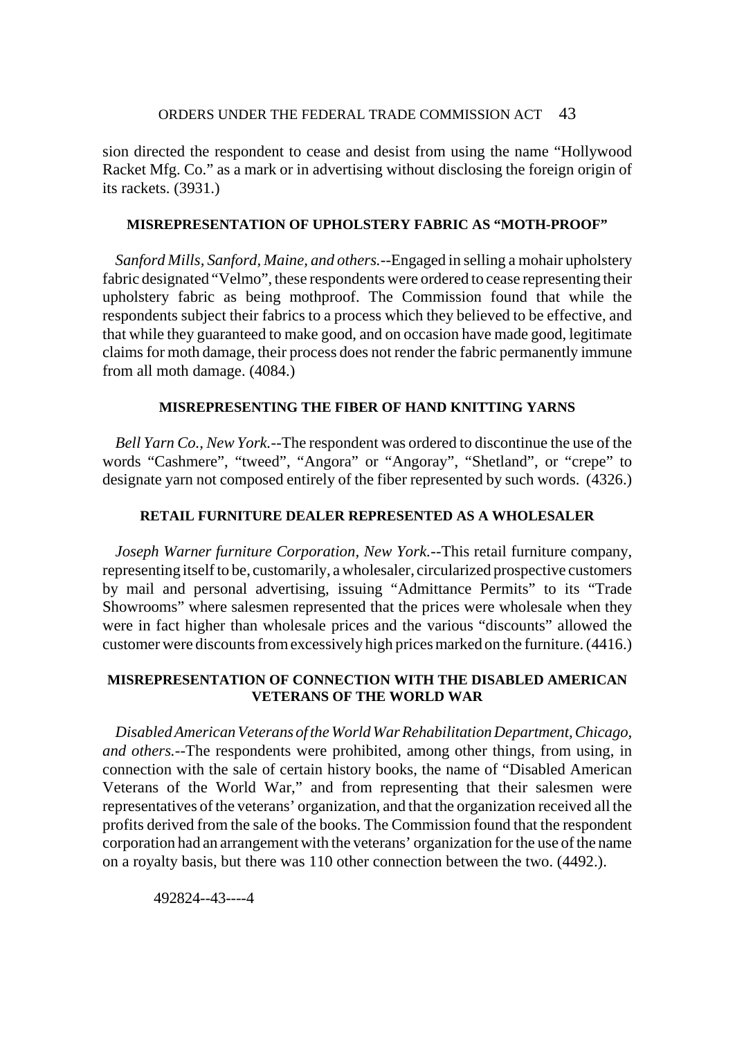sion directed the respondent to cease and desist from using the name "Hollywood Racket Mfg. Co." as a mark or in advertising without disclosing the foreign origin of its rackets. (3931.)

### MISREPRESENTATION OF UPHOLSTERY FABRIC AS "MOTH-PROOF"

*Sanford Mills, Sanford, Maine, and others.*--Engaged in selling a mohair upholstery fabric designated "Velmo", these respondents were ordered to cease representing their upholstery fabric as being mothproof. The Commission found that while the respondents subject their fabrics to a process which they believed to be effective, and that while they guaranteed to make good, and on occasion have made good, legitimate claims for moth damage, their process does not render the fabric permanently immune from all moth damage. (4084.)

### MISREPRESENTING THE FIBER OF HAND KNITTING YARNS

*Bell Yarn Co., New York.*--The respondent was ordered to discontinue the use of the words "Cashmere", "tweed", "Angora" or "Angoray", "Shetland", or "crepe" to designate yarn not composed entirely of the fiber represented by such words. (4326.)

### RETAIL FURNITURE DEALER REPRESENTED AS A WHOLESALER

*Joseph Warner furniture Corporation, New York.*--This retail furniture company, representing itself to be, customarily, a wholesaler, circularized prospective customers by mail and personal advertising, issuing "Admittance Permits" to its "Trade Showrooms" where salesmen represented that the prices were wholesale when they were in fact higher than wholesale prices and the various "discounts" allowed the customer were discounts from excessively high prices marked on the furniture. (4416.)

### MISREPRESENTATION OF CONNECTION WITH THE DISABLED AMERICAN VETERANS OF THE WORLD WAR

*Disabled American Veterans of the World War Rehabilitation Department, Chicago, and others.*--The respondents were prohibited, among other things, from using, in connection with the sale of certain history books, the name of "Disabled American Veterans of the World War," and from representing that their salesmen were representatives of the veterans' organization, and that the organization received all the profits derived from the sale of the books. The Commission found that the respondent corporation had an arrangement with the veterans' organization for the use of the name on a royalty basis, but there was 110 other connection between the two. (4492.).

492824--43----4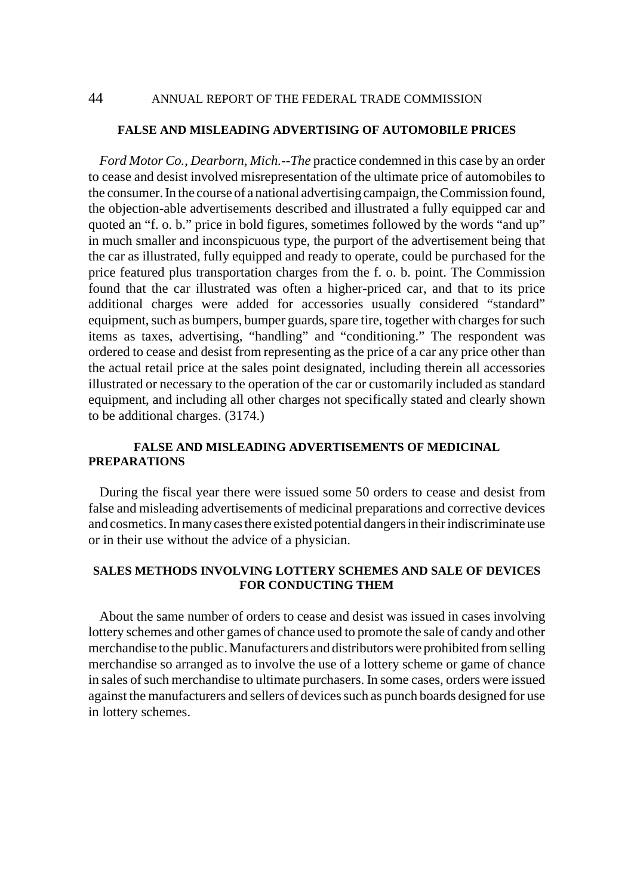## FALSE AND MISLEADING ADVERTISING OF AUTOMOBILE PRICES

*Ford Motor Co., Dearborn, Mich.--The* practice condemned in this case by an order to cease and desist involved misrepresentation of the ultimate price of automobiles to the consumer. In the course of a national advertising campaign, the Commission found, the objection-able advertisements described and illustrated a fully equipped car and quoted an "f. o. b." price in bold figures, sometimes followed by the words "and up" in much smaller and inconspicuous type, the purport of the advertisement being that the car as illustrated, fully equipped and ready to operate, could be purchased for the price featured plus transportation charges from the f. o. b. point. The Commission found that the car illustrated was often a higher-priced car, and that to its price additional charges were added for accessories usually considered "standard" equipment, such as bumpers, bumper guards, spare tire, together with charges for such items as taxes, advertising, "handling" and "conditioning." The respondent was ordered to cease and desist from representing as the price of a car any price other than the actual retail price at the sales point designated, including therein all accessories illustrated or necessary to the operation of the car or customarily included as standard equipment, and including all other charges not specifically stated and clearly shown to be additional charges. (3174.)

## FALSE AND MISLEADING ADVERTISEMENTS OF MEDICINAL PREPARATIONS

During the fiscal year there were issued some 50 orders to cease and desist from false and misleading advertisements of medicinal preparations and corrective devices and cosmetics. In many cases there existed potential dangers in their indiscriminate use or in their use without the advice of a physician.

## SALES METHODS INVOLVING LOTTERY SCHEMES AND SALE OF DEVICES FOR CONDUCTING THEM

About the same number of orders to cease and desist was issued in cases involving lottery schemes and other games of chance used to promote the sale of candy and other merchandise to the public. Manufacturers and distributors were prohibited from selling merchandise so arranged as to involve the use of a lottery scheme or game of chance in sales of such merchandise to ultimate purchasers. In some cases, orders were issued against the manufacturers and sellers of devices such as punch boards designed for use in lottery schemes.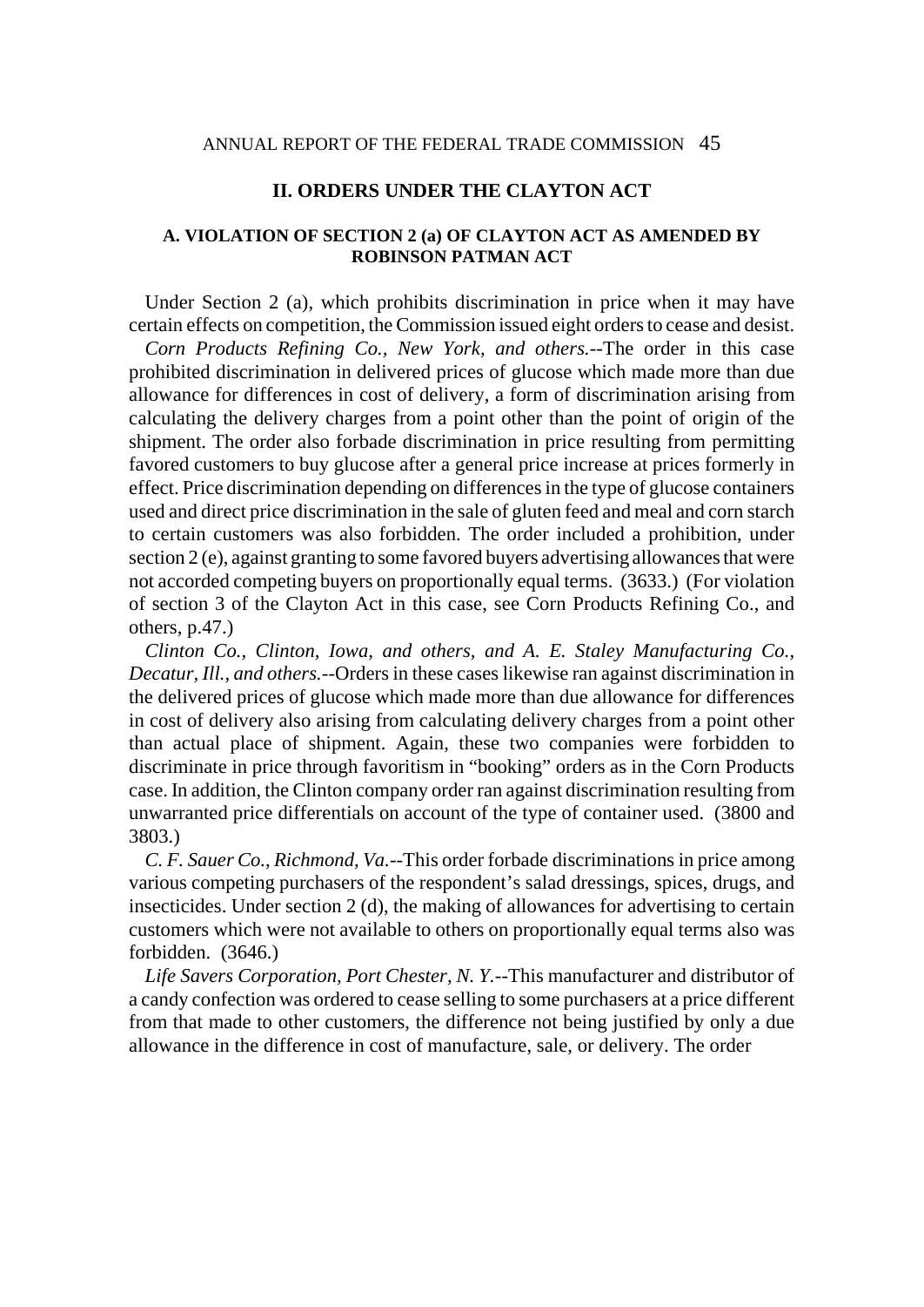## II. ORDERS UNDER THE CLAYTON ACT

### A. VIOLATION OF SECTION 2 (a) OF CLAYTON ACT AS AMENDED BY ROBINSON PATMAN ACT

Under Section 2 (a), which prohibits discrimination in price when it may have certain effects on competition, the Commission issued eight orders to cease and desist.

*Corn Products Refining Co., New York, and others.*--The order in this case prohibited discrimination in delivered prices of glucose which made more than due allowance for differences in cost of delivery, a form of discrimination arising from calculating the delivery charges from a point other than the point of origin of the shipment. The order also forbade discrimination in price resulting from permitting favored customers to buy glucose after a general price increase at prices formerly in effect. Price discrimination depending on differences in the type of glucose containers used and direct price discrimination in the sale of gluten feed and meal and corn starch to certain customers was also forbidden. The order included a prohibition, under section 2 (e), against granting to some favored buyers advertising allowances that were not accorded competing buyers on proportionally equal terms. (3633.) (For violation of section 3 of the Clayton Act in this case, see Corn Products Refining Co., and others, p.47.)

*Clinton Co., Clinton, Iowa, and others, and A. E. Staley Manufacturing Co., Decatur, Ill., and others.*--Orders in these cases likewise ran against discrimination in the delivered prices of glucose which made more than due allowance for differences in cost of delivery also arising from calculating delivery charges from a point other than actual place of shipment. Again, these two companies were forbidden to discriminate in price through favoritism in "booking" orders as in the Corn Products case. In addition, the Clinton company order ran against discrimination resulting from unwarranted price differentials on account of the type of container used. (3800 and 3803.)

*C. F. Sauer Co., Richmond, Va.*--This order forbade discriminations in price among various competing purchasers of the respondent's salad dressings, spices, drugs, and insecticides. Under section 2 (d), the making of allowances for advertising to certain customers which were not available to others on proportionally equal terms also was forbidden. (3646.)

*Life Savers Corporation, Port Chester, N. Y.*--This manufacturer and distributor of a candy confection was ordered to cease selling to some purchasers at a price different from that made to other customers, the difference not being justified by only a due allowance in the difference in cost of manufacture, sale, or delivery. The order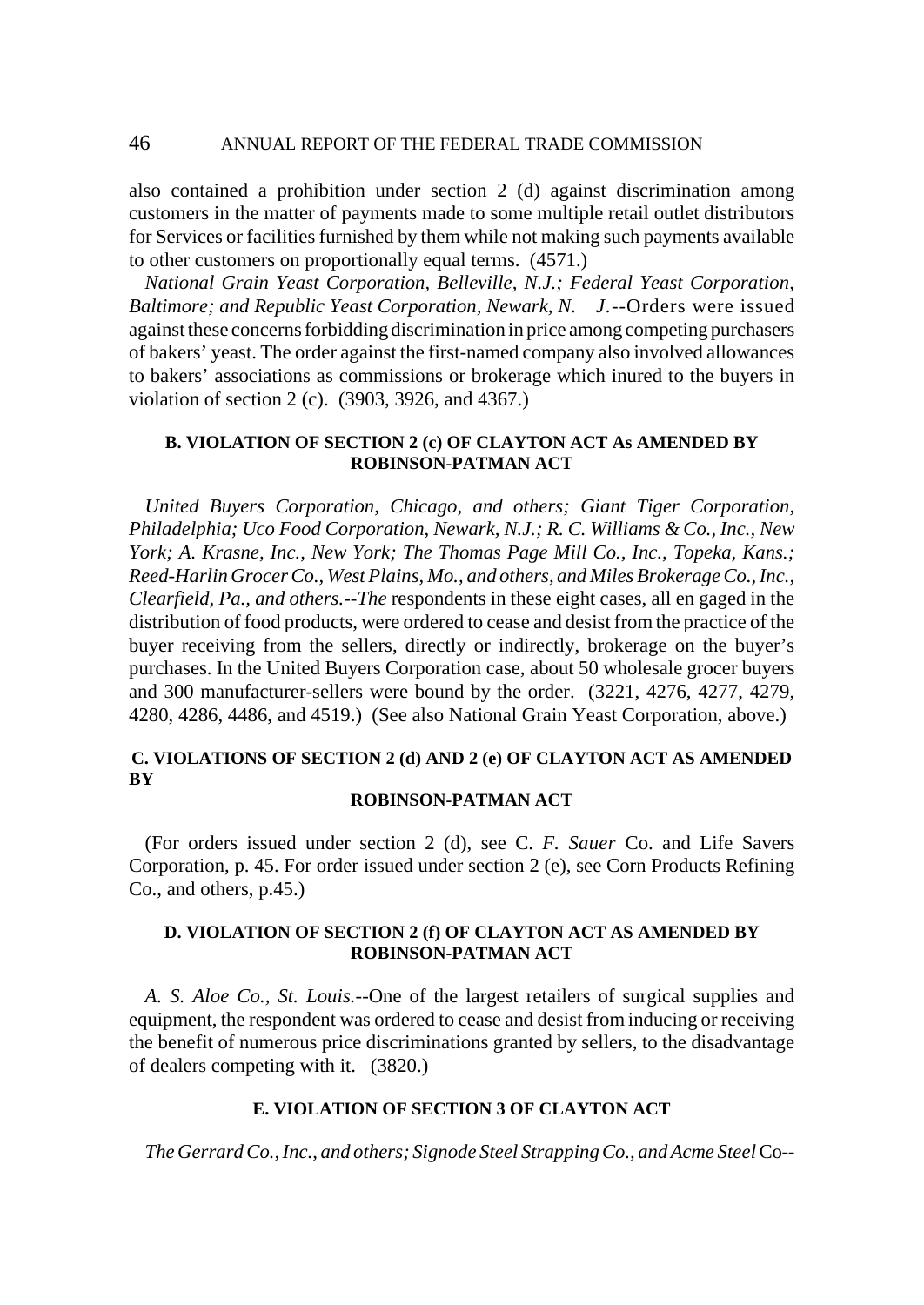also contained a prohibition under section 2 (d) against discrimination among customers in the matter of payments made to some multiple retail outlet distributors for Services or facilities furnished by them while not making such payments available to other customers on proportionally equal terms. (4571.)

*National Grain Yeast Corporation, Belleville, N.J.; Federal Yeast Corporation, Baltimore; and Republic Yeast Corporation, Newark, N. J*.--Orders were issued against these concerns forbidding discrimination in price among competing purchasers of bakers' yeast. The order against the first-named company also involved allowances to bakers' associations as commissions or brokerage which inured to the buyers in violation of section 2 (c). (3903, 3926, and 4367.)

### B. VIOLATION OF SECTION 2 (c) OF CLAYTON ACT As AMENDED BY ROBINSON-PATMAN ACT

*United Buyers Corporation, Chicago, and others; Giant Tiger Corporation, Philadelphia; Uco Food Corporation, Newark, N.J.; R. C. Williams & Co., Inc., New York; A. Krasne, Inc., New York; The Thomas Page Mill Co., Inc., Topeka, Kans.; Reed-Harlin Grocer Co., West Plains, Mo., and others, and Miles Brokerage Co., Inc., Clearfield, Pa., and others.--The* respondents in these eight cases, all en gaged in the distribution of food products, were ordered to cease and desist from the practice of the buyer receiving from the sellers, directly or indirectly, brokerage on the buyer's purchases. In the United Buyers Corporation case, about 50 wholesale grocer buyers and 300 manufacturer-sellers were bound by the order. (3221, 4276, 4277, 4279, 4280, 4286, 4486, and 4519.) (See also National Grain Yeast Corporation, above.)

### C. VIOLATIONS OF SECTION 2 (d) AND 2 (e) OF CLAYTON ACT AS AMENDED BY ROBINSON-PATMAN ACT

(For orders issued under section 2 (d), see C. *F. Sauer* Co. and Life Savers Corporation, p. 45. For order issued under section 2 (e), see Corn Products Refining Co., and others, p.45.)

### D. VIOLATION OF SECTION 2 (f) OF CLAYTON ACT AS AMENDED BY ROBINSON-PATMAN ACT

*A. S. Aloe Co., St. Louis.*--One of the largest retailers of surgical supplies and equipment, the respondent was ordered to cease and desist from inducing or receiving the benefit of numerous price discriminations granted by sellers, to the disadvantage of dealers competing with it. (3820.)

### E. VIOLATION OF SECTION 3 OF CLAYTON ACT

*The Gerrard Co., Inc., and others; Signode Steel Strapping Co., and Acme Steel* Co--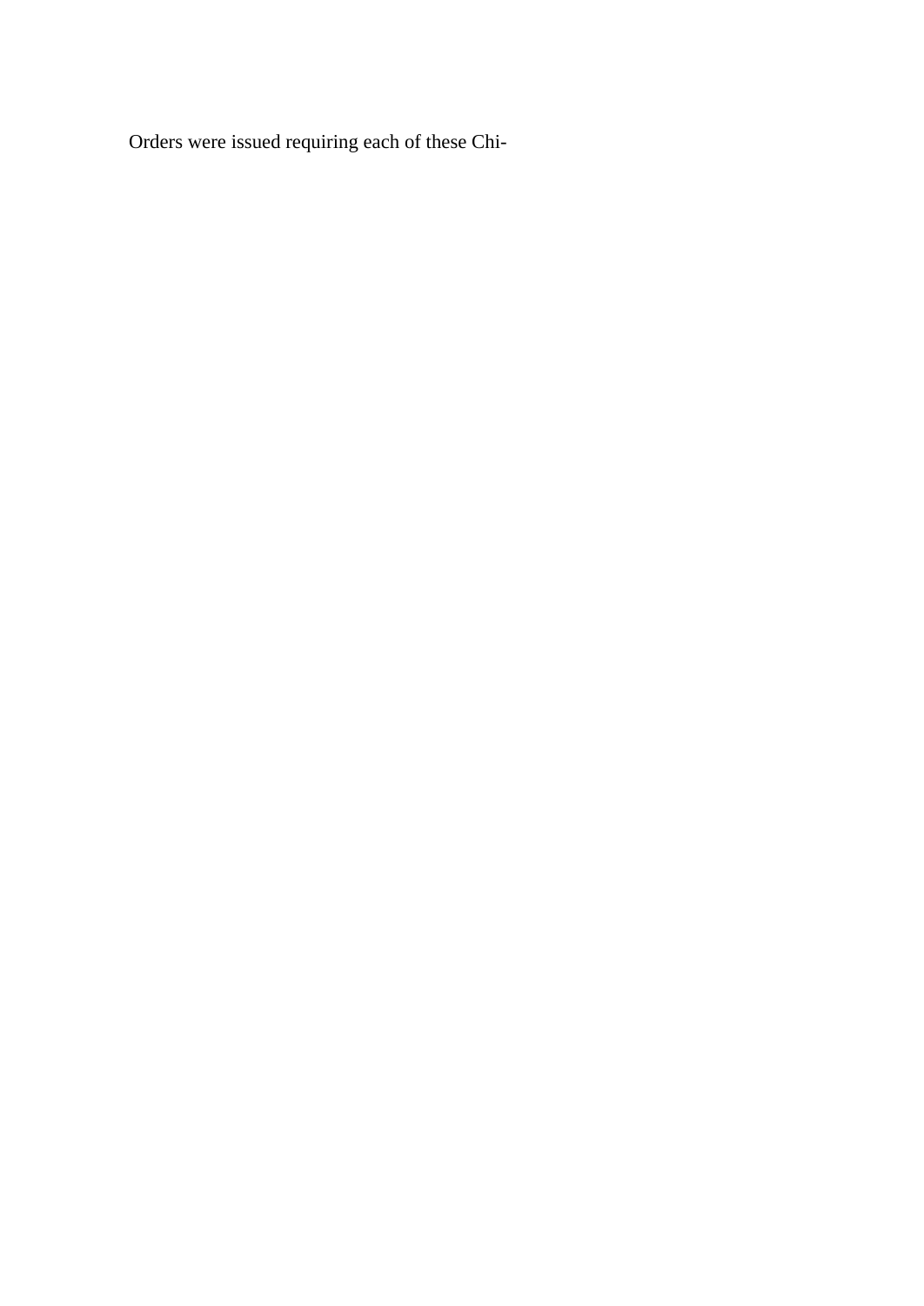Orders were issued requiring each of these Chi-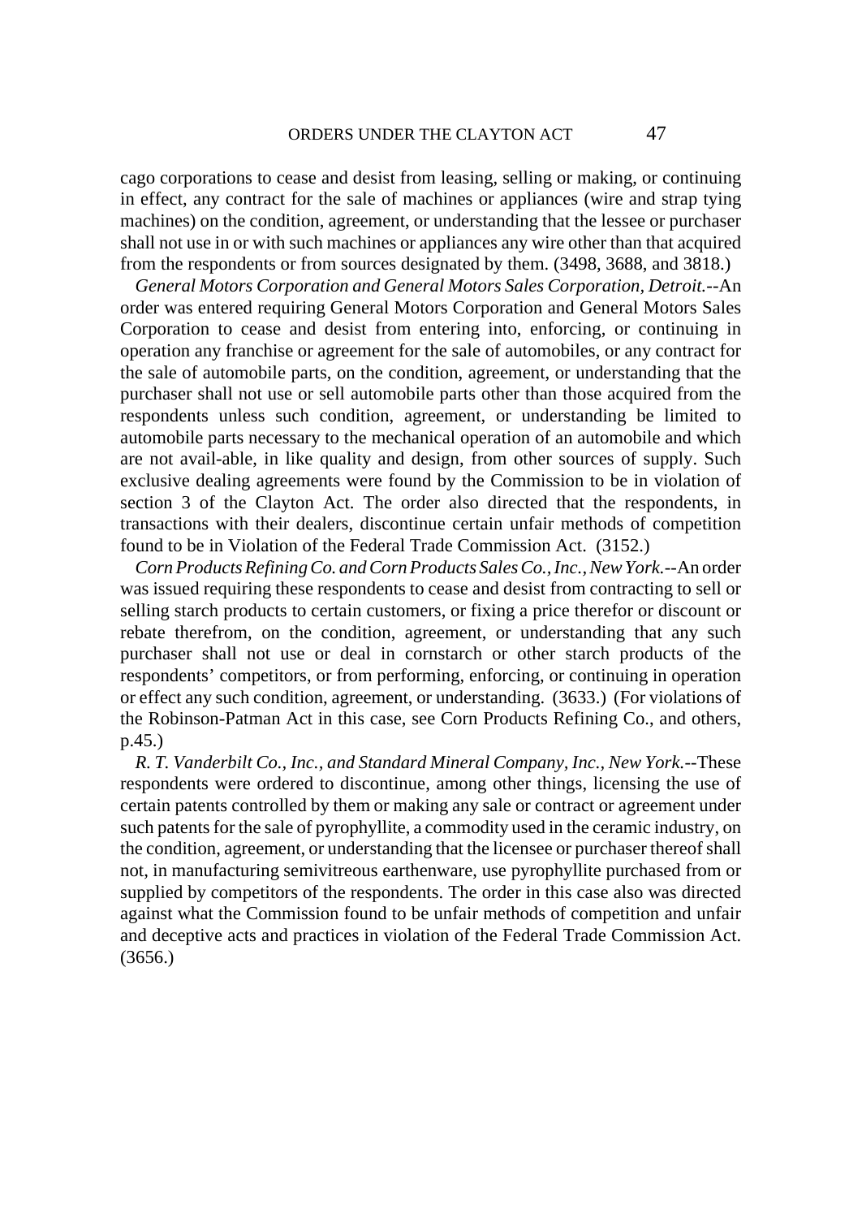cago corporations to cease and desist from leasing, selling or making, or continuing in effect, any contract for the sale of machines or appliances (wire and strap tying machines) on the condition, agreement, or understanding that the lessee or purchaser shall not use in or with such machines or appliances any wire other than that acquired from the respondents or from sources designated by them. (3498, 3688, and 3818.)

*General Motors Corporation and General Motors Sales Corporation, Detroit.*--An order was entered requiring General Motors Corporation and General Motors Sales Corporation to cease and desist from entering into, enforcing, or continuing in operation any franchise or agreement for the sale of automobiles, or any contract for the sale of automobile parts, on the condition, agreement, or understanding that the purchaser shall not use or sell automobile parts other than those acquired from the respondents unless such condition, agreement, or understanding be limited to automobile parts necessary to the mechanical operation of an automobile and which are not avail-able, in like quality and design, from other sources of supply. Such exclusive dealing agreements were found by the Commission to be in violation of section 3 of the Clayton Act. The order also directed that the respondents, in transactions with their dealers, discontinue certain unfair methods of competition found to be in Violation of the Federal Trade Commission Act. (3152.)

*Corn Products Refining Co. and Corn Products Sales Co., Inc., New York.*--An order was issued requiring these respondents to cease and desist from contracting to sell or selling starch products to certain customers, or fixing a price therefor or discount or rebate therefrom, on the condition, agreement, or understanding that any such purchaser shall not use or deal in cornstarch or other starch products of the respondents' competitors, or from performing, enforcing, or continuing in operation or effect any such condition, agreement, or understanding. (3633.) (For violations of the Robinson-Patman Act in this case, see Corn Products Refining Co., and others, p.45.)

*R. T. Vanderbilt Co., Inc., and Standard Mineral Company, Inc., New York.*--These respondents were ordered to discontinue, among other things, licensing the use of certain patents controlled by them or making any sale or contract or agreement under such patents for the sale of pyrophyllite, a commodity used in the ceramic industry, on the condition, agreement, or understanding that the licensee or purchaser thereof shall not, in manufacturing semivitreous earthenware, use pyrophyllite purchased from or supplied by competitors of the respondents. The order in this case also was directed against what the Commission found to be unfair methods of competition and unfair and deceptive acts and practices in violation of the Federal Trade Commission Act. (3656.)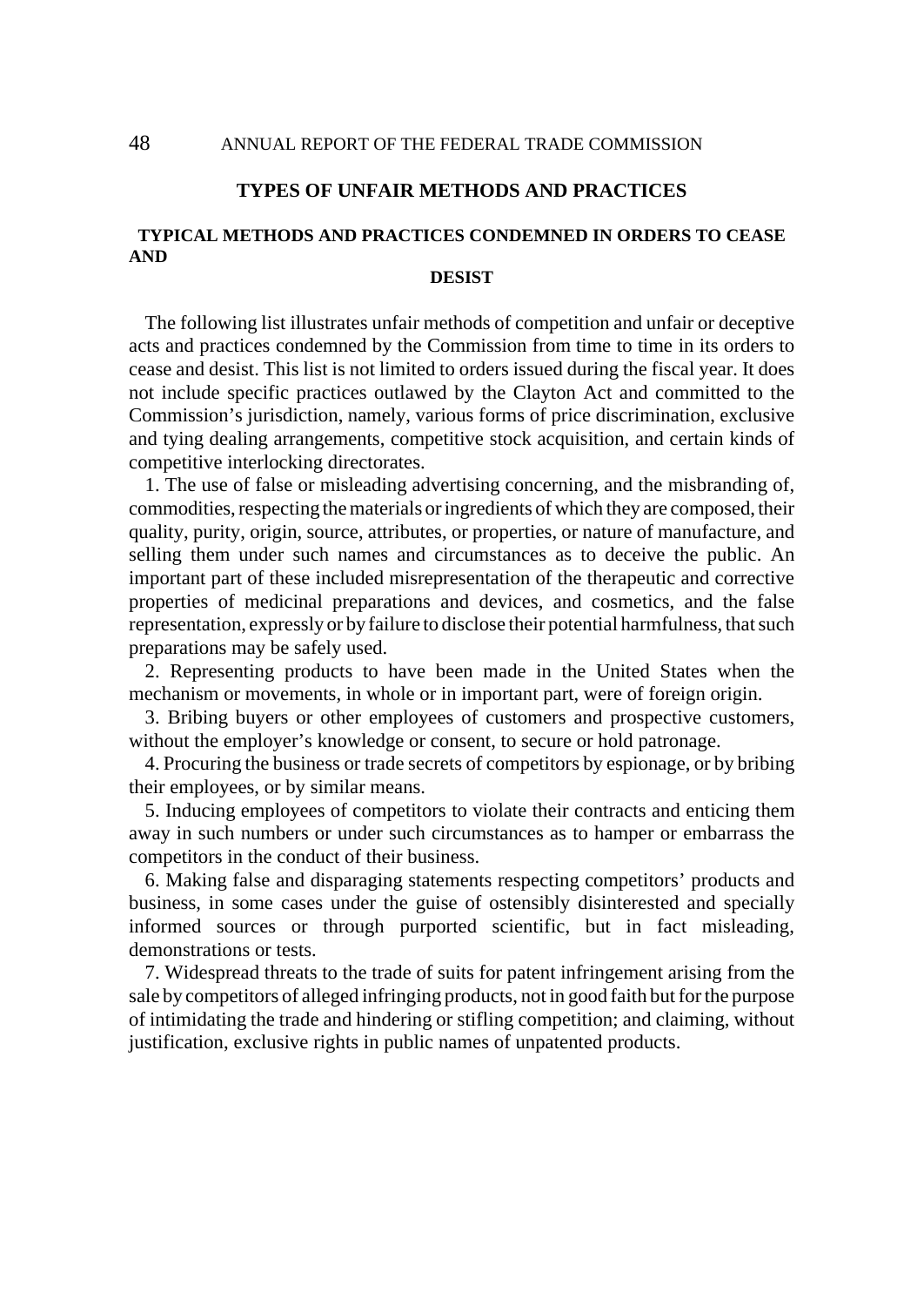## TYPES OF UNFAIR METHODS AND PRACTICES

### TYPICAL METHODS AND PRACTICES CONDEMNED IN ORDERS TO CEASE AND DESIST

The following list illustrates unfair methods of competition and unfair or deceptive acts and practices condemned by the Commission from time to time in its orders to cease and desist. This list is not limited to orders issued during the fiscal year. It does not include specific practices outlawed by the Clayton Act and committed to the Commission's jurisdiction, namely, various forms of price discrimination, exclusive and tying dealing arrangements, competitive stock acquisition, and certain kinds of competitive interlocking directorates.

1. The use of false or misleading advertising concerning, and the misbranding of, commodities, respecting the materials or ingredients of which they are composed, their quality, purity, origin, source, attributes, or properties, or nature of manufacture, and selling them under such names and circumstances as to deceive the public. An important part of these included misrepresentation of the therapeutic and corrective properties of medicinal preparations and devices, and cosmetics, and the false representation, expressly or by failure to disclose their potential harmfulness, that such preparations may be safely used.

2. Representing products to have been made in the United States when the mechanism or movements, in whole or in important part, were of foreign origin.

3. Bribing buyers or other employees of customers and prospective customers, without the employer's knowledge or consent, to secure or hold patronage.

4. Procuring the business or trade secrets of competitors by espionage, or by bribing their employees, or by similar means.

5. Inducing employees of competitors to violate their contracts and enticing them away in such numbers or under such circumstances as to hamper or embarrass the competitors in the conduct of their business.

6. Making false and disparaging statements respecting competitors' products and business, in some cases under the guise of ostensibly disinterested and specially informed sources or through purported scientific, but in fact misleading, demonstrations or tests.

7. Widespread threats to the trade of suits for patent infringement arising from the sale by competitors of alleged infringing products, not in good faith but for the purpose of intimidating the trade and hindering or stifling competition; and claiming, without justification, exclusive rights in public names of unpatented products.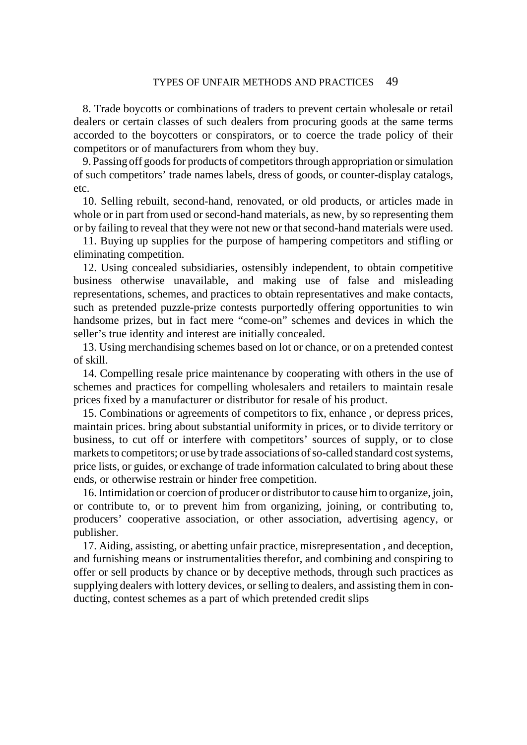8. Trade boycotts or combinations of traders to prevent certain wholesale or retail dealers or certain classes of such dealers from procuring goods at the same terms accorded to the boycotters or conspirators, or to coerce the trade policy of their competitors or of manufacturers from whom they buy.

9. Passing off goods for products of competitors through appropriation or simulation of such competitors' trade names labels, dress of goods, or counter-display catalogs, etc.

10. Selling rebuilt, second-hand, renovated, or old products, or articles made in whole or in part from used or second-hand materials, as new, by so representing them or by failing to reveal that they were not new or that second-hand materials were used.

11. Buying up supplies for the purpose of hampering competitors and stifling or eliminating competition.

12. Using concealed subsidiaries, ostensibly independent, to obtain competitive business otherwise unavailable, and making use of false and misleading representations, schemes, and practices to obtain representatives and make contacts, such as pretended puzzle-prize contests purportedly offering opportunities to win handsome prizes, but in fact mere "come-on" schemes and devices in which the seller's true identity and interest are initially concealed.

13. Using merchandising schemes based on lot or chance, or on a pretended contest of skill.

14. Compelling resale price maintenance by cooperating with others in the use of schemes and practices for compelling wholesalers and retailers to maintain resale prices fixed by a manufacturer or distributor for resale of his product.

15. Combinations or agreements of competitors to fix, enhance , or depress prices, maintain prices. bring about substantial uniformity in prices, or to divide territory or business, to cut off or interfere with competitors' sources of supply, or to close markets to competitors; or use by trade associations of so-called standard cost systems, price lists, or guides, or exchange of trade information calculated to bring about these ends, or otherwise restrain or hinder free competition.

16. Intimidation or coercion of producer or distributor to cause him to organize, join, or contribute to, or to prevent him from organizing, joining, or contributing to, producers' cooperative association, or other association, advertising agency, or publisher.

17. Aiding, assisting, or abetting unfair practice, misrepresentation , and deception, and furnishing means or instrumentalities therefor, and combining and conspiring to offer or sell products by chance or by deceptive methods, through such practices as supplying dealers with lottery devices, or selling to dealers, and assisting them in conducting, contest schemes as a part of which pretended credit slips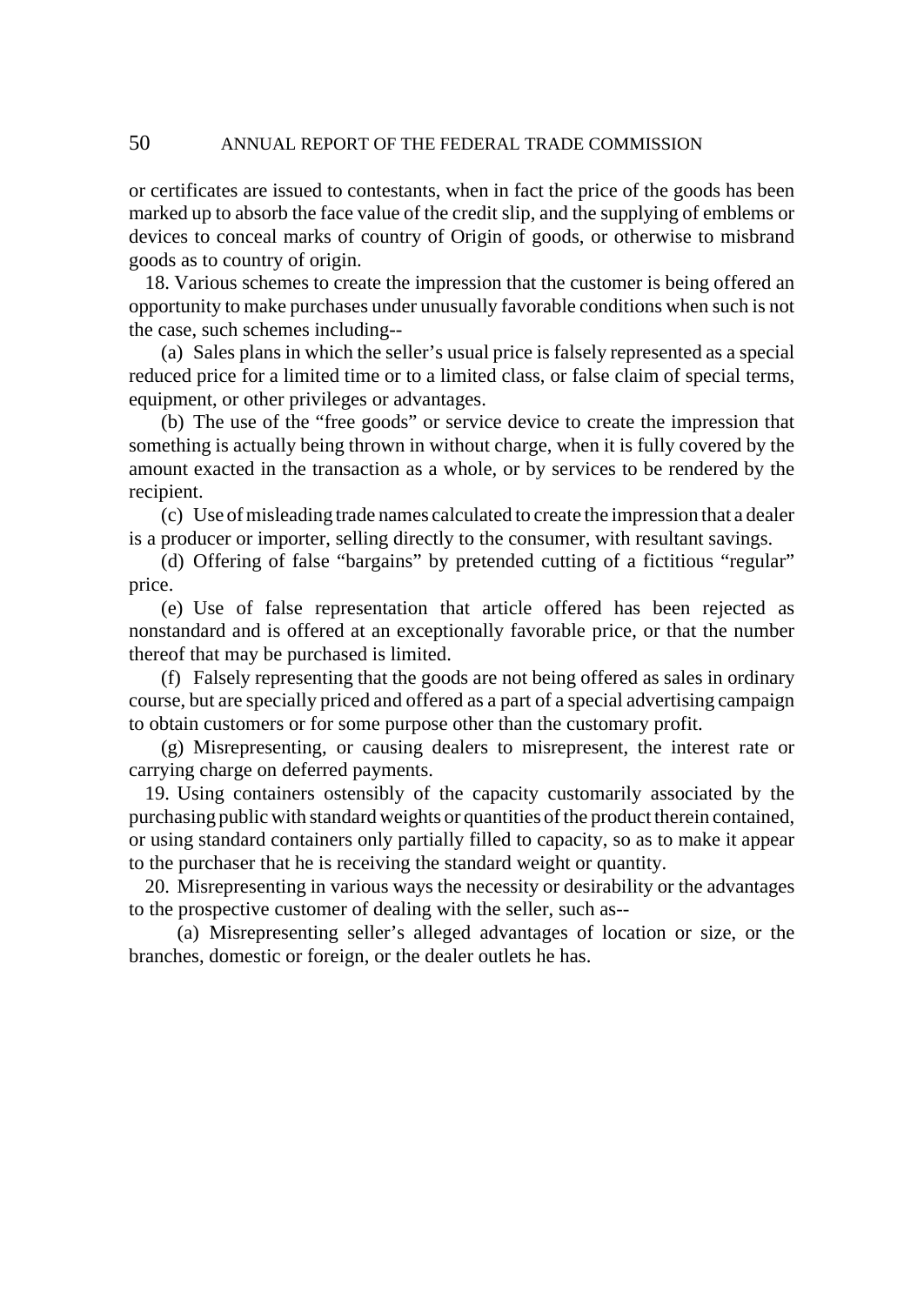or certificates are issued to contestants, when in fact the price of the goods has been marked up to absorb the face value of the credit slip, and the supplying of emblems or devices to conceal marks of country of Origin of goods, or otherwise to misbrand goods as to country of origin.

18. Various schemes to create the impression that the customer is being offered an opportunity to make purchases under unusually favorable conditions when such is not the case, such schemes including--

(a) Sales plans in which the seller's usual price is falsely represented as a special reduced price for a limited time or to a limited class, or false claim of special terms, equipment, or other privileges or advantages.

(b) The use of the "free goods" or service device to create the impression that something is actually being thrown in without charge, when it is fully covered by the amount exacted in the transaction as a whole, or by services to be rendered by the recipient.

(c) Use of misleading trade names calculated to create the impression that a dealer is a producer or importer, selling directly to the consumer, with resultant savings.

(d) Offering of false "bargains" by pretended cutting of a fictitious "regular" price.

(e) Use of false representation that article offered has been rejected as nonstandard and is offered at an exceptionally favorable price, or that the number thereof that may be purchased is limited.

(f) Falsely representing that the goods are not being offered as sales in ordinary course, but are specially priced and offered as a part of a special advertising campaign to obtain customers or for some purpose other than the customary profit.

(g) Misrepresenting, or causing dealers to misrepresent, the interest rate or carrying charge on deferred payments.

19. Using containers ostensibly of the capacity customarily associated by the purchasing public with standard weights or quantities of the product therein contained, or using standard containers only partially filled to capacity, so as to make it appear to the purchaser that he is receiving the standard weight or quantity.

20. Misrepresenting in various ways the necessity or desirability or the advantages to the prospective customer of dealing with the seller, such as--

(a) Misrepresenting seller's alleged advantages of location or size, or the branches, domestic or foreign, or the dealer outlets he has.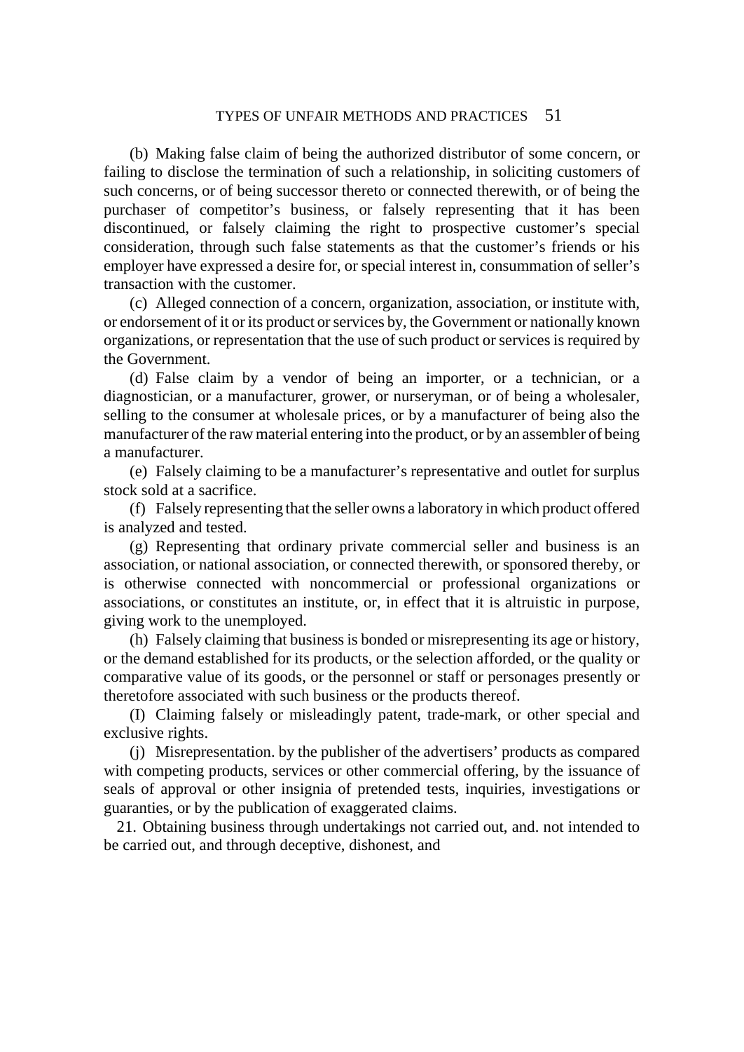(b) Making false claim of being the authorized distributor of some concern, or failing to disclose the termination of such a relationship, in soliciting customers of such concerns, or of being successor thereto or connected therewith, or of being the purchaser of competitor's business, or falsely representing that it has been discontinued, or falsely claiming the right to prospective customer's special consideration, through such false statements as that the customer's friends or his employer have expressed a desire for, or special interest in, consummation of seller's transaction with the customer.

(c) Alleged connection of a concern, organization, association, or institute with, or endorsement of it or its product or services by, the Government or nationally known organizations, or representation that the use of such product or services is required by the Government.

(d) False claim by a vendor of being an importer, or a technician, or a diagnostician, or a manufacturer, grower, or nurseryman, or of being a wholesaler, selling to the consumer at wholesale prices, or by a manufacturer of being also the manufacturer of the raw material entering into the product, or by an assembler of being a manufacturer.

(e) Falsely claiming to be a manufacturer's representative and outlet for surplus stock sold at a sacrifice.

(f) Falsely representing that the seller owns a laboratory in which product offered is analyzed and tested.

(g) Representing that ordinary private commercial seller and business is an association, or national association, or connected therewith, or sponsored thereby, or is otherwise connected with noncommercial or professional organizations or associations, or constitutes an institute, or, in effect that it is altruistic in purpose, giving work to the unemployed.

(h) Falsely claiming that business is bonded or misrepresenting its age or history, or the demand established for its products, or the selection afforded, or the quality or comparative value of its goods, or the personnel or staff or personages presently or theretofore associated with such business or the products thereof.

(I) Claiming falsely or misleadingly patent, trade-mark, or other special and exclusive rights.

(j) Misrepresentation. by the publisher of the advertisers' products as compared with competing products, services or other commercial offering, by the issuance of seals of approval or other insignia of pretended tests, inquiries, investigations or guaranties, or by the publication of exaggerated claims.

21. Obtaining business through undertakings not carried out, and. not intended to be carried out, and through deceptive, dishonest, and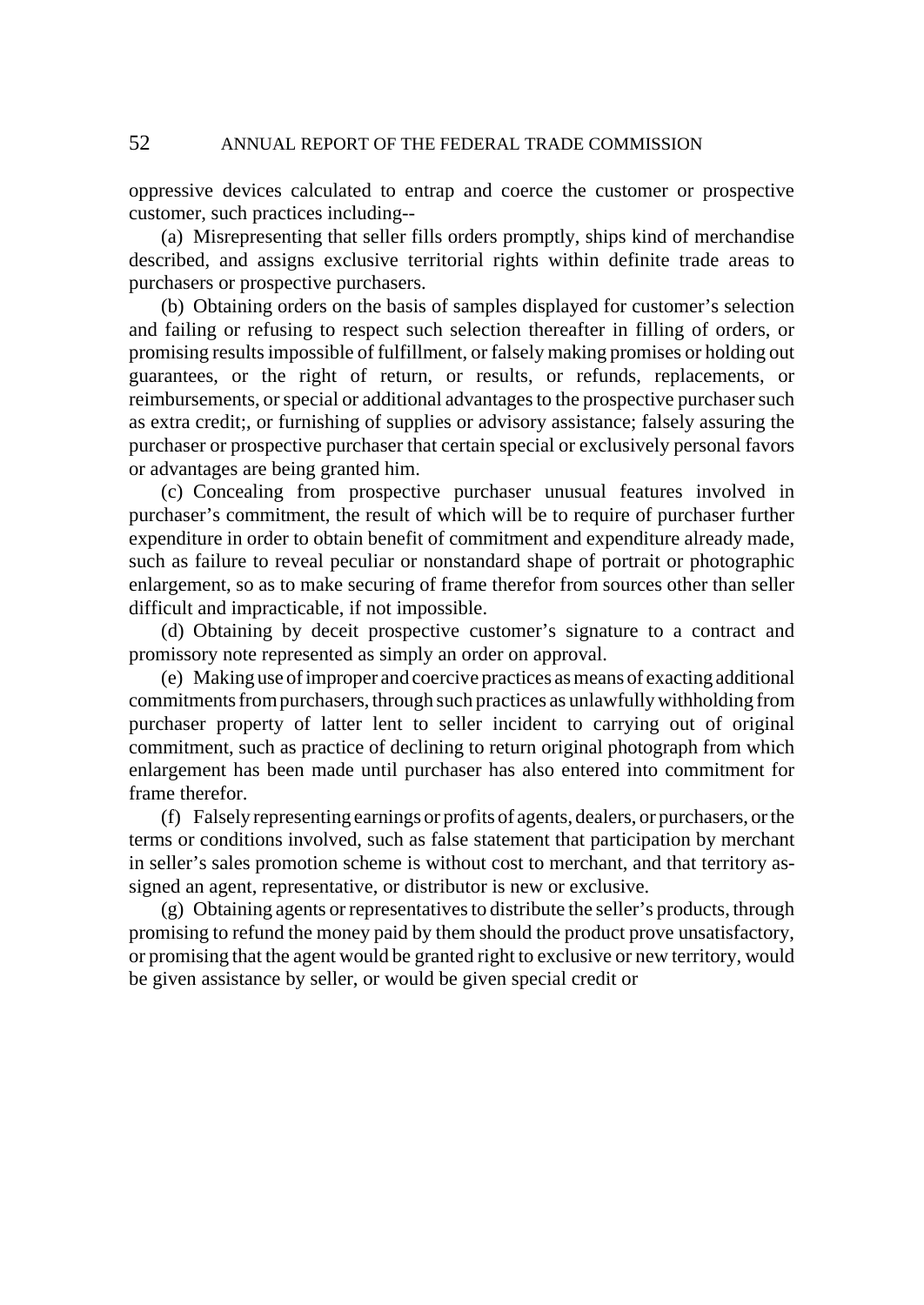oppressive devices calculated to entrap and coerce the customer or prospective customer, such practices including--

(a) Misrepresenting that seller fills orders promptly, ships kind of merchandise described, and assigns exclusive territorial rights within definite trade areas to purchasers or prospective purchasers.

(b) Obtaining orders on the basis of samples displayed for customer's selection and failing or refusing to respect such selection thereafter in filling of orders, or promising results impossible of fulfillment, or falsely making promises or holding out guarantees, or the right of return, or results, or refunds, replacements, or reimbursements, or special or additional advantages to the prospective purchaser such as extra credit;, or furnishing of supplies or advisory assistance; falsely assuring the purchaser or prospective purchaser that certain special or exclusively personal favors or advantages are being granted him.

(c) Concealing from prospective purchaser unusual features involved in purchaser's commitment, the result of which will be to require of purchaser further expenditure in order to obtain benefit of commitment and expenditure already made, such as failure to reveal peculiar or nonstandard shape of portrait or photographic enlargement, so as to make securing of frame therefor from sources other than seller difficult and impracticable, if not impossible.

(d) Obtaining by deceit prospective customer's signature to a contract and promissory note represented as simply an order on approval.

(e) Making use of improper and coercive practices as means of exacting additional commitments from purchasers, through such practices as unlawfully withholding from purchaser property of latter lent to seller incident to carrying out of original commitment, such as practice of declining to return original photograph from which enlargement has been made until purchaser has also entered into commitment for frame therefor.

(f) Falsely representing earnings or profits of agents, dealers, or purchasers, or the terms or conditions involved, such as false statement that participation by merchant in seller's sales promotion scheme is without cost to merchant, and that territory assigned an agent, representative, or distributor is new or exclusive.

(g) Obtaining agents or representatives to distribute the seller's products, through promising to refund the money paid by them should the product prove unsatisfactory, or promising that the agent would be granted right to exclusive or new territory, would be given assistance by seller, or would be given special credit or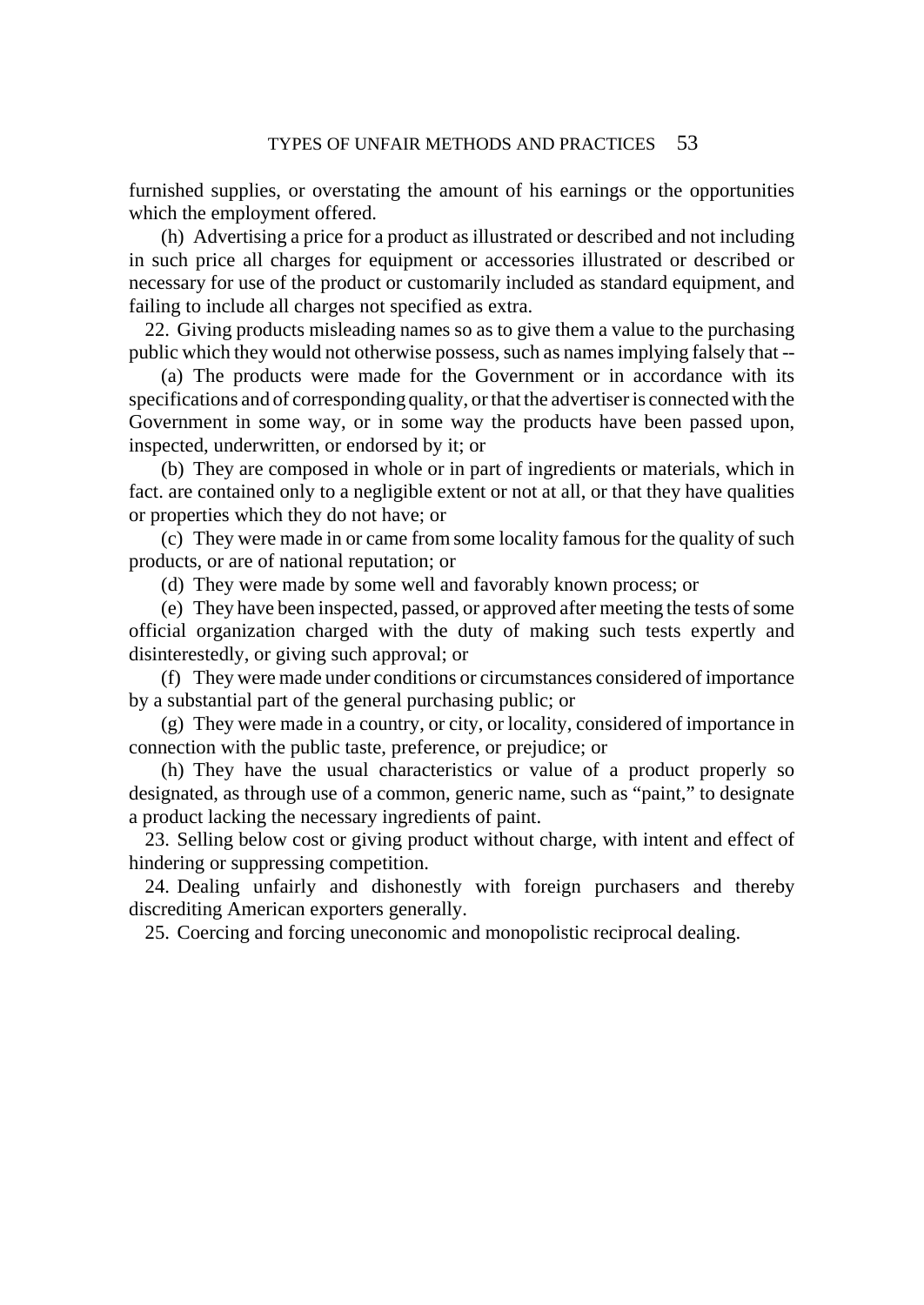furnished supplies, or overstating the amount of his earnings or the opportunities which the employment offered.

(h) Advertising a price for a product as illustrated or described and not including in such price all charges for equipment or accessories illustrated or described or necessary for use of the product or customarily included as standard equipment, and failing to include all charges not specified as extra.

22. Giving products misleading names so as to give them a value to the purchasing public which they would not otherwise possess, such as names implying falsely that --

(a) The products were made for the Government or in accordance with its specifications and of corresponding quality, or that the advertiser is connected with the Government in some way, or in some way the products have been passed upon, inspected, underwritten, or endorsed by it; or

(b) They are composed in whole or in part of ingredients or materials, which in fact. are contained only to a negligible extent or not at all, or that they have qualities or properties which they do not have; or

(c) They were made in or came from some locality famous for the quality of such products, or are of national reputation; or

(d) They were made by some well and favorably known process; or

(e) They have been inspected, passed, or approved after meeting the tests of some official organization charged with the duty of making such tests expertly and disinterestedly, or giving such approval; or

(f) They were made under conditions or circumstances considered of importance by a substantial part of the general purchasing public; or

(g) They were made in a country, or city, or locality, considered of importance in connection with the public taste, preference, or prejudice; or

(h) They have the usual characteristics or value of a product properly so designated, as through use of a common, generic name, such as "paint," to designate a product lacking the necessary ingredients of paint.

23. Selling below cost or giving product without charge, with intent and effect of hindering or suppressing competition.

24. Dealing unfairly and dishonestly with foreign purchasers and thereby discrediting American exporters generally.

25. Coercing and forcing uneconomic and monopolistic reciprocal dealing.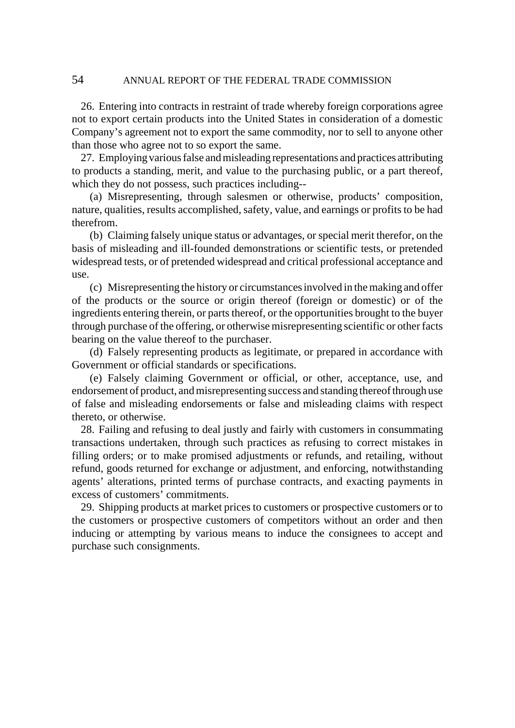26. Entering into contracts in restraint of trade whereby foreign corporations agree not to export certain products into the United States in consideration of a domestic Company's agreement not to export the same commodity, nor to sell to anyone other than those who agree not to so export the same.

27. Employing various false and misleading representations and practices attributing to products a standing, merit, and value to the purchasing public, or a part thereof, which they do not possess, such practices including--

(a) Misrepresenting, through salesmen or otherwise, products' composition, nature, qualities, results accomplished, safety, value, and earnings or profits to be had therefrom.

(b) Claiming falsely unique status or advantages, or special merit therefor, on the basis of misleading and ill-founded demonstrations or scientific tests, or pretended widespread tests, or of pretended widespread and critical professional acceptance and use.

(c) Misrepresenting the history or circumstances involved in the making and offer of the products or the source or origin thereof (foreign or domestic) or of the ingredients entering therein, or parts thereof, or the opportunities brought to the buyer through purchase of the offering, or otherwise misrepresenting scientific or other facts bearing on the value thereof to the purchaser.

(d) Falsely representing products as legitimate, or prepared in accordance with Government or official standards or specifications.

(e) Falsely claiming Government or official, or other, acceptance, use, and endorsement of product, and misrepresenting success and standing thereof through use of false and misleading endorsements or false and misleading claims with respect thereto, or otherwise.

28. Failing and refusing to deal justly and fairly with customers in consummating transactions undertaken, through such practices as refusing to correct mistakes in filling orders; or to make promised adjustments or refunds, and retailing, without refund, goods returned for exchange or adjustment, and enforcing, notwithstanding agents' alterations, printed terms of purchase contracts, and exacting payments in excess of customers' commitments.

29. Shipping products at market prices to customers or prospective customers or to the customers or prospective customers of competitors without an order and then inducing or attempting by various means to induce the consignees to accept and purchase such consignments.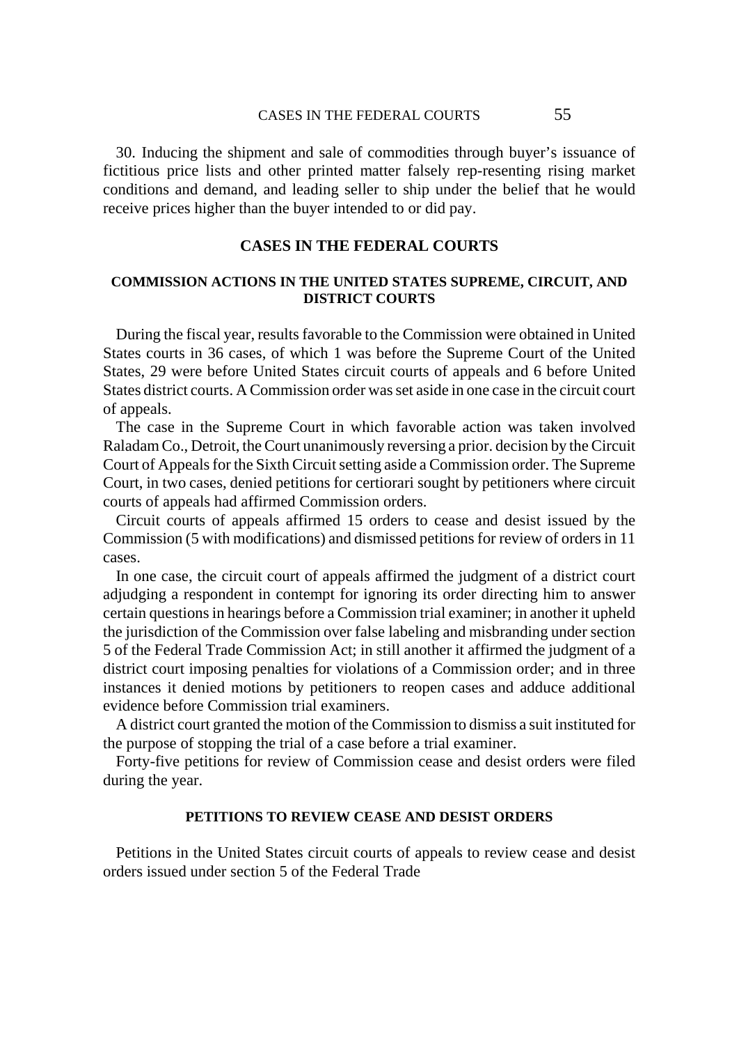30. Inducing the shipment and sale of commodities through buyer's issuance of fictitious price lists and other printed matter falsely rep-resenting rising market conditions and demand, and leading seller to ship under the belief that he would receive prices higher than the buyer intended to or did pay.

## CASES IN THE FEDERAL COURTS

### COMMISSION ACTIONS IN THE UNITED STATES SUPREME, CIRCUIT, AND DISTRICT COURTS

During the fiscal year, results favorable to the Commission were obtained in United States courts in 36 cases, of which 1 was before the Supreme Court of the United States, 29 were before United States circuit courts of appeals and 6 before United States district courts. A Commission order was set aside in one case in the circuit court of appeals.

The case in the Supreme Court in which favorable action was taken involved Raladam Co., Detroit, the Court unanimously reversing a prior. decision by the Circuit Court of Appeals for the Sixth Circuit setting aside a Commission order. The Supreme Court, in two cases, denied petitions for certiorari sought by petitioners where circuit courts of appeals had affirmed Commission orders.

Circuit courts of appeals affirmed 15 orders to cease and desist issued by the Commission (5 with modifications) and dismissed petitions for review of orders in 11 cases.

In one case, the circuit court of appeals affirmed the judgment of a district court adjudging a respondent in contempt for ignoring its order directing him to answer certain questions in hearings before a Commission trial examiner; in another it upheld the jurisdiction of the Commission over false labeling and misbranding under section 5 of the Federal Trade Commission Act; in still another it affirmed the judgment of a district court imposing penalties for violations of a Commission order; and in three instances it denied motions by petitioners to reopen cases and adduce additional evidence before Commission trial examiners.

A district court granted the motion of the Commission to dismiss a suit instituted for the purpose of stopping the trial of a case before a trial examiner.

Forty-five petitions for review of Commission cease and desist orders were filed during the year.

### PETITIONS TO REVIEW CEASE AND DESIST ORDERS

Petitions in the United States circuit courts of appeals to review cease and desist orders issued under section 5 of the Federal Trade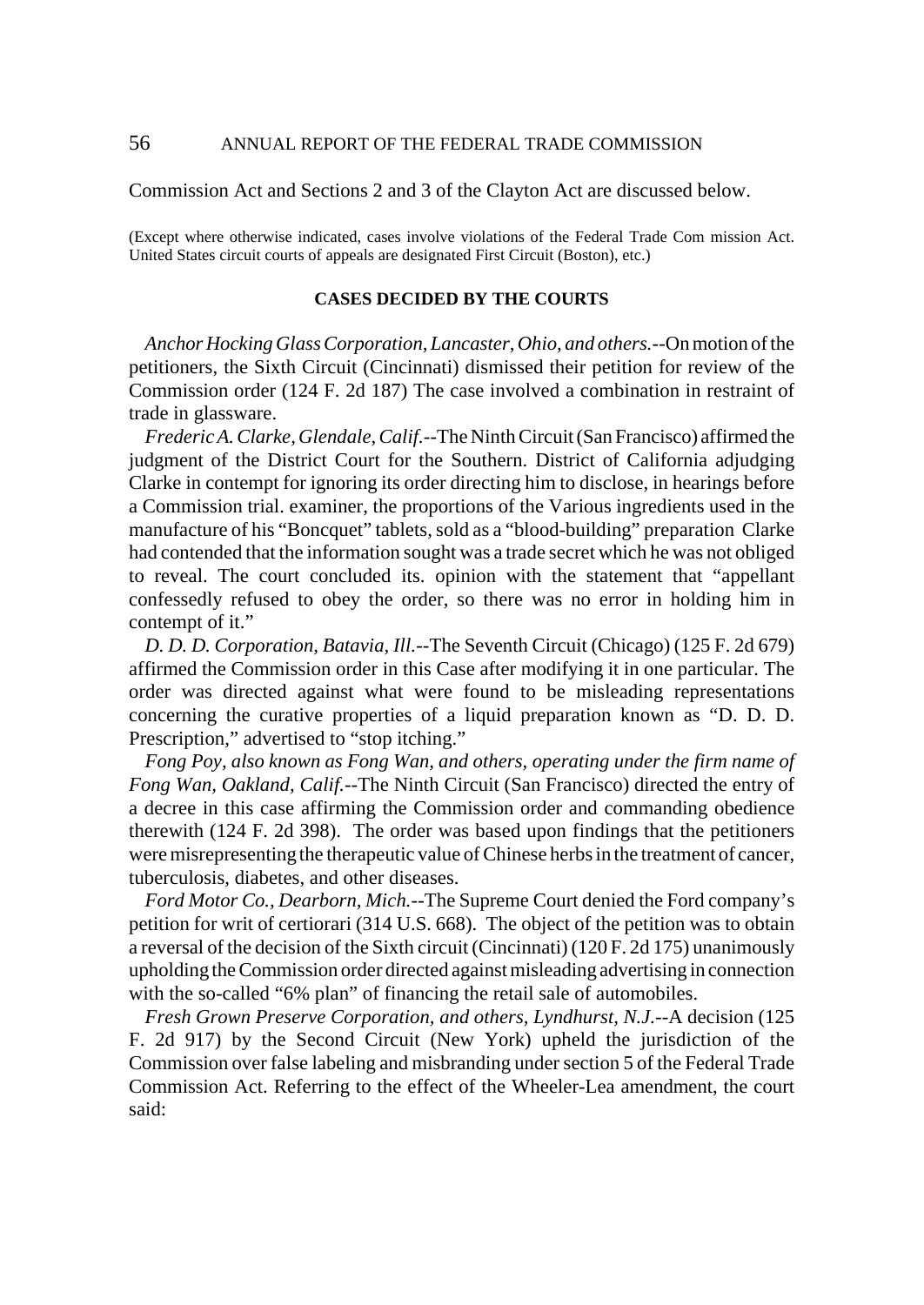Commission Act and Sections 2 and 3 of the Clayton Act are discussed below.

(Except where otherwise indicated, cases involve violations of the Federal Trade Com mission Act. United States circuit courts of appeals are designated First Circuit (Boston), etc.)

**CASES DECIDED BY THE COURTS**

*Anchor Hocking Glass Corporation, Lancaster, Ohio, and others.*--On motion of the petitioners, the Sixth Circuit (Cincinnati) dismissed their petition for review of the Commission order (124 F. 2d 187) The case involved a combination in restraint of trade in glassware.

*Frederic A. Clarke, Glendale, Calif.*--The Ninth Circuit (San Francisco) affirmed the judgment of the District Court for the Southern. District of California adjudging Clarke in contempt for ignoring its order directing him to disclose, in hearings before a Commission trial. examiner, the proportions of the Various ingredients used in the manufacture of his "Boncquet" tablets, sold as a "blood-building" preparation Clarke had contended that the information sought was a trade secret which he was not obliged to reveal. The court concluded its. opinion with the statement that "appellant confessedly refused to obey the order, so there was no error in holding him in contempt of it."

*D. D. D. Corporation, Batavia, Ill.*--The Seventh Circuit (Chicago) (125 F. 2d 679) affirmed the Commission order in this Case after modifying it in one particular. The order was directed against what were found to be misleading representations concerning the curative properties of a liquid preparation known as "D. D. D. Prescription," advertised to "stop itching."

*Fong Poy, also known as Fong Wan, and others, operating under the firm name of Fong Wan, Oakland, Calif.*--The Ninth Circuit (San Francisco) directed the entry of a decree in this case affirming the Commission order and commanding obedience therewith (124 F. 2d 398). The order was based upon findings that the petitioners were misrepresenting the therapeutic value of Chinese herbs in the treatment of cancer, tuberculosis, diabetes, and other diseases.

*Ford Motor Co., Dearborn, Mich.*--The Supreme Court denied the Ford company's petition for writ of certiorari (314 U.S. 668). The object of the petition was to obtain a reversal of the decision of the Sixth circuit (Cincinnati) (120 F. 2d 175) unanimously upholding the Commission order directed against misleading advertising in connection with the so-called "6% plan" of financing the retail sale of automobiles.

*Fresh Grown Preserve Corporation, and others, Lyndhurst, N.J.*--A decision (125 F. 2d 917) by the Second Circuit (New York) upheld the jurisdiction of the Commission over false labeling and misbranding under section 5 of the Federal Trade Commission Act. Referring to the effect of the Wheeler-Lea amendment, the court said: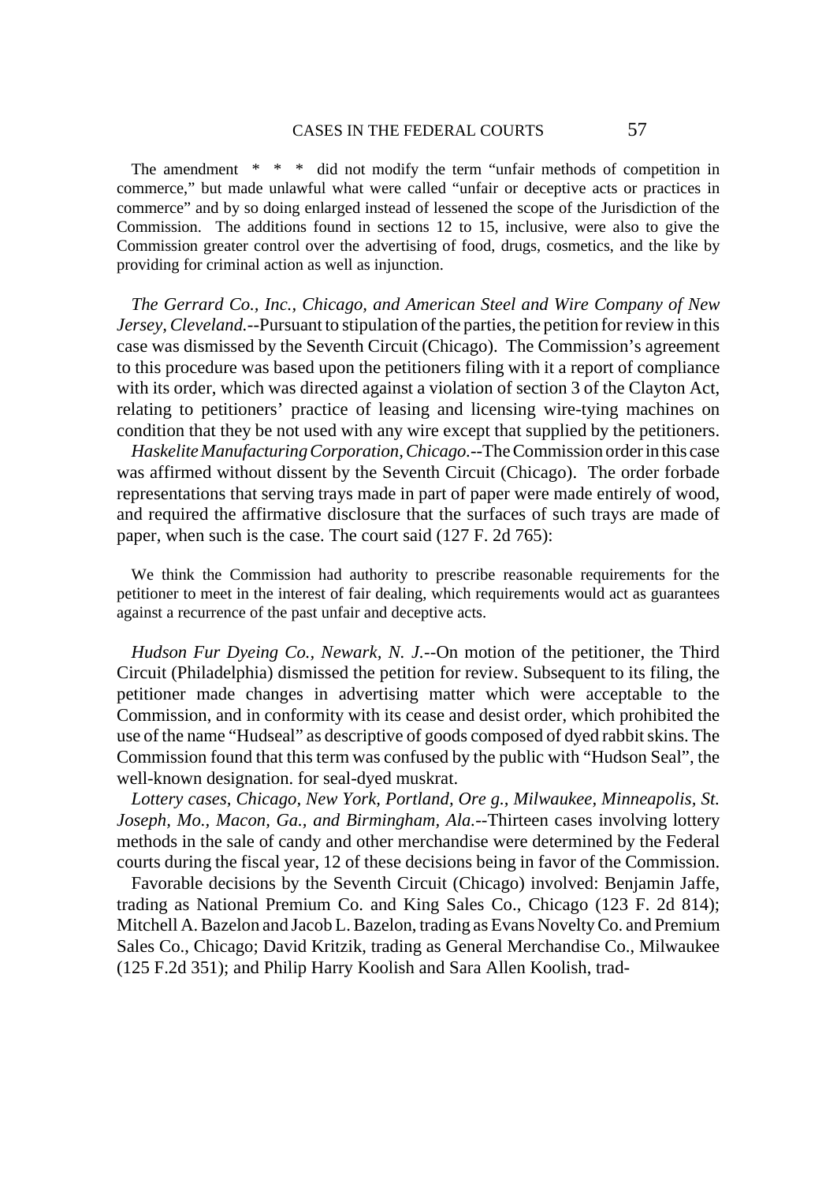The amendment * * * did not modify the term "unfair methods of competition in commerce," but made unlawful what were called "unfair or deceptive acts or practices in commerce" and by so doing enlarged instead of lessened the scope of the Jurisdiction of the Commission. The additions found in sections 12 to 15, inclusive, were also to give the Commission greater control over the advertising of food, drugs, cosmetics, and the like by providing for criminal action as well as injunction.

*The Gerrard Co., Inc., Chicago, and American Steel and Wire Company of New Jersey, Cleveland.*--Pursuant to stipulation of the parties, the petition for review in this case was dismissed by the Seventh Circuit (Chicago). The Commission's agreement to this procedure was based upon the petitioners filing with it a report of compliance with its order, which was directed against a violation of section 3 of the Clayton Act, relating to petitioners' practice of leasing and licensing wire-tying machines on condition that they be not used with any wire except that supplied by the petitioners.

*Haskelite Manufacturing Corporation, Chicago.*--The Commission order in this case was affirmed without dissent by the Seventh Circuit (Chicago). The order forbade representations that serving trays made in part of paper were made entirely of wood, and required the affirmative disclosure that the surfaces of such trays are made of paper, when such is the case. The court said (127 F. 2d 765):

> We think the Commission had authority to prescribe reasonable requirements for the petitioner to meet in the interest of fair dealing, which requirements would act as guarantees against a recurrence of the past unfair and deceptive acts.

*Hudson Fur Dyeing Co., Newark, N. J.*--On motion of the petitioner, the Third Circuit (Philadelphia) dismissed the petition for review. Subsequent to its filing, the petitioner made changes in advertising matter which were acceptable to the Commission, and in conformity with its cease and desist order, which prohibited the use of the name "Hudseal" as descriptive of goods composed of dyed rabbit skins. The Commission found that this term was confused by the public with "Hudson Seal", the well-known designation. for seal-dyed muskrat.

*Lottery cases, Chicago, New York, Portland, Ore g., Milwaukee, Minneapolis, St. Joseph, Mo., Macon, Ga., and Birmingham, Ala.*--Thirteen cases involving lottery methods in the sale of candy and other merchandise were determined by the Federal courts during the fiscal year, 12 of these decisions being in favor of the Commission.

Favorable decisions by the Seventh Circuit (Chicago) involved: Benjamin Jaffe, trading as National Premium Co. and King Sales Co., Chicago (123 F. 2d 814); Mitchell A. Bazelon and Jacob L. Bazelon, trading as Evans Novelty Co. and Premium Sales Co., Chicago; David Kritzik, trading as General Merchandise Co., Milwaukee (125 F.2d 351); and Philip Harry Koolish and Sara Allen Koolish, trad-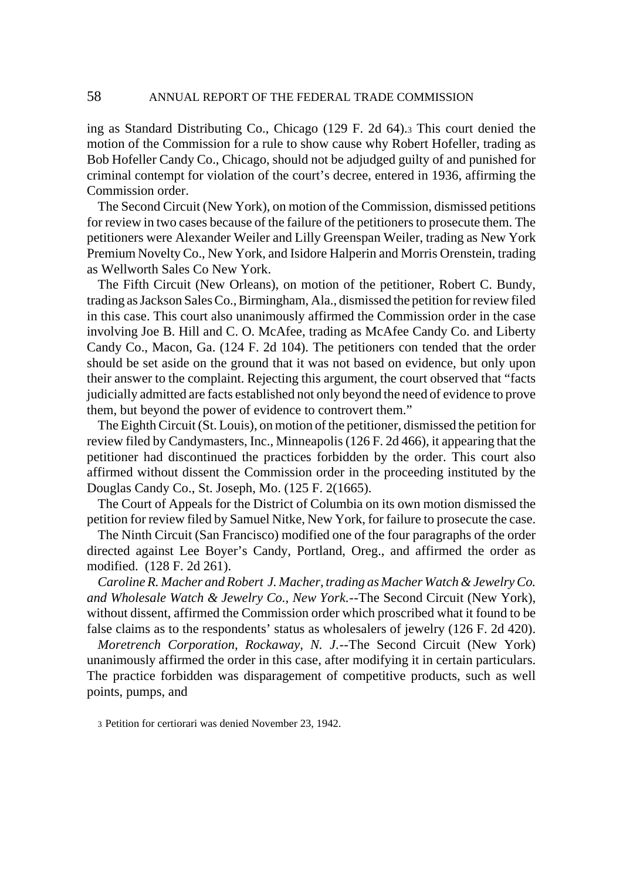ing as Standard Distributing Co., Chicago (129 F. 2d 64).[3] This court denied the motion of the Commission for a rule to show cause why Robert Hofeller, trading as Bob Hofeller Candy Co., Chicago, should not be adjudged guilty of and punished for criminal contempt for violation of the court's decree, entered in 1936, affirming the Commission order.

The Second Circuit (New York), on motion of the Commission, dismissed petitions for review in two cases because of the failure of the petitioners to prosecute them. The petitioners were Alexander Weiler and Lilly Greenspan Weiler, trading as New York Premium Novelty Co., New York, and Isidore Halperin and Morris Orenstein, trading as Wellworth Sales Co New York.

The Fifth Circuit (New Orleans), on motion of the petitioner, Robert C. Bundy, trading as Jackson Sales Co., Birmingham, Ala., dismissed the petition for review filed in this case. This court also unanimously affirmed the Commission order in the case involving Joe B. Hill and C. O. McAfee, trading as McAfee Candy Co. and Liberty Candy Co., Macon, Ga. (124 F. 2d 104). The petitioners con tended that the order should be set aside on the ground that it was not based on evidence, but only upon their answer to the complaint. Rejecting this argument, the court observed that "facts judicially admitted are facts established not only beyond the need of evidence to prove them, but beyond the power of evidence to controvert them."

The Eighth Circuit (St. Louis), on motion of the petitioner, dismissed the petition for review filed by Candymasters, Inc., Minneapolis (126 F. 2d 466), it appearing that the petitioner had discontinued the practices forbidden by the order. This court also affirmed without dissent the Commission order in the proceeding instituted by the Douglas Candy Co., St. Joseph, Mo. (125 F. 2(1665).

The Court of Appeals for the District of Columbia on its own motion dismissed the petition for review filed by Samuel Nitke, New York, for failure to prosecute the case.

The Ninth Circuit (San Francisco) modified one of the four paragraphs of the order directed against Lee Boyer's Candy, Portland, Oreg., and affirmed the order as modified. (128 F. 2d 261).

*Caroline R. Macher and Robert J. Macher, trading as Macher Watch & Jewelry Co. and Wholesale Watch & Jewelry Co., New York.*--The Second Circuit (New York), without dissent, affirmed the Commission order which proscribed what it found to be false claims as to the respondents' status as wholesalers of jewelry (126 F. 2d 420).

*Moretrench Corporation, Rockaway, N. J.*--The Second Circuit (New York) unanimously affirmed the order in this case, after modifying it in certain particulars. The practice forbidden was disparagement of competitive products, such as well points, pumps, and

[3] Petition for certiorari was denied November 23, 1942.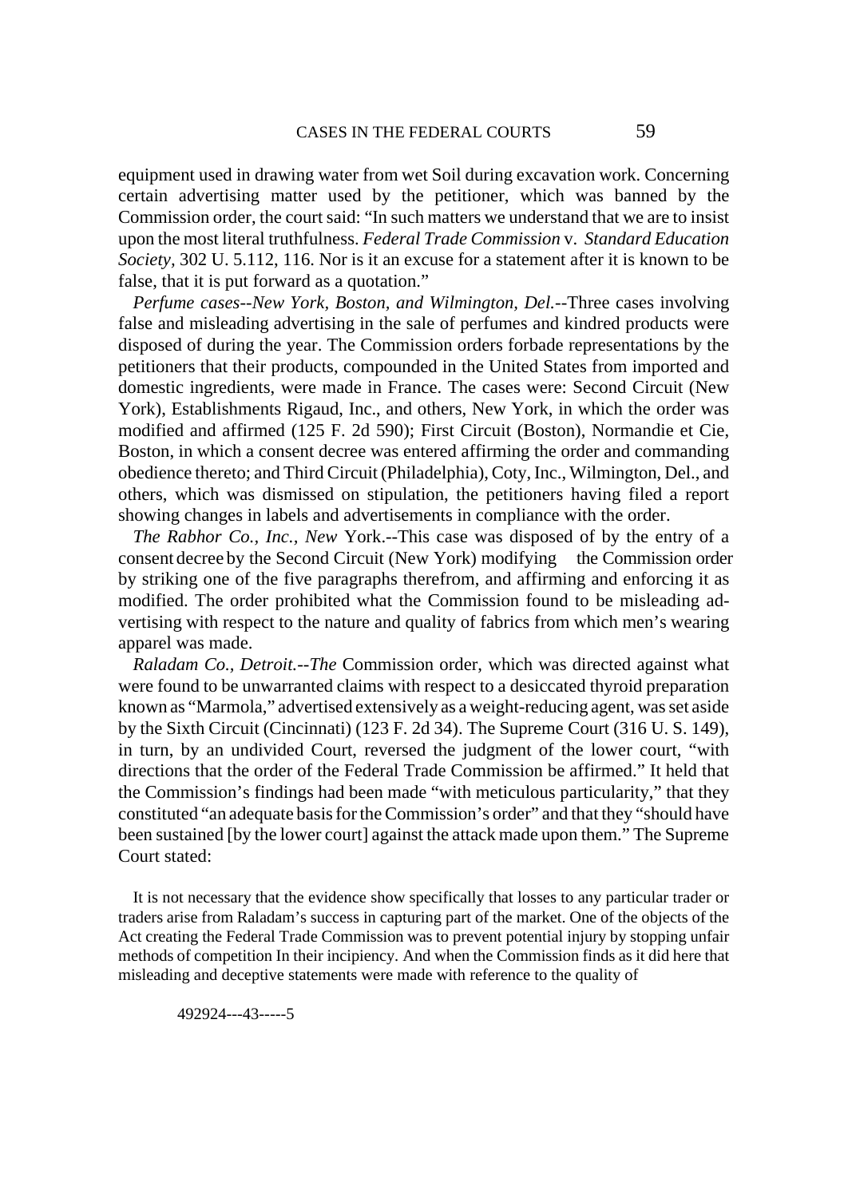equipment used in drawing water from wet Soil during excavation work. Concerning certain advertising matter used by the petitioner, which was banned by the Commission order, the court said: "In such matters we understand that we are to insist upon the most literal truthfulness. *Federal Trade Commission* v. *Standard Education Society,* 302 U. 5.112, 116. Nor is it an excuse for a statement after it is known to be false, that it is put forward as a quotation."

*Perfume cases--New York, Boston, and Wilmington, Del.*--Three cases involving false and misleading advertising in the sale of perfumes and kindred products were disposed of during the year. The Commission orders forbade representations by the petitioners that their products, compounded in the United States from imported and domestic ingredients, were made in France. The cases were: Second Circuit (New York), Establishments Rigaud, Inc., and others, New York, in which the order was modified and affirmed (125 F. 2d 590); First Circuit (Boston), Normandie et Cie, Boston, in which a consent decree was entered affirming the order and commanding obedience thereto; and Third Circuit (Philadelphia), Coty, Inc., Wilmington, Del., and others, which was dismissed on stipulation, the petitioners having filed a report showing changes in labels and advertisements in compliance with the order.

*The Rabhor Co., Inc., New* York.--This case was disposed of by the entry of a consent decree by the Second Circuit (New York) modifying the Commission order by striking one of the five paragraphs therefrom, and affirming and enforcing it as modified. The order prohibited what the Commission found to be misleading advertising with respect to the nature and quality of fabrics from which men's wearing apparel was made.

*Raladam Co., Detroit.--The* Commission order, which was directed against what were found to be unwarranted claims with respect to a desiccated thyroid preparation known as "Marmola," advertised extensively as a weight-reducing agent, was set aside by the Sixth Circuit (Cincinnati) (123 F. 2d 34). The Supreme Court (316 U. S. 149), in turn, by an undivided Court, reversed the judgment of the lower court, "with directions that the order of the Federal Trade Commission be affirmed." It held that the Commission's findings had been made "with meticulous particularity," that they constituted "an adequate basis for the Commission's order" and that they "should have been sustained [by the lower court] against the attack made upon them." The Supreme Court stated:

> It is not necessary that the evidence show specifically that losses to any particular trader or traders arise from Raladam's success in capturing part of the market. One of the objects of the Act creating the Federal Trade Commission was to prevent potential injury by stopping unfair methods of competition In their incipiency. And when the Commission finds as it did here that misleading and deceptive statements were made with reference to the quality of

492924---43-----5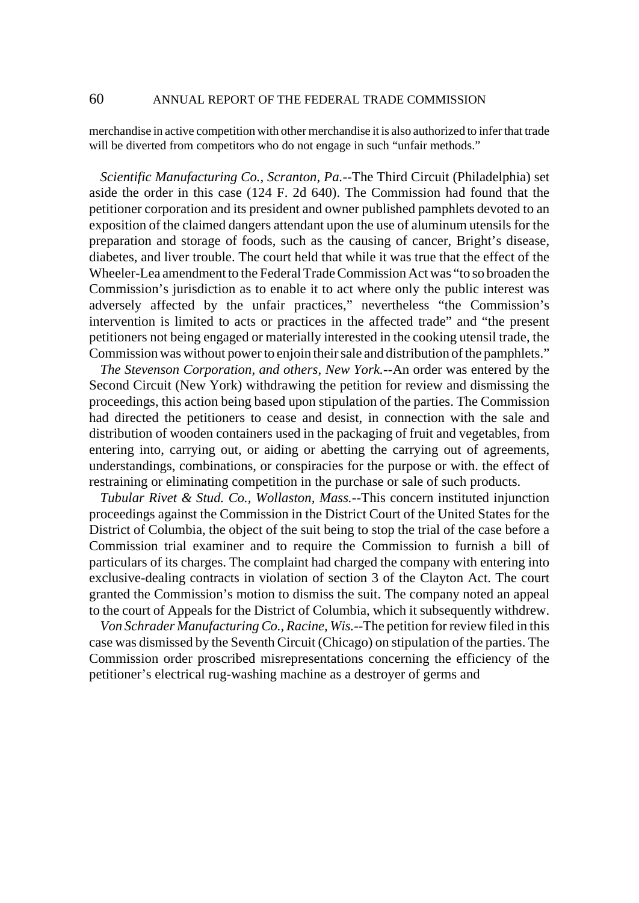merchandise in active competition with other merchandise it is also authorized to infer that trade will be diverted from competitors who do not engage in such "unfair methods."

*Scientific Manufacturing Co., Scranton, Pa.*--The Third Circuit (Philadelphia) set aside the order in this case (124 F. 2d 640). The Commission had found that the petitioner corporation and its president and owner published pamphlets devoted to an exposition of the claimed dangers attendant upon the use of aluminum utensils for the preparation and storage of foods, such as the causing of cancer, Bright's disease, diabetes, and liver trouble. The court held that while it was true that the effect of the Wheeler-Lea amendment to the Federal Trade Commission Act was "to so broaden the Commission's jurisdiction as to enable it to act where only the public interest was adversely affected by the unfair practices," nevertheless "the Commission's intervention is limited to acts or practices in the affected trade" and "the present petitioners not being engaged or materially interested in the cooking utensil trade, the Commission was without power to enjoin their sale and distribution of the pamphlets."

*The Stevenson Corporation, and others, New York.*--An order was entered by the Second Circuit (New York) withdrawing the petition for review and dismissing the proceedings, this action being based upon stipulation of the parties. The Commission had directed the petitioners to cease and desist, in connection with the sale and distribution of wooden containers used in the packaging of fruit and vegetables, from entering into, carrying out, or aiding or abetting the carrying out of agreements, understandings, combinations, or conspiracies for the purpose or with. the effect of restraining or eliminating competition in the purchase or sale of such products.

*Tubular Rivet & Stud. Co., Wollaston, Mass.*--This concern instituted injunction proceedings against the Commission in the District Court of the United States for the District of Columbia, the object of the suit being to stop the trial of the case before a Commission trial examiner and to require the Commission to furnish a bill of particulars of its charges. The complaint had charged the company with entering into exclusive-dealing contracts in violation of section 3 of the Clayton Act. The court granted the Commission's motion to dismiss the suit. The company noted an appeal to the court of Appeals for the District of Columbia, which it subsequently withdrew.

*Von Schrader Manufacturing Co., Racine, Wis.*--The petition for review filed in this case was dismissed by the Seventh Circuit (Chicago) on stipulation of the parties. The Commission order proscribed misrepresentations concerning the efficiency of the petitioner's electrical rug-washing machine as a destroyer of germs and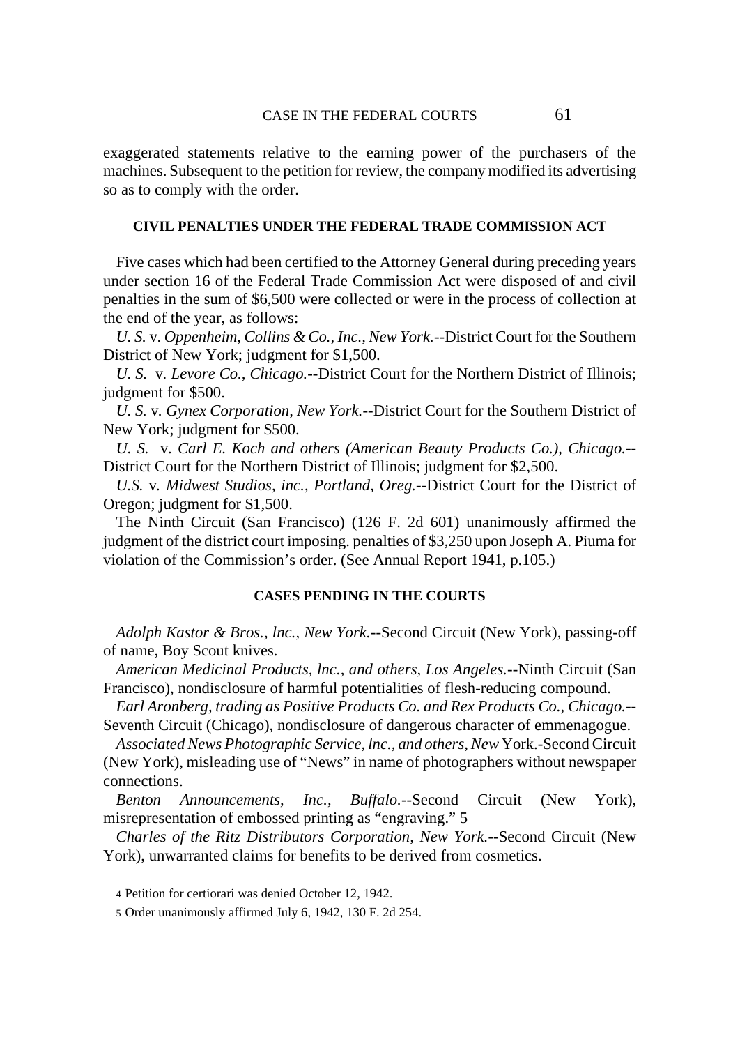exaggerated statements relative to the earning power of the purchasers of the machines. Subsequent to the petition for review, the company modified its advertising so as to comply with the order.

### CIVIL PENALTIES UNDER THE FEDERAL TRADE COMMISSION ACT

Five cases which had been certified to the Attorney General during preceding years under section 16 of the Federal Trade Commission Act were disposed of and civil penalties in the sum of $6,500 were collected or were in the process of collection at the end of the year, as follows:

*U. S.* v. *Oppenheim, Collins & Co., Inc., New York.*--District Court for the Southern District of New York; judgment for $1,500.

*U. S.* v. *Levore Co., Chicago.*--District Court for the Northern District of Illinois; judgment for $500.

*U. S.* v. *Gynex Corporation, New York.*--District Court for the Southern District of New York; judgment for $500.

*U. S.* v. *Carl E. Koch and others (American Beauty Products Co.), Chicago.*--District Court for the Northern District of Illinois; judgment for $2,500.

*U.S.* v. *Midwest Studios, inc., Portland, Oreg.*--District Court for the District of Oregon; judgment for $1,500.

The Ninth Circuit (San Francisco) (126 F. 2d 601) unanimously affirmed the judgment of the district court imposing. penalties of $3,250 upon Joseph A. Piuma for violation of the Commission's order. (See Annual Report 1941, p.105.)

### CASES PENDING IN THE COURTS

*Adolph Kastor & Bros., lnc., New York.*--Second Circuit (New York), passing-off of name, Boy Scout knives.

*American Medicinal Products, lnc., and others, Los Angeles.*--Ninth Circuit (San Francisco), nondisclosure of harmful potentialities of flesh-reducing compound.

*Earl Aronberg, trading as Positive Products Co. and Rex Products Co., Chicago.*--Seventh Circuit (Chicago), nondisclosure of dangerous character of emmenagogue.

*Associated News Photographic Service, lnc., and others, New* York.-Second Circuit (New York), misleading use of "News" in name of photographers without newspaper connections.

*Benton Announcements, Inc., Buffalo.*--Second Circuit (New York), misrepresentation of embossed printing as "engraving." [5]

*Charles of the Ritz Distributors Corporation, New York.*--Second Circuit (New York), unwarranted claims for benefits to be derived from cosmetics.

[4] Petition for certiorari was denied October 12, 1942.

[5] Order unanimously affirmed July 6, 1942, 130 F. 2d 254.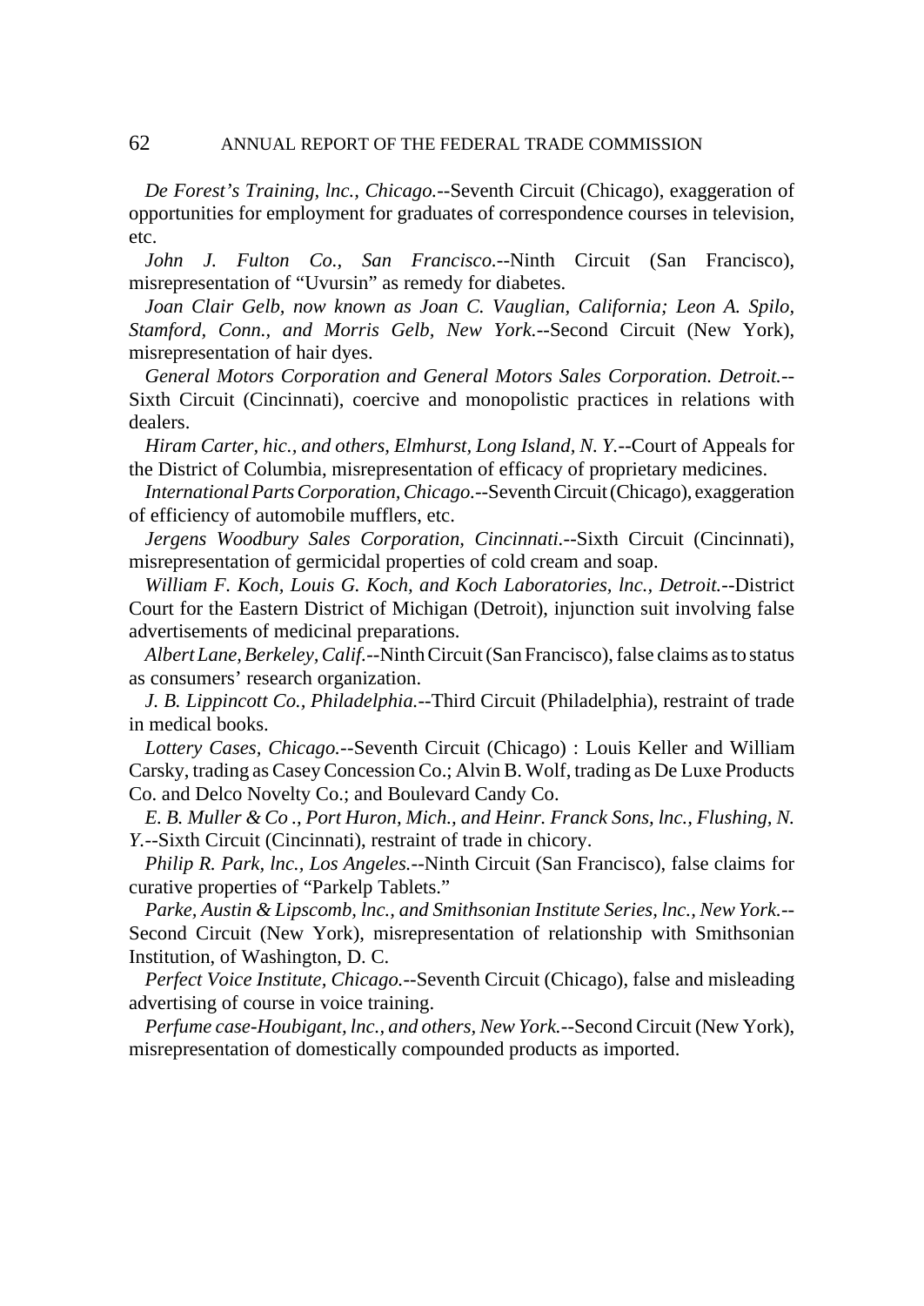*De Forest's Training, lnc., Chicago.*--Seventh Circuit (Chicago), exaggeration of opportunities for employment for graduates of correspondence courses in television, etc.

*John J. Fulton Co., San Francisco.*--Ninth Circuit (San Francisco), misrepresentation of "Uvursin" as remedy for diabetes.

*Joan Clair Gelb, now known as Joan C. Vauglian, California; Leon A. Spilo, Stamford, Conn., and Morris Gelb, New York.*--Second Circuit (New York), misrepresentation of hair dyes.

*General Motors Corporation and General Motors Sales Corporation. Detroit.*--Sixth Circuit (Cincinnati), coercive and monopolistic practices in relations with dealers.

*Hiram Carter, hic., and others, Elmhurst, Long Island, N. Y.*--Court of Appeals for the District of Columbia, misrepresentation of efficacy of proprietary medicines.

*International Parts Corporation, Chicago.*--Seventh Circuit (Chicago), exaggeration of efficiency of automobile mufflers, etc.

*Jergens Woodbury Sales Corporation, Cincinnati.*--Sixth Circuit (Cincinnati), misrepresentation of germicidal properties of cold cream and soap.

*William F. Koch, Louis G. Koch, and Koch Laboratories, lnc., Detroit.*--District Court for the Eastern District of Michigan (Detroit), injunction suit involving false advertisements of medicinal preparations.

*Albert Lane, Berkeley, Calif.*--Ninth Circuit (San Francisco), false claims as to status as consumers' research organization.

*J. B. Lippincott Co., Philadelphia.*--Third Circuit (Philadelphia), restraint of trade in medical books.

*Lottery Cases, Chicago.*--Seventh Circuit (Chicago) : Louis Keller and William Carsky, trading as Casey Concession Co.; Alvin B. Wolf, trading as De Luxe Products Co. and Delco Novelty Co.; and Boulevard Candy Co.

*E. B. Muller & Co ., Port Huron, Mich., and Heinr. Franck Sons, lnc., Flushing, N. Y.*--Sixth Circuit (Cincinnati), restraint of trade in chicory.

*Philip R. Park, lnc., Los Angeles.*--Ninth Circuit (San Francisco), false claims for curative properties of "Parkelp Tablets."

*Parke, Austin & Lipscomb, lnc., and Smithsonian Institute Series, lnc., New York.*--Second Circuit (New York), misrepresentation of relationship with Smithsonian Institution, of Washington, D. C.

*Perfect Voice Institute, Chicago.*--Seventh Circuit (Chicago), false and misleading advertising of course in voice training.

*Perfume case-Houbigant, lnc., and others, New York.*--Second Circuit (New York), misrepresentation of domestically compounded products as imported.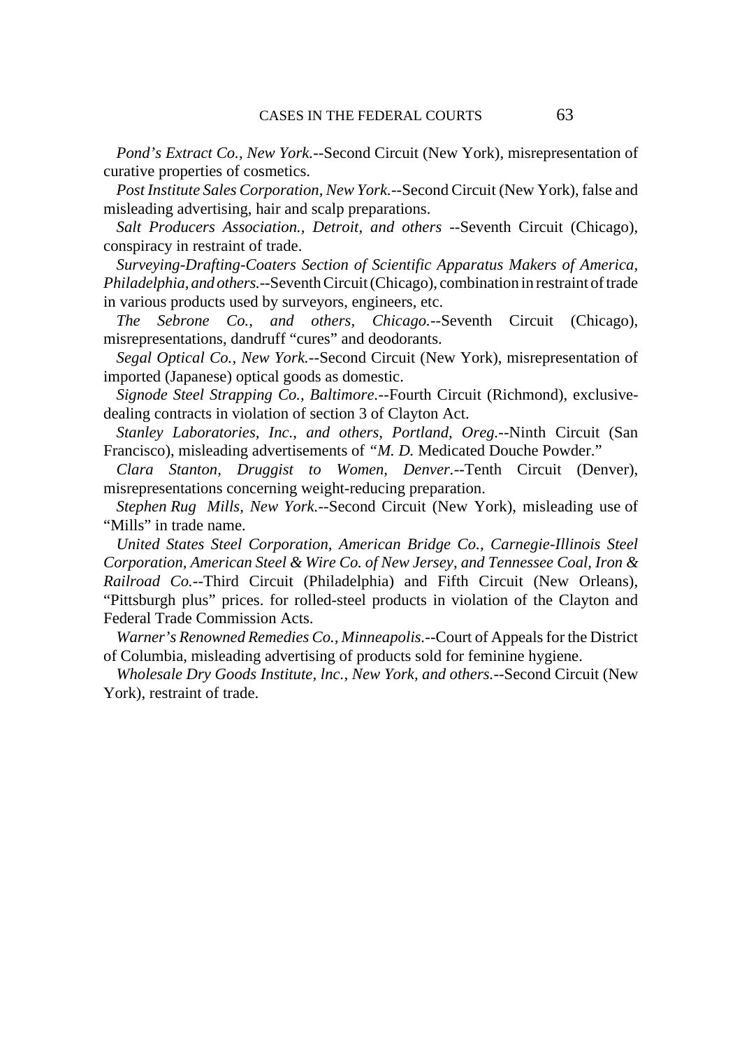*Pond's Extract Co., New York.*--Second Circuit (New York), misrepresentation of curative properties of cosmetics.

*Post Institute Sales Corporation, New York.*--Second Circuit (New York), false and misleading advertising, hair and scalp preparations.

*Salt Producers Association., Detroit, and others* --Seventh Circuit (Chicago), conspiracy in restraint of trade.

*Surveying-Drafting-Coaters Section of Scientific Apparatus Makers of America, Philadelphia, and others.*--Seventh Circuit (Chicago), combination in restraint of trade in various products used by surveyors, engineers, etc.

*The Sebrone Co., and others, Chicago.*--Seventh Circuit (Chicago), misrepresentations, dandruff "cures" and deodorants.

*Segal Optical Co., New York.*--Second Circuit (New York), misrepresentation of imported (Japanese) optical goods as domestic.

*Signode Steel Strapping Co., Baltimore.*--Fourth Circuit (Richmond), exclusive-dealing contracts in violation of section 3 of Clayton Act.

*Stanley Laboratories, Inc., and others, Portland, Oreg.*--Ninth Circuit (San Francisco), misleading advertisements of "*M. D.* Medicated Douche Powder."

*Clara Stanton, Druggist to Women, Denver.*--Tenth Circuit (Denver), misrepresentations concerning weight-reducing preparation.

*Stephen Rug Mills, New York.*--Second Circuit (New York), misleading use of "Mills" in trade name.

*United States Steel Corporation, American Bridge Co., Carnegie-Illinois Steel Corporation, American Steel & Wire Co. of New Jersey, and Tennessee Coal, Iron & Railroad Co.*--Third Circuit (Philadelphia) and Fifth Circuit (New Orleans), "Pittsburgh plus" prices. for rolled-steel products in violation of the Clayton and Federal Trade Commission Acts.

*Warner's Renowned Remedies Co., Minneapolis.*--Court of Appeals for the District of Columbia, misleading advertising of products sold for feminine hygiene.

*Wholesale Dry Goods Institute, lnc., New York, and others.*--Second Circuit (New York), restraint of trade.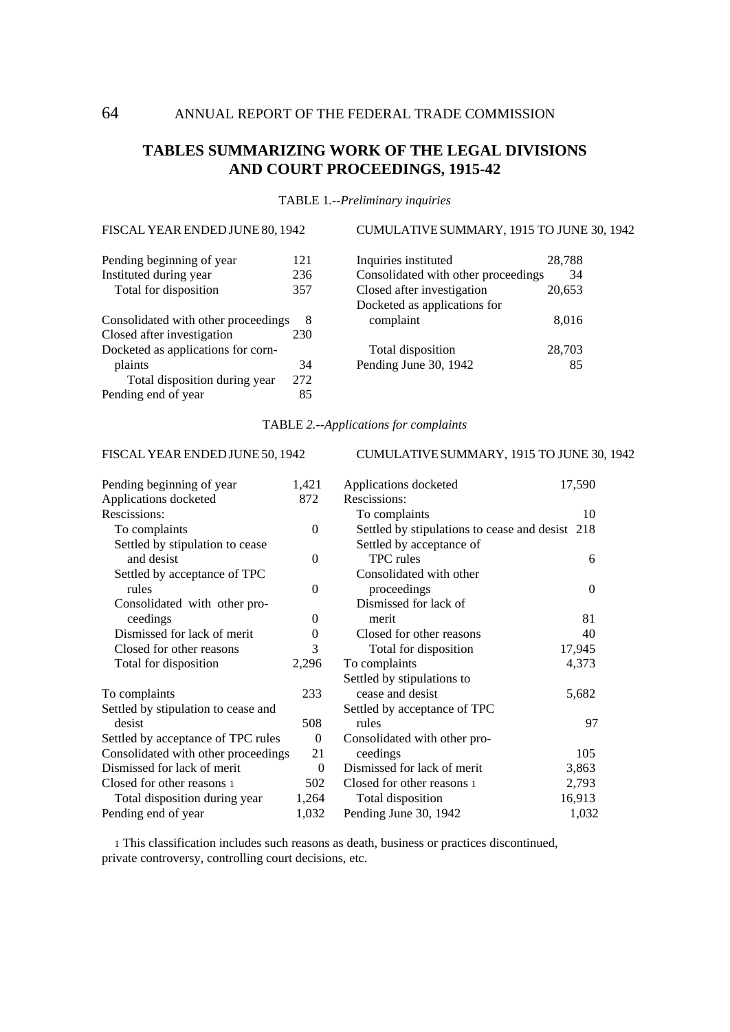## TABLES SUMMARIZING WORK OF THE LEGAL DIVISIONS AND COURT PROCEEDINGS, 1915-42

TABLE 1.--*Preliminary inquiries*

| FISCAL YEAR ENDED JUNE 80, 1942 | | CUMULATIVE SUMMARY, 1915 TO JUNE 30, 1942 | |
|---|---|---|---|
| Pending beginning of year | 121 | Inquiries instituted | 28,788 |
| Instituted during year | 236 | Consolidated with other proceedings | 34 |
| Total for disposition | 357 | Closed after investigation | 20,653 |
| | | Docketed as applications for complaint | 8,016 |
| Consolidated with other proceedings | 8 | | |
| Closed after investigation | 230 | Total disposition | 28,703 |
| Docketed as applications for corn-plaints | 34 | Pending June 30, 1942 | 85 |
| Total disposition during year | 272 | | |
| Pending end of year | 85 | | |

TABLE *2.--Applications for complaints*

| FISCAL YEAR ENDED JUNE 50, 1942 | | CUMULATIVE SUMMARY, 1915 TO JUNE 30, 1942 | |
|---|---|---|---|
| Pending beginning of year | 1,421 | Applications docketed | 17,590 |
| Applications docketed | 872 | Rescissions: | |
| Rescissions: | | To complaints | 10 |
| To complaints | 0 | Settled by stipulations to cease and desist | 218 |
| Settled by stipulation to cease and desist | 0 | Settled by acceptance of TPC rules | 6 |
| Settled by acceptance of TPC rules | 0 | Consolidated with other proceedings | 0 |
| Consolidated with other pro-ceedings | 0 | Dismissed for lack of merit | 81 |
| Dismissed for lack of merit | 0 | Closed for other reasons | 40 |
| Closed for other reasons | 3 | Total for disposition | 17,945 |
| Total for disposition | 2,296 | To complaints | 4,373 |
| | | Settled by stipulations to cease and desist | 5,682 |
| To complaints | 233 | | |
| Settled by stipulation to cease and desist | 508 | Settled by acceptance of TPC rules | 97 |
| Settled by acceptance of TPC rules | 0 | Consolidated with other pro-ceedings | 105 |
| Consolidated with other proceedings | 21 | | |
| Dismissed for lack of merit | 0 | Dismissed for lack of merit | 3,863 |
| Closed for other reasons [1] | 502 | Closed for other reasons [1] | 2,793 |
| Total disposition during year | 1,264 | Total disposition | 16,913 |
| Pending end of year | 1,032 | Pending June 30, 1942 | 1,032 |

[1] This classification includes such reasons as death, business or practices discontinued, private controversy, controlling court decisions, etc.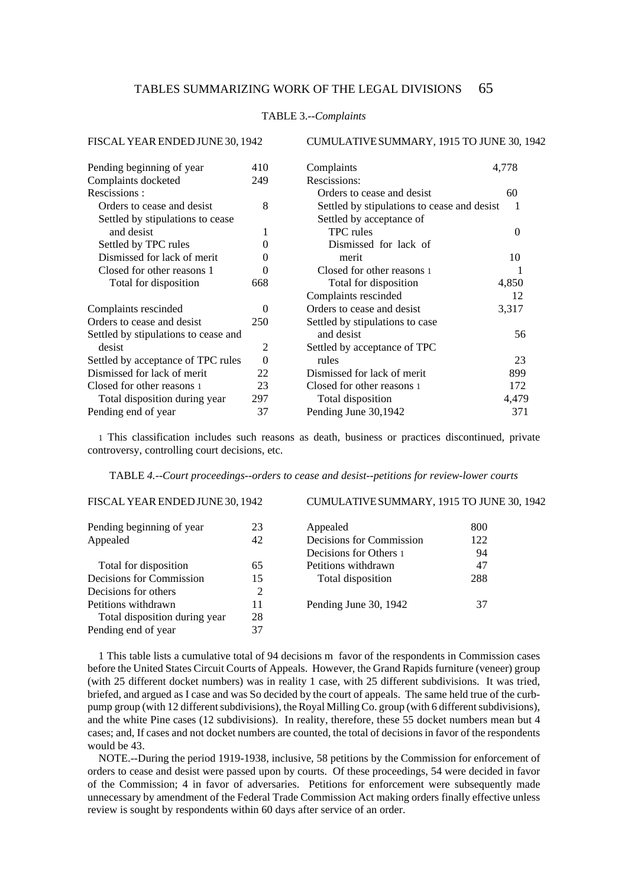TABLE 3.--*Complaints*

| FISCAL YEAR ENDED JUNE 30, 1942 | | CUMULATIVE SUMMARY, 1915 TO JUNE 30, 1942 | |
|---|---|---|---|
| Pending beginning of year | 410 | Complaints | 4,778 |
| Complaints docketed | 249 | Rescissions: | |
| Rescissions : | | Orders to cease and desist | 60 |
| Orders to cease and desist | 8 | Settled by stipulations to cease and desist | 1 |
| Settled by stipulations to cease and desist | 1 | Settled by acceptance of TPC rules | 0 |
| Settled by TPC rules | 0 | Dismissed for lack of merit | 10 |
| Dismissed for lack of merit | 0 | Closed for other reasons [1] | 1 |
| Closed for other reasons 1 | 0 | Total for disposition | 4,850 |
| Total for disposition | 668 | Complaints rescinded | 12 |
| Complaints rescinded | 0 | Orders to cease and desist | 3,317 |
| Orders to cease and desist | 250 | Settled by stipulations to case and desist | 56 |
| Settled by stipulations to cease and desist | 2 | Settled by acceptance of TPC rules | 23 |
| Settled by acceptance of TPC rules | 0 | Dismissed for lack of merit | 899 |
| Dismissed for lack of merit | 22 | Closed for other reasons [1] | 172 |
| Closed for other reasons [1] | 23 | Total disposition | 4,479 |
| Total disposition during year | 297 | Pending June 30,1942 | 371 |
| Pending end of year | 37 | | |

[1] This classification includes such reasons as death, business or practices discontinued, private controversy, controlling court decisions, etc.

TABLE *4.--Court proceedings--orders to cease and desist--petitions for review-lower courts*

| FISCAL YEAR ENDED JUNE 30, 1942 | | CUMULATIVE SUMMARY, 1915 TO JUNE 30, 1942 | |
|---|---|---|---|
| Pending beginning of year | 23 | Appealed | 800 |
| Appealed | 42 | Decisions for Commission | 122 |
| | | Decisions for Others [1] | 94 |
| Total for disposition | 65 | Petitions withdrawn | 47 |
| Decisions for Commission | 15 | Total disposition | 288 |
| Decisions for others | 2 | | |
| Petitions withdrawn | 11 | Pending June 30, 1942 | 37 |
| Total disposition during year | 28 | | |
| Pending end of year | 37 | | |

1 This table lists a cumulative total of 94 decisions m favor of the respondents in Commission cases before the United States Circuit Courts of Appeals. However, the Grand Rapids furniture (veneer) group (with 25 different docket numbers) was in reality 1 case, with 25 different subdivisions. It was tried, briefed, and argued as I case and was So decided by the court of appeals. The same held true of the curb-pump group (with 12 different subdivisions), the Royal Milling Co. group (with 6 different subdivisions), and the white Pine cases (12 subdivisions). In reality, therefore, these 55 docket numbers mean but 4 cases; and, If cases and not docket numbers are counted, the total of decisions in favor of the respondents would be 43.

NOTE.--During the period 1919-1938, inclusive, 58 petitions by the Commission for enforcement of orders to cease and desist were passed upon by courts. Of these proceedings, 54 were decided in favor of the Commission; 4 in favor of adversaries. Petitions for enforcement were subsequently made unnecessary by amendment of the Federal Trade Commission Act making orders finally effective unless review is sought by respondents within 60 days after service of an order.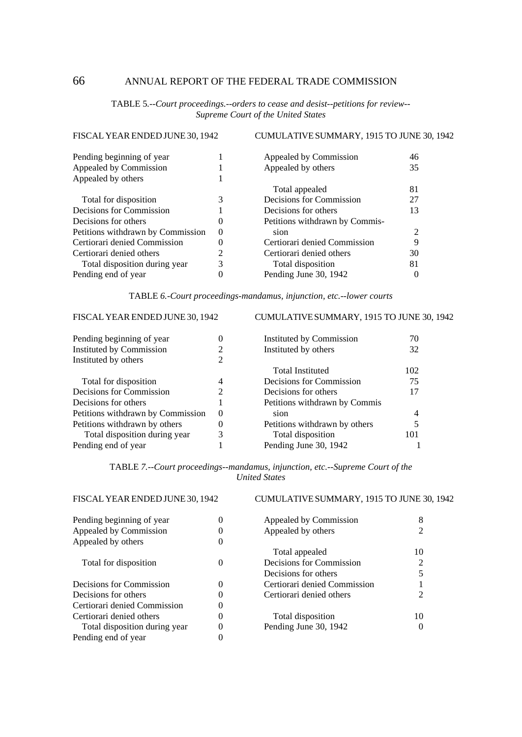TABLE 5.--*Court proceedings.--orders to cease and desist--petitions for review--Supreme Court of the United States*

| FISCAL YEAR ENDED JUNE 30, 1942 | | CUMULATIVE SUMMARY, 1915 TO JUNE 30, 1942 | |
|---|---|---|---|
| Pending beginning of year | 1 | Appealed by Commission | 46 |
| Appealed by Commission | 1 | Appealed by others | 35 |
| Appealed by others | 1 | | |
| | | Total appealed | 81 |
| Total for disposition | 3 | Decisions for Commission | 27 |
| Decisions for Commission | 1 | Decisions for others | 13 |
| Decisions for others | 0 | Petitions withdrawn by Commission | 2 |
| Petitions withdrawn by Commission | 0 | | |
| Certiorari denied Commission | 0 | Certiorari denied Commission | 9 |
| Certiorari denied others | 2 | Certiorari denied others | 30 |
| Total disposition during year | 3 | Total disposition | 81 |
| Pending end of year | 0 | Pending June 30, 1942 | 0 |

TABLE 6.-*Court proceedings-mandamus, injunction, etc.--lower courts*

| FISCAL YEAR ENDED JUNE 30, 1942 | | CUMULATIVE SUMMARY, 1915 TO JUNE 30, 1942 | |
|---|---|---|---|
| Pending beginning of year | 0 | Instituted by Commission | 70 |
| Instituted by Commission | 2 | Instituted by others | 32 |
| Instituted by others | 2 | | |
| | | Total Instituted | 102 |
| Total for disposition | 4 | Decisions for Commission | 75 |
| Decisions for Commission | 2 | Decisions for others | 17 |
| Decisions for others | 1 | Petitions withdrawn by Commission | 4 |
| Petitions withdrawn by Commission | 0 | | |
| Petitions withdrawn by others | 0 | Petitions withdrawn by others | 5 |
| Total disposition during year | 3 | Total disposition | 101 |
| Pending end of year | 1 | Pending June 30, 1942 | 1 |

TABLE 7.--*Court proceedings--mandamus, injunction, etc.--Supreme Court of the United States*

| FISCAL YEAR ENDED JUNE 30, 1942 | | CUMULATIVE SUMMARY, 1915 TO JUNE 30, 1942 | |
|---|---|---|---|
| Pending beginning of year | 0 | Appealed by Commission | 8 |
| Appealed by Commission | 0 | Appealed by others | 2 |
| Appealed by others | 0 | | |
| | | Total appealed | 10 |
| Total for disposition | 0 | Decisions for Commission | 2 |
| | | Decisions for others | 5 |
| Decisions for Commission | 0 | Certiorari denied Commission | 1 |
| Decisions for others | 0 | Certiorari denied others | 2 |
| Certiorari denied Commission | 0 | | |
| Certiorari denied others | 0 | Total disposition | 10 |
| Total disposition during year | 0 | Pending June 30, 1942 | 0 |
| Pending end of year | 0 | | |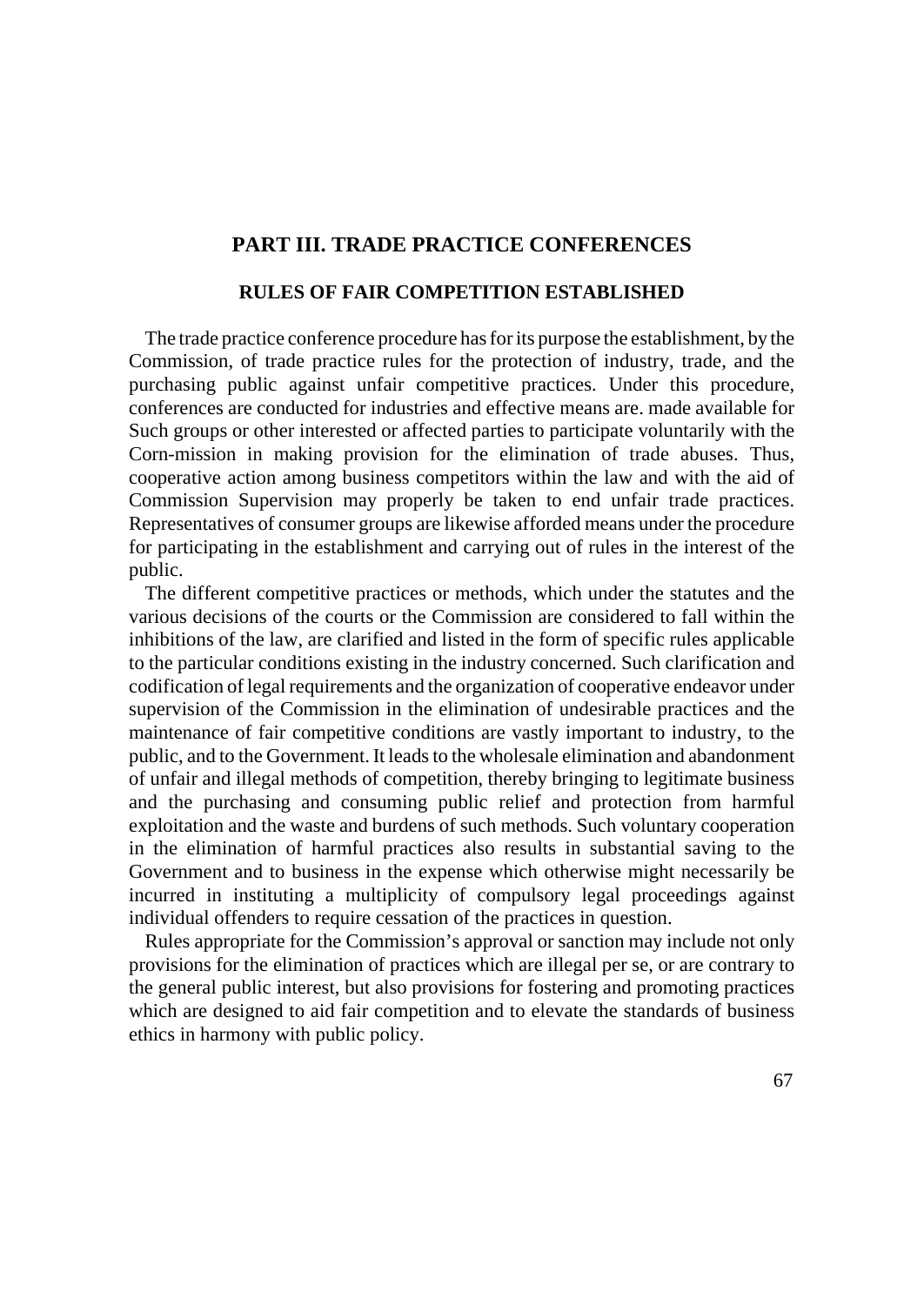# PART III. TRADE PRACTICE CONFERENCES

## RULES OF FAIR COMPETITION ESTABLISHED

The trade practice conference procedure has for its purpose the establishment, by the Commission, of trade practice rules for the protection of industry, trade, and the purchasing public against unfair competitive practices. Under this procedure, conferences are conducted for industries and effective means are. made available for Such groups or other interested or affected parties to participate voluntarily with the Corn-mission in making provision for the elimination of trade abuses. Thus, cooperative action among business competitors within the law and with the aid of Commission Supervision may properly be taken to end unfair trade practices. Representatives of consumer groups are likewise afforded means under the procedure for participating in the establishment and carrying out of rules in the interest of the public.

The different competitive practices or methods, which under the statutes and the various decisions of the courts or the Commission are considered to fall within the inhibitions of the law, are clarified and listed in the form of specific rules applicable to the particular conditions existing in the industry concerned. Such clarification and codification of legal requirements and the organization of cooperative endeavor under supervision of the Commission in the elimination of undesirable practices and the maintenance of fair competitive conditions are vastly important to industry, to the public, and to the Government. It leads to the wholesale elimination and abandonment of unfair and illegal methods of competition, thereby bringing to legitimate business and the purchasing and consuming public relief and protection from harmful exploitation and the waste and burdens of such methods. Such voluntary cooperation in the elimination of harmful practices also results in substantial saving to the Government and to business in the expense which otherwise might necessarily be incurred in instituting a multiplicity of compulsory legal proceedings against individual offenders to require cessation of the practices in question.

Rules appropriate for the Commission's approval or sanction may include not only provisions for the elimination of practices which are illegal per se, or are contrary to the general public interest, but also provisions for fostering and promoting practices which are designed to aid fair competition and to elevate the standards of business ethics in harmony with public policy.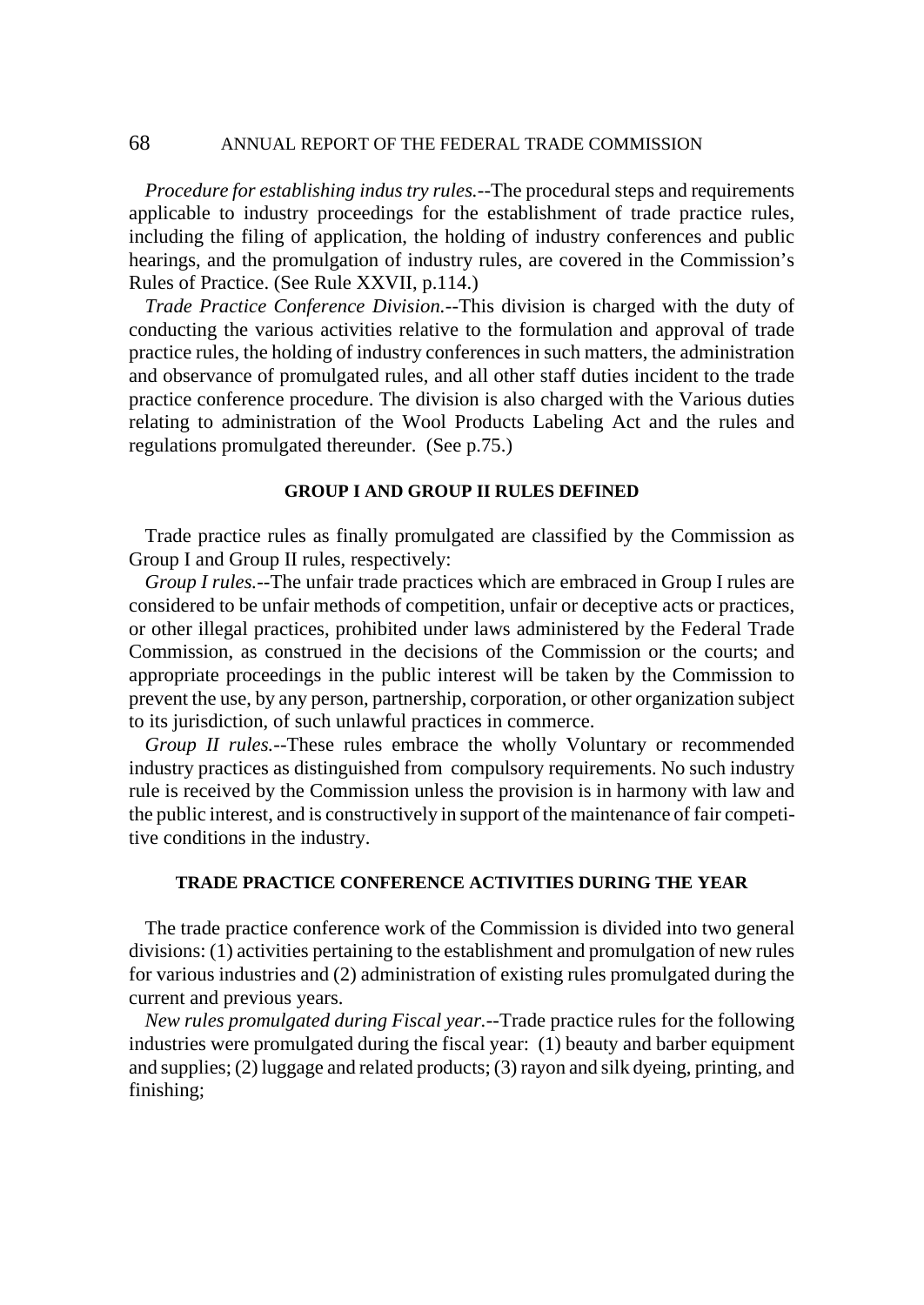*Procedure for establishing indus try rules.*--The procedural steps and requirements applicable to industry proceedings for the establishment of trade practice rules, including the filing of application, the holding of industry conferences and public hearings, and the promulgation of industry rules, are covered in the Commission's Rules of Practice. (See Rule XXVII, p.114.)

*Trade Practice Conference Division.*--This division is charged with the duty of conducting the various activities relative to the formulation and approval of trade practice rules, the holding of industry conferences in such matters, the administration and observance of promulgated rules, and all other staff duties incident to the trade practice conference procedure. The division is also charged with the Various duties relating to administration of the Wool Products Labeling Act and the rules and regulations promulgated thereunder. (See p.75.)

## GROUP I AND GROUP II RULES DEFINED

Trade practice rules as finally promulgated are classified by the Commission as Group I and Group II rules, respectively:

*Group I rules.*--The unfair trade practices which are embraced in Group I rules are considered to be unfair methods of competition, unfair or deceptive acts or practices, or other illegal practices, prohibited under laws administered by the Federal Trade Commission, as construed in the decisions of the Commission or the courts; and appropriate proceedings in the public interest will be taken by the Commission to prevent the use, by any person, partnership, corporation, or other organization subject to its jurisdiction, of such unlawful practices in commerce.

*Group II rules.*--These rules embrace the wholly Voluntary or recommended industry practices as distinguished from compulsory requirements. No such industry rule is received by the Commission unless the provision is in harmony with law and the public interest, and is constructively in support of the maintenance of fair competitive conditions in the industry.

## TRADE PRACTICE CONFERENCE ACTIVITIES DURING THE YEAR

The trade practice conference work of the Commission is divided into two general divisions: (1) activities pertaining to the establishment and promulgation of new rules for various industries and (2) administration of existing rules promulgated during the current and previous years.

*New rules promulgated during Fiscal year.*--Trade practice rules for the following industries were promulgated during the fiscal year: (1) beauty and barber equipment and supplies; (2) luggage and related products; (3) rayon and silk dyeing, printing, and finishing;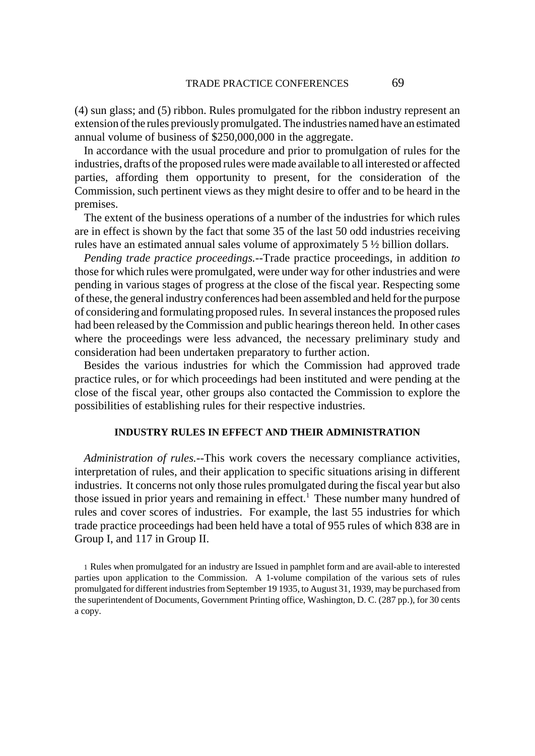(4) sun glass; and (5) ribbon. Rules promulgated for the ribbon industry represent an extension of the rules previously promulgated. The industries named have an estimated annual volume of business of $250,000,000 in the aggregate.

In accordance with the usual procedure and prior to promulgation of rules for the industries, drafts of the proposed rules were made available to all interested or affected parties, affording them opportunity to present, for the consideration of the Commission, such pertinent views as they might desire to offer and to be heard in the premises.

The extent of the business operations of a number of the industries for which rules are in effect is shown by the fact that some 35 of the last 50 odd industries receiving rules have an estimated annual sales volume of approximately 5 ½ billion dollars.

*Pending trade practice proceedings.*--Trade practice proceedings, in addition *to* those for which rules were promulgated, were under way for other industries and were pending in various stages of progress at the close of the fiscal year. Respecting some of these, the general industry conferences had been assembled and held for the purpose of considering and formulating proposed rules. In several instances the proposed rules had been released by the Commission and public hearings thereon held. In other cases where the proceedings were less advanced, the necessary preliminary study and consideration had been undertaken preparatory to further action.

Besides the various industries for which the Commission had approved trade practice rules, or for which proceedings had been instituted and were pending at the close of the fiscal year, other groups also contacted the Commission to explore the possibilities of establishing rules for their respective industries.

## INDUSTRY RULES IN EFFECT AND THEIR ADMINISTRATION

*Administration of rules.*--This work covers the necessary compliance activities, interpretation of rules, and their application to specific situations arising in different industries. It concerns not only those rules promulgated during the fiscal year but also those issued in prior years and remaining in effect.[1] These number many hundred of rules and cover scores of industries. For example, the last 55 industries for which trade practice proceedings had been held have a total of 955 rules of which 838 are in Group I, and 117 in Group II.

1 Rules when promulgated for an industry are Issued in pamphlet form and are avail-able to interested parties upon application to the Commission. A 1-volume compilation of the various sets of rules promulgated for different industries from September 19 1935, to August 31, 1939, may be purchased from the superintendent of Documents, Government Printing office, Washington, D. C. (287 pp.), for 30 cents a copy.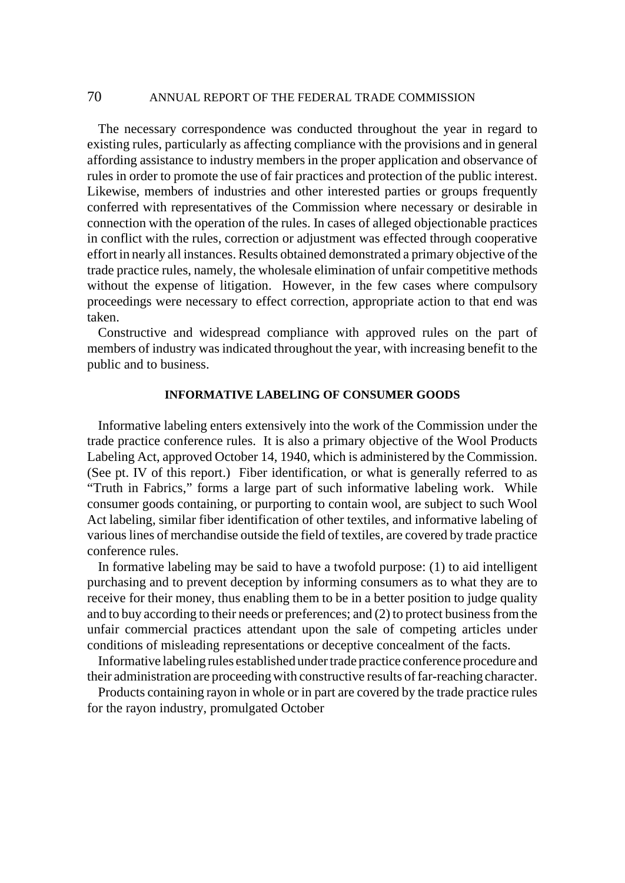The necessary correspondence was conducted throughout the year in regard to existing rules, particularly as affecting compliance with the provisions and in general affording assistance to industry members in the proper application and observance of rules in order to promote the use of fair practices and protection of the public interest. Likewise, members of industries and other interested parties or groups frequently conferred with representatives of the Commission where necessary or desirable in connection with the operation of the rules. In cases of alleged objectionable practices in conflict with the rules, correction or adjustment was effected through cooperative effort in nearly all instances. Results obtained demonstrated a primary objective of the trade practice rules, namely, the wholesale elimination of unfair competitive methods without the expense of litigation. However, in the few cases where compulsory proceedings were necessary to effect correction, appropriate action to that end was taken.

Constructive and widespread compliance with approved rules on the part of members of industry was indicated throughout the year, with increasing benefit to the public and to business.

## INFORMATIVE LABELING OF CONSUMER GOODS

Informative labeling enters extensively into the work of the Commission under the trade practice conference rules. It is also a primary objective of the Wool Products Labeling Act, approved October 14, 1940, which is administered by the Commission. (See pt. IV of this report.) Fiber identification, or what is generally referred to as "Truth in Fabrics," forms a large part of such informative labeling work. While consumer goods containing, or purporting to contain wool, are subject to such Wool Act labeling, similar fiber identification of other textiles, and informative labeling of various lines of merchandise outside the field of textiles, are covered by trade practice conference rules.

In formative labeling may be said to have a twofold purpose: (1) to aid intelligent purchasing and to prevent deception by informing consumers as to what they are to receive for their money, thus enabling them to be in a better position to judge quality and to buy according to their needs or preferences; and (2) to protect business from the unfair commercial practices attendant upon the sale of competing articles under conditions of misleading representations or deceptive concealment of the facts.

Informative labeling rules established under trade practice conference procedure and their administration are proceeding with constructive results of far-reaching character.

Products containing rayon in whole or in part are covered by the trade practice rules for the rayon industry, promulgated October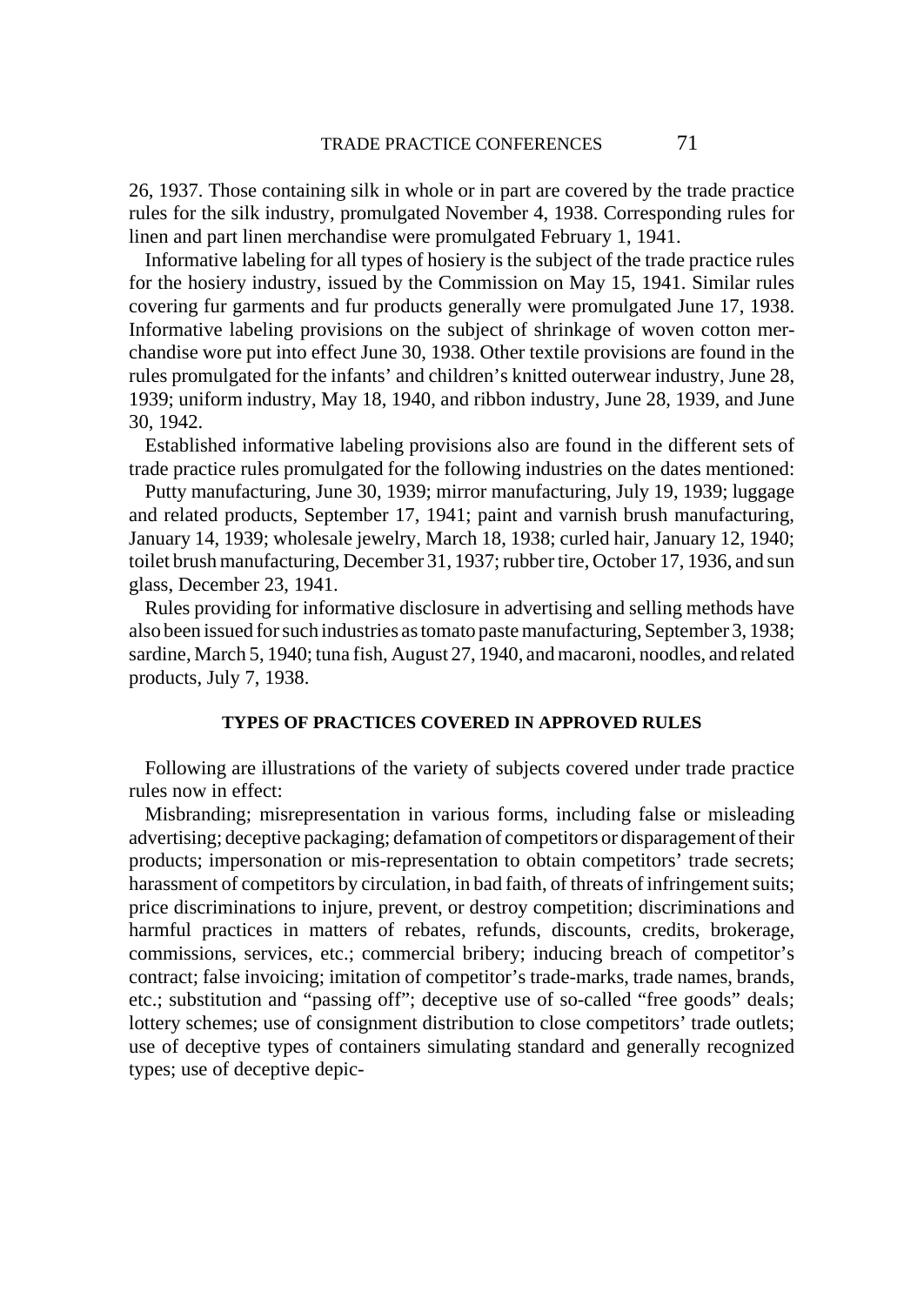26, 1937. Those containing silk in whole or in part are covered by the trade practice rules for the silk industry, promulgated November 4, 1938. Corresponding rules for linen and part linen merchandise were promulgated February 1, 1941.

Informative labeling for all types of hosiery is the subject of the trade practice rules for the hosiery industry, issued by the Commission on May 15, 1941. Similar rules covering fur garments and fur products generally were promulgated June 17, 1938. Informative labeling provisions on the subject of shrinkage of woven cotton merchandise wore put into effect June 30, 1938. Other textile provisions are found in the rules promulgated for the infants' and children's knitted outerwear industry, June 28, 1939; uniform industry, May 18, 1940, and ribbon industry, June 28, 1939, and June 30, 1942.

Established informative labeling provisions also are found in the different sets of trade practice rules promulgated for the following industries on the dates mentioned:

Putty manufacturing, June 30, 1939; mirror manufacturing, July 19, 1939; luggage and related products, September 17, 1941; paint and varnish brush manufacturing, January 14, 1939; wholesale jewelry, March 18, 1938; curled hair, January 12, 1940; toilet brush manufacturing, December 31, 1937; rubber tire, October 17, 1936, and sun glass, December 23, 1941.

Rules providing for informative disclosure in advertising and selling methods have also been issued for such industries as tomato paste manufacturing, September 3, 1938; sardine, March 5, 1940; tuna fish, August 27, 1940, and macaroni, noodles, and related products, July 7, 1938.

## TYPES OF PRACTICES COVERED IN APPROVED RULES

Following are illustrations of the variety of subjects covered under trade practice rules now in effect:

Misbranding; misrepresentation in various forms, including false or misleading advertising; deceptive packaging; defamation of competitors or disparagement of their products; impersonation or mis-representation to obtain competitors' trade secrets; harassment of competitors by circulation, in bad faith, of threats of infringement suits; price discriminations to injure, prevent, or destroy competition; discriminations and harmful practices in matters of rebates, refunds, discounts, credits, brokerage, commissions, services, etc.; commercial bribery; inducing breach of competitor's contract; false invoicing; imitation of competitor's trade-marks, trade names, brands, etc.; substitution and "passing off"; deceptive use of so-called "free goods" deals; lottery schemes; use of consignment distribution to close competitors' trade outlets; use of deceptive types of containers simulating standard and generally recognized types; use of deceptive depic-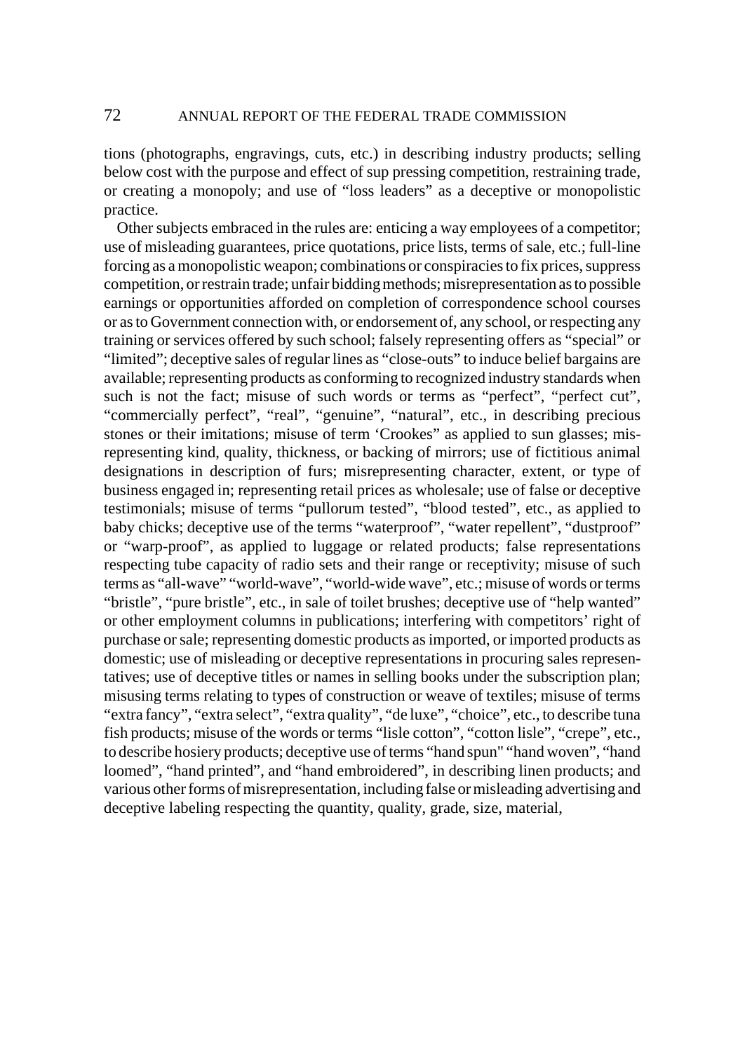tions (photographs, engravings, cuts, etc.) in describing industry products; selling below cost with the purpose and effect of sup pressing competition, restraining trade, or creating a monopoly; and use of "loss leaders" as a deceptive or monopolistic practice.

Other subjects embraced in the rules are: enticing a way employees of a competitor; use of misleading guarantees, price quotations, price lists, terms of sale, etc.; full-line forcing as a monopolistic weapon; combinations or conspiracies to fix prices, suppress competition, or restrain trade; unfair bidding methods; misrepresentation as to possible earnings or opportunities afforded on completion of correspondence school courses or as to Government connection with, or endorsement of, any school, or respecting any training or services offered by such school; falsely representing offers as "special" or "limited"; deceptive sales of regular lines as "close-outs" to induce belief bargains are available; representing products as conforming to recognized industry standards when such is not the fact; misuse of such words or terms as "perfect", "perfect cut", "commercially perfect", "real", "genuine", "natural", etc., in describing precious stones or their imitations; misuse of term 'Crookes" as applied to sun glasses; misrepresenting kind, quality, thickness, or backing of mirrors; use of fictitious animal designations in description of furs; misrepresenting character, extent, or type of business engaged in; representing retail prices as wholesale; use of false or deceptive testimonials; misuse of terms "pullorum tested", "blood tested", etc., as applied to baby chicks; deceptive use of the terms "waterproof", "water repellent", "dustproof" or "warp-proof", as applied to luggage or related products; false representations respecting tube capacity of radio sets and their range or receptivity; misuse of such terms as "all-wave" "world-wave", "world-wide wave", etc.; misuse of words or terms "bristle", "pure bristle", etc., in sale of toilet brushes; deceptive use of "help wanted" or other employment columns in publications; interfering with competitors' right of purchase or sale; representing domestic products as imported, or imported products as domestic; use of misleading or deceptive representations in procuring sales representatives; use of deceptive titles or names in selling books under the subscription plan; misusing terms relating to types of construction or weave of textiles; misuse of terms "extra fancy", "extra select", "extra quality", "de luxe", "choice", etc., to describe tuna fish products; misuse of the words or terms "lisle cotton", "cotton lisle", "crepe", etc., to describe hosiery products; deceptive use of terms "hand spun" "hand woven", "hand loomed", "hand printed", and "hand embroidered", in describing linen products; and various other forms of misrepresentation, including false or misleading advertising and deceptive labeling respecting the quantity, quality, grade, size, material,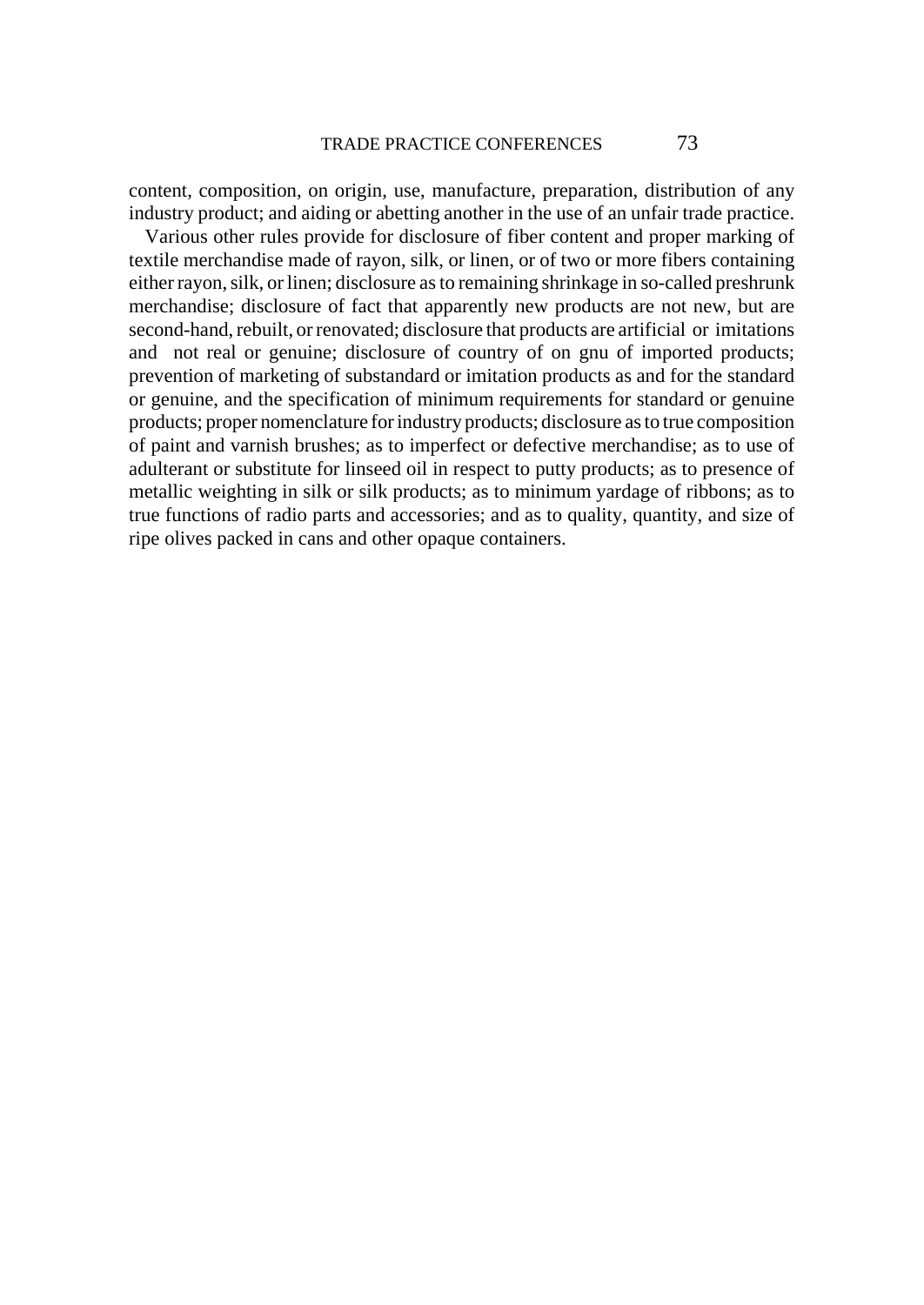content, composition, on origin, use, manufacture, preparation, distribution of any industry product; and aiding or abetting another in the use of an unfair trade practice.

Various other rules provide for disclosure of fiber content and proper marking of textile merchandise made of rayon, silk, or linen, or of two or more fibers containing either rayon, silk, or linen; disclosure as to remaining shrinkage in so-called preshrunk merchandise; disclosure of fact that apparently new products are not new, but are second-hand, rebuilt, or renovated; disclosure that products are artificial or imitations and not real or genuine; disclosure of country of on gnu of imported products; prevention of marketing of substandard or imitation products as and for the standard or genuine, and the specification of minimum requirements for standard or genuine products; proper nomenclature for industry products; disclosure as to true composition of paint and varnish brushes; as to imperfect or defective merchandise; as to use of adulterant or substitute for linseed oil in respect to putty products; as to presence of metallic weighting in silk or silk products; as to minimum yardage of ribbons; as to true functions of radio parts and accessories; and as to quality, quantity, and size of ripe olives packed in cans and other opaque containers.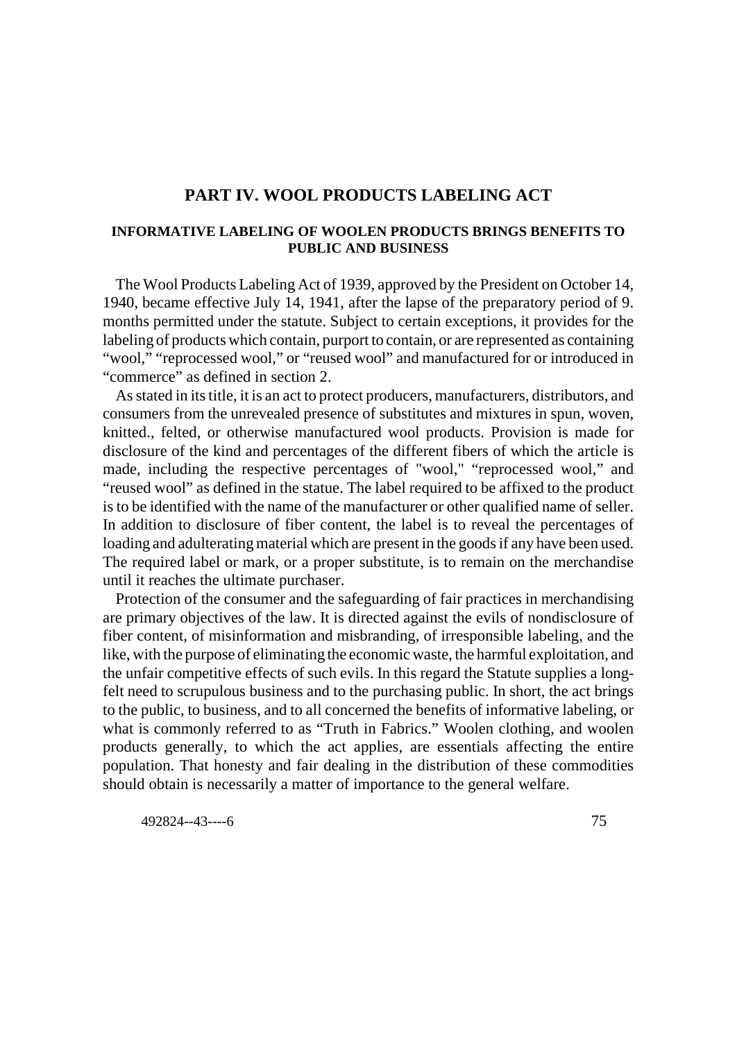# PART IV. WOOL PRODUCTS LABELING ACT

## INFORMATIVE LABELING OF WOOLEN PRODUCTS BRINGS BENEFITS TO PUBLIC AND BUSINESS

The Wool Products Labeling Act of 1939, approved by the President on October 14, 1940, became effective July 14, 1941, after the lapse of the preparatory period of 9. months permitted under the statute. Subject to certain exceptions, it provides for the labeling of products which contain, purport to contain, or are represented as containing "wool," "reprocessed wool," or "reused wool" and manufactured for or introduced in "commerce" as defined in section 2.

As stated in its title, it is an act to protect producers, manufacturers, distributors, and consumers from the unrevealed presence of substitutes and mixtures in spun, woven, knitted., felted, or otherwise manufactured wool products. Provision is made for disclosure of the kind and percentages of the different fibers of which the article is made, including the respective percentages of "wool," "reprocessed wool," and "reused wool" as defined in the statue. The label required to be affixed to the product is to be identified with the name of the manufacturer or other qualified name of seller. In addition to disclosure of fiber content, the label is to reveal the percentages of loading and adulterating material which are present in the goods if any have been used. The required label or mark, or a proper substitute, is to remain on the merchandise until it reaches the ultimate purchaser.

Protection of the consumer and the safeguarding of fair practices in merchandising are primary objectives of the law. It is directed against the evils of nondisclosure of fiber content, of misinformation and misbranding, of irresponsible labeling, and the like, with the purpose of eliminating the economic waste, the harmful exploitation, and the unfair competitive effects of such evils. In this regard the Statute supplies a long-felt need to scrupulous business and to the purchasing public. In short, the act brings to the public, to business, and to all concerned the benefits of informative labeling, or what is commonly referred to as "Truth in Fabrics." Woolen clothing, and woolen products generally, to which the act applies, are essentials affecting the entire population. That honesty and fair dealing in the distribution of these commodities should obtain is necessarily a matter of importance to the general welfare.

492824--43----6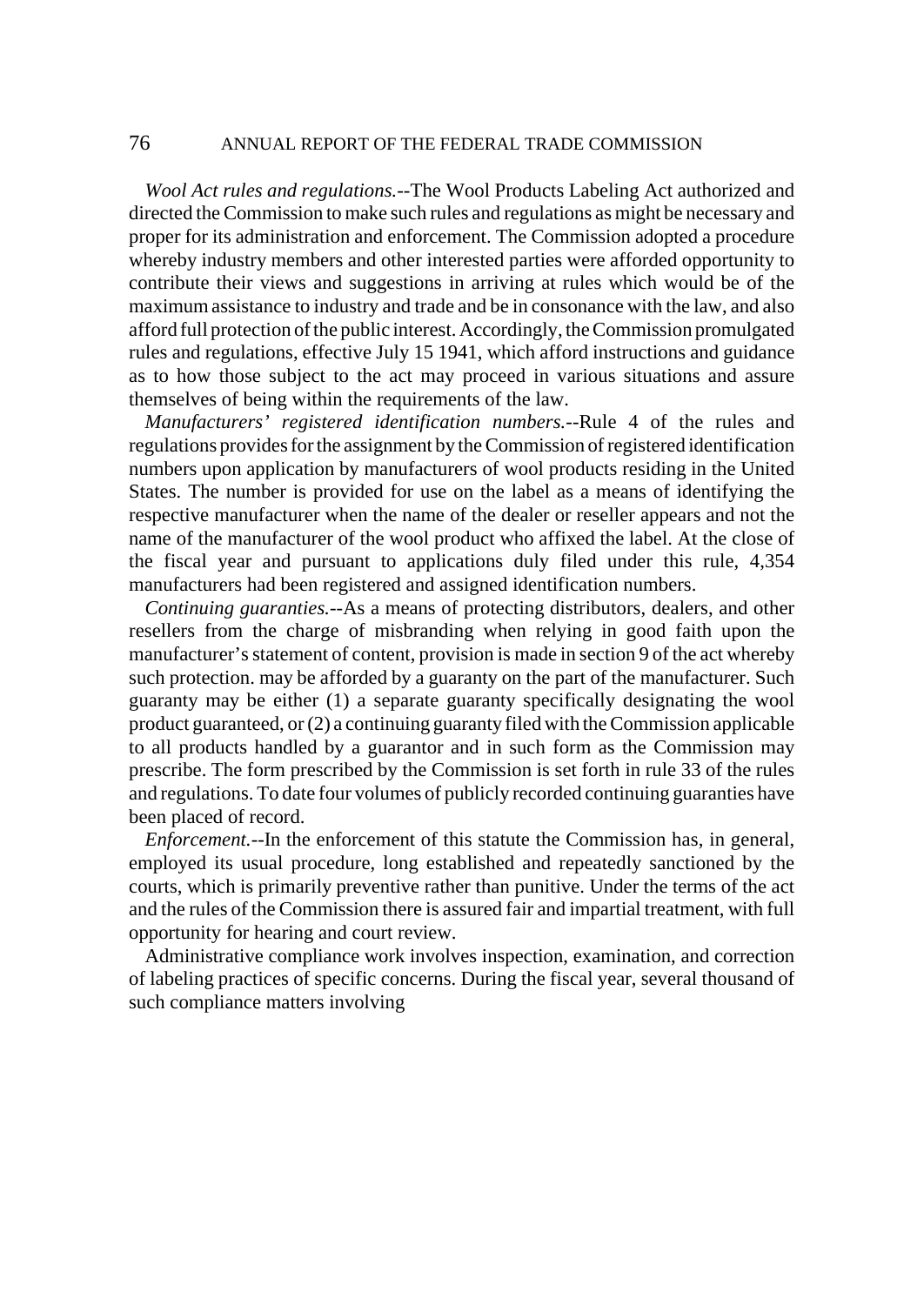*Wool Act rules and regulations.*--The Wool Products Labeling Act authorized and directed the Commission to make such rules and regulations as might be necessary and proper for its administration and enforcement. The Commission adopted a procedure whereby industry members and other interested parties were afforded opportunity to contribute their views and suggestions in arriving at rules which would be of the maximum assistance to industry and trade and be in consonance with the law, and also afford full protection of the public interest. Accordingly, the Commission promulgated rules and regulations, effective July 15 1941, which afford instructions and guidance as to how those subject to the act may proceed in various situations and assure themselves of being within the requirements of the law.

*Manufacturers' registered identification numbers.*--Rule 4 of the rules and regulations provides for the assignment by the Commission of registered identification numbers upon application by manufacturers of wool products residing in the United States. The number is provided for use on the label as a means of identifying the respective manufacturer when the name of the dealer or reseller appears and not the name of the manufacturer of the wool product who affixed the label. At the close of the fiscal year and pursuant to applications duly filed under this rule, 4,354 manufacturers had been registered and assigned identification numbers.

*Continuing guaranties.*--As a means of protecting distributors, dealers, and other resellers from the charge of misbranding when relying in good faith upon the manufacturer's statement of content, provision is made in section 9 of the act whereby such protection. may be afforded by a guaranty on the part of the manufacturer. Such guaranty may be either (1) a separate guaranty specifically designating the wool product guaranteed, or (2) a continuing guaranty filed with the Commission applicable to all products handled by a guarantor and in such form as the Commission may prescribe. The form prescribed by the Commission is set forth in rule 33 of the rules and regulations. To date four volumes of publicly recorded continuing guaranties have been placed of record.

*Enforcement.*--In the enforcement of this statute the Commission has, in general, employed its usual procedure, long established and repeatedly sanctioned by the courts, which is primarily preventive rather than punitive. Under the terms of the act and the rules of the Commission there is assured fair and impartial treatment, with full opportunity for hearing and court review.

Administrative compliance work involves inspection, examination, and correction of labeling practices of specific concerns. During the fiscal year, several thousand of such compliance matters involving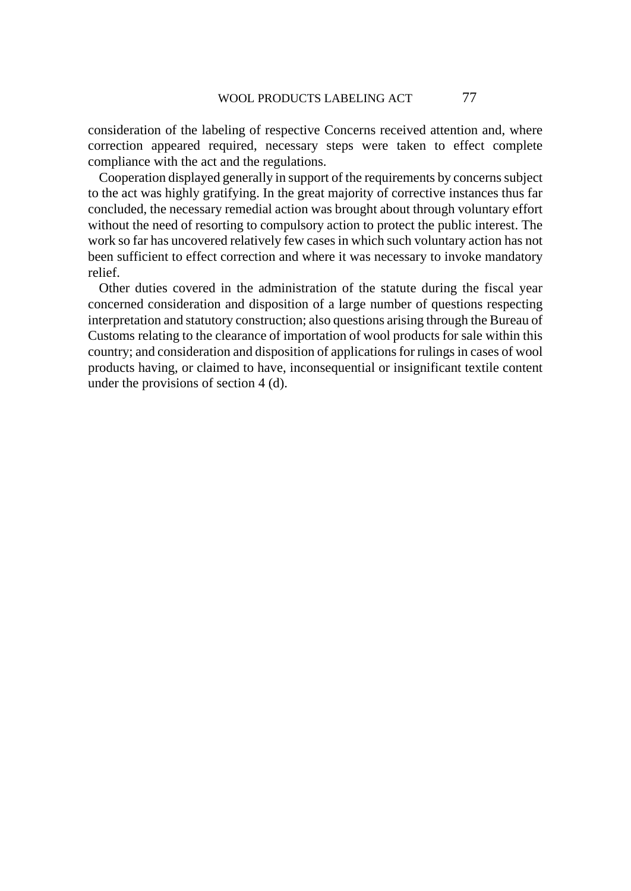consideration of the labeling of respective Concerns received attention and, where correction appeared required, necessary steps were taken to effect complete compliance with the act and the regulations.

Cooperation displayed generally in support of the requirements by concerns subject to the act was highly gratifying. In the great majority of corrective instances thus far concluded, the necessary remedial action was brought about through voluntary effort without the need of resorting to compulsory action to protect the public interest. The work so far has uncovered relatively few cases in which such voluntary action has not been sufficient to effect correction and where it was necessary to invoke mandatory relief.

Other duties covered in the administration of the statute during the fiscal year concerned consideration and disposition of a large number of questions respecting interpretation and statutory construction; also questions arising through the Bureau of Customs relating to the clearance of importation of wool products for sale within this country; and consideration and disposition of applications for rulings in cases of wool products having, or claimed to have, inconsequential or insignificant textile content under the provisions of section 4 (d).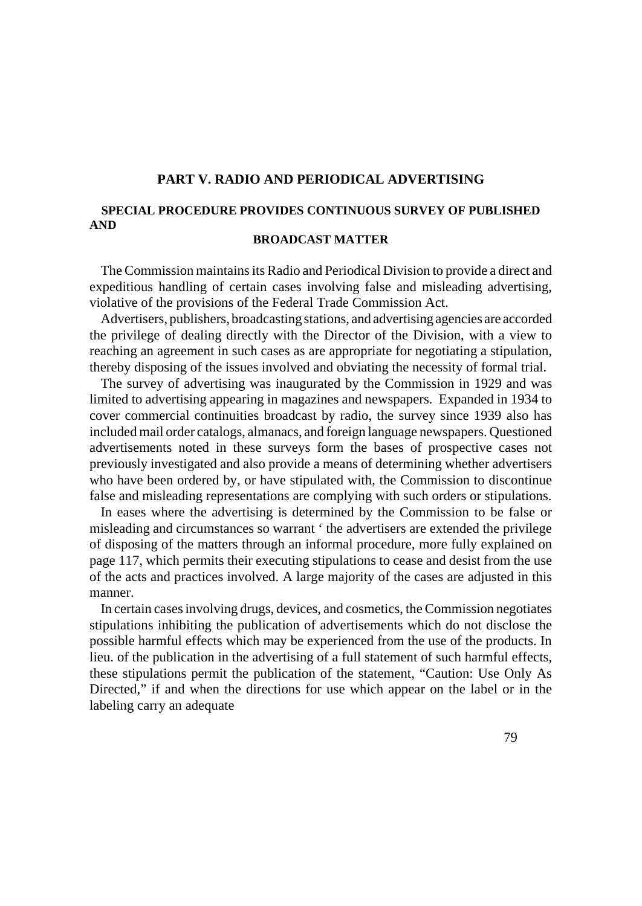# PART V. RADIO AND PERIODICAL ADVERTISING

## SPECIAL PROCEDURE PROVIDES CONTINUOUS SURVEY OF PUBLISHED AND BROADCAST MATTER

The Commission maintains its Radio and Periodical Division to provide a direct and expeditious handling of certain cases involving false and misleading advertising, violative of the provisions of the Federal Trade Commission Act.

Advertisers, publishers, broadcasting stations, and advertising agencies are accorded the privilege of dealing directly with the Director of the Division, with a view to reaching an agreement in such cases as are appropriate for negotiating a stipulation, thereby disposing of the issues involved and obviating the necessity of formal trial.

The survey of advertising was inaugurated by the Commission in 1929 and was limited to advertising appearing in magazines and newspapers. Expanded in 1934 to cover commercial continuities broadcast by radio, the survey since 1939 also has included mail order catalogs, almanacs, and foreign language newspapers. Questioned advertisements noted in these surveys form the bases of prospective cases not previously investigated and also provide a means of determining whether advertisers who have been ordered by, or have stipulated with, the Commission to discontinue false and misleading representations are complying with such orders or stipulations.

In eases where the advertising is determined by the Commission to be false or misleading and circumstances so warrant ' the advertisers are extended the privilege of disposing of the matters through an informal procedure, more fully explained on page 117, which permits their executing stipulations to cease and desist from the use of the acts and practices involved. A large majority of the cases are adjusted in this manner.

In certain cases involving drugs, devices, and cosmetics, the Commission negotiates stipulations inhibiting the publication of advertisements which do not disclose the possible harmful effects which may be experienced from the use of the products. In lieu. of the publication in the advertising of a full statement of such harmful effects, these stipulations permit the publication of the statement, "Caution: Use Only As Directed," if and when the directions for use which appear on the label or in the labeling carry an adequate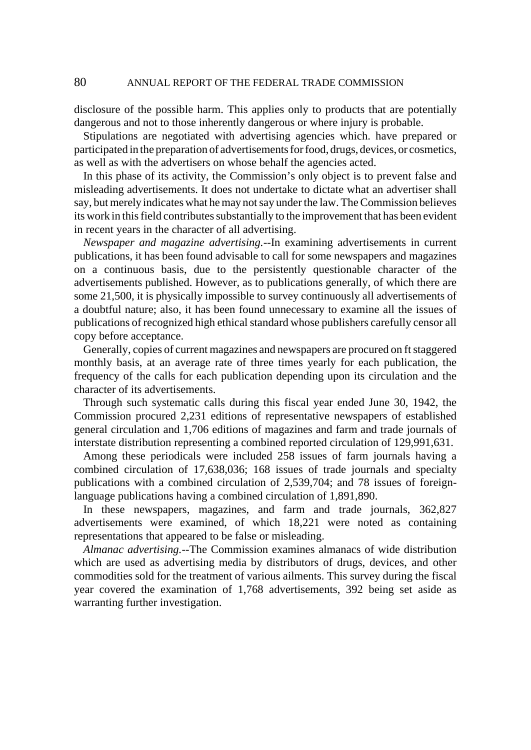disclosure of the possible harm. This applies only to products that are potentially dangerous and not to those inherently dangerous or where injury is probable.

Stipulations are negotiated with advertising agencies which. have prepared or participated in the preparation of advertisements for food, drugs, devices, or cosmetics, as well as with the advertisers on whose behalf the agencies acted.

In this phase of its activity, the Commission's only object is to prevent false and misleading advertisements. It does not undertake to dictate what an advertiser shall say, but merely indicates what he may not say under the law. The Commission believes its work in this field contributes substantially to the improvement that has been evident in recent years in the character of all advertising.

*Newspaper and magazine advertising.*--In examining advertisements in current publications, it has been found advisable to call for some newspapers and magazines on a continuous basis, due to the persistently questionable character of the advertisements published. However, as to publications generally, of which there are some 21,500, it is physically impossible to survey continuously all advertisements of a doubtful nature; also, it has been found unnecessary to examine all the issues of publications of recognized high ethical standard whose publishers carefully censor all copy before acceptance.

Generally, copies of current magazines and newspapers are procured on ft staggered monthly basis, at an average rate of three times yearly for each publication, the frequency of the calls for each publication depending upon its circulation and the character of its advertisements.

Through such systematic calls during this fiscal year ended June 30, 1942, the Commission procured 2,231 editions of representative newspapers of established general circulation and 1,706 editions of magazines and farm and trade journals of interstate distribution representing a combined reported circulation of 129,991,631.

Among these periodicals were included 258 issues of farm journals having a combined circulation of 17,638,036; 168 issues of trade journals and specialty publications with a combined circulation of 2,539,704; and 78 issues of foreign-language publications having a combined circulation of 1,891,890.

In these newspapers, magazines, and farm and trade journals, 362,827 advertisements were examined, of which 18,221 were noted as containing representations that appeared to be false or misleading.

*Almanac advertising.*--The Commission examines almanacs of wide distribution which are used as advertising media by distributors of drugs, devices, and other commodities sold for the treatment of various ailments. This survey during the fiscal year covered the examination of 1,768 advertisements, 392 being set aside as warranting further investigation.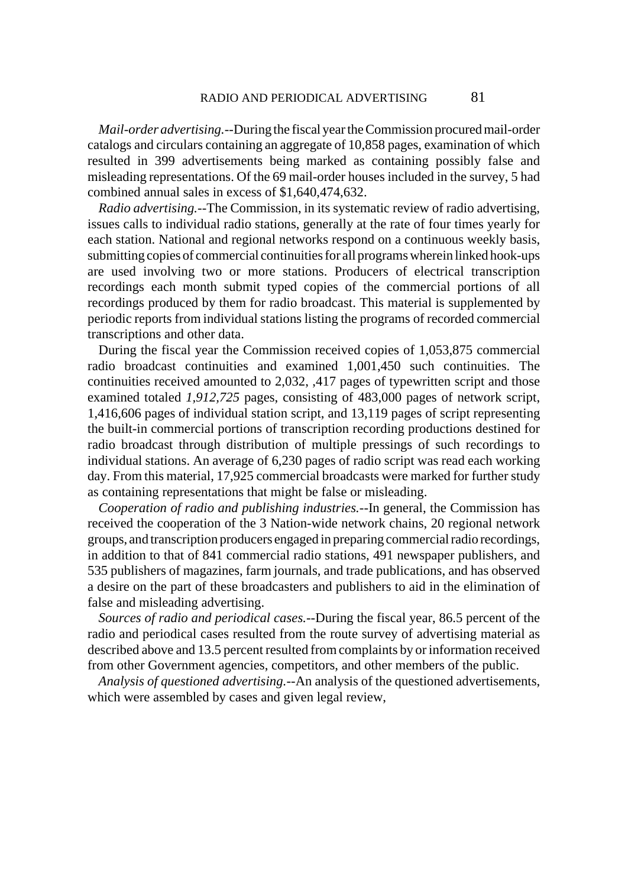*Mail-order advertising.*--During the fiscal year the Commission procured mail-order catalogs and circulars containing an aggregate of 10,858 pages, examination of which resulted in 399 advertisements being marked as containing possibly false and misleading representations. Of the 69 mail-order houses included in the survey, 5 had combined annual sales in excess of $1,640,474,632.

*Radio advertising.*--The Commission, in its systematic review of radio advertising, issues calls to individual radio stations, generally at the rate of four times yearly for each station. National and regional networks respond on a continuous weekly basis, submitting copies of commercial continuities for all programs wherein linked hook-ups are used involving two or more stations. Producers of electrical transcription recordings each month submit typed copies of the commercial portions of all recordings produced by them for radio broadcast. This material is supplemented by periodic reports from individual stations listing the programs of recorded commercial transcriptions and other data.

During the fiscal year the Commission received copies of 1,053,875 commercial radio broadcast continuities and examined 1,001,450 such continuities. The continuities received amounted to 2,032, ,417 pages of typewritten script and those examined totaled *1,912,725* pages, consisting of 483,000 pages of network script, 1,416,606 pages of individual station script, and 13,119 pages of script representing the built-in commercial portions of transcription recording productions destined for radio broadcast through distribution of multiple pressings of such recordings to individual stations. An average of 6,230 pages of radio script was read each working day. From this material, 17,925 commercial broadcasts were marked for further study as containing representations that might be false or misleading.

*Cooperation of radio and publishing industries.*--In general, the Commission has received the cooperation of the 3 Nation-wide network chains, 20 regional network groups, and transcription producers engaged in preparing commercial radio recordings, in addition to that of 841 commercial radio stations, 491 newspaper publishers, and 535 publishers of magazines, farm journals, and trade publications, and has observed a desire on the part of these broadcasters and publishers to aid in the elimination of false and misleading advertising.

*Sources of radio and periodical cases.*--During the fiscal year, 86.5 percent of the radio and periodical cases resulted from the route survey of advertising material as described above and 13.5 percent resulted from complaints by or information received from other Government agencies, competitors, and other members of the public.

*Analysis of questioned advertising.*--An analysis of the questioned advertisements, which were assembled by cases and given legal review,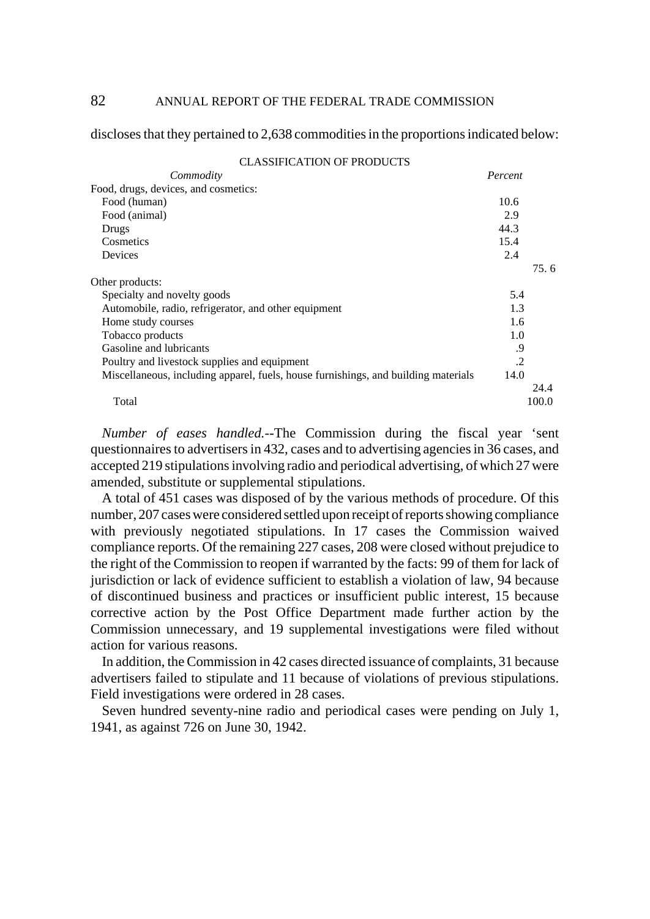discloses that they pertained to 2,638 commodities in the proportions indicated below:

CLASSIFICATION OF PRODUCTS

| *Commodity* | *Percent* | |
|---|---|---|
| Food, drugs, devices, and cosmetics: | | |
| Food (human) | 10.6 | |
| Food (animal) | 2.9 | |
| Drugs | 44.3 | |
| Cosmetics | 15.4 | |
| Devices | 2.4 | |
| | | 75. 6 |
| Other products: | | |
| Specialty and novelty goods | 5.4 | |
| Automobile, radio, refrigerator, and other equipment | 1.3 | |
| Home study courses | 1.6 | |
| Tobacco products | 1.0 | |
| Gasoline and lubricants | .9 | |
| Poultry and livestock supplies and equipment | .2 | |
| Miscellaneous, including apparel, fuels, house furnishings, and building materials | 14.0 | |
| | | 24.4 |
| Total | | 100.0 |

*Number of eases handled.*--The Commission during the fiscal year 'sent questionnaires to advertisers in 432, cases and to advertising agencies in 36 cases, and accepted 219 stipulations involving radio and periodical advertising, of which 27 were amended, substitute or supplemental stipulations.

A total of 451 cases was disposed of by the various methods of procedure. Of this number, 207 cases were considered settled upon receipt of reports showing compliance with previously negotiated stipulations. In 17 cases the Commission waived compliance reports. Of the remaining 227 cases, 208 were closed without prejudice to the right of the Commission to reopen if warranted by the facts: 99 of them for lack of jurisdiction or lack of evidence sufficient to establish a violation of law, 94 because of discontinued business and practices or insufficient public interest, 15 because corrective action by the Post Office Department made further action by the Commission unnecessary, and 19 supplemental investigations were filed without action for various reasons.

In addition, the Commission in 42 cases directed issuance of complaints, 31 because advertisers failed to stipulate and 11 because of violations of previous stipulations. Field investigations were ordered in 28 cases.

Seven hundred seventy-nine radio and periodical cases were pending on July 1, 1941, as against 726 on June 30, 1942.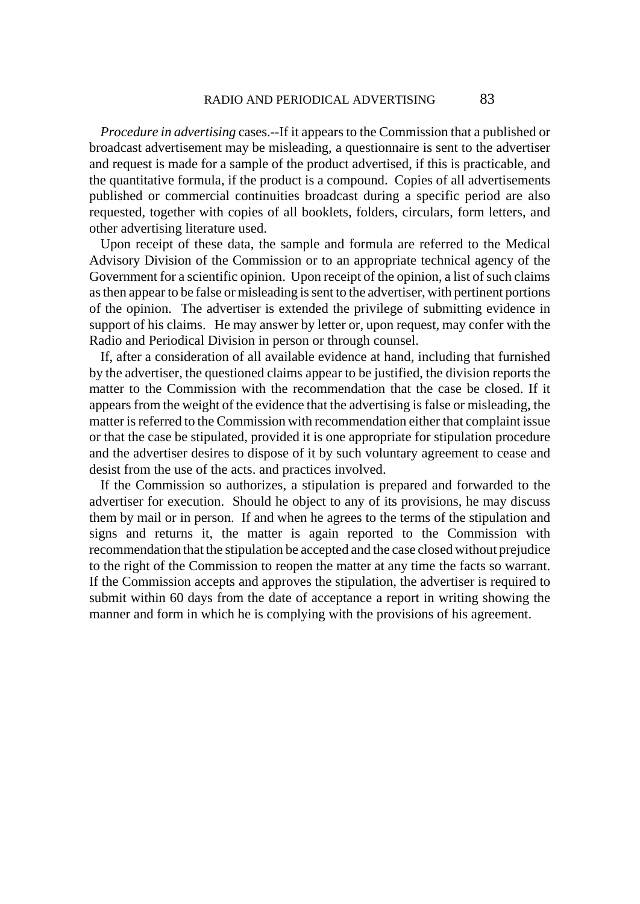*Procedure in advertising* cases.--If it appears to the Commission that a published or broadcast advertisement may be misleading, a questionnaire is sent to the advertiser and request is made for a sample of the product advertised, if this is practicable, and the quantitative formula, if the product is a compound. Copies of all advertisements published or commercial continuities broadcast during a specific period are also requested, together with copies of all booklets, folders, circulars, form letters, and other advertising literature used.

Upon receipt of these data, the sample and formula are referred to the Medical Advisory Division of the Commission or to an appropriate technical agency of the Government for a scientific opinion. Upon receipt of the opinion, a list of such claims as then appear to be false or misleading is sent to the advertiser, with pertinent portions of the opinion. The advertiser is extended the privilege of submitting evidence in support of his claims. He may answer by letter or, upon request, may confer with the Radio and Periodical Division in person or through counsel.

If, after a consideration of all available evidence at hand, including that furnished by the advertiser, the questioned claims appear to be justified, the division reports the matter to the Commission with the recommendation that the case be closed. If it appears from the weight of the evidence that the advertising is false or misleading, the matter is referred to the Commission with recommendation either that complaint issue or that the case be stipulated, provided it is one appropriate for stipulation procedure and the advertiser desires to dispose of it by such voluntary agreement to cease and desist from the use of the acts. and practices involved.

If the Commission so authorizes, a stipulation is prepared and forwarded to the advertiser for execution. Should he object to any of its provisions, he may discuss them by mail or in person. If and when he agrees to the terms of the stipulation and signs and returns it, the matter is again reported to the Commission with recommendation that the stipulation be accepted and the case closed without prejudice to the right of the Commission to reopen the matter at any time the facts so warrant. If the Commission accepts and approves the stipulation, the advertiser is required to submit within 60 days from the date of acceptance a report in writing showing the manner and form in which he is complying with the provisions of his agreement.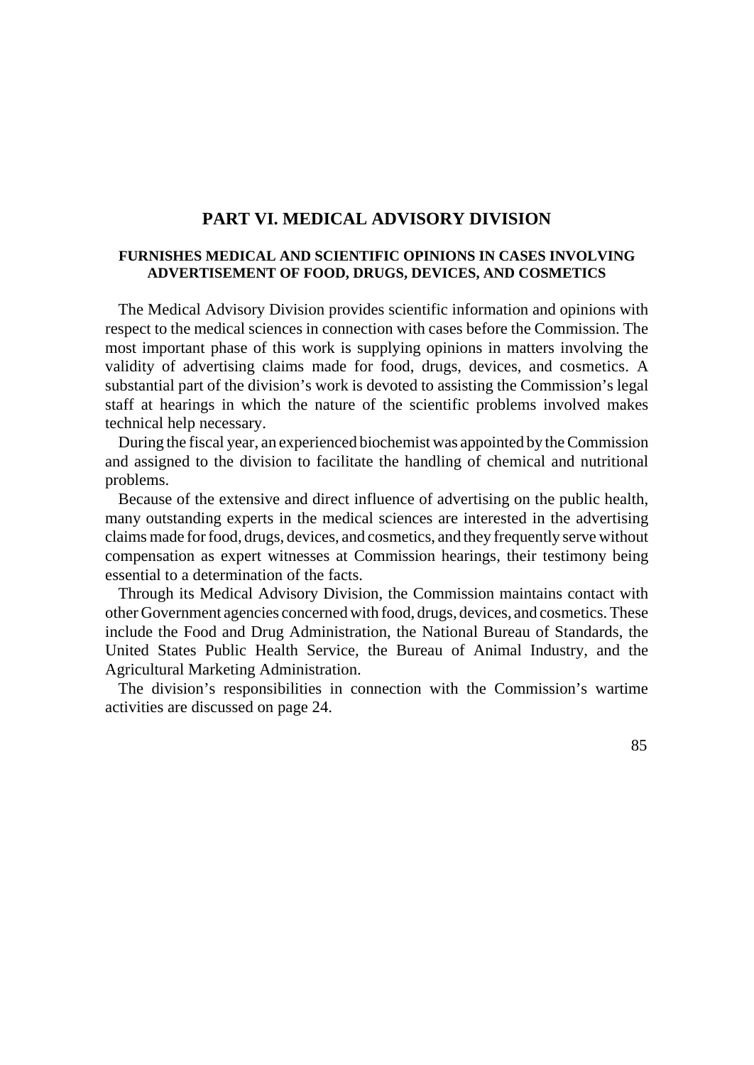# PART VI. MEDICAL ADVISORY DIVISION

## FURNISHES MEDICAL AND SCIENTIFIC OPINIONS IN CASES INVOLVING ADVERTISEMENT OF FOOD, DRUGS, DEVICES, AND COSMETICS

The Medical Advisory Division provides scientific information and opinions with respect to the medical sciences in connection with cases before the Commission. The most important phase of this work is supplying opinions in matters involving the validity of advertising claims made for food, drugs, devices, and cosmetics. A substantial part of the division's work is devoted to assisting the Commission's legal staff at hearings in which the nature of the scientific problems involved makes technical help necessary.

During the fiscal year, an experienced biochemist was appointed by the Commission and assigned to the division to facilitate the handling of chemical and nutritional problems.

Because of the extensive and direct influence of advertising on the public health, many outstanding experts in the medical sciences are interested in the advertising claims made for food, drugs, devices, and cosmetics, and they frequently serve without compensation as expert witnesses at Commission hearings, their testimony being essential to a determination of the facts.

Through its Medical Advisory Division, the Commission maintains contact with other Government agencies concerned with food, drugs, devices, and cosmetics. These include the Food and Drug Administration, the National Bureau of Standards, the United States Public Health Service, the Bureau of Animal Industry, and the Agricultural Marketing Administration.

The division's responsibilities in connection with the Commission's wartime activities are discussed on page 24.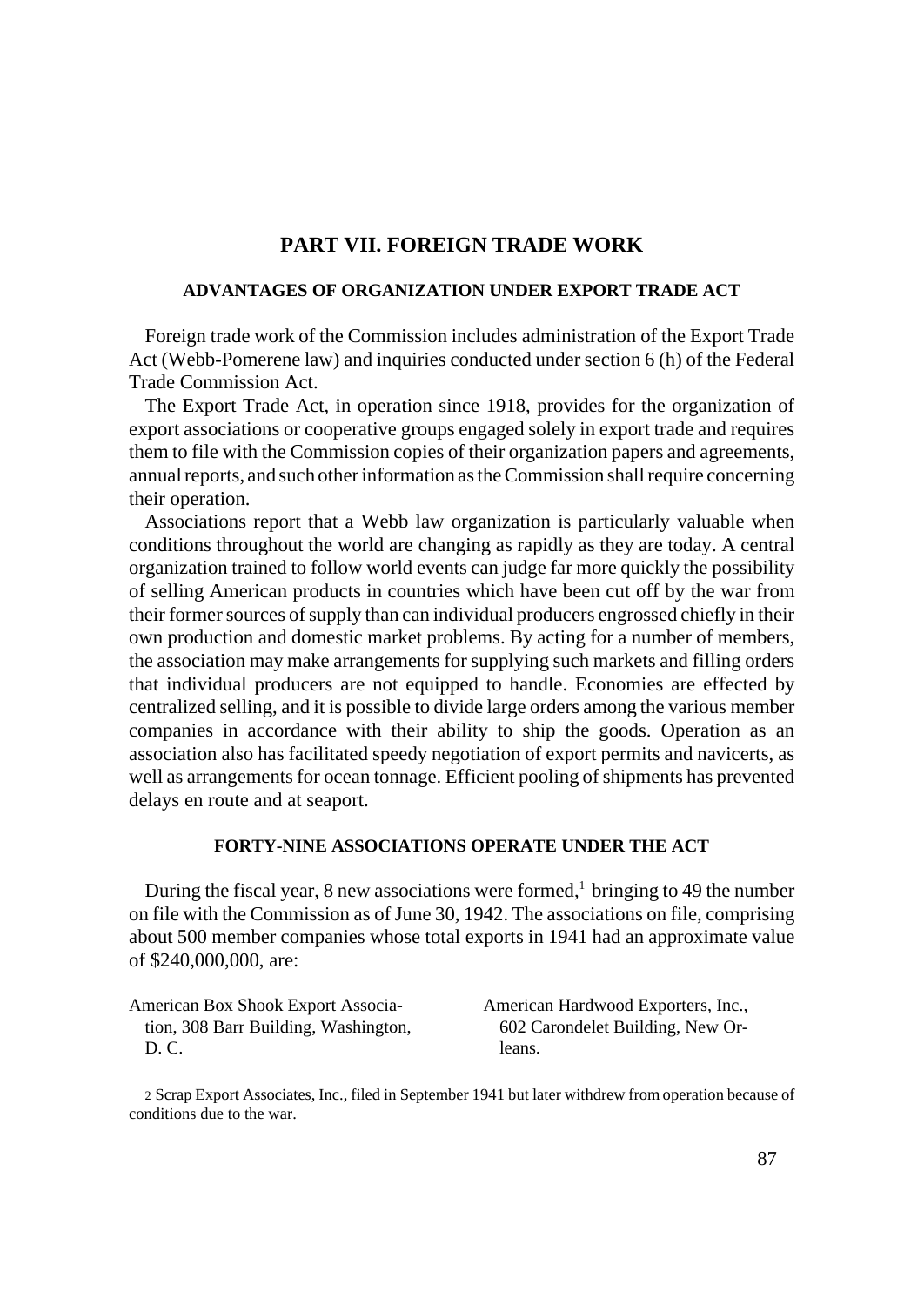# PART VII. FOREIGN TRADE WORK

## ADVANTAGES OF ORGANIZATION UNDER EXPORT TRADE ACT

Foreign trade work of the Commission includes administration of the Export Trade Act (Webb-Pomerene law) and inquiries conducted under section 6 (h) of the Federal Trade Commission Act.

The Export Trade Act, in operation since 1918, provides for the organization of export associations or cooperative groups engaged solely in export trade and requires them to file with the Commission copies of their organization papers and agreements, annual reports, and such other information as the Commission shall require concerning their operation.

Associations report that a Webb law organization is particularly valuable when conditions throughout the world are changing as rapidly as they are today. A central organization trained to follow world events can judge far more quickly the possibility of selling American products in countries which have been cut off by the war from their former sources of supply than can individual producers engrossed chiefly in their own production and domestic market problems. By acting for a number of members, the association may make arrangements for supplying such markets and filling orders that individual producers are not equipped to handle. Economies are effected by centralized selling, and it is possible to divide large orders among the various member companies in accordance with their ability to ship the goods. Operation as an association also has facilitated speedy negotiation of export permits and navicerts, as well as arrangements for ocean tonnage. Efficient pooling of shipments has prevented delays en route and at seaport.

## FORTY-NINE ASSOCIATIONS OPERATE UNDER THE ACT

During the fiscal year, 8 new associations were formed,[1] bringing to 49 the number on file with the Commission as of June 30, 1942. The associations on file, comprising about 500 member companies whose total exports in 1941 had an approximate value of $240,000,000, are:

American Box Shook Export Association, 308 Barr Building, Washington, D. C.

American Hardwood Exporters, Inc., 602 Carondelet Building, New Orleans.

2 Scrap Export Associates, Inc., filed in September 1941 but later withdrew from operation because of conditions due to the war.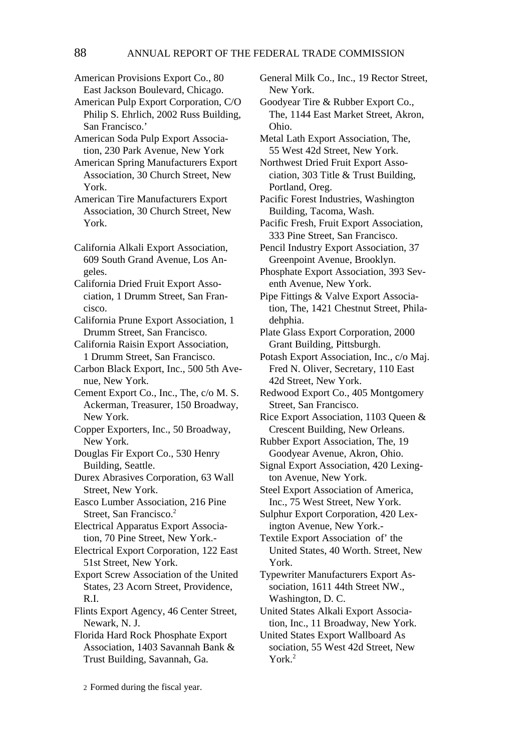American Provisions Export Co., 80 East Jackson Boulevard, Chicago.

American Pulp Export Corporation, C/O Philip S. Ehrlich, 2002 Russ Building, San Francisco.'

American Soda Pulp Export Association, 230 Park Avenue, New York

American Spring Manufacturers Export Association, 30 Church Street, New York.

American Tire Manufacturers Export Association, 30 Church Street, New York.

California Alkali Export Association, 609 South Grand Avenue, Los Angeles.

California Dried Fruit Export Association, 1 Drumm Street, San Francisco.

California Prune Export Association, 1 Drumm Street, San Francisco.

California Raisin Export Association, 1 Drumm Street, San Francisco.

Carbon Black Export, Inc., 500 5th Avenue, New York.

Cement Export Co., Inc., The, c/o M. S. Ackerman, Treasurer, 150 Broadway, New York.

Copper Exporters, Inc., 50 Broadway, New York.

Douglas Fir Export Co., 530 Henry Building, Seattle.

Durex Abrasives Corporation, 63 Wall Street, New York.

Easco Lumber Association, 216 Pine Street, San Francisco.[2]

Electrical Apparatus Export Association, 70 Pine Street, New York.-

Electrical Export Corporation, 122 East 51st Street, New York.

Export Screw Association of the United States, 23 Acorn Street, Providence, R.I.

Flints Export Agency, 46 Center Street, Newark, N. J.

Florida Hard Rock Phosphate Export Association, 1403 Savannah Bank & Trust Building, Savannah, Ga.

General Milk Co., Inc., 19 Rector Street, New York.

Goodyear Tire & Rubber Export Co., The, 1144 East Market Street, Akron, Ohio.

Metal Lath Export Association, The, 55 West 42d Street, New York.

Northwest Dried Fruit Export Association, 303 Title & Trust Building, Portland, Oreg.

Pacific Forest Industries, Washington Building, Tacoma, Wash.

Pacific Fresh, Fruit Export Association, 333 Pine Street, San Francisco.

Pencil Industry Export Association, 37 Greenpoint Avenue, Brooklyn.

Phosphate Export Association, 393 Seventh Avenue, New York.

Pipe Fittings & Valve Export Association, The, 1421 Chestnut Street, Philadehphia.

Plate Glass Export Corporation, 2000 Grant Building, Pittsburgh.

Potash Export Association, Inc., c/o Maj. Fred N. Oliver, Secretary, 110 East 42d Street, New York.

Redwood Export Co., 405 Montgomery Street, San Francisco.

Rice Export Association, 1103 Queen & Crescent Building, New Orleans.

Rubber Export Association, The, 19 Goodyear Avenue, Akron, Ohio.

Signal Export Association, 420 Lexington Avenue, New York.

Steel Export Association of America, Inc., 75 West Street, New York.

Sulphur Export Corporation, 420 Lexington Avenue, New York.-

Textile Export Association of' the United States, 40 Worth. Street, New York.

Typewriter Manufacturers Export Association, 1611 44th Street NW., Washington, D. C.

United States Alkali Export Association, Inc., 11 Broadway, New York.

United States Export Wallboard As sociation, 55 West 42d Street, New York.[2]

2 Formed during the fiscal year.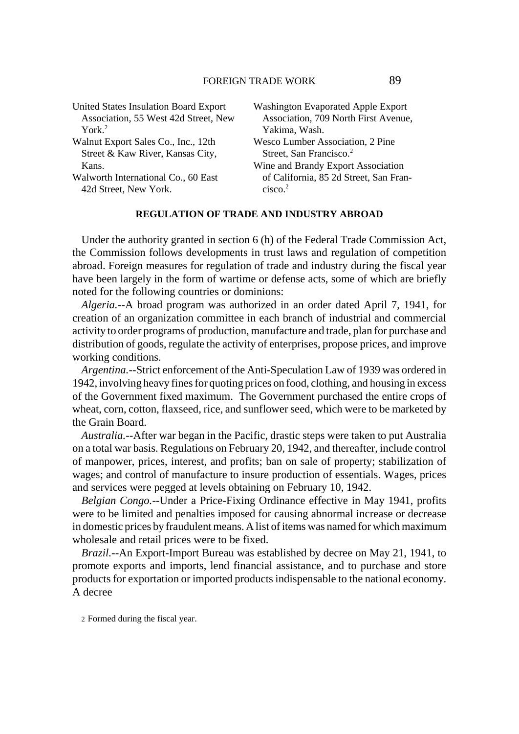United States Insulation Board Export Association, 55 West 42d Street, New York.[2]

Walnut Export Sales Co., Inc., 12th Street & Kaw River, Kansas City, Kans.

Walworth International Co., 60 East 42d Street, New York.

Washington Evaporated Apple Export Association, 709 North First Avenue, Yakima, Wash.

Wesco Lumber Association, 2 Pine Street, San Francisco.[2]

Wine and Brandy Export Association of California, 85 2d Street, San Francisco.[2]

## REGULATION OF TRADE AND INDUSTRY ABROAD

Under the authority granted in section 6 (h) of the Federal Trade Commission Act, the Commission follows developments in trust laws and regulation of competition abroad. Foreign measures for regulation of trade and industry during the fiscal year have been largely in the form of wartime or defense acts, some of which are briefly noted for the following countries or dominions:

*Algeria.*--A broad program was authorized in an order dated April 7, 1941, for creation of an organization committee in each branch of industrial and commercial activity to order programs of production, manufacture and trade, plan for purchase and distribution of goods, regulate the activity of enterprises, propose prices, and improve working conditions.

*Argentina.*--Strict enforcement of the Anti-Speculation Law of 1939 was ordered in 1942, involving heavy fines for quoting prices on food, clothing, and housing in excess of the Government fixed maximum. The Government purchased the entire crops of wheat, corn, cotton, flaxseed, rice, and sunflower seed, which were to be marketed by the Grain Board.

*Australia.*--After war began in the Pacific, drastic steps were taken to put Australia on a total war basis. Regulations on February 20, 1942, and thereafter, include control of manpower, prices, interest, and profits; ban on sale of property; stabilization of wages; and control of manufacture to insure production of essentials. Wages, prices and services were pegged at levels obtaining on February 10, 1942.

*Belgian Congo.*--Under a Price-Fixing Ordinance effective in May 1941, profits were to be limited and penalties imposed for causing abnormal increase or decrease in domestic prices by fraudulent means. A list of items was named for which maximum wholesale and retail prices were to be fixed.

*Brazil.*--An Export-Import Bureau was established by decree on May 21, 1941, to promote exports and imports, lend financial assistance, and to purchase and store products for exportation or imported products indispensable to the national economy. A decree

[2] Formed during the fiscal year.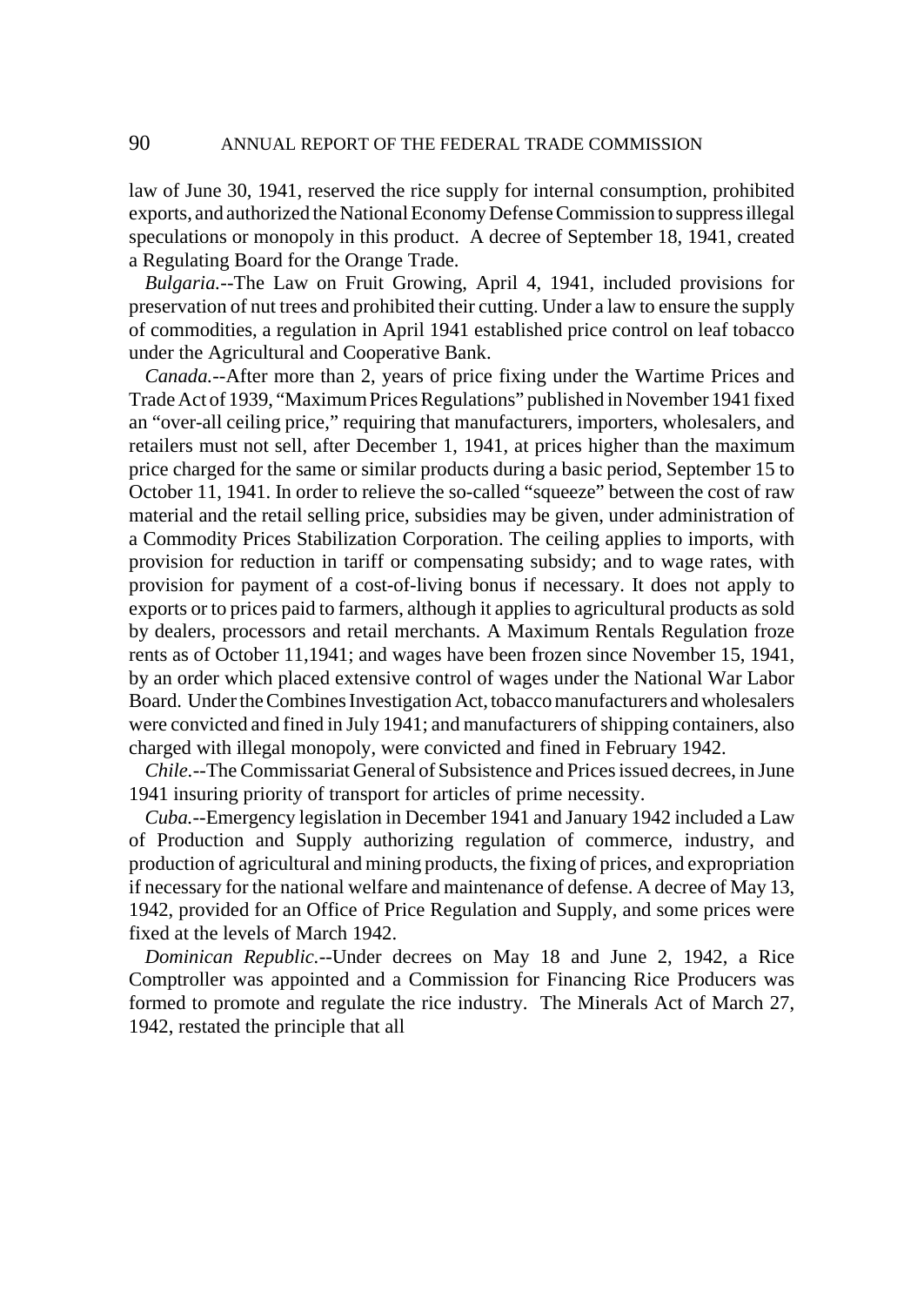law of June 30, 1941, reserved the rice supply for internal consumption, prohibited exports, and authorized the National Economy Defense Commission to suppress illegal speculations or monopoly in this product. A decree of September 18, 1941, created a Regulating Board for the Orange Trade.

*Bulgaria.*--The Law on Fruit Growing, April 4, 1941, included provisions for preservation of nut trees and prohibited their cutting. Under a law to ensure the supply of commodities, a regulation in April 1941 established price control on leaf tobacco under the Agricultural and Cooperative Bank.

*Canada.*--After more than 2, years of price fixing under the Wartime Prices and Trade Act of 1939, "Maximum Prices Regulations" published in November 1941 fixed an "over-all ceiling price," requiring that manufacturers, importers, wholesalers, and retailers must not sell, after December 1, 1941, at prices higher than the maximum price charged for the same or similar products during a basic period, September 15 to October 11, 1941. In order to relieve the so-called "squeeze" between the cost of raw material and the retail selling price, subsidies may be given, under administration of a Commodity Prices Stabilization Corporation. The ceiling applies to imports, with provision for reduction in tariff or compensating subsidy; and to wage rates, with provision for payment of a cost-of-living bonus if necessary. It does not apply to exports or to prices paid to farmers, although it applies to agricultural products as sold by dealers, processors and retail merchants. A Maximum Rentals Regulation froze rents as of October 11,1941; and wages have been frozen since November 15, 1941, by an order which placed extensive control of wages under the National War Labor Board. Under the Combines Investigation Act, tobacco manufacturers and wholesalers were convicted and fined in July 1941; and manufacturers of shipping containers, also charged with illegal monopoly, were convicted and fined in February 1942.

*Chile.*--The Commissariat General of Subsistence and Prices issued decrees, in June 1941 insuring priority of transport for articles of prime necessity.

*Cuba.*--Emergency legislation in December 1941 and January 1942 included a Law of Production and Supply authorizing regulation of commerce, industry, and production of agricultural and mining products, the fixing of prices, and expropriation if necessary for the national welfare and maintenance of defense. A decree of May 13, 1942, provided for an Office of Price Regulation and Supply, and some prices were fixed at the levels of March 1942.

*Dominican Republic.*--Under decrees on May 18 and June 2, 1942, a Rice Comptroller was appointed and a Commission for Financing Rice Producers was formed to promote and regulate the rice industry. The Minerals Act of March 27, 1942, restated the principle that all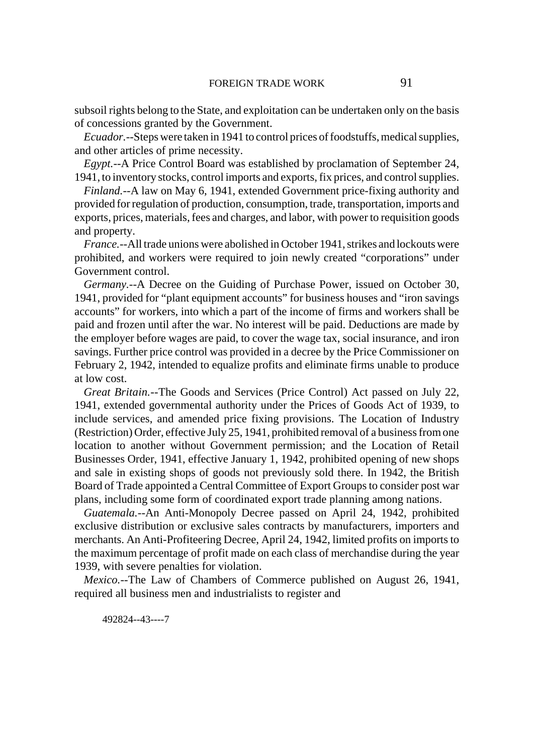subsoil rights belong to the State, and exploitation can be undertaken only on the basis of concessions granted by the Government.

*Ecuador.*--Steps were taken in 1941 to control prices of foodstuffs, medical supplies, and other articles of prime necessity.

*Egypt.*--A Price Control Board was established by proclamation of September 24, 1941, to inventory stocks, control imports and exports, fix prices, and control supplies.

*Finland.*--A law on May 6, 1941, extended Government price-fixing authority and provided for regulation of production, consumption, trade, transportation, imports and exports, prices, materials, fees and charges, and labor, with power to requisition goods and property.

*France.*--All trade unions were abolished in October 1941, strikes and lockouts were prohibited, and workers were required to join newly created "corporations" under Government control.

*Germany.*--A Decree on the Guiding of Purchase Power, issued on October 30, 1941, provided for "plant equipment accounts" for business houses and "iron savings accounts" for workers, into which a part of the income of firms and workers shall be paid and frozen until after the war. No interest will be paid. Deductions are made by the employer before wages are paid, to cover the wage tax, social insurance, and iron savings. Further price control was provided in a decree by the Price Commissioner on February 2, 1942, intended to equalize profits and eliminate firms unable to produce at low cost.

*Great Britain.*--The Goods and Services (Price Control) Act passed on July 22, 1941, extended governmental authority under the Prices of Goods Act of 1939, to include services, and amended price fixing provisions. The Location of Industry (Restriction) Order, effective July 25, 1941, prohibited removal of a business from one location to another without Government permission; and the Location of Retail Businesses Order, 1941, effective January 1, 1942, prohibited opening of new shops and sale in existing shops of goods not previously sold there. In 1942, the British Board of Trade appointed a Central Committee of Export Groups to consider post war plans, including some form of coordinated export trade planning among nations.

*Guatemala.*--An Anti-Monopoly Decree passed on April 24, 1942, prohibited exclusive distribution or exclusive sales contracts by manufacturers, importers and merchants. An Anti-Profiteering Decree, April 24, 1942, limited profits on imports to the maximum percentage of profit made on each class of merchandise during the year 1939, with severe penalties for violation.

*Mexico.*--The Law of Chambers of Commerce published on August 26, 1941, required all business men and industrialists to register and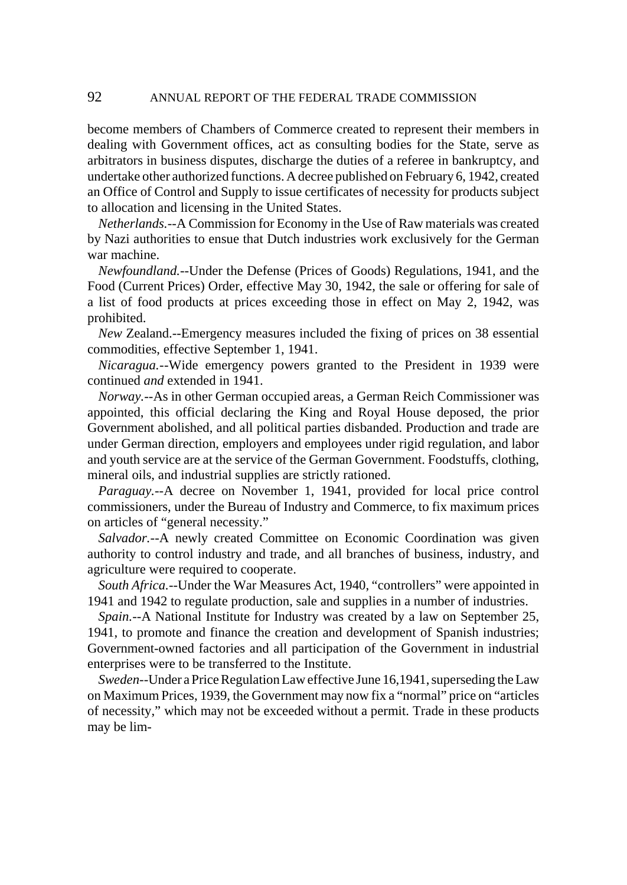become members of Chambers of Commerce created to represent their members in dealing with Government offices, act as consulting bodies for the State, serve as arbitrators in business disputes, discharge the duties of a referee in bankruptcy, and undertake other authorized functions. A decree published on February 6, 1942, created an Office of Control and Supply to issue certificates of necessity for products subject to allocation and licensing in the United States.

*Netherlands.*--A Commission for Economy in the Use of Raw materials was created by Nazi authorities to ensue that Dutch industries work exclusively for the German war machine.

*Newfoundland.*--Under the Defense (Prices of Goods) Regulations, 1941, and the Food (Current Prices) Order, effective May 30, 1942, the sale or offering for sale of a list of food products at prices exceeding those in effect on May 2, 1942, was prohibited.

*New* Zealand.--Emergency measures included the fixing of prices on 38 essential commodities, effective September 1, 1941.

*Nicaragua.*--Wide emergency powers granted to the President in 1939 were continued *and* extended in 1941.

*Norway.*--As in other German occupied areas, a German Reich Commissioner was appointed, this official declaring the King and Royal House deposed, the prior Government abolished, and all political parties disbanded. Production and trade are under German direction, employers and employees under rigid regulation, and labor and youth service are at the service of the German Government. Foodstuffs, clothing, mineral oils, and industrial supplies are strictly rationed.

*Paraguay.*--A decree on November 1, 1941, provided for local price control commissioners, under the Bureau of Industry and Commerce, to fix maximum prices on articles of "general necessity."

*Salvador.*--A newly created Committee on Economic Coordination was given authority to control industry and trade, and all branches of business, industry, and agriculture were required to cooperate.

*South Africa.*--Under the War Measures Act, 1940, "controllers" were appointed in 1941 and 1942 to regulate production, sale and supplies in a number of industries.

*Spain.*--A National Institute for Industry was created by a law on September 25, 1941, to promote and finance the creation and development of Spanish industries; Government-owned factories and all participation of the Government in industrial enterprises were to be transferred to the Institute.

*Sweden*--Under a Price Regulation Law effective June 16,1941, superseding the Law on Maximum Prices, 1939, the Government may now fix a "normal" price on "articles of necessity," which may not be exceeded without a permit. Trade in these products may be lim-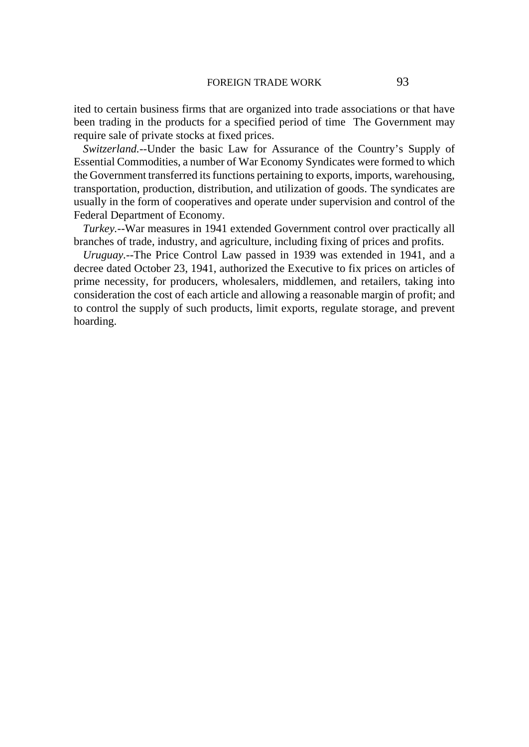ited to certain business firms that are organized into trade associations or that have been trading in the products for a specified period of time The Government may require sale of private stocks at fixed prices.

*Switzerland.*--Under the basic Law for Assurance of the Country's Supply of Essential Commodities, a number of War Economy Syndicates were formed to which the Government transferred its functions pertaining to exports, imports, warehousing, transportation, production, distribution, and utilization of goods. The syndicates are usually in the form of cooperatives and operate under supervision and control of the Federal Department of Economy.

*Turkey.*--War measures in 1941 extended Government control over practically all branches of trade, industry, and agriculture, including fixing of prices and profits.

*Uruguay.*--The Price Control Law passed in 1939 was extended in 1941, and a decree dated October 23, 1941, authorized the Executive to fix prices on articles of prime necessity, for producers, wholesalers, middlemen, and retailers, taking into consideration the cost of each article and allowing a reasonable margin of profit; and to control the supply of such products, limit exports, regulate storage, and prevent hoarding.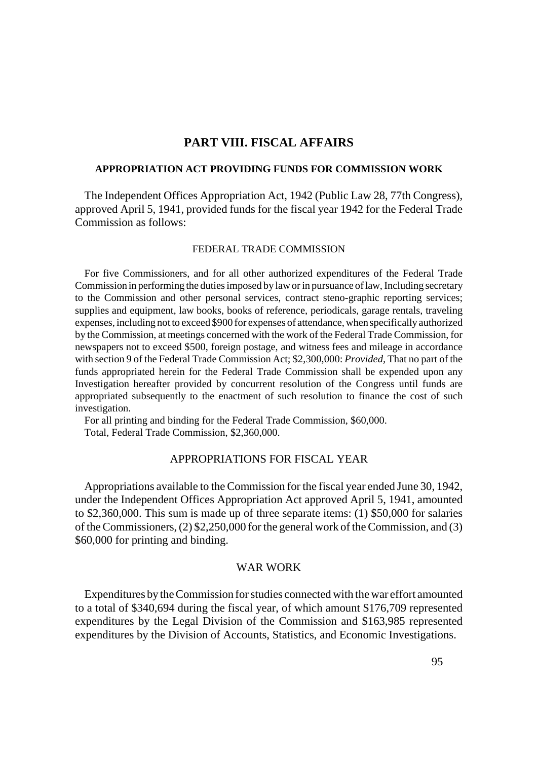# PART VIII. FISCAL AFFAIRS

## APPROPRIATION ACT PROVIDING FUNDS FOR COMMISSION WORK

The Independent Offices Appropriation Act, 1942 (Public Law 28, 77th Congress), approved April 5, 1941, provided funds for the fiscal year 1942 for the Federal Trade Commission as follows:

### FEDERAL TRADE COMMISSION

For five Commissioners, and for all other authorized expenditures of the Federal Trade Commission in performing the duties imposed by law or in pursuance of law, Including secretary to the Commission and other personal services, contract steno-graphic reporting services; supplies and equipment, law books, books of reference, periodicals, garage rentals, traveling expenses, including not to exceed $900 for expenses of attendance, when specifically authorized by the Commission, at meetings concerned with the work of the Federal Trade Commission, for newspapers not to exceed $500, foreign postage, and witness fees and mileage in accordance with section 9 of the Federal Trade Commission Act; $2,300,000: *Provided*, That no part of the funds appropriated herein for the Federal Trade Commission shall be expended upon any Investigation hereafter provided by concurrent resolution of the Congress until funds are appropriated subsequently to the enactment of such resolution to finance the cost of such investigation.

For all printing and binding for the Federal Trade Commission, $60,000.

Total, Federal Trade Commission, $2,360,000.

## APPROPRIATIONS FOR FISCAL YEAR

Appropriations available to the Commission for the fiscal year ended June 30, 1942, under the Independent Offices Appropriation Act approved April 5, 1941, amounted to $2,360,000. This sum is made up of three separate items: (1) $50,000 for salaries of the Commissioners, (2) $2,250,000 for the general work of the Commission, and (3) $60,000 for printing and binding.

## WAR WORK

Expenditures by the Commission for studies connected with the war effort amounted to a total of $340,694 during the fiscal year, of which amount $176,709 represented expenditures by the Legal Division of the Commission and $163,985 represented expenditures by the Division of Accounts, Statistics, and Economic Investigations.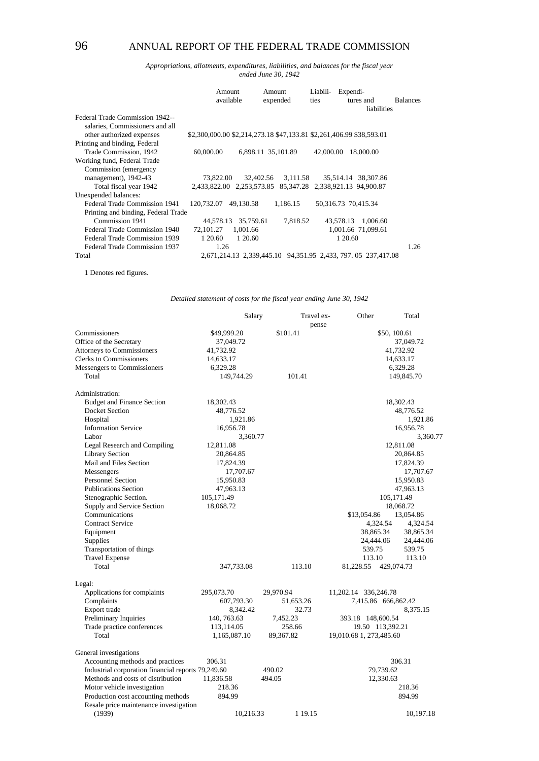*Appropriations, allotments, expenditures, liabilities, and balances for the fiscal year ended June 30, 1942*

| | Amount available | Amount expended | Liabilities | Expenditures and liabilities | Balances |
|---|---|---|---|---|---|
| Federal Trade Commission 1942--salaries, Commissioners and all other authorized expenses | $2,300,000.00 | $2,214,273.18 | $47,133.81 | $2,261,406.99 | $38,593.01 |
| Printing and binding, Federal Trade Commission, 1942 | 60,000.00 | 6,898.11 | 35,101.89 | 42,000.00 | 18,000.00 |
| Working fund, Federal Trade Commission (emergency management), 1942-43 | 73,822.00 | 32,402.56 | 3,111.58 | 35,514.14 | 38,307.86 |
| Total fiscal year 1942 | 2,433,822.00 | 2,253,573.85 | 85,347.28 | 2,338,921.13 | 94,900.87 |
| Unexpended balances: | | | | | |
| Federal Trade Commission 1941 | 120,732.07 | 49,130.58 | 1,186.15 | 50,316.73 | 70,415.34 |
| Printing and binding, Federal Trade Commission 1941 | 44,578.13 | 35,759.61 | 7,818.52 | 43,578.13 | 1,006.60 |
| Federal Trade Commission 1940 | 72,101.27 | 1,001.66 | | 1,001.66 | 71,099.61 |
| Federal Trade Commission 1939 | 1 20.60 | 1 20.60 | | 1 20.60 | |
| Federal Trade Commission 1937 | 1.26 | | | | 1.26 |
| Total | 2,671,214.13 | 2,339,445.10 | 94,351.95 | 2,433, 797. 05 | 237,417.08 |

1 Denotes red figures.

*Detailed statement of costs for the fiscal year ending June 30, 1942*

| | Salary | Travel expense | Other | Total |
|---|---|---|---|---|
| Commissioners | $49,999.20 | $101.41 | | $50, 100.61 |
| Office of the Secretary | 37,049.72 | | | 37,049.72 |
| Attorneys to Commissioners | 41,732.92 | | | 41,732.92 |
| Clerks to Commissioners | 14,633.17 | | | 14,633.17 |
| Messengers to Commissioners | 6,329.28 | | | 6,329.28 |
| Total | 149,744.29 | 101.41 | | 149,845.70 |
| Administration: | | | | |
| Budget and Finance Section | 18,302.43 | | | 18,302.43 |
| Docket Section | 48,776.52 | | | 48,776.52 |
| Hospital | 1,921.86 | | | 1,921.86 |
| Information Service | 16,956.78 | | | 16,956.78 |
| Labor | 3,360.77 | | | 3,360.77 |
| Legal Research and Compiling | 12,811.08 | | | 12,811.08 |
| Library Section | 20,864.85 | | | 20,864.85 |
| Mail and Files Section | 17,824.39 | | | 17,824.39 |
| Messengers | 17,707.67 | | | 17,707.67 |
| Personnel Section | 15,950.83 | | | 15,950.83 |
| Publications Section | 47,963.13 | | | 47,963.13 |
| Stenographic Section. | 105,171.49 | | | 105,171.49 |
| Supply and Service Section | 18,068.72 | | | 18,068.72 |
| Communications | | | $13,054.86 | 13,054.86 |
| Contract Service | | | 4,324.54 | 4,324.54 |
| Equipment | | | 38,865.34 | 38,865.34 |
| Supplies | | | 24,444.06 | 24,444.06 |
| Transportation of things | | | 539.75 | 539.75 |
| Travel Expense | | | 113.10 | 113.10 |
| Total | 347,733.08 | 113.10 | 81,228.55 | 429,074.73 |
| Legal: | | | | |
| Applications for complaints | 295,073.70 | 29,970.94 | 11,202.14 | 336,246.78 |
| Complaints | 607,793.30 | 51,653.26 | 7,415.86 | 666,862.42 |
| Export trade | 8,342.42 | 32.73 | | 8,375.15 |
| Preliminary Inquiries | 140, 763.63 | 7,452.23 | 393.18 | 148,600.54 |
| Trade practice conferences | 113,114.05 | 258.66 | 19.50 | 113,392.21 |
| Total | 1,165,087.10 | 89,367.82 | 19,010.68 | 1, 273,485.60 |
| General investigations | | | | |
| Accounting methods and practices | 306.31 | | | 306.31 |
| Industrial corporation financial reports | 79,249.60 | 490.02 | | 79,739.62 |
| Methods and costs of distribution | 11,836.58 | 494.05 | | 12,330.63 |
| Motor vehicle investigation | 218.36 | | | 218.36 |
| Production cost accounting methods | 894.99 | | | 894.99 |
| Resale price maintenance investigation (1939) | 10,216.33 | 1 19.15 | | 10,197.18 |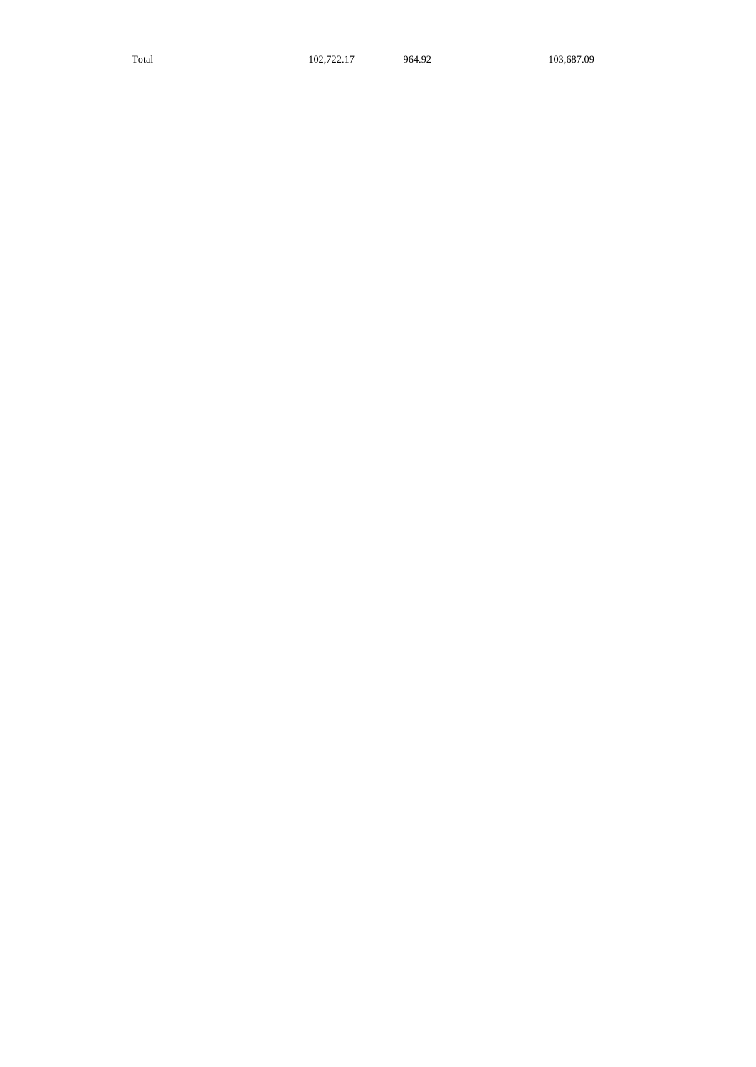| | | | |
|---|---|---|---|
| Total | 102,722.17 | 964.92 | 103,687.09 |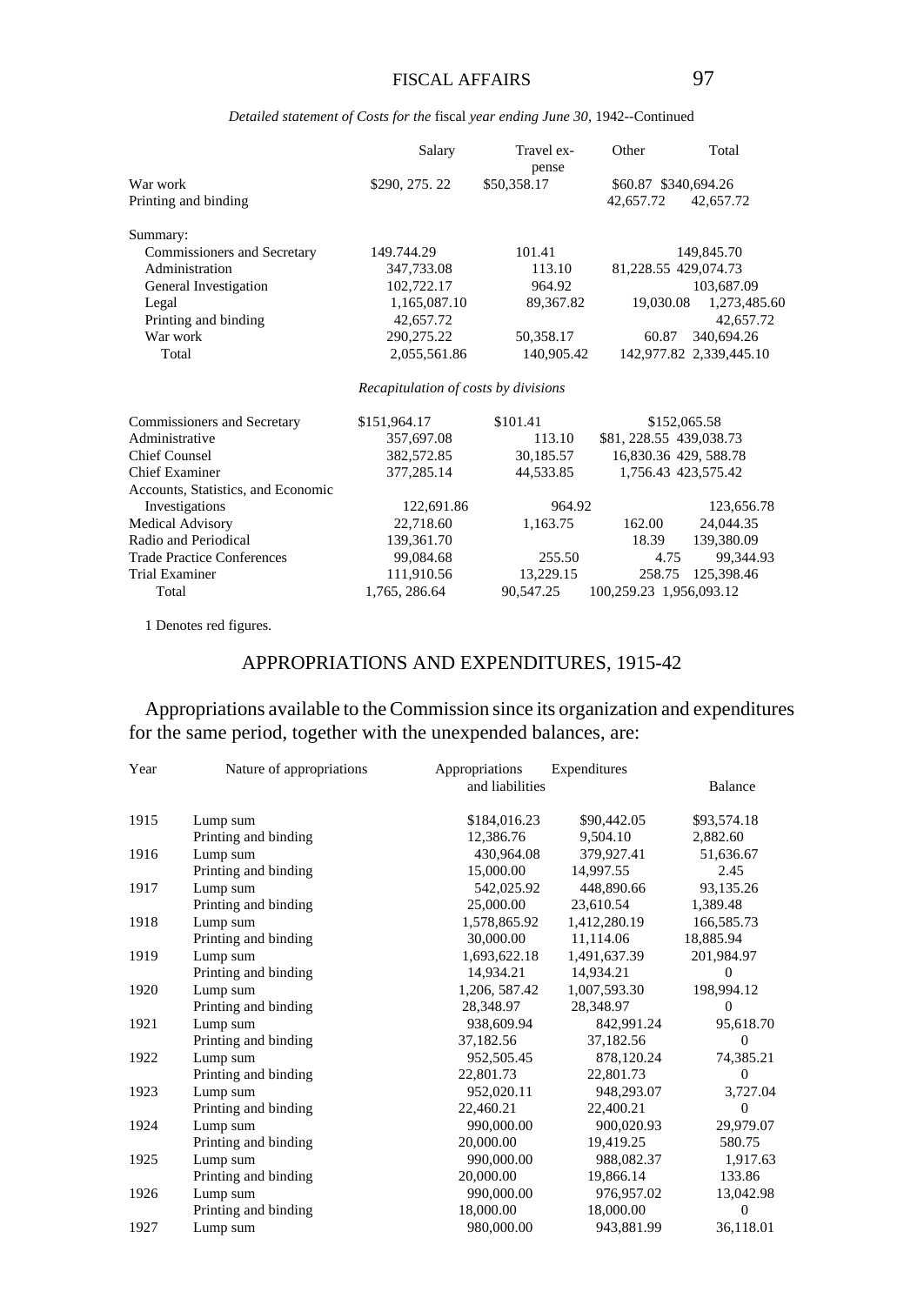*Detailed statement of Costs for the* fiscal *year ending June 30,* 1942--Continued

| | Salary | Travel expense | Other | Total |
|---|---|---|---|---|
| War work | $290, 275. 22 | $50,358.17 | $60.87 | $340,694.26 |
| Printing and binding | | | 42,657.72 | 42,657.72 |
| Summary: | | | | |
| Commissioners and Secretary | 149.744.29 | 101.41 | | 149,845.70 |
| Administration | 347,733.08 | 113.10 | 81,228.55 | 429,074.73 |
| General Investigation | 102,722.17 | 964.92 | | 103,687.09 |
| Legal | 1,165,087.10 | 89,367.82 | 19,030.08 | 1,273,485.60 |
| Printing and binding | 42,657.72 | | | 42,657.72 |
| War work | 290,275.22 | 50,358.17 | 60.87 | 340,694.26 |
| Total | 2,055,561.86 | 140,905.42 | 142,977.82 | 2,339,445.10 |

*Recapitulation of costs by divisions*

| | Salary | Travel expense | Other | Total |
|---|---|---|---|---|
| Commissioners and Secretary | $151,964.17 | $101.41 | | $152,065.58 |
| Administrative | 357,697.08 | 113.10 | $81, 228.55 | 439,038.73 |
| Chief Counsel | 382,572.85 | 30,185.57 | 16,830.36 | 429, 588.78 |
| Chief Examiner | 377,285.14 | 44,533.85 | 1,756.43 | 423,575.42 |
| Accounts, Statistics, and Economic Investigations | 122,691.86 | 964.92 | | 123,656.78 |
| Medical Advisory | 22,718.60 | 1,163.75 | 162.00 | 24,044.35 |
| Radio and Periodical | 139,361.70 | | 18.39 | 139,380.09 |
| Trade Practice Conferences | 99,084.68 | 255.50 | 4.75 | 99,344.93 |
| Trial Examiner | 111,910.56 | 13,229.15 | 258.75 | 125,398.46 |
| Total | 1,765, 286.64 | 90,547.25 | 100,259.23 | 1,956,093.12 |

1 Denotes red figures.

## APPROPRIATIONS AND EXPENDITURES, 1915-42

Appropriations available to the Commission since its organization and expenditures for the same period, together with the unexpended balances, are:

| Year | Nature of appropriations | Appropriations and liabilities | Expenditures | Balance |
|---|---|---|---|---|
| 1915 | Lump sum | $184,016.23 | $90,442.05 | $93,574.18 |
| | Printing and binding | 12,386.76 | 9,504.10 | 2,882.60 |
| 1916 | Lump sum | 430,964.08 | 379,927.41 | 51,636.67 |
| | Printing and binding | 15,000.00 | 14,997.55 | 2.45 |
| 1917 | Lump sum | 542,025.92 | 448,890.66 | 93,135.26 |
| | Printing and binding | 25,000.00 | 23,610.54 | 1,389.48 |
| 1918 | Lump sum | 1,578,865.92 | 1,412,280.19 | 166,585.73 |
| | Printing and binding | 30,000.00 | 11,114.06 | 18,885.94 |
| 1919 | Lump sum | 1,693,622.18 | 1,491,637.39 | 201,984.97 |
| | Printing and binding | 14,934.21 | 14,934.21 | 0 |
| 1920 | Lump sum | 1,206, 587.42 | 1,007,593.30 | 198,994.12 |
| | Printing and binding | 28,348.97 | 28,348.97 | 0 |
| 1921 | Lump sum | 938,609.94 | 842,991.24 | 95,618.70 |
| | Printing and binding | 37,182.56 | 37,182.56 | 0 |
| 1922 | Lump sum | 952,505.45 | 878,120.24 | 74,385.21 |
| | Printing and binding | 22,801.73 | 22,801.73 | 0 |
| 1923 | Lump sum | 952,020.11 | 948,293.07 | 3,727.04 |
| | Printing and binding | 22,460.21 | 22,400.21 | 0 |
| 1924 | Lump sum | 990,000.00 | 900,020.93 | 29,979.07 |
| | Printing and binding | 20,000.00 | 19,419.25 | 580.75 |
| 1925 | Lump sum | 990,000.00 | 988,082.37 | 1,917.63 |
| | Printing and binding | 20,000.00 | 19,866.14 | 133.86 |
| 1926 | Lump sum | 990,000.00 | 976,957.02 | 13,042.98 |
| | Printing and binding | 18,000.00 | 18,000.00 | 0 |
| 1927 | Lump sum | 980,000.00 | 943,881.99 | 36,118.01 |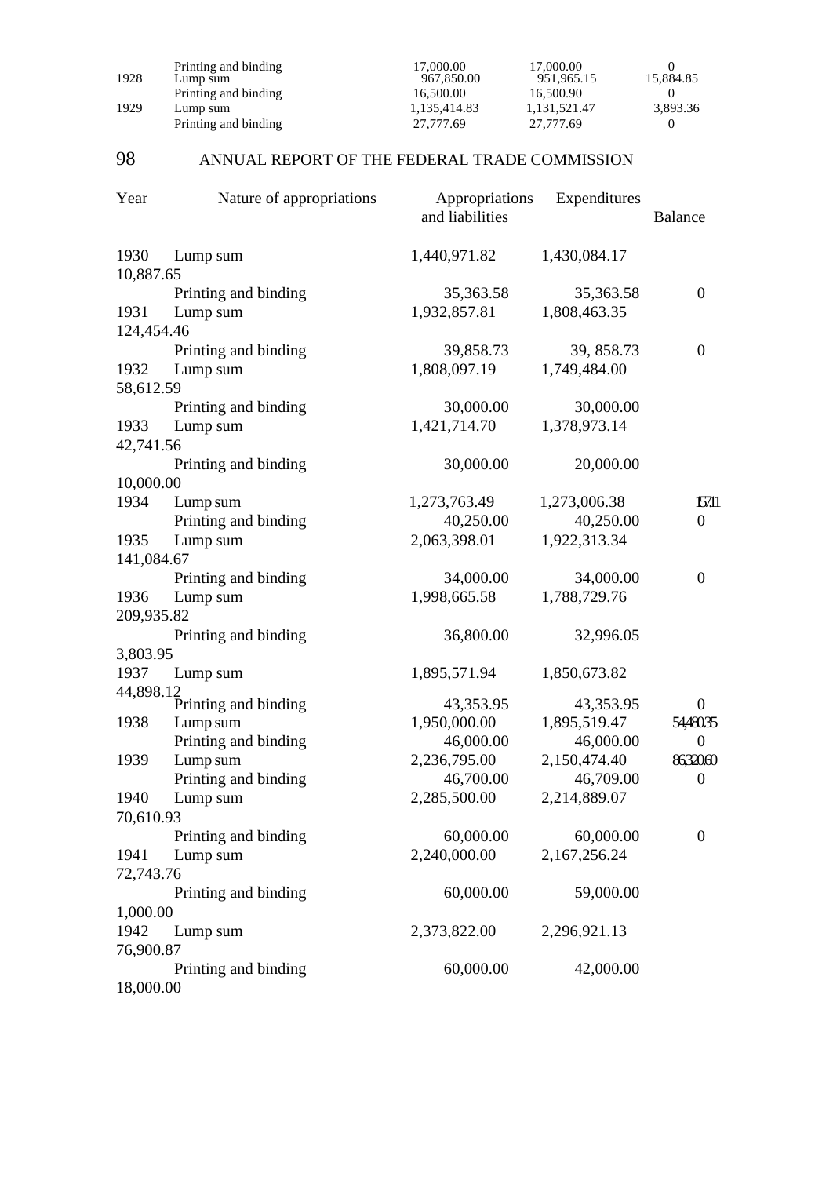| Year | Nature of appropriations | Appropriations and liabilities | Expenditures | Balance |
|---|---|---|---|---|
| | Printing and binding | 17,000.00 | 17,000.00 | 0 |
| 1928 | Lump sum | 967,850.00 | 951,965.15 | 15,884.85 |
| | Printing and binding | 16,500.00 | 16,500.90 | 0 |
| 1929 | Lump sum | 1,135,414.83 | 1,131,521.47 | 3,893.36 |
| | Printing and binding | 27,777.69 | 27,777.69 | 0 |
| 1930 | Lump sum | 1,440,971.82 | 1,430,084.17 | 10,887.65 |
| | Printing and binding | 35,363.58 | 35,363.58 | 0 |
| 1931 | Lump sum | 1,932,857.81 | 1,808,463.35 | 124,454.46 |
| | Printing and binding | 39,858.73 | 39, 858.73 | 0 |
| 1932 | Lump sum | 1,808,097.19 | 1,749,484.00 | 58,612.59 |
| | Printing and binding | 30,000.00 | 30,000.00 | |
| 1933 | Lump sum | 1,421,714.70 | 1,378,973.14 | 42,741.56 |
| | Printing and binding | 30,000.00 | 20,000.00 | 10,000.00 |
| 1934 | Lump sum | 1,273,763.49 | 1,273,006.38 | 157.11 |
| | Printing and binding | 40,250.00 | 40,250.00 | 0 |
| 1935 | Lump sum | 2,063,398.01 | 1,922,313.34 | 141,084.67 |
| | Printing and binding | 34,000.00 | 34,000.00 | 0 |
| 1936 | Lump sum | 1,998,665.58 | 1,788,729.76 | 209,935.82 |
| | Printing and binding | 36,800.00 | 32,996.05 | 3,803.95 |
| 1937 | Lump sum | 1,895,571.94 | 1,850,673.82 | 44,898.12 |
| | Printing and binding | 43,353.95 | 43,353.95 | 0 |
| 1938 | Lump sum | 1,950,000.00 | 1,895,519.47 | 54,480.35 |
| | Printing and binding | 46,000.00 | 46,000.00 | 0 |
| 1939 | Lump sum | 2,236,795.00 | 2,150,474.40 | 86,320.60 |
| | Printing and binding | 46,700.00 | 46,709.00 | 0 |
| 1940 | Lump sum | 2,285,500.00 | 2,214,889.07 | 70,610.93 |
| | Printing and binding | 60,000.00 | 60,000.00 | 0 |
| 1941 | Lump sum | 2,240,000.00 | 2,167,256.24 | 72,743.76 |
| | Printing and binding | 60,000.00 | 59,000.00 | 1,000.00 |
| 1942 | Lump sum | 2,373,822.00 | 2,296,921.13 | 76,900.87 |
| | Printing and binding | 60,000.00 | 42,000.00 | 18,000.00 |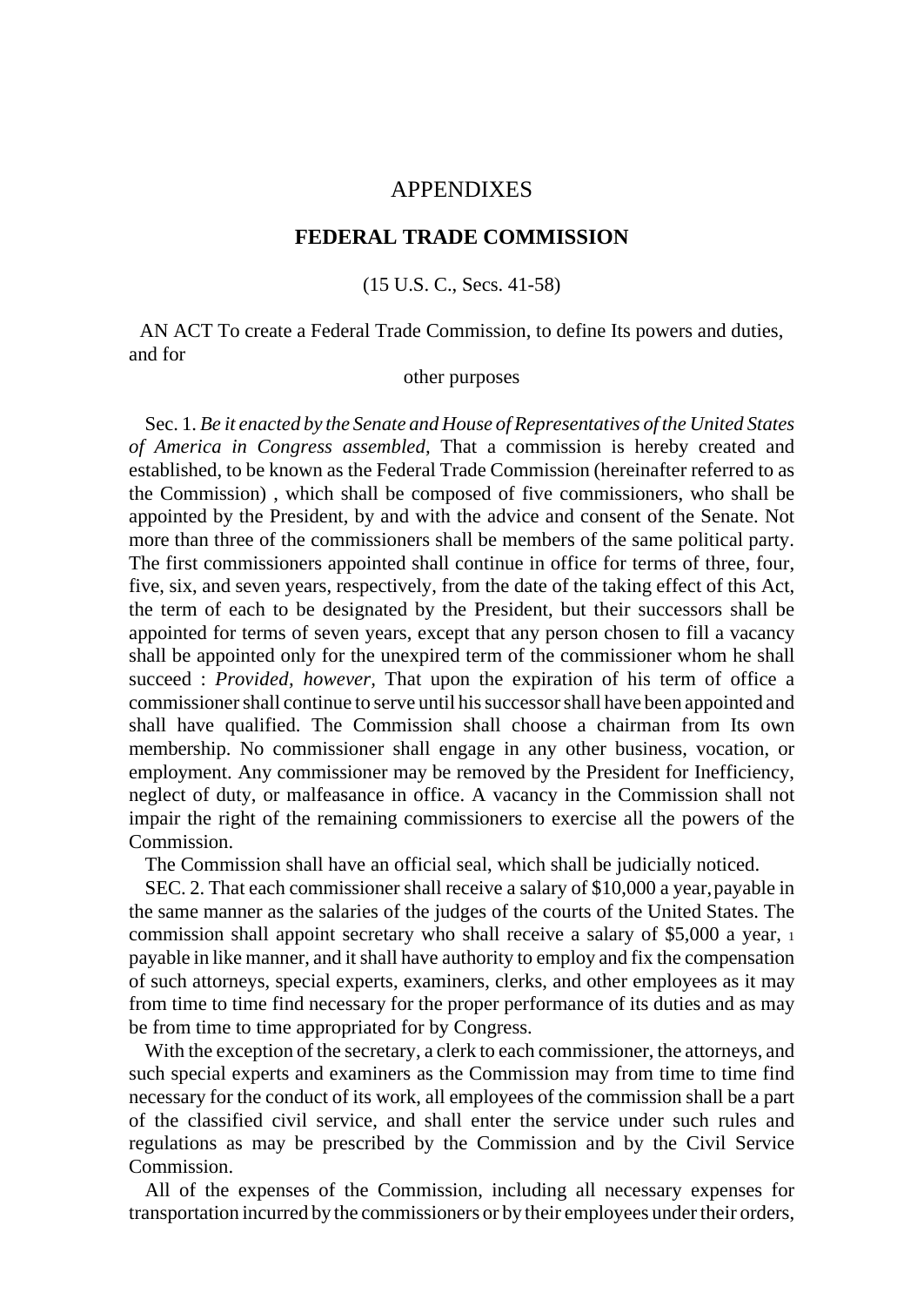# APPENDIXES

## FEDERAL TRADE COMMISSION

(15 U.S. C., Secs. 41-58)

AN ACT To create a Federal Trade Commission, to define Its powers and duties, and for other purposes

Sec. 1. *Be it enacted by the Senate and House of Representatives of the United States of America in Congress assembled,* That a commission is hereby created and established, to be known as the Federal Trade Commission (hereinafter referred to as the Commission) , which shall be composed of five commissioners, who shall be appointed by the President, by and with the advice and consent of the Senate. Not more than three of the commissioners shall be members of the same political party. The first commissioners appointed shall continue in office for terms of three, four, five, six, and seven years, respectively, from the date of the taking effect of this Act, the term of each to be designated by the President, but their successors shall be appointed for terms of seven years, except that any person chosen to fill a vacancy shall be appointed only for the unexpired term of the commissioner whom he shall succeed : *Provided, however,* That upon the expiration of his term of office a commissioner shall continue to serve until his successor shall have been appointed and shall have qualified. The Commission shall choose a chairman from Its own membership. No commissioner shall engage in any other business, vocation, or employment. Any commissioner may be removed by the President for Inefficiency, neglect of duty, or malfeasance in office. A vacancy in the Commission shall not impair the right of the remaining commissioners to exercise all the powers of the Commission.

The Commission shall have an official seal, which shall be judicially noticed.

SEC. 2. That each commissioner shall receive a salary of \$10,000 a year, payable in the same manner as the salaries of the judges of the courts of the United States. The commission shall appoint secretary who shall receive a salary of \$5,000 a year, [1] payable in like manner, and it shall have authority to employ and fix the compensation of such attorneys, special experts, examiners, clerks, and other employees as it may from time to time find necessary for the proper performance of its duties and as may be from time to time appropriated for by Congress.

With the exception of the secretary, a clerk to each commissioner, the attorneys, and such special experts and examiners as the Commission may from time to time find necessary for the conduct of its work, all employees of the commission shall be a part of the classified civil service, and shall enter the service under such rules and regulations as may be prescribed by the Commission and by the Civil Service Commission.

All of the expenses of the Commission, including all necessary expenses for transportation incurred by the commissioners or by their employees under their orders,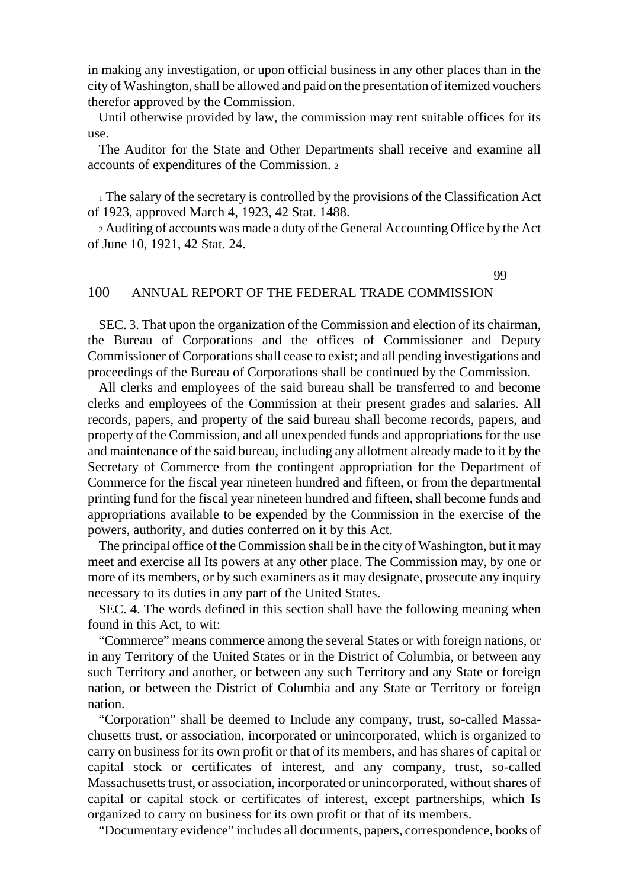in making any investigation, or upon official business in any other places than in the city of Washington, shall be allowed and paid on the presentation of itemized vouchers therefor approved by the Commission.

Until otherwise provided by law, the commission may rent suitable offices for its use.

The Auditor for the State and Other Departments shall receive and examine all accounts of expenditures of the Commission. [2]

[1] The salary of the secretary is controlled by the provisions of the Classification Act of 1923, approved March 4, 1923, 42 Stat. 1488.

[2] Auditing of accounts was made a duty of the General Accounting Office by the Act of June 10, 1921, 42 Stat. 24.

SEC. 3. That upon the organization of the Commission and election of its chairman, the Bureau of Corporations and the offices of Commissioner and Deputy Commissioner of Corporations shall cease to exist; and all pending investigations and proceedings of the Bureau of Corporations shall be continued by the Commission.

All clerks and employees of the said bureau shall be transferred to and become clerks and employees of the Commission at their present grades and salaries. All records, papers, and property of the said bureau shall become records, papers, and property of the Commission, and all unexpended funds and appropriations for the use and maintenance of the said bureau, including any allotment already made to it by the Secretary of Commerce from the contingent appropriation for the Department of Commerce for the fiscal year nineteen hundred and fifteen, or from the departmental printing fund for the fiscal year nineteen hundred and fifteen, shall become funds and appropriations available to be expended by the Commission in the exercise of the powers, authority, and duties conferred on it by this Act.

The principal office of the Commission shall be in the city of Washington, but it may meet and exercise all Its powers at any other place. The Commission may, by one or more of its members, or by such examiners as it may designate, prosecute any inquiry necessary to its duties in any part of the United States.

SEC. 4. The words defined in this section shall have the following meaning when found in this Act, to wit:

"Commerce" means commerce among the several States or with foreign nations, or in any Territory of the United States or in the District of Columbia, or between any such Territory and another, or between any such Territory and any State or foreign nation, or between the District of Columbia and any State or Territory or foreign nation.

"Corporation" shall be deemed to Include any company, trust, so-called Massachusetts trust, or association, incorporated or unincorporated, which is organized to carry on business for its own profit or that of its members, and has shares of capital or capital stock or certificates of interest, and any company, trust, so-called Massachusetts trust, or association, incorporated or unincorporated, without shares of capital or capital stock or certificates of interest, except partnerships, which Is organized to carry on business for its own profit or that of its members.

"Documentary evidence" includes all documents, papers, correspondence, books of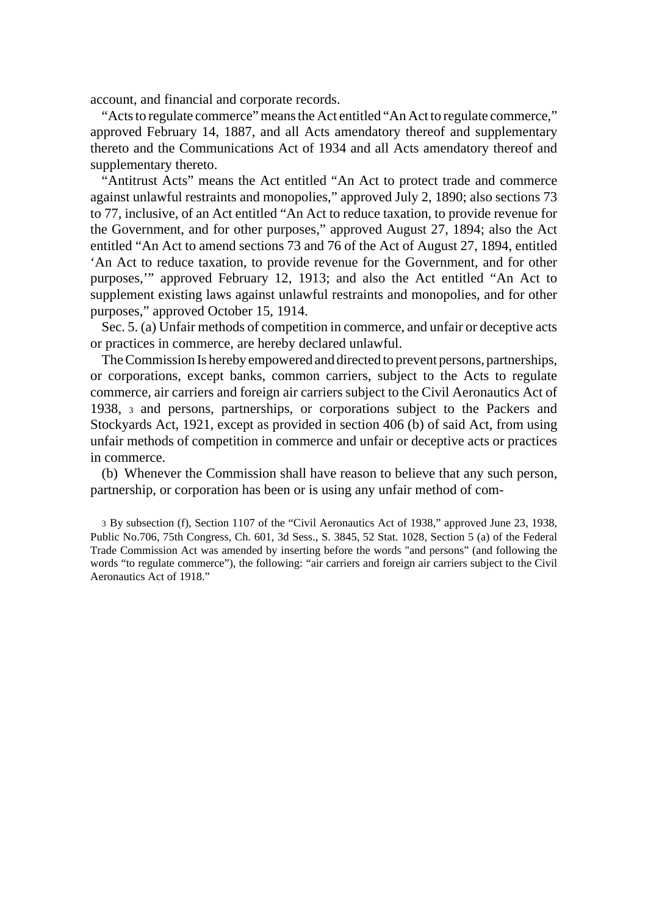account, and financial and corporate records.

"Acts to regulate commerce" means the Act entitled "An Act to regulate commerce," approved February 14, 1887, and all Acts amendatory thereof and supplementary thereto and the Communications Act of 1934 and all Acts amendatory thereof and supplementary thereto.

"Antitrust Acts" means the Act entitled "An Act to protect trade and commerce against unlawful restraints and monopolies," approved July 2, 1890; also sections 73 to 77, inclusive, of an Act entitled "An Act to reduce taxation, to provide revenue for the Government, and for other purposes," approved August 27, 1894; also the Act entitled "An Act to amend sections 73 and 76 of the Act of August 27, 1894, entitled 'An Act to reduce taxation, to provide revenue for the Government, and for other purposes,'" approved February 12, 1913; and also the Act entitled "An Act to supplement existing laws against unlawful restraints and monopolies, and for other purposes," approved October 15, 1914.

Sec. 5. (a) Unfair methods of competition in commerce, and unfair or deceptive acts or practices in commerce, are hereby declared unlawful.

The Commission Is hereby empowered and directed to prevent persons, partnerships, or corporations, except banks, common carriers, subject to the Acts to regulate commerce, air carriers and foreign air carriers subject to the Civil Aeronautics Act of 1938, [3] and persons, partnerships, or corporations subject to the Packers and Stockyards Act, 1921, except as provided in section 406 (b) of said Act, from using unfair methods of competition in commerce and unfair or deceptive acts or practices in commerce.

(b) Whenever the Commission shall have reason to believe that any such person, partnership, or corporation has been or is using any unfair method of com-

[3] By subsection (f), Section 1107 of the "Civil Aeronautics Act of 1938," approved June 23, 1938, Public No.706, 75th Congress, Ch. 601, 3d Sess., S. 3845, 52 Stat. 1028, Section 5 (a) of the Federal Trade Commission Act was amended by inserting before the words "and persons" (and following the words "to regulate commerce"), the following: "air carriers and foreign air carriers subject to the Civil Aeronautics Act of 1918."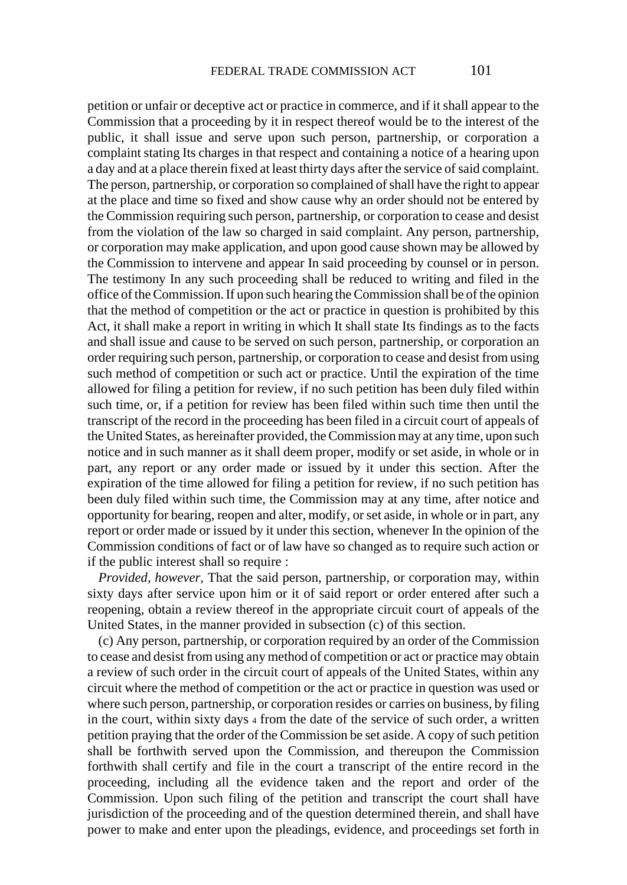petition or unfair or deceptive act or practice in commerce, and if it shall appear to the Commission that a proceeding by it in respect thereof would be to the interest of the public, it shall issue and serve upon such person, partnership, or corporation a complaint stating Its charges in that respect and containing a notice of a hearing upon a day and at a place therein fixed at least thirty days after the service of said complaint. The person, partnership, or corporation so complained of shall have the right to appear at the place and time so fixed and show cause why an order should not be entered by the Commission requiring such person, partnership, or corporation to cease and desist from the violation of the law so charged in said complaint. Any person, partnership, or corporation may make application, and upon good cause shown may be allowed by the Commission to intervene and appear In said proceeding by counsel or in person. The testimony In any such proceeding shall be reduced to writing and filed in the office of the Commission. If upon such hearing the Commission shall be of the opinion that the method of competition or the act or practice in question is prohibited by this Act, it shall make a report in writing in which It shall state Its findings as to the facts and shall issue and cause to be served on such person, partnership, or corporation an order requiring such person, partnership, or corporation to cease and desist from using such method of competition or such act or practice. Until the expiration of the time allowed for filing a petition for review, if no such petition has been duly filed within such time, or, if a petition for review has been filed within such time then until the transcript of the record in the proceeding has been filed in a circuit court of appeals of the United States, as hereinafter provided, the Commission may at any time, upon such notice and in such manner as it shall deem proper, modify or set aside, in whole or in part, any report or any order made or issued by it under this section. After the expiration of the time allowed for filing a petition for review, if no such petition has been duly filed within such time, the Commission may at any time, after notice and opportunity for bearing, reopen and alter, modify, or set aside, in whole or in part, any report or order made or issued by it under this section, whenever In the opinion of the Commission conditions of fact or of law have so changed as to require such action or if the public interest shall so require :

*Provided, however,* That the said person, partnership, or corporation may, within sixty days after service upon him or it of said report or order entered after such a reopening, obtain a review thereof in the appropriate circuit court of appeals of the United States, in the manner provided in subsection (c) of this section.

(c) Any person, partnership, or corporation required by an order of the Commission to cease and desist from using any method of competition or act or practice may obtain a review of such order in the circuit court of appeals of the United States, within any circuit where the method of competition or the act or practice in question was used or where such person, partnership, or corporation resides or carries on business, by filing in the court, within sixty days [4] from the date of the service of such order, a written petition praying that the order of the Commission be set aside. A copy of such petition shall be forthwith served upon the Commission, and thereupon the Commission forthwith shall certify and file in the court a transcript of the entire record in the proceeding, including all the evidence taken and the report and order of the Commission. Upon such filing of the petition and transcript the court shall have jurisdiction of the proceeding and of the question determined therein, and shall have power to make and enter upon the pleadings, evidence, and proceedings set forth in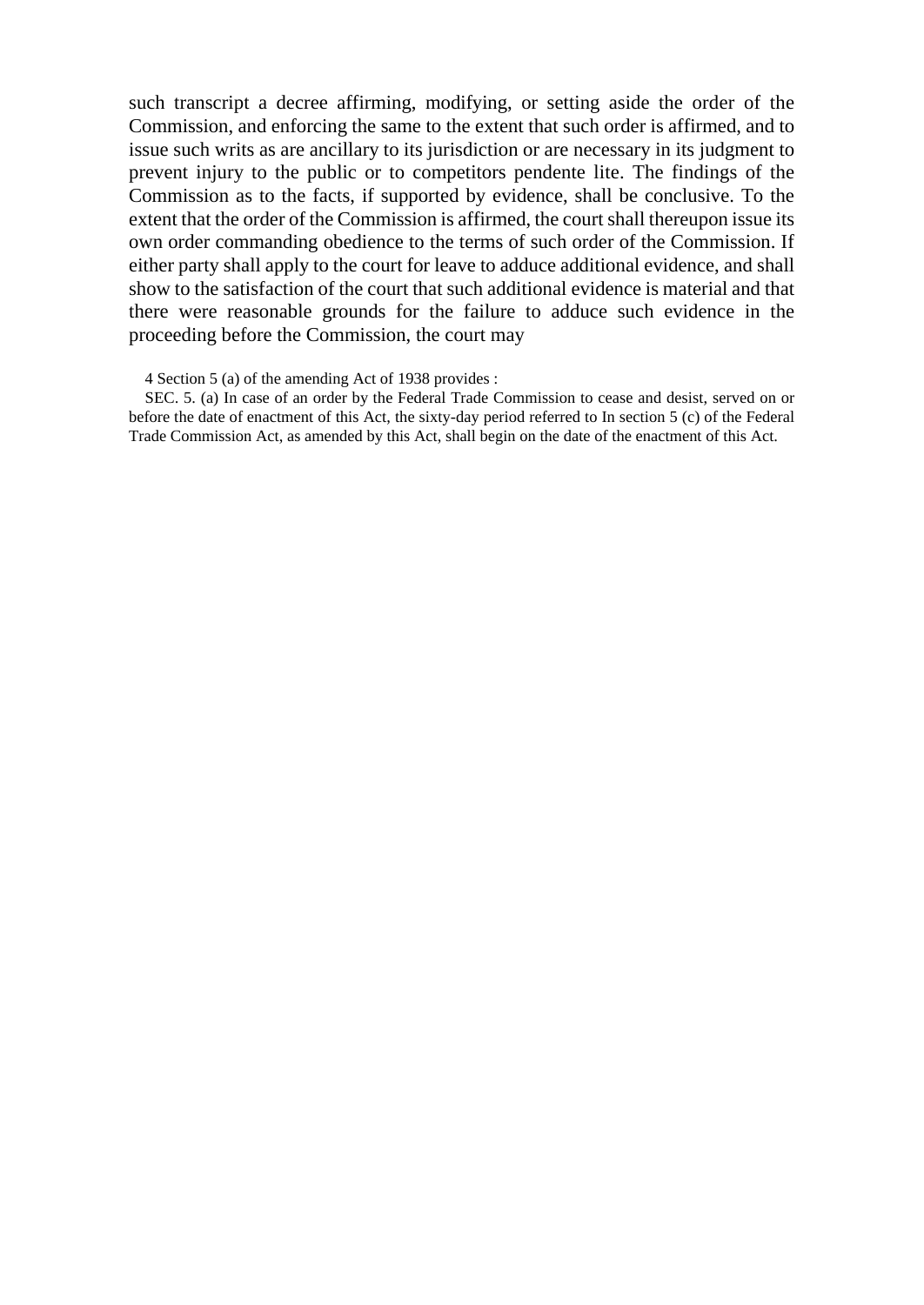such transcript a decree affirming, modifying, or setting aside the order of the Commission, and enforcing the same to the extent that such order is affirmed, and to issue such writs as are ancillary to its jurisdiction or are necessary in its judgment to prevent injury to the public or to competitors pendente lite. The findings of the Commission as to the facts, if supported by evidence, shall be conclusive. To the extent that the order of the Commission is affirmed, the court shall thereupon issue its own order commanding obedience to the terms of such order of the Commission. If either party shall apply to the court for leave to adduce additional evidence, and shall show to the satisfaction of the court that such additional evidence is material and that there were reasonable grounds for the failure to adduce such evidence in the proceeding before the Commission, the court may

4 Section 5 (a) of the amending Act of 1938 provides :

SEC. 5. (a) In case of an order by the Federal Trade Commission to cease and desist, served on or before the date of enactment of this Act, the sixty-day period referred to In section 5 (c) of the Federal Trade Commission Act, as amended by this Act, shall begin on the date of the enactment of this Act.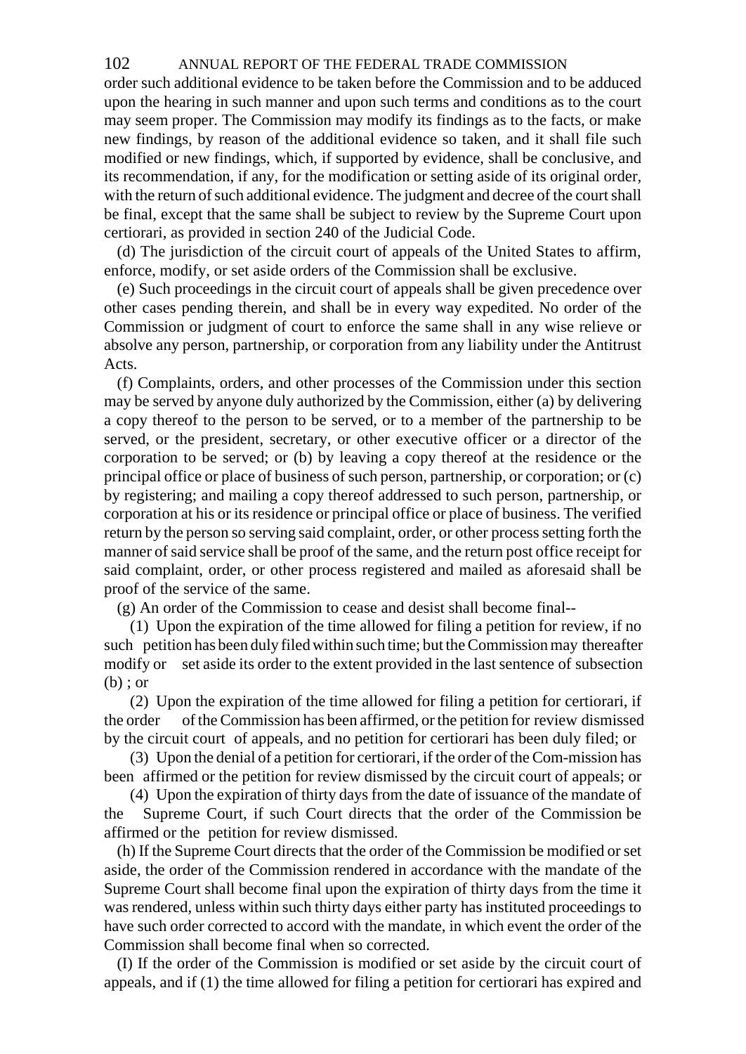order such additional evidence to be taken before the Commission and to be adduced upon the hearing in such manner and upon such terms and conditions as to the court may seem proper. The Commission may modify its findings as to the facts, or make new findings, by reason of the additional evidence so taken, and it shall file such modified or new findings, which, if supported by evidence, shall be conclusive, and its recommendation, if any, for the modification or setting aside of its original order, with the return of such additional evidence. The judgment and decree of the court shall be final, except that the same shall be subject to review by the Supreme Court upon certiorari, as provided in section 240 of the Judicial Code.

(d) The jurisdiction of the circuit court of appeals of the United States to affirm, enforce, modify, or set aside orders of the Commission shall be exclusive.

(e) Such proceedings in the circuit court of appeals shall be given precedence over other cases pending therein, and shall be in every way expedited. No order of the Commission or judgment of court to enforce the same shall in any wise relieve or absolve any person, partnership, or corporation from any liability under the Antitrust Acts.

(f) Complaints, orders, and other processes of the Commission under this section may be served by anyone duly authorized by the Commission, either (a) by delivering a copy thereof to the person to be served, or to a member of the partnership to be served, or the president, secretary, or other executive officer or a director of the corporation to be served; or (b) by leaving a copy thereof at the residence or the principal office or place of business of such person, partnership, or corporation; or (c) by registering; and mailing a copy thereof addressed to such person, partnership, or corporation at his or its residence or principal office or place of business. The verified return by the person so serving said complaint, order, or other process setting forth the manner of said service shall be proof of the same, and the return post office receipt for said complaint, order, or other process registered and mailed as aforesaid shall be proof of the service of the same.

(g) An order of the Commission to cease and desist shall become final--

(1) Upon the expiration of the time allowed for filing a petition for review, if no such petition has been duly filed within such time; but the Commission may thereafter modify or set aside its order to the extent provided in the last sentence of subsection (b) ; or

(2) Upon the expiration of the time allowed for filing a petition for certiorari, if the order of the Commission has been affirmed, or the petition for review dismissed by the circuit court of appeals, and no petition for certiorari has been duly filed; or

(3) Upon the denial of a petition for certiorari, if the order of the Com-mission has been affirmed or the petition for review dismissed by the circuit court of appeals; or

(4) Upon the expiration of thirty days from the date of issuance of the mandate of the Supreme Court, if such Court directs that the order of the Commission be affirmed or the petition for review dismissed.

(h) If the Supreme Court directs that the order of the Commission be modified or set aside, the order of the Commission rendered in accordance with the mandate of the Supreme Court shall become final upon the expiration of thirty days from the time it was rendered, unless within such thirty days either party has instituted proceedings to have such order corrected to accord with the mandate, in which event the order of the Commission shall become final when so corrected.

(I) If the order of the Commission is modified or set aside by the circuit court of appeals, and if (1) the time allowed for filing a petition for certiorari has expired and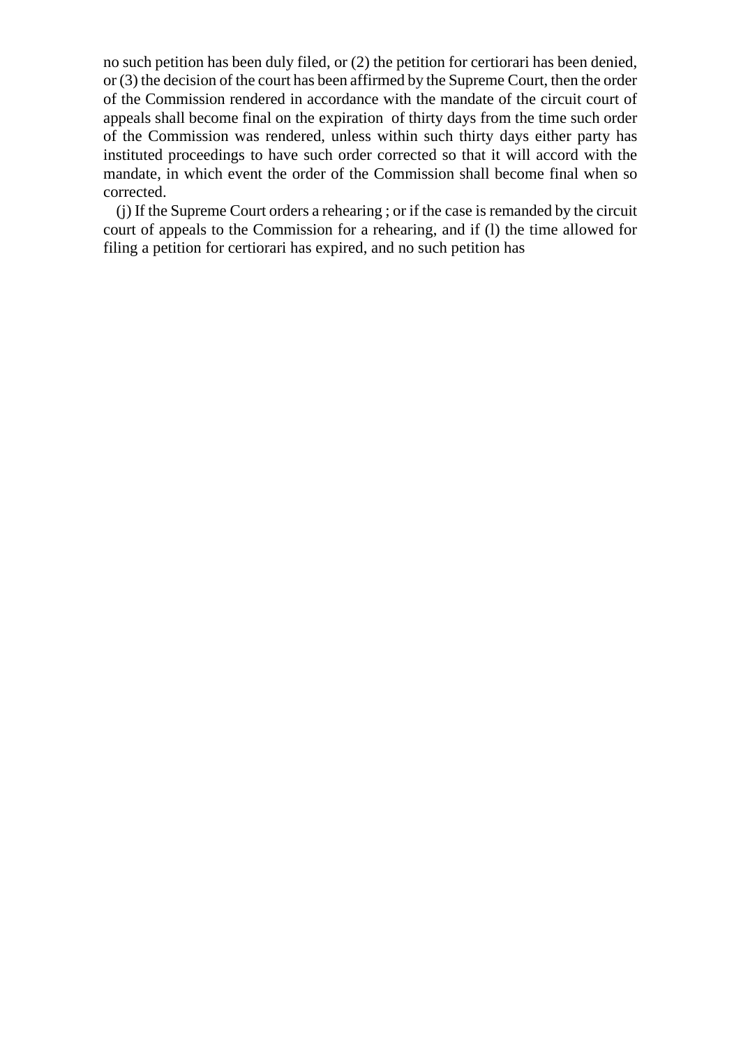no such petition has been duly filed, or (2) the petition for certiorari has been denied, or (3) the decision of the court has been affirmed by the Supreme Court, then the order of the Commission rendered in accordance with the mandate of the circuit court of appeals shall become final on the expiration of thirty days from the time such order of the Commission was rendered, unless within such thirty days either party has instituted proceedings to have such order corrected so that it will accord with the mandate, in which event the order of the Commission shall become final when so corrected.

(j) If the Supreme Court orders a rehearing ; or if the case is remanded by the circuit court of appeals to the Commission for a rehearing, and if (l) the time allowed for filing a petition for certiorari has expired, and no such petition has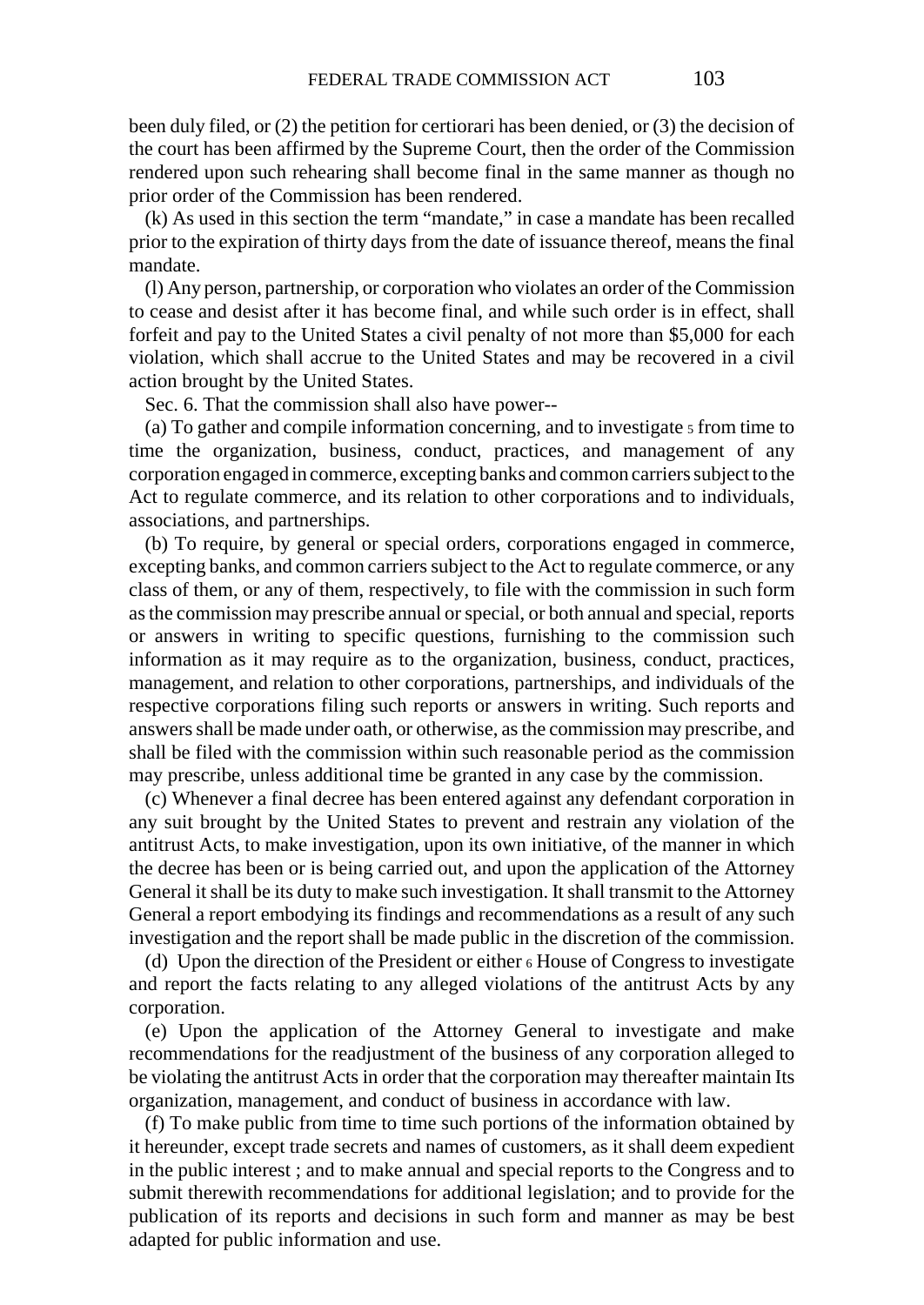been duly filed, or (2) the petition for certiorari has been denied, or (3) the decision of the court has been affirmed by the Supreme Court, then the order of the Commission rendered upon such rehearing shall become final in the same manner as though no prior order of the Commission has been rendered.

(k) As used in this section the term "mandate," in case a mandate has been recalled prior to the expiration of thirty days from the date of issuance thereof, means the final mandate.

(l) Any person, partnership, or corporation who violates an order of the Commission to cease and desist after it has become final, and while such order is in effect, shall forfeit and pay to the United States a civil penalty of not more than $5,000 for each violation, which shall accrue to the United States and may be recovered in a civil action brought by the United States.

Sec. 6. That the commission shall also have power--

(a) To gather and compile information concerning, and to investigate 5 from time to time the organization, business, conduct, practices, and management of any corporation engaged in commerce, excepting banks and common carriers subject to the Act to regulate commerce, and its relation to other corporations and to individuals, associations, and partnerships.

(b) To require, by general or special orders, corporations engaged in commerce, excepting banks, and common carriers subject to the Act to regulate commerce, or any class of them, or any of them, respectively, to file with the commission in such form as the commission may prescribe annual or special, or both annual and special, reports or answers in writing to specific questions, furnishing to the commission such information as it may require as to the organization, business, conduct, practices, management, and relation to other corporations, partnerships, and individuals of the respective corporations filing such reports or answers in writing. Such reports and answers shall be made under oath, or otherwise, as the commission may prescribe, and shall be filed with the commission within such reasonable period as the commission may prescribe, unless additional time be granted in any case by the commission.

(c) Whenever a final decree has been entered against any defendant corporation in any suit brought by the United States to prevent and restrain any violation of the antitrust Acts, to make investigation, upon its own initiative, of the manner in which the decree has been or is being carried out, and upon the application of the Attorney General it shall be its duty to make such investigation. It shall transmit to the Attorney General a report embodying its findings and recommendations as a result of any such investigation and the report shall be made public in the discretion of the commission.

(d) Upon the direction of the President or either 6 House of Congress to investigate and report the facts relating to any alleged violations of the antitrust Acts by any corporation.

(e) Upon the application of the Attorney General to investigate and make recommendations for the readjustment of the business of any corporation alleged to be violating the antitrust Acts in order that the corporation may thereafter maintain Its organization, management, and conduct of business in accordance with law.

(f) To make public from time to time such portions of the information obtained by it hereunder, except trade secrets and names of customers, as it shall deem expedient in the public interest ; and to make annual and special reports to the Congress and to submit therewith recommendations for additional legislation; and to provide for the publication of its reports and decisions in such form and manner as may be best adapted for public information and use.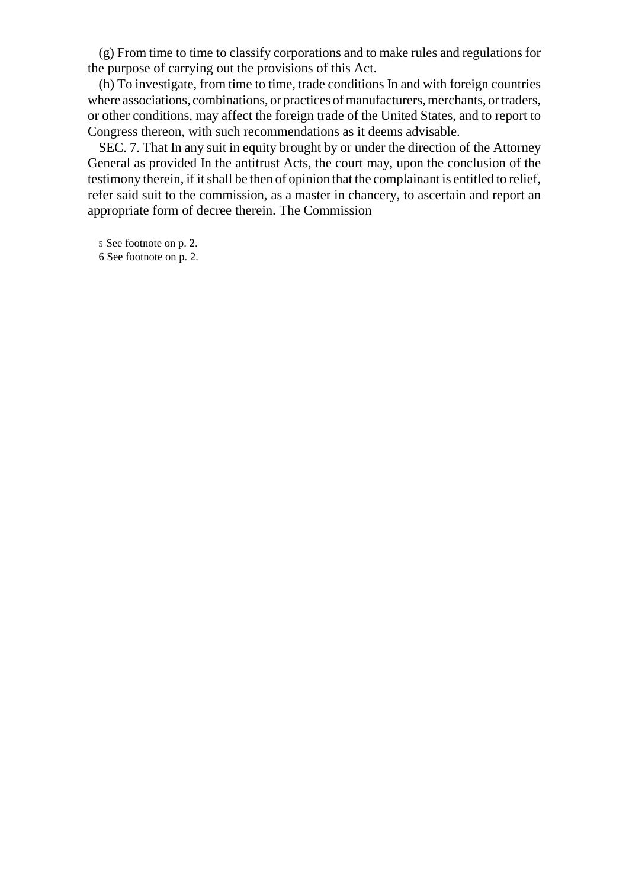(g) From time to time to classify corporations and to make rules and regulations for the purpose of carrying out the provisions of this Act.

(h) To investigate, from time to time, trade conditions In and with foreign countries where associations, combinations, or practices of manufacturers, merchants, or traders, or other conditions, may affect the foreign trade of the United States, and to report to Congress thereon, with such recommendations as it deems advisable.

SEC. 7. That In any suit in equity brought by or under the direction of the Attorney General as provided In the antitrust Acts, the court may, upon the conclusion of the testimony therein, if it shall be then of opinion that the complainant is entitled to relief, refer said suit to the commission, as a master in chancery, to ascertain and report an appropriate form of decree therein. The Commission

5 See footnote on p. 2.

6 See footnote on p. 2.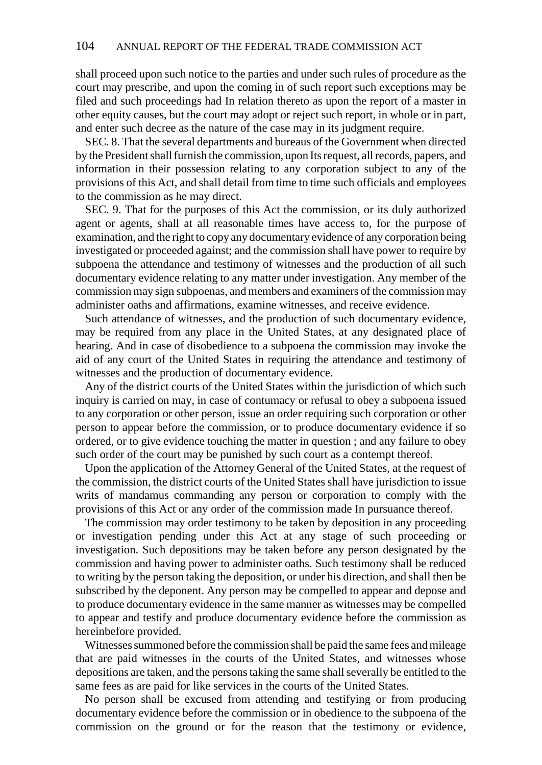shall proceed upon such notice to the parties and under such rules of procedure as the court may prescribe, and upon the coming in of such report such exceptions may be filed and such proceedings had In relation thereto as upon the report of a master in other equity causes, but the court may adopt or reject such report, in whole or in part, and enter such decree as the nature of the case may in its judgment require.

SEC. 8. That the several departments and bureaus of the Government when directed by the President shall furnish the commission, upon Its request, all records, papers, and information in their possession relating to any corporation subject to any of the provisions of this Act, and shall detail from time to time such officials and employees to the commission as he may direct.

SEC. 9. That for the purposes of this Act the commission, or its duly authorized agent or agents, shall at all reasonable times have access to, for the purpose of examination, and the right to copy any documentary evidence of any corporation being investigated or proceeded against; and the commission shall have power to require by subpoena the attendance and testimony of witnesses and the production of all such documentary evidence relating to any matter under investigation. Any member of the commission may sign subpoenas, and members and examiners of the commission may administer oaths and affirmations, examine witnesses, and receive evidence.

Such attendance of witnesses, and the production of such documentary evidence, may be required from any place in the United States, at any designated place of hearing. And in case of disobedience to a subpoena the commission may invoke the aid of any court of the United States in requiring the attendance and testimony of witnesses and the production of documentary evidence.

Any of the district courts of the United States within the jurisdiction of which such inquiry is carried on may, in case of contumacy or refusal to obey a subpoena issued to any corporation or other person, issue an order requiring such corporation or other person to appear before the commission, or to produce documentary evidence if so ordered, or to give evidence touching the matter in question ; and any failure to obey such order of the court may be punished by such court as a contempt thereof.

Upon the application of the Attorney General of the United States, at the request of the commission, the district courts of the United States shall have jurisdiction to issue writs of mandamus commanding any person or corporation to comply with the provisions of this Act or any order of the commission made In pursuance thereof.

The commission may order testimony to be taken by deposition in any proceeding or investigation pending under this Act at any stage of such proceeding or investigation. Such depositions may be taken before any person designated by the commission and having power to administer oaths. Such testimony shall be reduced to writing by the person taking the deposition, or under his direction, and shall then be subscribed by the deponent. Any person may be compelled to appear and depose and to produce documentary evidence in the same manner as witnesses may be compelled to appear and testify and produce documentary evidence before the commission as hereinbefore provided.

Witnesses summoned before the commission shall be paid the same fees and mileage that are paid witnesses in the courts of the United States, and witnesses whose depositions are taken, and the persons taking the same shall severally be entitled to the same fees as are paid for like services in the courts of the United States.

No person shall be excused from attending and testifying or from producing documentary evidence before the commission or in obedience to the subpoena of the commission on the ground or for the reason that the testimony or evidence,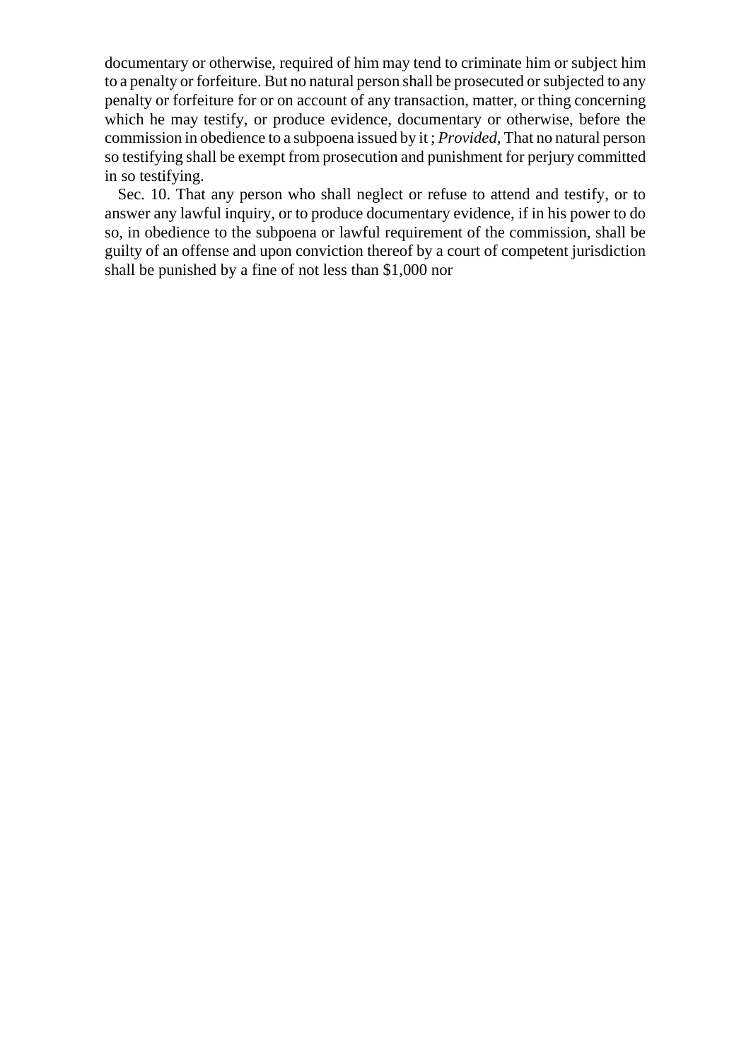documentary or otherwise, required of him may tend to criminate him or subject him to a penalty or forfeiture. But no natural person shall be prosecuted or subjected to any penalty or forfeiture for or on account of any transaction, matter, or thing concerning which he may testify, or produce evidence, documentary or otherwise, before the commission in obedience to a subpoena issued by it ; *Provided,* That no natural person so testifying shall be exempt from prosecution and punishment for perjury committed in so testifying.

Sec. 10. That any person who shall neglect or refuse to attend and testify, or to answer any lawful inquiry, or to produce documentary evidence, if in his power to do so, in obedience to the subpoena or lawful requirement of the commission, shall be guilty of an offense and upon conviction thereof by a court of competent jurisdiction shall be punished by a fine of not less than $1,000 nor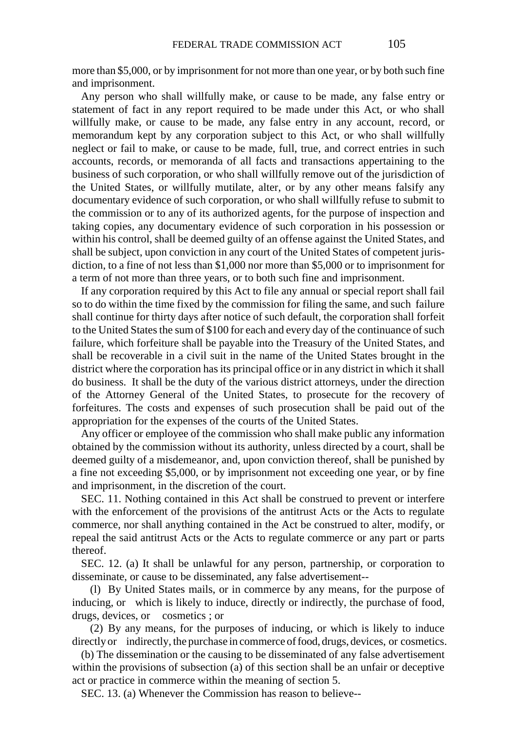more than $5,000, or by imprisonment for not more than one year, or by both such fine and imprisonment.

Any person who shall willfully make, or cause to be made, any false entry or statement of fact in any report required to be made under this Act, or who shall willfully make, or cause to be made, any false entry in any account, record, or memorandum kept by any corporation subject to this Act, or who shall willfully neglect or fail to make, or cause to be made, full, true, and correct entries in such accounts, records, or memoranda of all facts and transactions appertaining to the business of such corporation, or who shall willfully remove out of the jurisdiction of the United States, or willfully mutilate, alter, or by any other means falsify any documentary evidence of such corporation, or who shall willfully refuse to submit to the commission or to any of its authorized agents, for the purpose of inspection and taking copies, any documentary evidence of such corporation in his possession or within his control, shall be deemed guilty of an offense against the United States, and shall be subject, upon conviction in any court of the United States of competent jurisdiction, to a fine of not less than $1,000 nor more than $5,000 or to imprisonment for a term of not more than three years, or to both such fine and imprisonment.

If any corporation required by this Act to file any annual or special report shall fail so to do within the time fixed by the commission for filing the same, and such failure shall continue for thirty days after notice of such default, the corporation shall forfeit to the United States the sum of $100 for each and every day of the continuance of such failure, which forfeiture shall be payable into the Treasury of the United States, and shall be recoverable in a civil suit in the name of the United States brought in the district where the corporation has its principal office or in any district in which it shall do business. It shall be the duty of the various district attorneys, under the direction of the Attorney General of the United States, to prosecute for the recovery of forfeitures. The costs and expenses of such prosecution shall be paid out of the appropriation for the expenses of the courts of the United States.

Any officer or employee of the commission who shall make public any information obtained by the commission without its authority, unless directed by a court, shall be deemed guilty of a misdemeanor, and, upon conviction thereof, shall be punished by a fine not exceeding $5,000, or by imprisonment not exceeding one year, or by fine and imprisonment, in the discretion of the court.

SEC. 11. Nothing contained in this Act shall be construed to prevent or interfere with the enforcement of the provisions of the antitrust Acts or the Acts to regulate commerce, nor shall anything contained in the Act be construed to alter, modify, or repeal the said antitrust Acts or the Acts to regulate commerce or any part or parts thereof.

SEC. 12. (a) It shall be unlawful for any person, partnership, or corporation to disseminate, or cause to be disseminated, any false advertisement--

(l) By United States mails, or in commerce by any means, for the purpose of inducing, or which is likely to induce, directly or indirectly, the purchase of food, drugs, devices, or cosmetics ; or

(2) By any means, for the purposes of inducing, or which is likely to induce directly or indirectly, the purchase in commerce of food, drugs, devices, or cosmetics.

(b) The dissemination or the causing to be disseminated of any false advertisement within the provisions of subsection (a) of this section shall be an unfair or deceptive act or practice in commerce within the meaning of section 5.

SEC. 13. (a) Whenever the Commission has reason to believe--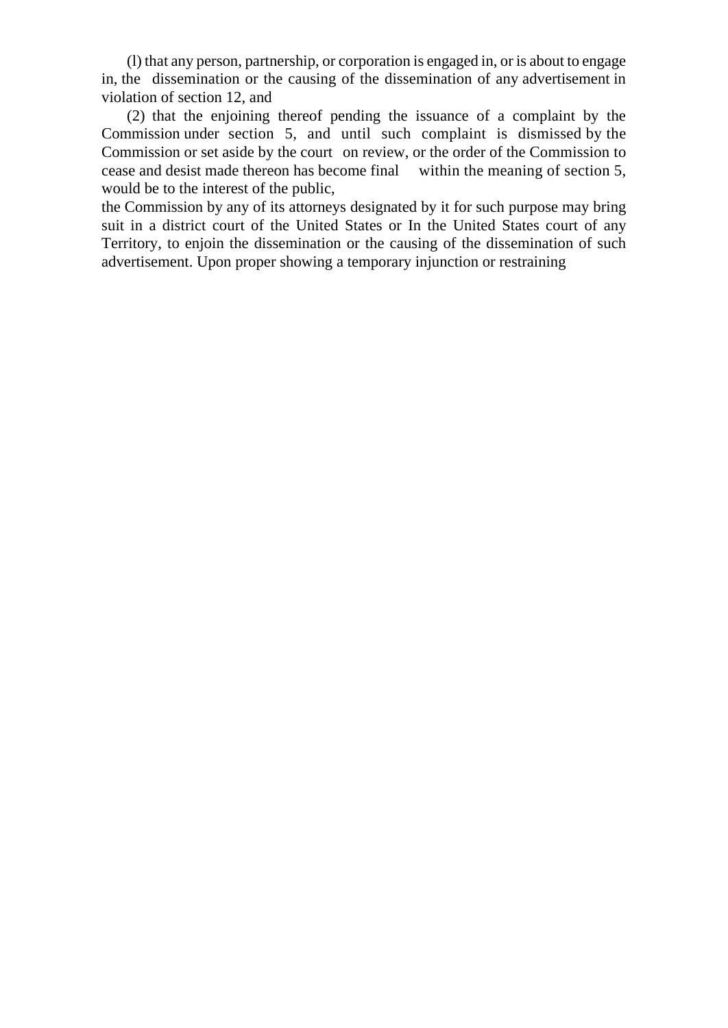(l) that any person, partnership, or corporation is engaged in, or is about to engage in, the dissemination or the causing of the dissemination of any advertisement in violation of section 12, and

(2) that the enjoining thereof pending the issuance of a complaint by the Commission under section 5, and until such complaint is dismissed by the Commission or set aside by the court on review, or the order of the Commission to cease and desist made thereon has become final within the meaning of section 5, would be to the interest of the public,

the Commission by any of its attorneys designated by it for such purpose may bring suit in a district court of the United States or In the United States court of any Territory, to enjoin the dissemination or the causing of the dissemination of such advertisement. Upon proper showing a temporary injunction or restraining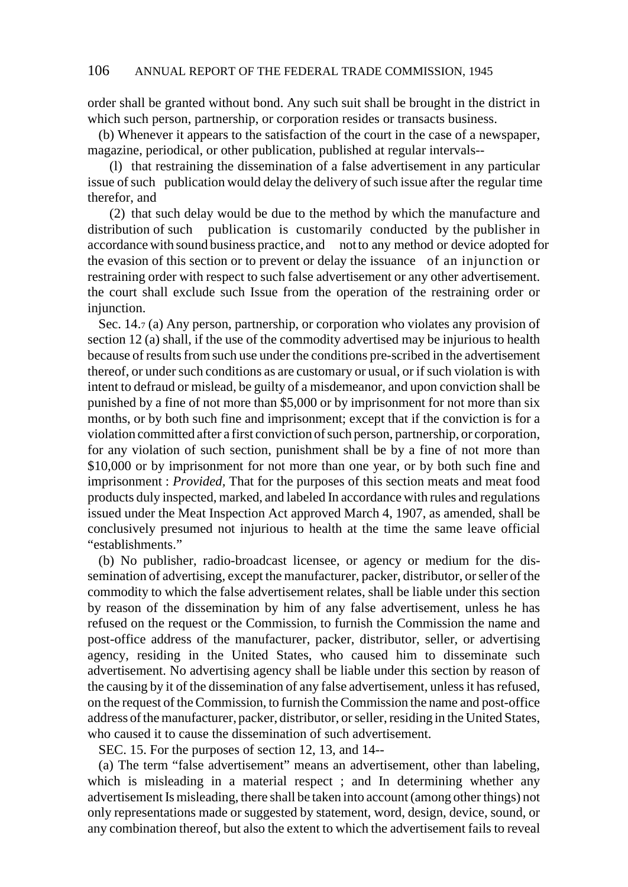order shall be granted without bond. Any such suit shall be brought in the district in which such person, partnership, or corporation resides or transacts business.

(b) Whenever it appears to the satisfaction of the court in the case of a newspaper, magazine, periodical, or other publication, published at regular intervals--

(l) that restraining the dissemination of a false advertisement in any particular issue of such publication would delay the delivery of such issue after the regular time therefor, and

(2) that such delay would be due to the method by which the manufacture and distribution of such publication is customarily conducted by the publisher in accordance with sound business practice, and not to any method or device adopted for the evasion of this section or to prevent or delay the issuance of an injunction or restraining order with respect to such false advertisement or any other advertisement. the court shall exclude such Issue from the operation of the restraining order or injunction.

Sec. 14.[7] (a) Any person, partnership, or corporation who violates any provision of section 12 (a) shall, if the use of the commodity advertised may be injurious to health because of results from such use under the conditions pre-scribed in the advertisement thereof, or under such conditions as are customary or usual, or if such violation is with intent to defraud or mislead, be guilty of a misdemeanor, and upon conviction shall be punished by a fine of not more than $5,000 or by imprisonment for not more than six months, or by both such fine and imprisonment; except that if the conviction is for a violation committed after a first conviction of such person, partnership, or corporation, for any violation of such section, punishment shall be by a fine of not more than $10,000 or by imprisonment for not more than one year, or by both such fine and imprisonment : *Provided,* That for the purposes of this section meats and meat food products duly inspected, marked, and labeled In accordance with rules and regulations issued under the Meat Inspection Act approved March 4, 1907, as amended, shall be conclusively presumed not injurious to health at the time the same leave official "establishments."

(b) No publisher, radio-broadcast licensee, or agency or medium for the dissemination of advertising, except the manufacturer, packer, distributor, or seller of the commodity to which the false advertisement relates, shall be liable under this section by reason of the dissemination by him of any false advertisement, unless he has refused on the request or the Commission, to furnish the Commission the name and post-office address of the manufacturer, packer, distributor, seller, or advertising agency, residing in the United States, who caused him to disseminate such advertisement. No advertising agency shall be liable under this section by reason of the causing by it of the dissemination of any false advertisement, unless it has refused, on the request of the Commission, to furnish the Commission the name and post-office address of the manufacturer, packer, distributor, or seller, residing in the United States, who caused it to cause the dissemination of such advertisement.

SEC. 15. For the purposes of section 12, 13, and 14--

(a) The term "false advertisement" means an advertisement, other than labeling, which is misleading in a material respect ; and In determining whether any advertisement Is misleading, there shall be taken into account (among other things) not only representations made or suggested by statement, word, design, device, sound, or any combination thereof, but also the extent to which the advertisement fails to reveal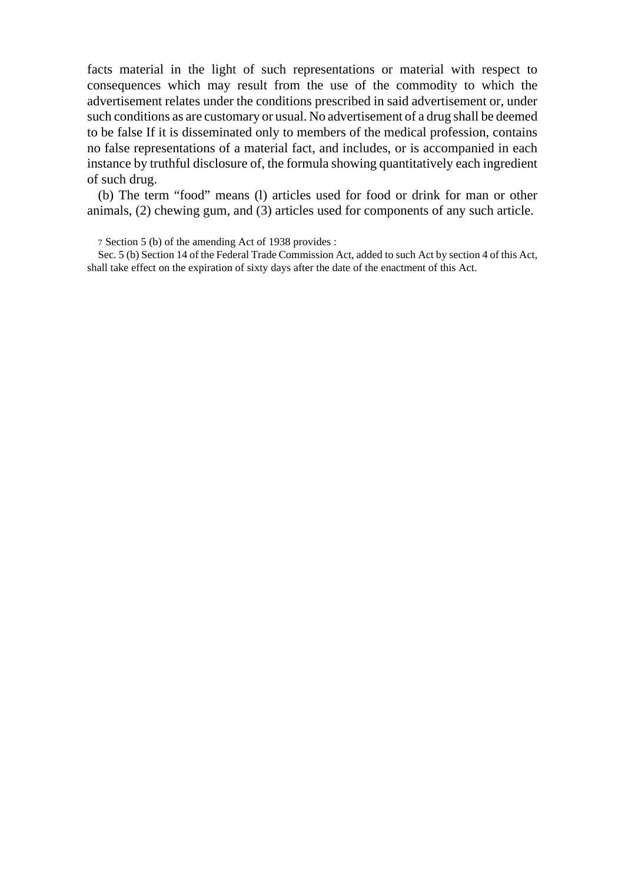facts material in the light of such representations or material with respect to consequences which may result from the use of the commodity to which the advertisement relates under the conditions prescribed in said advertisement or, under such conditions as are customary or usual. No advertisement of a drug shall be deemed to be false If it is disseminated only to members of the medical profession, contains no false representations of a material fact, and includes, or is accompanied in each instance by truthful disclosure of, the formula showing quantitatively each ingredient of such drug.

(b) The term "food" means (l) articles used for food or drink for man or other animals, (2) chewing gum, and (3) articles used for components of any such article.

7 Section 5 (b) of the amending Act of 1938 provides :

Sec. 5 (b) Section 14 of the Federal Trade Commission Act, added to such Act by section 4 of this Act, shall take effect on the expiration of sixty days after the date of the enactment of this Act.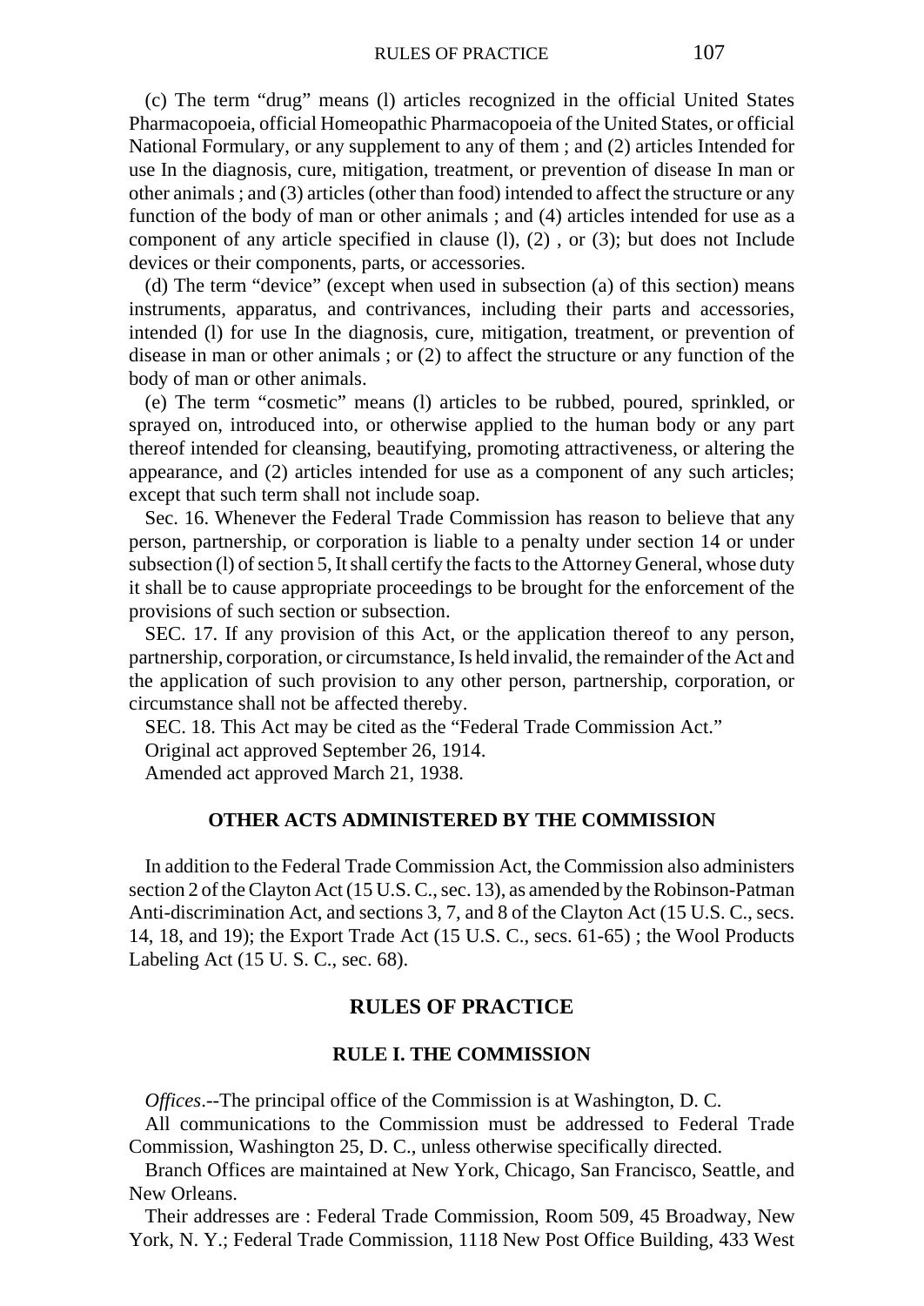(c) The term "drug" means (l) articles recognized in the official United States Pharmacopoeia, official Homeopathic Pharmacopoeia of the United States, or official National Formulary, or any supplement to any of them ; and (2) articles Intended for use In the diagnosis, cure, mitigation, treatment, or prevention of disease In man or other animals ; and (3) articles (other than food) intended to affect the structure or any function of the body of man or other animals ; and (4) articles intended for use as a component of any article specified in clause (l), (2) , or (3); but does not Include devices or their components, parts, or accessories.

(d) The term "device" (except when used in subsection (a) of this section) means instruments, apparatus, and contrivances, including their parts and accessories, intended (l) for use In the diagnosis, cure, mitigation, treatment, or prevention of disease in man or other animals ; or (2) to affect the structure or any function of the body of man or other animals.

(e) The term "cosmetic" means (l) articles to be rubbed, poured, sprinkled, or sprayed on, introduced into, or otherwise applied to the human body or any part thereof intended for cleansing, beautifying, promoting attractiveness, or altering the appearance, and (2) articles intended for use as a component of any such articles; except that such term shall not include soap.

Sec. 16. Whenever the Federal Trade Commission has reason to believe that any person, partnership, or corporation is liable to a penalty under section 14 or under subsection (l) of section 5, It shall certify the facts to the Attorney General, whose duty it shall be to cause appropriate proceedings to be brought for the enforcement of the provisions of such section or subsection.

SEC. 17. If any provision of this Act, or the application thereof to any person, partnership, corporation, or circumstance, Is held invalid, the remainder of the Act and the application of such provision to any other person, partnership, corporation, or circumstance shall not be affected thereby.

SEC. 18. This Act may be cited as the "Federal Trade Commission Act."

Original act approved September 26, 1914.

Amended act approved March 21, 1938.

## OTHER ACTS ADMINISTERED BY THE COMMISSION

In addition to the Federal Trade Commission Act, the Commission also administers section 2 of the Clayton Act (15 U.S. C., sec. 13), as amended by the Robinson-Patman Anti-discrimination Act, and sections 3, 7, and 8 of the Clayton Act (15 U.S. C., secs. 14, 18, and 19); the Export Trade Act (15 U.S. C., secs. 61-65) ; the Wool Products Labeling Act (15 U. S. C., sec. 68).

## RULES OF PRACTICE

### RULE I. THE COMMISSION

*Offices*.--The principal office of the Commission is at Washington, D. C.

All communications to the Commission must be addressed to Federal Trade Commission, Washington 25, D. C., unless otherwise specifically directed.

Branch Offices are maintained at New York, Chicago, San Francisco, Seattle, and New Orleans.

Their addresses are : Federal Trade Commission, Room 509, 45 Broadway, New York, N. Y.; Federal Trade Commission, 1118 New Post Office Building, 433 West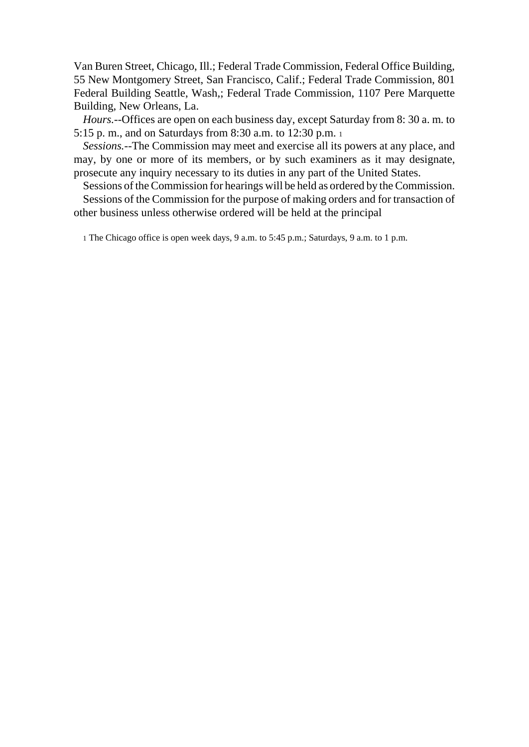Van Buren Street, Chicago, Ill.; Federal Trade Commission, Federal Office Building, 55 New Montgomery Street, San Francisco, Calif.; Federal Trade Commission, 801 Federal Building Seattle, Wash,; Federal Trade Commission, 1107 Pere Marquette Building, New Orleans, La.

*Hours.*--Offices are open on each business day, except Saturday from 8: 30 a. m. to 5:15 p. m., and on Saturdays from 8:30 a.m. to 12:30 p.m. [1]

*Sessions.*--The Commission may meet and exercise all its powers at any place, and may, by one or more of its members, or by such examiners as it may designate, prosecute any inquiry necessary to its duties in any part of the United States.

Sessions of the Commission for hearings will be held as ordered by the Commission.

Sessions of the Commission for the purpose of making orders and for transaction of other business unless otherwise ordered will be held at the principal

[1] The Chicago office is open week days, 9 a.m. to 5:45 p.m.; Saturdays, 9 a.m. to 1 p.m.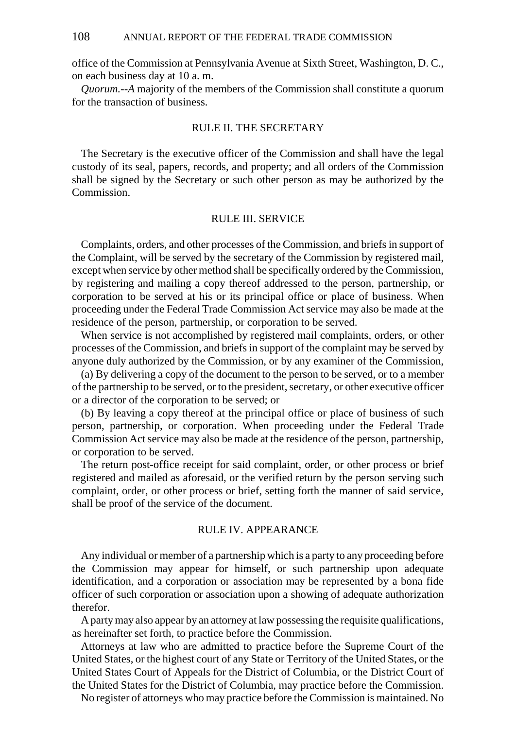office of the Commission at Pennsylvania Avenue at Sixth Street, Washington, D. C., on each business day at 10 a. m.

*Quorum.--A* majority of the members of the Commission shall constitute a quorum for the transaction of business.

## RULE II. THE SECRETARY

The Secretary is the executive officer of the Commission and shall have the legal custody of its seal, papers, records, and property; and all orders of the Commission shall be signed by the Secretary or such other person as may be authorized by the Commission.

## RULE III. SERVICE

Complaints, orders, and other processes of the Commission, and briefs in support of the Complaint, will be served by the secretary of the Commission by registered mail, except when service by other method shall be specifically ordered by the Commission, by registering and mailing a copy thereof addressed to the person, partnership, or corporation to be served at his or its principal office or place of business. When proceeding under the Federal Trade Commission Act service may also be made at the residence of the person, partnership, or corporation to be served.

When service is not accomplished by registered mail complaints, orders, or other processes of the Commission, and briefs in support of the complaint may be served by anyone duly authorized by the Commission, or by any examiner of the Commission,

(a) By delivering a copy of the document to the person to be served, or to a member of the partnership to be served, or to the president, secretary, or other executive officer or a director of the corporation to be served; or

(b) By leaving a copy thereof at the principal office or place of business of such person, partnership, or corporation. When proceeding under the Federal Trade Commission Act service may also be made at the residence of the person, partnership, or corporation to be served.

The return post-office receipt for said complaint, order, or other process or brief registered and mailed as aforesaid, or the verified return by the person serving such complaint, order, or other process or brief, setting forth the manner of said service, shall be proof of the service of the document.

## RULE IV. APPEARANCE

Any individual or member of a partnership which is a party to any proceeding before the Commission may appear for himself, or such partnership upon adequate identification, and a corporation or association may be represented by a bona fide officer of such corporation or association upon a showing of adequate authorization therefor.

A party may also appear by an attorney at law possessing the requisite qualifications, as hereinafter set forth, to practice before the Commission.

Attorneys at law who are admitted to practice before the Supreme Court of the United States, or the highest court of any State or Territory of the United States, or the United States Court of Appeals for the District of Columbia, or the District Court of the United States for the District of Columbia, may practice before the Commission.

No register of attorneys who may practice before the Commission is maintained. No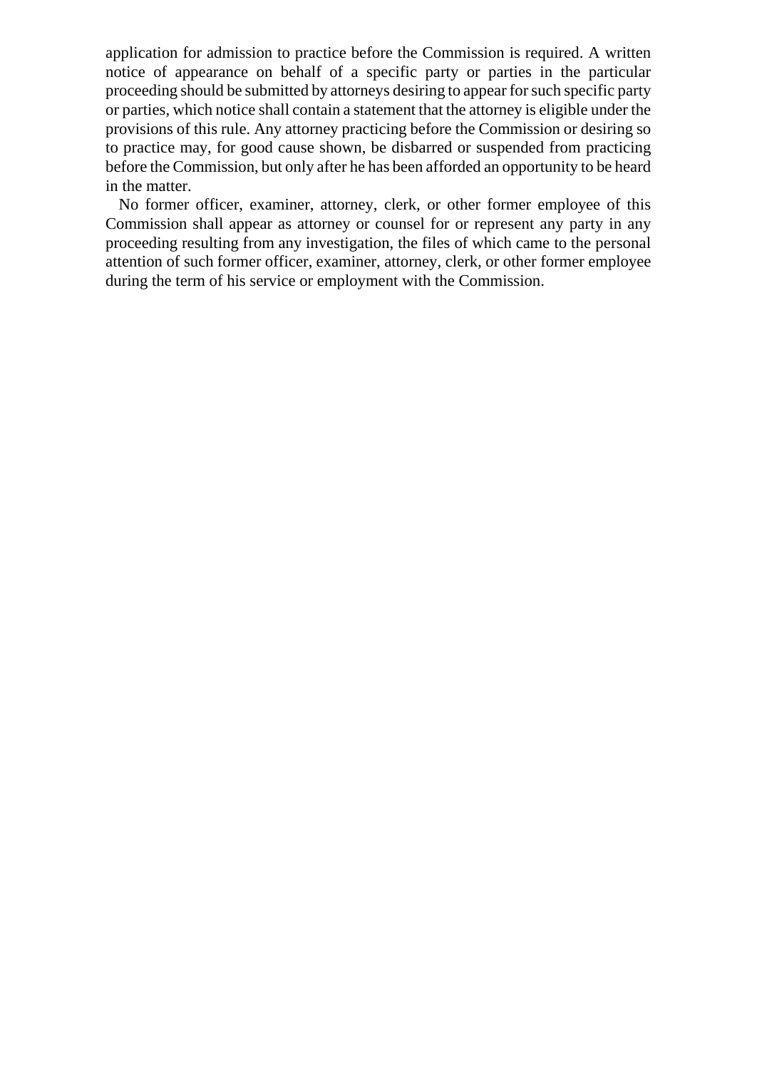application for admission to practice before the Commission is required. A written notice of appearance on behalf of a specific party or parties in the particular proceeding should be submitted by attorneys desiring to appear for such specific party or parties, which notice shall contain a statement that the attorney is eligible under the provisions of this rule. Any attorney practicing before the Commission or desiring so to practice may, for good cause shown, be disbarred or suspended from practicing before the Commission, but only after he has been afforded an opportunity to be heard in the matter.

No former officer, examiner, attorney, clerk, or other former employee of this Commission shall appear as attorney or counsel for or represent any party in any proceeding resulting from any investigation, the files of which came to the personal attention of such former officer, examiner, attorney, clerk, or other former employee during the term of his service or employment with the Commission.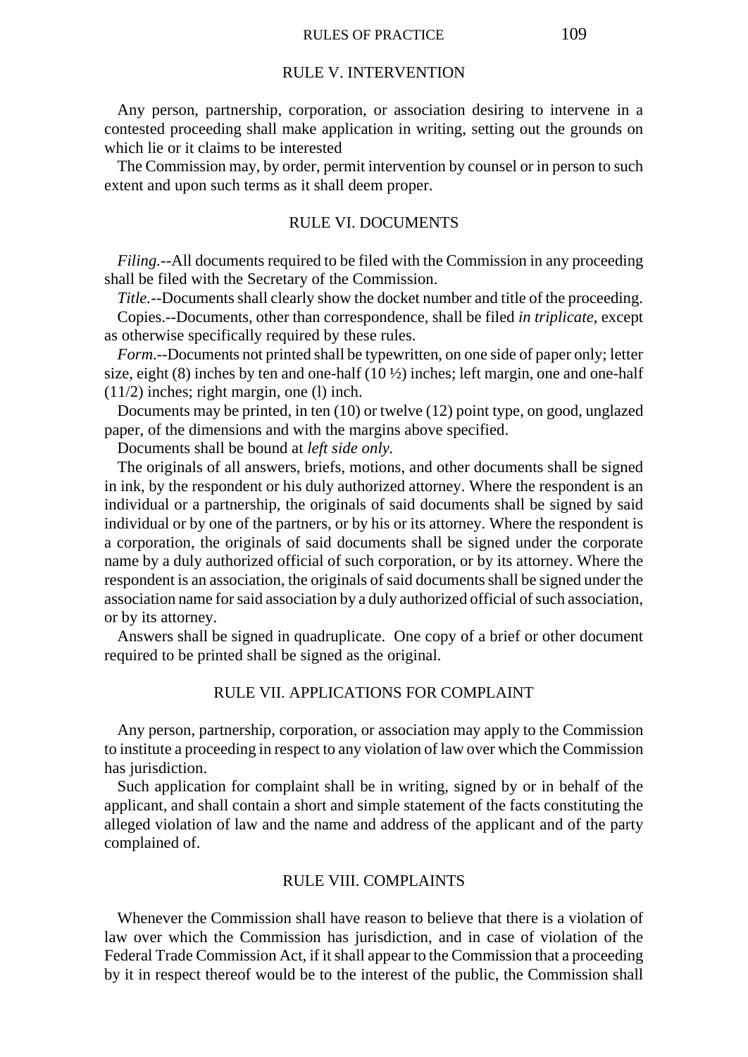## RULE V. INTERVENTION

Any person, partnership, corporation, or association desiring to intervene in a contested proceeding shall make application in writing, setting out the grounds on which lie or it claims to be interested

The Commission may, by order, permit intervention by counsel or in person to such extent and upon such terms as it shall deem proper.

## RULE VI. DOCUMENTS

*Filing*.--All documents required to be filed with the Commission in any proceeding shall be filed with the Secretary of the Commission.

*Title*.--Documents shall clearly show the docket number and title of the proceeding.

Copies.--Documents, other than correspondence, shall be filed *in triplicate,* except as otherwise specifically required by these rules.

*Form*.--Documents not printed shall be typewritten, on one side of paper only; letter size, eight (8) inches by ten and one-half (10 ½) inches; left margin, one and one-half (11/2) inches; right margin, one (l) inch.

Documents may be printed, in ten (10) or twelve (12) point type, on good, unglazed paper, of the dimensions and with the margins above specified.

Documents shall be bound at *left side only.*

The originals of all answers, briefs, motions, and other documents shall be signed in ink, by the respondent or his duly authorized attorney. Where the respondent is an individual or a partnership, the originals of said documents shall be signed by said individual or by one of the partners, or by his or its attorney. Where the respondent is a corporation, the originals of said documents shall be signed under the corporate name by a duly authorized official of such corporation, or by its attorney. Where the respondent is an association, the originals of said documents shall be signed under the association name for said association by a duly authorized official of such association, or by its attorney.

Answers shall be signed in quadruplicate. One copy of a brief or other document required to be printed shall be signed as the original.

## RULE VII. APPLICATIONS FOR COMPLAINT

Any person, partnership, corporation, or association may apply to the Commission to institute a proceeding in respect to any violation of law over which the Commission has jurisdiction.

Such application for complaint shall be in writing, signed by or in behalf of the applicant, and shall contain a short and simple statement of the facts constituting the alleged violation of law and the name and address of the applicant and of the party complained of.

## RULE VIII. COMPLAINTS

Whenever the Commission shall have reason to believe that there is a violation of law over which the Commission has jurisdiction, and in case of violation of the Federal Trade Commission Act, if it shall appear to the Commission that a proceeding by it in respect thereof would be to the interest of the public, the Commission shall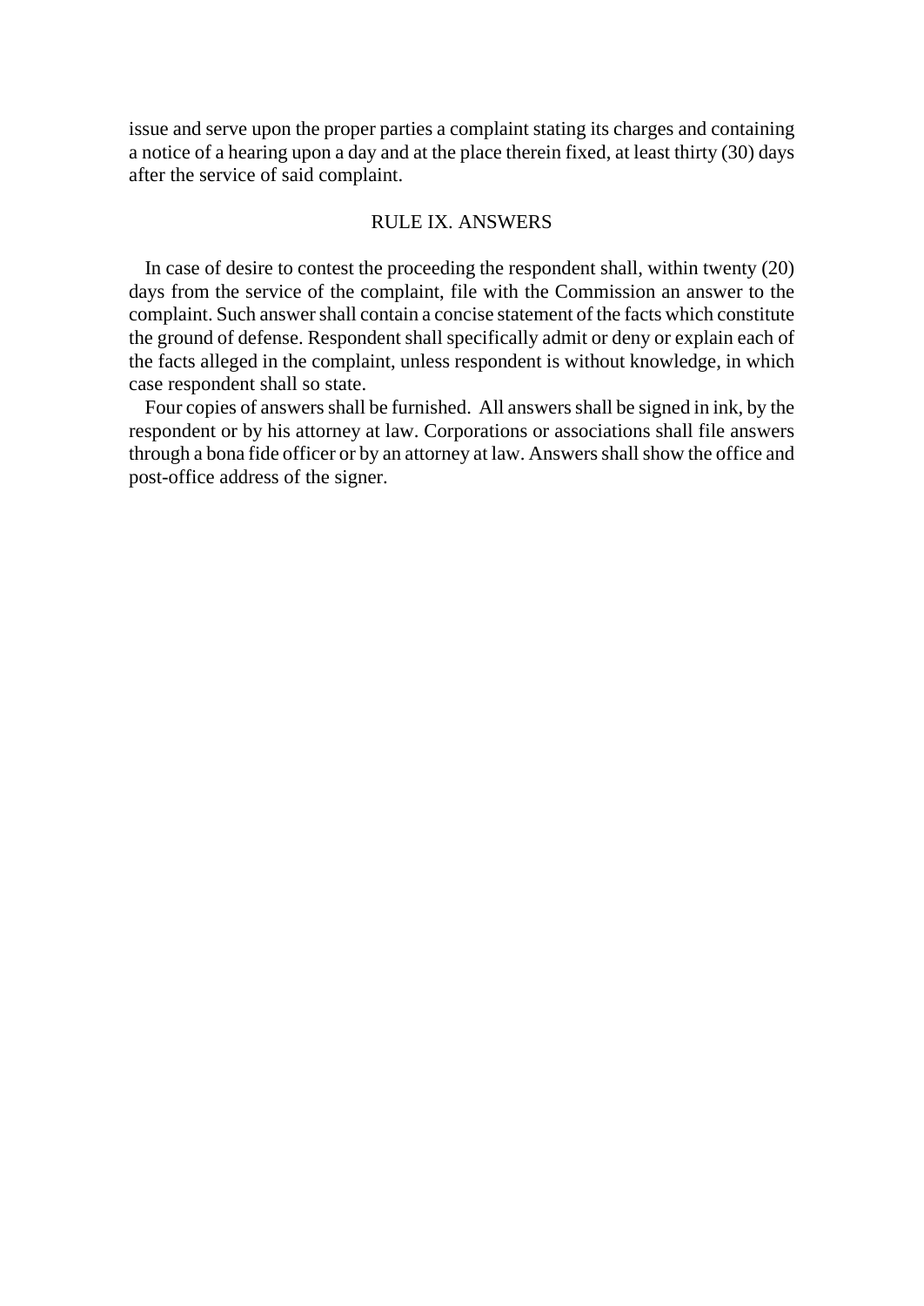issue and serve upon the proper parties a complaint stating its charges and containing a notice of a hearing upon a day and at the place therein fixed, at least thirty (30) days after the service of said complaint.

## RULE IX. ANSWERS

In case of desire to contest the proceeding the respondent shall, within twenty (20) days from the service of the complaint, file with the Commission an answer to the complaint. Such answer shall contain a concise statement of the facts which constitute the ground of defense. Respondent shall specifically admit or deny or explain each of the facts alleged in the complaint, unless respondent is without knowledge, in which case respondent shall so state.

Four copies of answers shall be furnished. All answers shall be signed in ink, by the respondent or by his attorney at law. Corporations or associations shall file answers through a bona fide officer or by an attorney at law. Answers shall show the office and post-office address of the signer.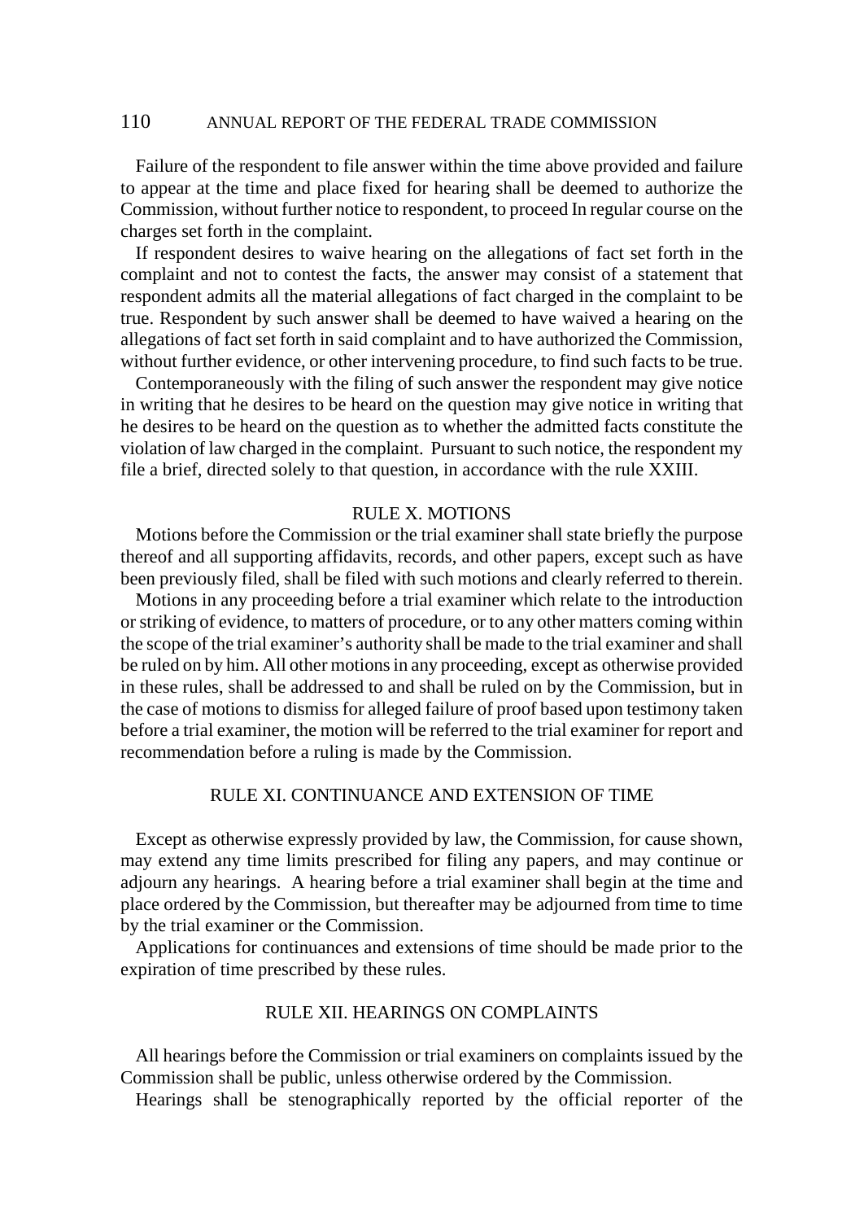Failure of the respondent to file answer within the time above provided and failure to appear at the time and place fixed for hearing shall be deemed to authorize the Commission, without further notice to respondent, to proceed In regular course on the charges set forth in the complaint.

If respondent desires to waive hearing on the allegations of fact set forth in the complaint and not to contest the facts, the answer may consist of a statement that respondent admits all the material allegations of fact charged in the complaint to be true. Respondent by such answer shall be deemed to have waived a hearing on the allegations of fact set forth in said complaint and to have authorized the Commission, without further evidence, or other intervening procedure, to find such facts to be true.

Contemporaneously with the filing of such answer the respondent may give notice in writing that he desires to be heard on the question may give notice in writing that he desires to be heard on the question as to whether the admitted facts constitute the violation of law charged in the complaint. Pursuant to such notice, the respondent my file a brief, directed solely to that question, in accordance with the rule XXIII.

## RULE X. MOTIONS

Motions before the Commission or the trial examiner shall state briefly the purpose thereof and all supporting affidavits, records, and other papers, except such as have been previously filed, shall be filed with such motions and clearly referred to therein.

Motions in any proceeding before a trial examiner which relate to the introduction or striking of evidence, to matters of procedure, or to any other matters coming within the scope of the trial examiner's authority shall be made to the trial examiner and shall be ruled on by him. All other motions in any proceeding, except as otherwise provided in these rules, shall be addressed to and shall be ruled on by the Commission, but in the case of motions to dismiss for alleged failure of proof based upon testimony taken before a trial examiner, the motion will be referred to the trial examiner for report and recommendation before a ruling is made by the Commission.

## RULE XI. CONTINUANCE AND EXTENSION OF TIME

Except as otherwise expressly provided by law, the Commission, for cause shown, may extend any time limits prescribed for filing any papers, and may continue or adjourn any hearings. A hearing before a trial examiner shall begin at the time and place ordered by the Commission, but thereafter may be adjourned from time to time by the trial examiner or the Commission.

Applications for continuances and extensions of time should be made prior to the expiration of time prescribed by these rules.

## RULE XII. HEARINGS ON COMPLAINTS

All hearings before the Commission or trial examiners on complaints issued by the Commission shall be public, unless otherwise ordered by the Commission.

Hearings shall be stenographically reported by the official reporter of the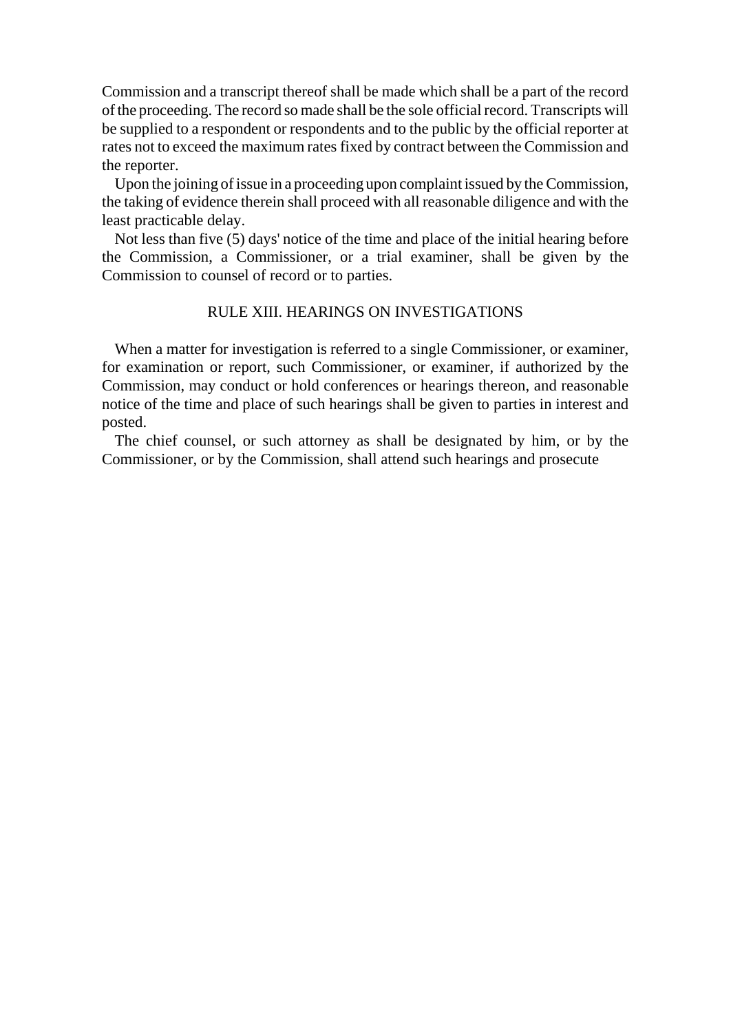Commission and a transcript thereof shall be made which shall be a part of the record of the proceeding. The record so made shall be the sole official record. Transcripts will be supplied to a respondent or respondents and to the public by the official reporter at rates not to exceed the maximum rates fixed by contract between the Commission and the reporter.

Upon the joining of issue in a proceeding upon complaint issued by the Commission, the taking of evidence therein shall proceed with all reasonable diligence and with the least practicable delay.

Not less than five (5) days' notice of the time and place of the initial hearing before the Commission, a Commissioner, or a trial examiner, shall be given by the Commission to counsel of record or to parties.

## RULE XIII. HEARINGS ON INVESTIGATIONS

When a matter for investigation is referred to a single Commissioner, or examiner, for examination or report, such Commissioner, or examiner, if authorized by the Commission, may conduct or hold conferences or hearings thereon, and reasonable notice of the time and place of such hearings shall be given to parties in interest and posted.

The chief counsel, or such attorney as shall be designated by him, or by the Commissioner, or by the Commission, shall attend such hearings and prosecute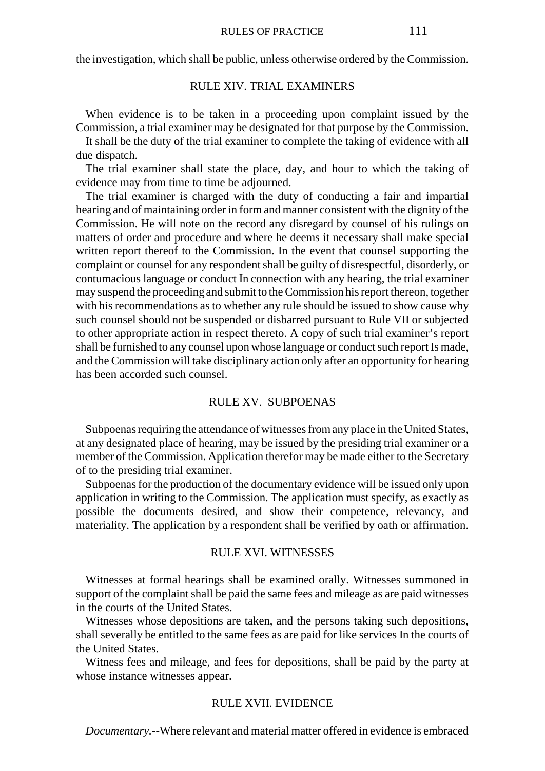the investigation, which shall be public, unless otherwise ordered by the Commission.

## RULE XIV. TRIAL EXAMINERS

When evidence is to be taken in a proceeding upon complaint issued by the Commission, a trial examiner may be designated for that purpose by the Commission.

It shall be the duty of the trial examiner to complete the taking of evidence with all due dispatch.

The trial examiner shall state the place, day, and hour to which the taking of evidence may from time to time be adjourned.

The trial examiner is charged with the duty of conducting a fair and impartial hearing and of maintaining order in form and manner consistent with the dignity of the Commission. He will note on the record any disregard by counsel of his rulings on matters of order and procedure and where he deems it necessary shall make special written report thereof to the Commission. In the event that counsel supporting the complaint or counsel for any respondent shall be guilty of disrespectful, disorderly, or contumacious language or conduct In connection with any hearing, the trial examiner may suspend the proceeding and submit to the Commission his report thereon, together with his recommendations as to whether any rule should be issued to show cause why such counsel should not be suspended or disbarred pursuant to Rule VII or subjected to other appropriate action in respect thereto. A copy of such trial examiner's report shall be furnished to any counsel upon whose language or conduct such report Is made, and the Commission will take disciplinary action only after an opportunity for hearing has been accorded such counsel.

## RULE XV. SUBPOENAS

Subpoenas requiring the attendance of witnesses from any place in the United States, at any designated place of hearing, may be issued by the presiding trial examiner or a member of the Commission. Application therefor may be made either to the Secretary of to the presiding trial examiner.

Subpoenas for the production of the documentary evidence will be issued only upon application in writing to the Commission. The application must specify, as exactly as possible the documents desired, and show their competence, relevancy, and materiality. The application by a respondent shall be verified by oath or affirmation.

## RULE XVI. WITNESSES

Witnesses at formal hearings shall be examined orally. Witnesses summoned in support of the complaint shall be paid the same fees and mileage as are paid witnesses in the courts of the United States.

Witnesses whose depositions are taken, and the persons taking such depositions, shall severally be entitled to the same fees as are paid for like services In the courts of the United States.

Witness fees and mileage, and fees for depositions, shall be paid by the party at whose instance witnesses appear.

## RULE XVII. EVIDENCE

*Documentary.*--Where relevant and material matter offered in evidence is embraced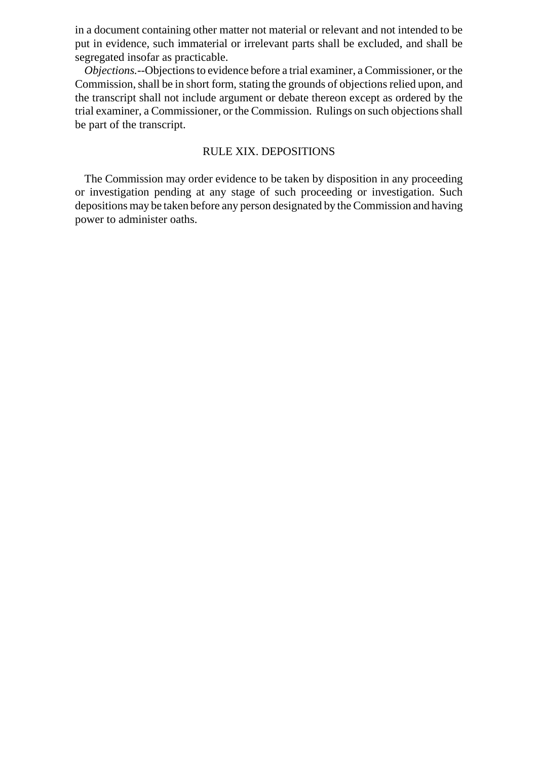in a document containing other matter not material or relevant and not intended to be put in evidence, such immaterial or irrelevant parts shall be excluded, and shall be segregated insofar as practicable.

*Objections.*--Objections to evidence before a trial examiner, a Commissioner, or the Commission, shall be in short form, stating the grounds of objections relied upon, and the transcript shall not include argument or debate thereon except as ordered by the trial examiner, a Commissioner, or the Commission. Rulings on such objections shall be part of the transcript.

## RULE XIX. DEPOSITIONS

The Commission may order evidence to be taken by disposition in any proceeding or investigation pending at any stage of such proceeding or investigation. Such depositions may be taken before any person designated by the Commission and having power to administer oaths.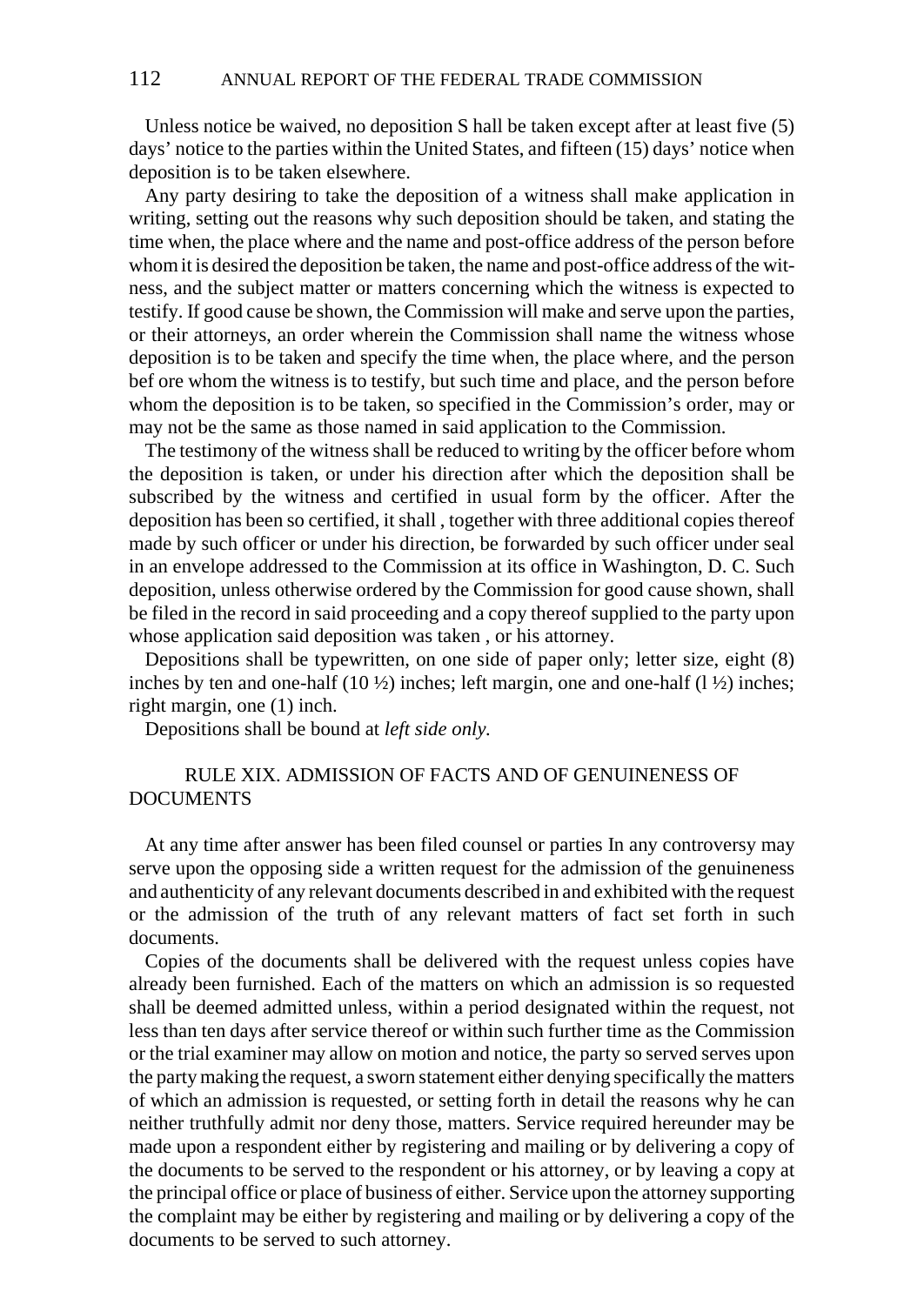Unless notice be waived, no deposition S hall be taken except after at least five (5) days' notice to the parties within the United States, and fifteen (15) days' notice when deposition is to be taken elsewhere.

Any party desiring to take the deposition of a witness shall make application in writing, setting out the reasons why such deposition should be taken, and stating the time when, the place where and the name and post-office address of the person before whom it is desired the deposition be taken, the name and post-office address of the witness, and the subject matter or matters concerning which the witness is expected to testify. If good cause be shown, the Commission will make and serve upon the parties, or their attorneys, an order wherein the Commission shall name the witness whose deposition is to be taken and specify the time when, the place where, and the person bef ore whom the witness is to testify, but such time and place, and the person before whom the deposition is to be taken, so specified in the Commission's order, may or may not be the same as those named in said application to the Commission.

The testimony of the witness shall be reduced to writing by the officer before whom the deposition is taken, or under his direction after which the deposition shall be subscribed by the witness and certified in usual form by the officer. After the deposition has been so certified, it shall , together with three additional copies thereof made by such officer or under his direction, be forwarded by such officer under seal in an envelope addressed to the Commission at its office in Washington, D. C. Such deposition, unless otherwise ordered by the Commission for good cause shown, shall be filed in the record in said proceeding and a copy thereof supplied to the party upon whose application said deposition was taken , or his attorney.

Depositions shall be typewritten, on one side of paper only; letter size, eight (8) inches by ten and one-half (10 ½) inches; left margin, one and one-half (l ½) inches; right margin, one (1) inch.

Depositions shall be bound at *left side only.*

## RULE XIX. ADMISSION OF FACTS AND OF GENUINENESS OF DOCUMENTS

At any time after answer has been filed counsel or parties In any controversy may serve upon the opposing side a written request for the admission of the genuineness and authenticity of any relevant documents described in and exhibited with the request or the admission of the truth of any relevant matters of fact set forth in such documents.

Copies of the documents shall be delivered with the request unless copies have already been furnished. Each of the matters on which an admission is so requested shall be deemed admitted unless, within a period designated within the request, not less than ten days after service thereof or within such further time as the Commission or the trial examiner may allow on motion and notice, the party so served serves upon the party making the request, a sworn statement either denying specifically the matters of which an admission is requested, or setting forth in detail the reasons why he can neither truthfully admit nor deny those, matters. Service required hereunder may be made upon a respondent either by registering and mailing or by delivering a copy of the documents to be served to the respondent or his attorney, or by leaving a copy at the principal office or place of business of either. Service upon the attorney supporting the complaint may be either by registering and mailing or by delivering a copy of the documents to be served to such attorney.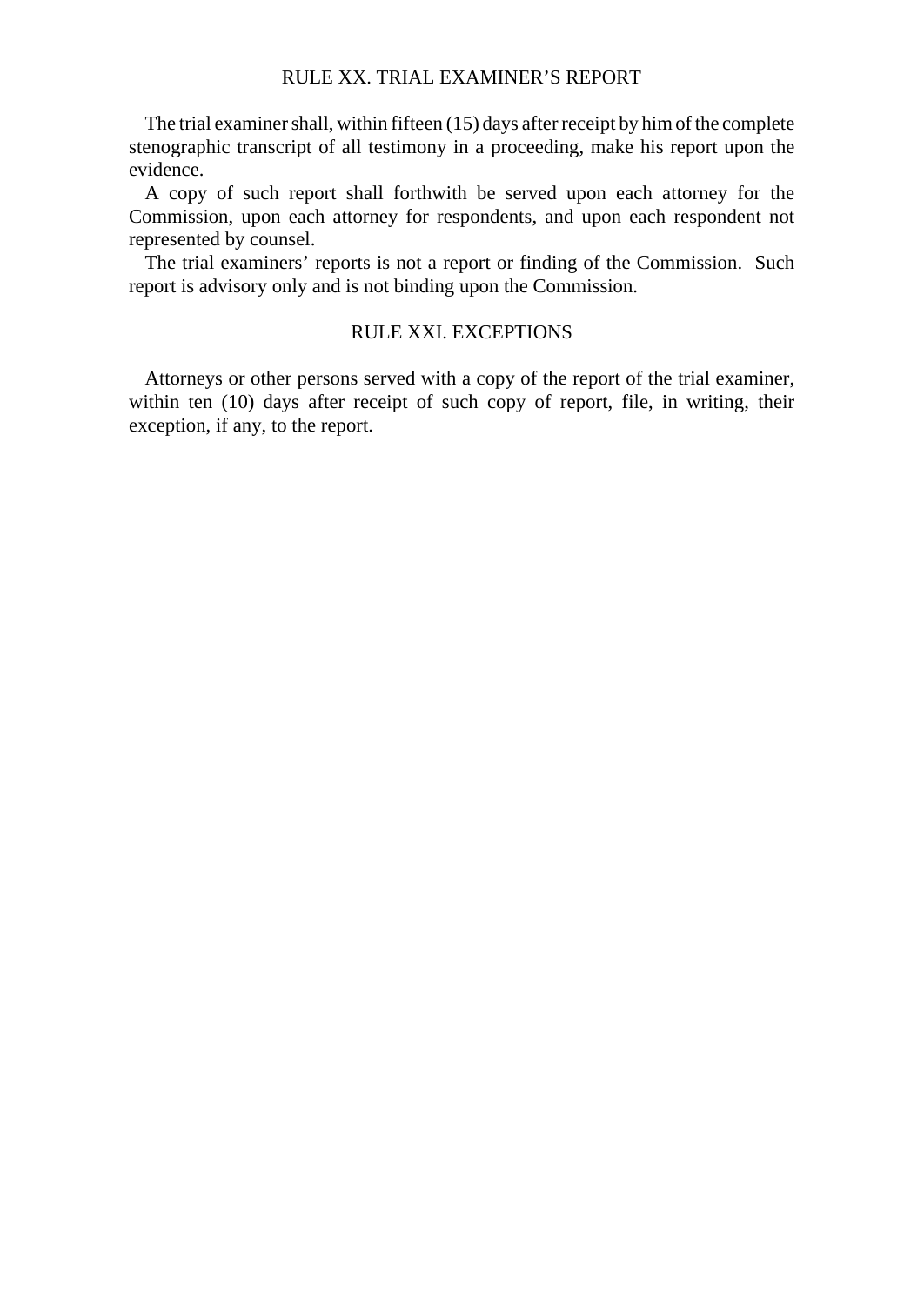## RULE XX. TRIAL EXAMINER'S REPORT

The trial examiner shall, within fifteen (15) days after receipt by him of the complete stenographic transcript of all testimony in a proceeding, make his report upon the evidence.

A copy of such report shall forthwith be served upon each attorney for the Commission, upon each attorney for respondents, and upon each respondent not represented by counsel.

The trial examiners' reports is not a report or finding of the Commission. Such report is advisory only and is not binding upon the Commission.

## RULE XXI. EXCEPTIONS

Attorneys or other persons served with a copy of the report of the trial examiner, within ten (10) days after receipt of such copy of report, file, in writing, their exception, if any, to the report.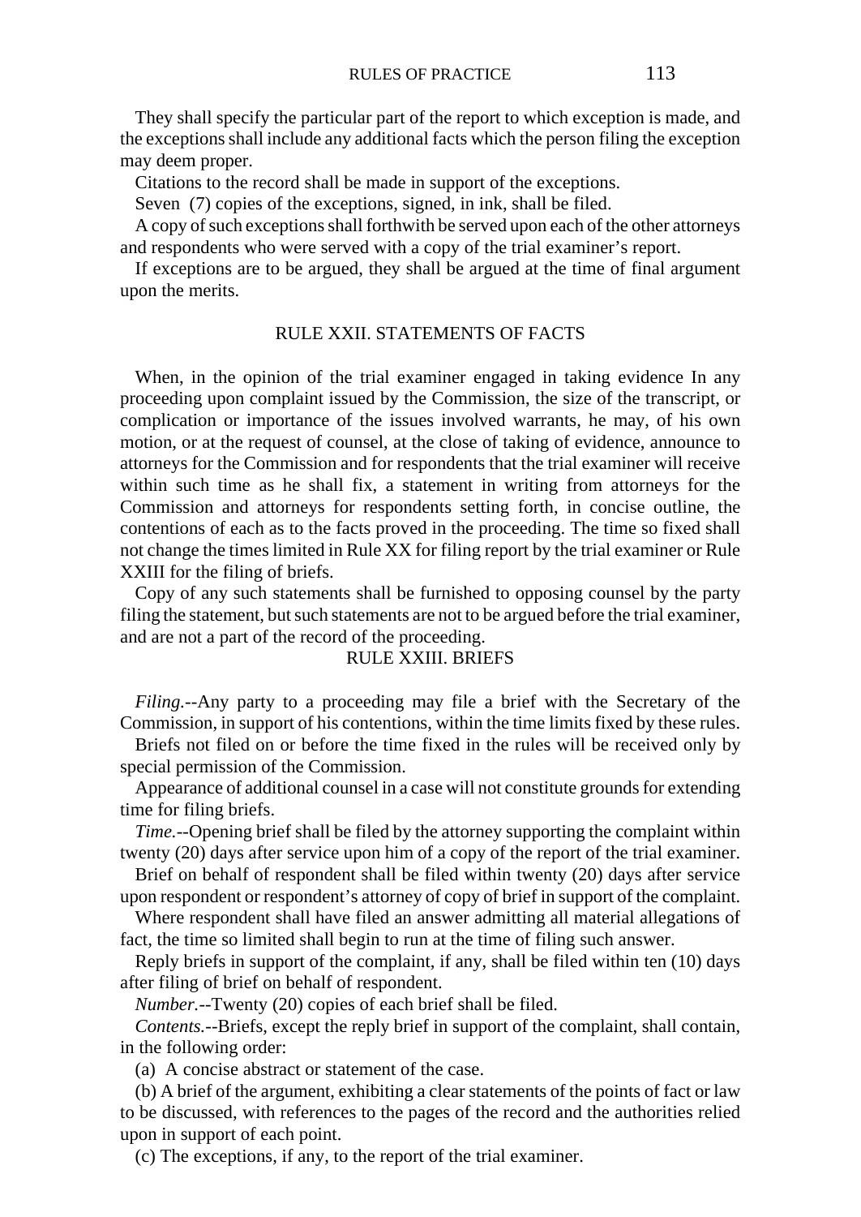They shall specify the particular part of the report to which exception is made, and the exceptions shall include any additional facts which the person filing the exception may deem proper.

Citations to the record shall be made in support of the exceptions.

Seven (7) copies of the exceptions, signed, in ink, shall be filed.

A copy of such exceptions shall forthwith be served upon each of the other attorneys and respondents who were served with a copy of the trial examiner's report.

If exceptions are to be argued, they shall be argued at the time of final argument upon the merits.

## RULE XXII. STATEMENTS OF FACTS

When, in the opinion of the trial examiner engaged in taking evidence In any proceeding upon complaint issued by the Commission, the size of the transcript, or complication or importance of the issues involved warrants, he may, of his own motion, or at the request of counsel, at the close of taking of evidence, announce to attorneys for the Commission and for respondents that the trial examiner will receive within such time as he shall fix, a statement in writing from attorneys for the Commission and attorneys for respondents setting forth, in concise outline, the contentions of each as to the facts proved in the proceeding. The time so fixed shall not change the times limited in Rule XX for filing report by the trial examiner or Rule XXIII for the filing of briefs.

Copy of any such statements shall be furnished to opposing counsel by the party filing the statement, but such statements are not to be argued before the trial examiner, and are not a part of the record of the proceeding.

## RULE XXIII. BRIEFS

*Filing.*--Any party to a proceeding may file a brief with the Secretary of the Commission, in support of his contentions, within the time limits fixed by these rules.

Briefs not filed on or before the time fixed in the rules will be received only by special permission of the Commission.

Appearance of additional counsel in a case will not constitute grounds for extending time for filing briefs.

*Time.*--Opening brief shall be filed by the attorney supporting the complaint within twenty (20) days after service upon him of a copy of the report of the trial examiner.

Brief on behalf of respondent shall be filed within twenty (20) days after service upon respondent or respondent's attorney of copy of brief in support of the complaint.

Where respondent shall have filed an answer admitting all material allegations of fact, the time so limited shall begin to run at the time of filing such answer.

Reply briefs in support of the complaint, if any, shall be filed within ten (10) days after filing of brief on behalf of respondent.

*Number.*--Twenty (20) copies of each brief shall be filed.

*Contents.*--Briefs, except the reply brief in support of the complaint, shall contain, in the following order:

(a) A concise abstract or statement of the case.

(b) A brief of the argument, exhibiting a clear statements of the points of fact or law to be discussed, with references to the pages of the record and the authorities relied upon in support of each point.

(c) The exceptions, if any, to the report of the trial examiner.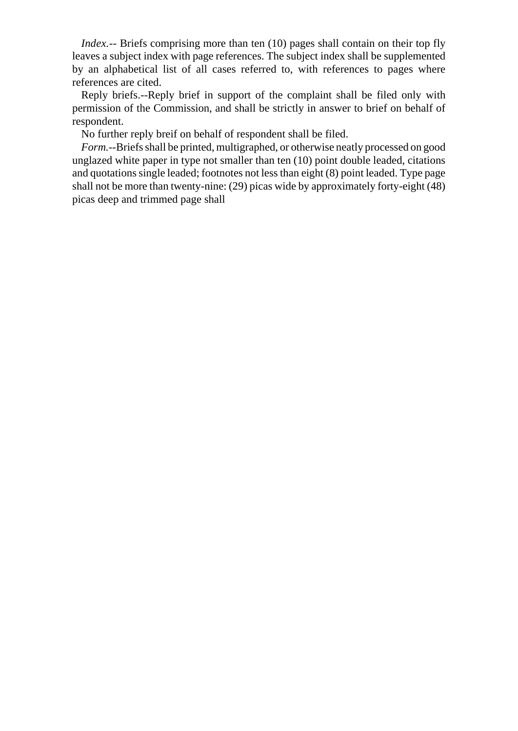*Index.*-- Briefs comprising more than ten (10) pages shall contain on their top fly leaves a subject index with page references. The subject index shall be supplemented by an alphabetical list of all cases referred to, with references to pages where references are cited.

Reply briefs.--Reply brief in support of the complaint shall be filed only with permission of the Commission, and shall be strictly in answer to brief on behalf of respondent.

No further reply breif on behalf of respondent shall be filed.

*Form.*--Briefs shall be printed, multigraphed, or otherwise neatly processed on good unglazed white paper in type not smaller than ten (10) point double leaded, citations and quotations single leaded; footnotes not less than eight (8) point leaded. Type page shall not be more than twenty-nine: (29) picas wide by approximately forty-eight (48) picas deep and trimmed page shall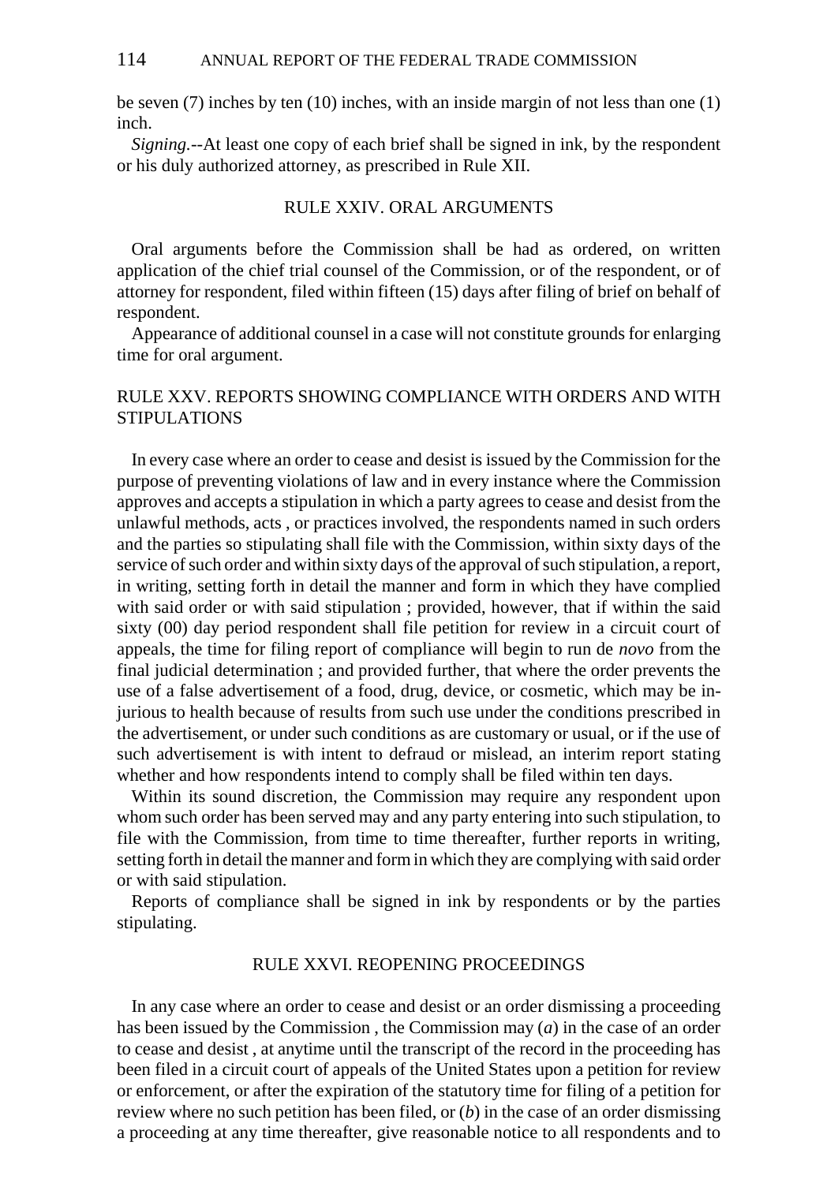be seven (7) inches by ten (10) inches, with an inside margin of not less than one (1) inch.

*Signing.*--At least one copy of each brief shall be signed in ink, by the respondent or his duly authorized attorney, as prescribed in Rule XII.

## RULE XXIV. ORAL ARGUMENTS

Oral arguments before the Commission shall be had as ordered, on written application of the chief trial counsel of the Commission, or of the respondent, or of attorney for respondent, filed within fifteen (15) days after filing of brief on behalf of respondent.

Appearance of additional counsel in a case will not constitute grounds for enlarging time for oral argument.

## RULE XXV. REPORTS SHOWING COMPLIANCE WITH ORDERS AND WITH STIPULATIONS

In every case where an order to cease and desist is issued by the Commission for the purpose of preventing violations of law and in every instance where the Commission approves and accepts a stipulation in which a party agrees to cease and desist from the unlawful methods, acts , or practices involved, the respondents named in such orders and the parties so stipulating shall file with the Commission, within sixty days of the service of such order and within sixty days of the approval of such stipulation, a report, in writing, setting forth in detail the manner and form in which they have complied with said order or with said stipulation ; provided, however, that if within the said sixty (00) day period respondent shall file petition for review in a circuit court of appeals, the time for filing report of compliance will begin to run de *novo* from the final judicial determination ; and provided further, that where the order prevents the use of a false advertisement of a food, drug, device, or cosmetic, which may be injurious to health because of results from such use under the conditions prescribed in the advertisement, or under such conditions as are customary or usual, or if the use of such advertisement is with intent to defraud or mislead, an interim report stating whether and how respondents intend to comply shall be filed within ten days.

Within its sound discretion, the Commission may require any respondent upon whom such order has been served may and any party entering into such stipulation, to file with the Commission, from time to time thereafter, further reports in writing, setting forth in detail the manner and form in which they are complying with said order or with said stipulation.

Reports of compliance shall be signed in ink by respondents or by the parties stipulating.

## RULE XXVI. REOPENING PROCEEDINGS

In any case where an order to cease and desist or an order dismissing a proceeding has been issued by the Commission , the Commission may (*a*) in the case of an order to cease and desist , at anytime until the transcript of the record in the proceeding has been filed in a circuit court of appeals of the United States upon a petition for review or enforcement, or after the expiration of the statutory time for filing of a petition for review where no such petition has been filed, or (*b*) in the case of an order dismissing a proceeding at any time thereafter, give reasonable notice to all respondents and to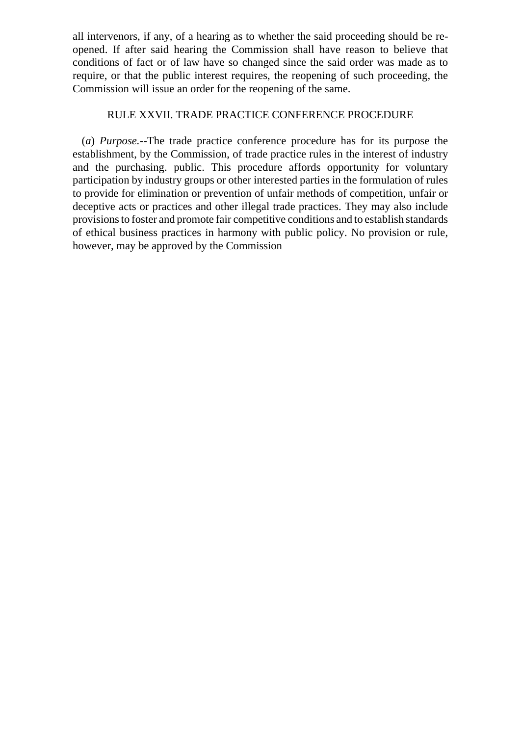all intervenors, if any, of a hearing as to whether the said proceeding should be reopened. If after said hearing the Commission shall have reason to believe that conditions of fact or of law have so changed since the said order was made as to require, or that the public interest requires, the reopening of such proceeding, the Commission will issue an order for the reopening of the same.

## RULE XXVII. TRADE PRACTICE CONFERENCE PROCEDURE

(*a*) *Purpose*.--The trade practice conference procedure has for its purpose the establishment, by the Commission, of trade practice rules in the interest of industry and the purchasing. public. This procedure affords opportunity for voluntary participation by industry groups or other interested parties in the formulation of rules to provide for elimination or prevention of unfair methods of competition, unfair or deceptive acts or practices and other illegal trade practices. They may also include provisions to foster and promote fair competitive conditions and to establish standards of ethical business practices in harmony with public policy. No provision or rule, however, may be approved by the Commission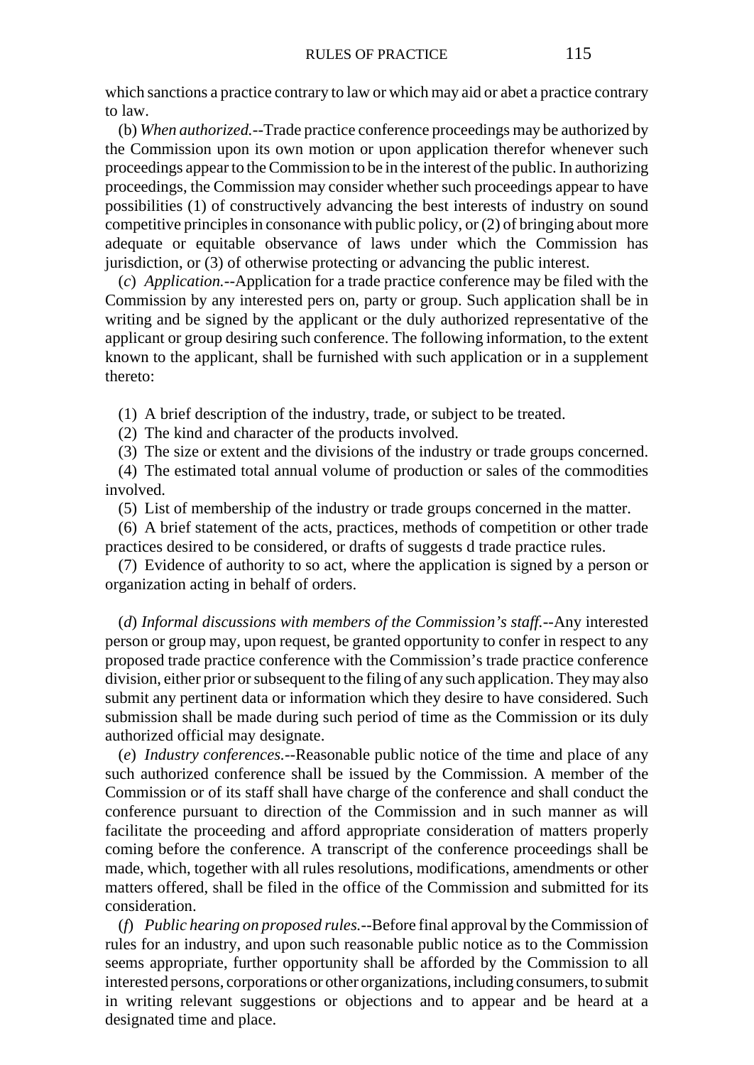which sanctions a practice contrary to law or which may aid or abet a practice contrary to law.

(b) *When authorized.*--Trade practice conference proceedings may be authorized by the Commission upon its own motion or upon application therefor whenever such proceedings appear to the Commission to be in the interest of the public. In authorizing proceedings, the Commission may consider whether such proceedings appear to have possibilities (1) of constructively advancing the best interests of industry on sound competitive principles in consonance with public policy, or (2) of bringing about more adequate or equitable observance of laws under which the Commission has jurisdiction, or (3) of otherwise protecting or advancing the public interest.

(*c*) *Application.*--Application for a trade practice conference may be filed with the Commission by any interested pers on, party or group. Such application shall be in writing and be signed by the applicant or the duly authorized representative of the applicant or group desiring such conference. The following information, to the extent known to the applicant, shall be furnished with such application or in a supplement thereto:

(1) A brief description of the industry, trade, or subject to be treated.

(2) The kind and character of the products involved.

(3) The size or extent and the divisions of the industry or trade groups concerned.

(4) The estimated total annual volume of production or sales of the commodities involved.

(5) List of membership of the industry or trade groups concerned in the matter.

(6) A brief statement of the acts, practices, methods of competition or other trade practices desired to be considered, or drafts of suggests d trade practice rules.

(7) Evidence of authority to so act, where the application is signed by a person or organization acting in behalf of orders.

(*d*) *Informal discussions with members of the Commission's staff.*--Any interested person or group may, upon request, be granted opportunity to confer in respect to any proposed trade practice conference with the Commission's trade practice conference division, either prior or subsequent to the filing of any such application. They may also submit any pertinent data or information which they desire to have considered. Such submission shall be made during such period of time as the Commission or its duly authorized official may designate.

(*e*) *Industry conferences.*--Reasonable public notice of the time and place of any such authorized conference shall be issued by the Commission. A member of the Commission or of its staff shall have charge of the conference and shall conduct the conference pursuant to direction of the Commission and in such manner as will facilitate the proceeding and afford appropriate consideration of matters properly coming before the conference. A transcript of the conference proceedings shall be made, which, together with all rules resolutions, modifications, amendments or other matters offered, shall be filed in the office of the Commission and submitted for its consideration.

(*f*) *Public hearing on proposed rules.*--Before final approval by the Commission of rules for an industry, and upon such reasonable public notice as to the Commission seems appropriate, further opportunity shall be afforded by the Commission to all interested persons, corporations or other organizations, including consumers, to submit in writing relevant suggestions or objections and to appear and be heard at a designated time and place.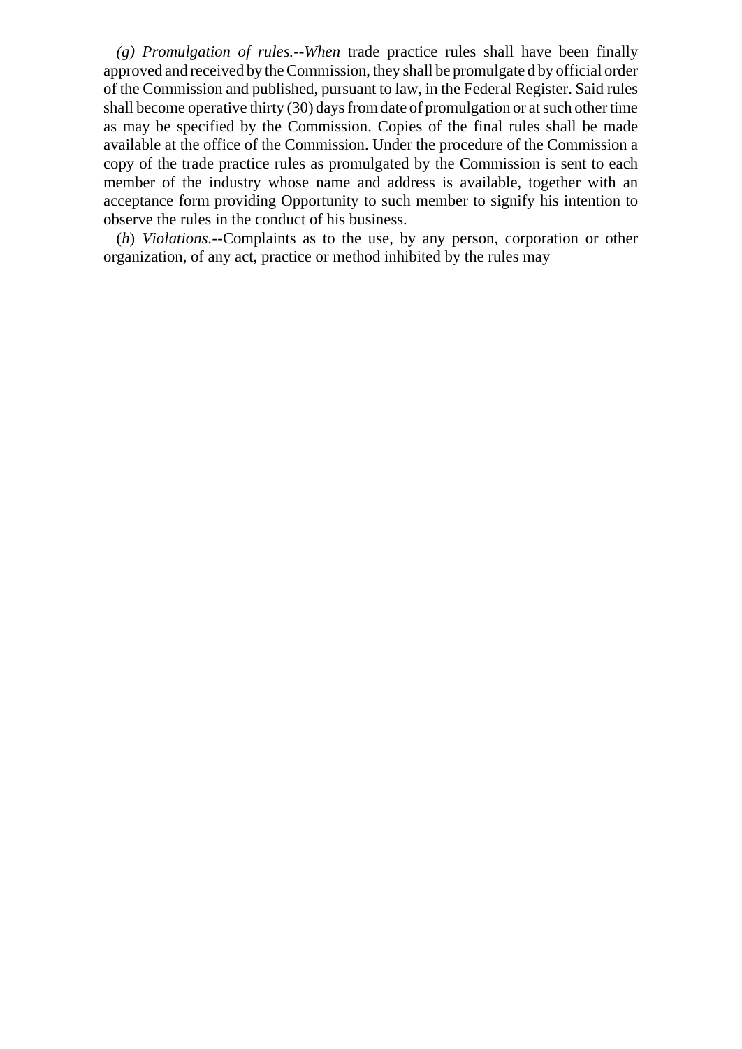*(g) Promulgation of rules.--When* trade practice rules shall have been finally approved and received by the Commission, they shall be promulgate d by official order of the Commission and published, pursuant to law, in the Federal Register. Said rules shall become operative thirty (30) days from date of promulgation or at such other time as may be specified by the Commission. Copies of the final rules shall be made available at the office of the Commission. Under the procedure of the Commission a copy of the trade practice rules as promulgated by the Commission is sent to each member of the industry whose name and address is available, together with an acceptance form providing Opportunity to such member to signify his intention to observe the rules in the conduct of his business.

(*h*) *Violations.*--Complaints as to the use, by any person, corporation or other organization, of any act, practice or method inhibited by the rules may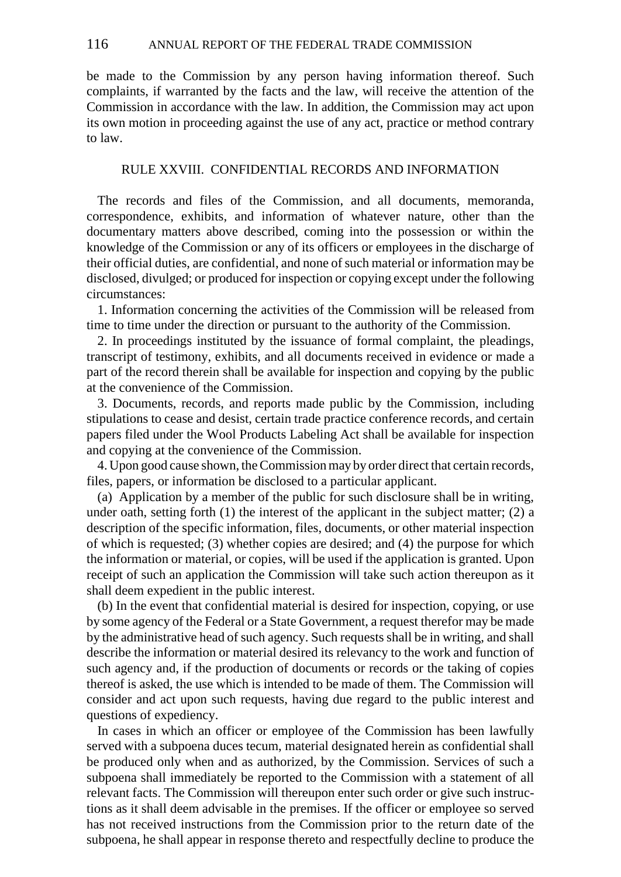be made to the Commission by any person having information thereof. Such complaints, if warranted by the facts and the law, will receive the attention of the Commission in accordance with the law. In addition, the Commission may act upon its own motion in proceeding against the use of any act, practice or method contrary to law.

## RULE XXVIII. CONFIDENTIAL RECORDS AND INFORMATION

The records and files of the Commission, and all documents, memoranda, correspondence, exhibits, and information of whatever nature, other than the documentary matters above described, coming into the possession or within the knowledge of the Commission or any of its officers or employees in the discharge of their official duties, are confidential, and none of such material or information may be disclosed, divulged; or produced for inspection or copying except under the following circumstances:

1. Information concerning the activities of the Commission will be released from time to time under the direction or pursuant to the authority of the Commission.

2. In proceedings instituted by the issuance of formal complaint, the pleadings, transcript of testimony, exhibits, and all documents received in evidence or made a part of the record therein shall be available for inspection and copying by the public at the convenience of the Commission.

3. Documents, records, and reports made public by the Commission, including stipulations to cease and desist, certain trade practice conference records, and certain papers filed under the Wool Products Labeling Act shall be available for inspection and copying at the convenience of the Commission.

4. Upon good cause shown, the Commission may by order direct that certain records, files, papers, or information be disclosed to a particular applicant.

(a) Application by a member of the public for such disclosure shall be in writing, under oath, setting forth (1) the interest of the applicant in the subject matter; (2) a description of the specific information, files, documents, or other material inspection of which is requested; (3) whether copies are desired; and (4) the purpose for which the information or material, or copies, will be used if the application is granted. Upon receipt of such an application the Commission will take such action thereupon as it shall deem expedient in the public interest.

(b) In the event that confidential material is desired for inspection, copying, or use by some agency of the Federal or a State Government, a request therefor may be made by the administrative head of such agency. Such requests shall be in writing, and shall describe the information or material desired its relevancy to the work and function of such agency and, if the production of documents or records or the taking of copies thereof is asked, the use which is intended to be made of them. The Commission will consider and act upon such requests, having due regard to the public interest and questions of expediency.

In cases in which an officer or employee of the Commission has been lawfully served with a subpoena duces tecum, material designated herein as confidential shall be produced only when and as authorized, by the Commission. Services of such a subpoena shall immediately be reported to the Commission with a statement of all relevant facts. The Commission will thereupon enter such order or give such instructions as it shall deem advisable in the premises. If the officer or employee so served has not received instructions from the Commission prior to the return date of the subpoena, he shall appear in response thereto and respectfully decline to produce the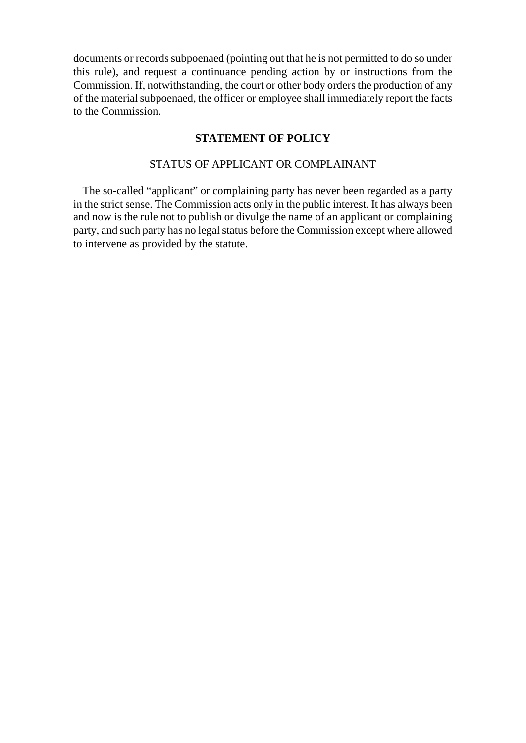documents or records subpoenaed (pointing out that he is not permitted to do so under this rule), and request a continuance pending action by or instructions from the Commission. If, notwithstanding, the court or other body orders the production of any of the material subpoenaed, the officer or employee shall immediately report the facts to the Commission.

## STATEMENT OF POLICY

### STATUS OF APPLICANT OR COMPLAINANT

The so-called "applicant" or complaining party has never been regarded as a party in the strict sense. The Commission acts only in the public interest. It has always been and now is the rule not to publish or divulge the name of an applicant or complaining party, and such party has no legal status before the Commission except where allowed to intervene as provided by the statute.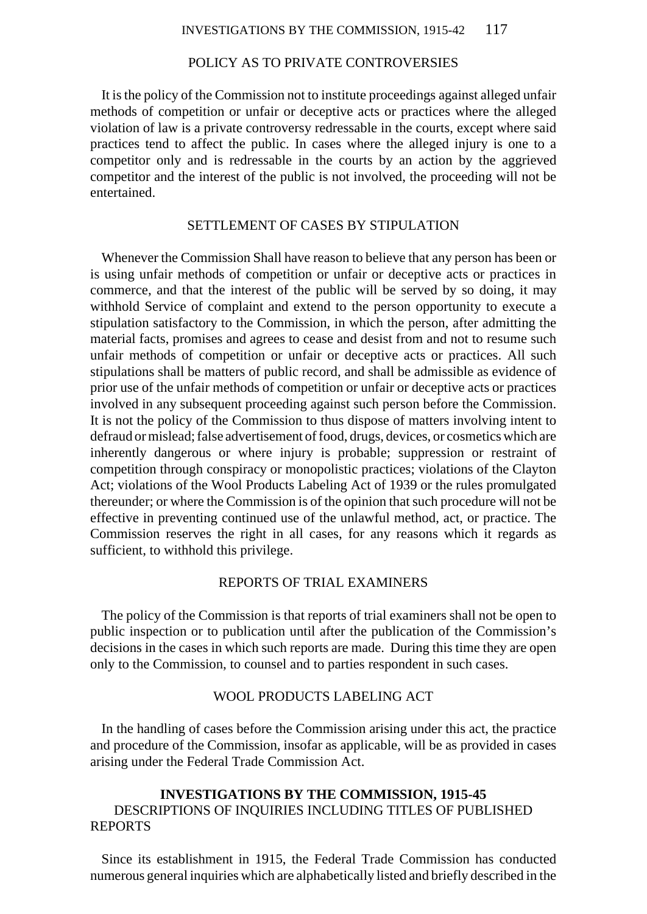## POLICY AS TO PRIVATE CONTROVERSIES

It is the policy of the Commission not to institute proceedings against alleged unfair methods of competition or unfair or deceptive acts or practices where the alleged violation of law is a private controversy redressable in the courts, except where said practices tend to affect the public. In cases where the alleged injury is one to a competitor only and is redressable in the courts by an action by the aggrieved competitor and the interest of the public is not involved, the proceeding will not be entertained.

## SETTLEMENT OF CASES BY STIPULATION

Whenever the Commission Shall have reason to believe that any person has been or is using unfair methods of competition or unfair or deceptive acts or practices in commerce, and that the interest of the public will be served by so doing, it may withhold Service of complaint and extend to the person opportunity to execute a stipulation satisfactory to the Commission, in which the person, after admitting the material facts, promises and agrees to cease and desist from and not to resume such unfair methods of competition or unfair or deceptive acts or practices. All such stipulations shall be matters of public record, and shall be admissible as evidence of prior use of the unfair methods of competition or unfair or deceptive acts or practices involved in any subsequent proceeding against such person before the Commission. It is not the policy of the Commission to thus dispose of matters involving intent to defraud or mislead; false advertisement of food, drugs, devices, or cosmetics which are inherently dangerous or where injury is probable; suppression or restraint of competition through conspiracy or monopolistic practices; violations of the Clayton Act; violations of the Wool Products Labeling Act of 1939 or the rules promulgated thereunder; or where the Commission is of the opinion that such procedure will not be effective in preventing continued use of the unlawful method, act, or practice. The Commission reserves the right in all cases, for any reasons which it regards as sufficient, to withhold this privilege.

## REPORTS OF TRIAL EXAMINERS

The policy of the Commission is that reports of trial examiners shall not be open to public inspection or to publication until after the publication of the Commission's decisions in the cases in which such reports are made. During this time they are open only to the Commission, to counsel and to parties respondent in such cases.

## WOOL PRODUCTS LABELING ACT

In the handling of cases before the Commission arising under this act, the practice and procedure of the Commission, insofar as applicable, will be as provided in cases arising under the Federal Trade Commission Act.

# INVESTIGATIONS BY THE COMMISSION, 1915-45

## DESCRIPTIONS OF INQUIRIES INCLUDING TITLES OF PUBLISHED REPORTS

Since its establishment in 1915, the Federal Trade Commission has conducted numerous general inquiries which are alphabetically listed and briefly described in the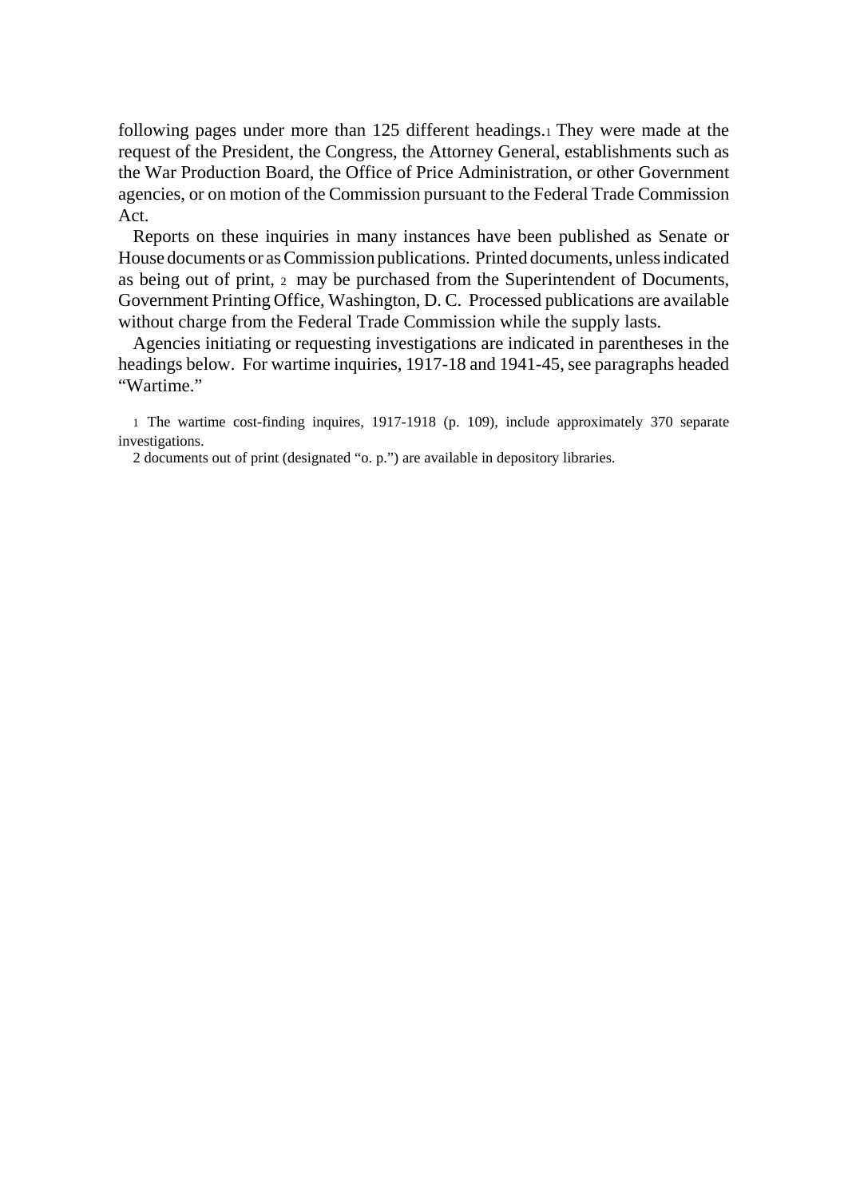following pages under more than 125 different headings.[1] They were made at the request of the President, the Congress, the Attorney General, establishments such as the War Production Board, the Office of Price Administration, or other Government agencies, or on motion of the Commission pursuant to the Federal Trade Commission Act.

Reports on these inquiries in many instances have been published as Senate or House documents or as Commission publications. Printed documents, unless indicated as being out of print, [2] may be purchased from the Superintendent of Documents, Government Printing Office, Washington, D. C. Processed publications are available without charge from the Federal Trade Commission while the supply lasts.

Agencies initiating or requesting investigations are indicated in parentheses in the headings below. For wartime inquiries, 1917-18 and 1941-45, see paragraphs headed "Wartime."

[1] The wartime cost-finding inquires, 1917-1918 (p. 109), include approximately 370 separate investigations.

[2] documents out of print (designated "o. p.") are available in depository libraries.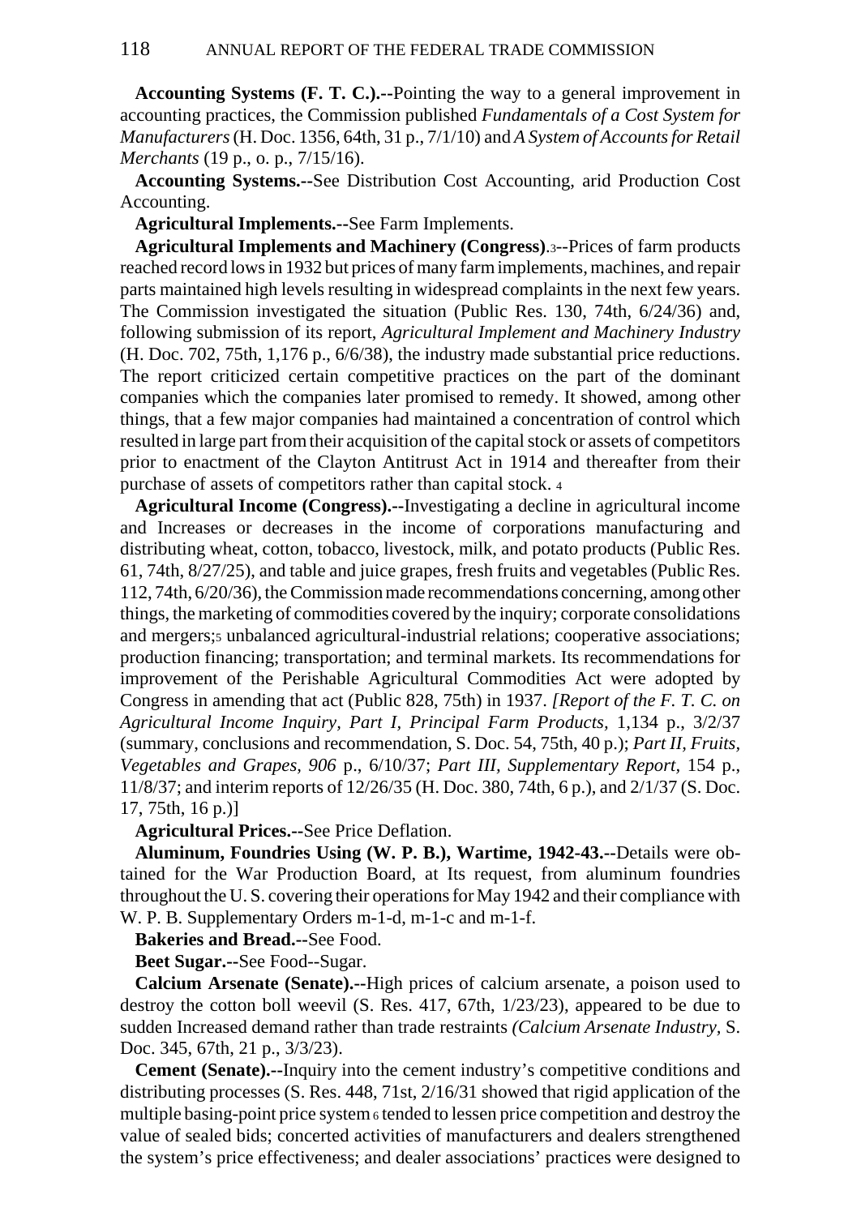**Accounting Systems (F. T. C.).**--Pointing the way to a general improvement in accounting practices, the Commission published *Fundamentals of a Cost System for Manufacturers* (H. Doc. 1356, 64th, 31 p., 7/1/10) and *A System of Accounts for Retail Merchants* (19 p., o. p., 7/15/16).

**Accounting Systems.**--See Distribution Cost Accounting, arid Production Cost Accounting.

**Agricultural Implements.**--See Farm Implements.

**Agricultural Implements and Machinery (Congress)**.[3]--Prices of farm products reached record lows in 1932 but prices of many farm implements, machines, and repair parts maintained high levels resulting in widespread complaints in the next few years. The Commission investigated the situation (Public Res. 130, 74th, 6/24/36) and, following submission of its report, *Agricultural Implement and Machinery Industry* (H. Doc. 702, 75th, 1,176 p., 6/6/38), the industry made substantial price reductions. The report criticized certain competitive practices on the part of the dominant companies which the companies later promised to remedy. It showed, among other things, that a few major companies had maintained a concentration of control which resulted in large part from their acquisition of the capital stock or assets of competitors prior to enactment of the Clayton Antitrust Act in 1914 and thereafter from their purchase of assets of competitors rather than capital stock. [4]

**Agricultural Income (Congress).**--Investigating a decline in agricultural income and Increases or decreases in the income of corporations manufacturing and distributing wheat, cotton, tobacco, livestock, milk, and potato products (Public Res. 61, 74th, 8/27/25), and table and juice grapes, fresh fruits and vegetables (Public Res. 112, 74th, 6/20/36), the Commission made recommendations concerning, among other things, the marketing of commodities covered by the inquiry; corporate consolidations and mergers;[5] unbalanced agricultural-industrial relations; cooperative associations; production financing; transportation; and terminal markets. Its recommendations for improvement of the Perishable Agricultural Commodities Act were adopted by Congress in amending that act (Public 828, 75th) in 1937. *[Report of the F. T. C. on Agricultural Income Inquiry, Part I, Principal Farm Products,* 1,134 p., 3/2/37 (summary, conclusions and recommendation, S. Doc. 54, 75th, 40 p.); *Part II, Fruits, Vegetables and Grapes, 906* p., 6/10/37; *Part III, Supplementary Report,* 154 p., 11/8/37; and interim reports of 12/26/35 (H. Doc. 380, 74th, 6 p.), and 2/1/37 (S. Doc. 17, 75th, 16 p.)]

**Agricultural Prices.**--See Price Deflation.

**Aluminum, Foundries Using (W. P. B.), Wartime, 1942-43.**--Details were obtained for the War Production Board, at Its request, from aluminum foundries throughout the U. S. covering their operations for May 1942 and their compliance with W. P. B. Supplementary Orders m-1-d, m-1-c and m-1-f.

**Bakeries and Bread.**--See Food.

**Beet Sugar.**--See Food--Sugar.

**Calcium Arsenate (Senate).**--High prices of calcium arsenate, a poison used to destroy the cotton boll weevil (S. Res. 417, 67th, 1/23/23), appeared to be due to sudden Increased demand rather than trade restraints *(Calcium Arsenate Industry,* S. Doc. 345, 67th, 21 p., 3/3/23).

**Cement (Senate).**--Inquiry into the cement industry's competitive conditions and distributing processes (S. Res. 448, 71st, 2/16/31 showed that rigid application of the multiple basing-point price system [6] tended to lessen price competition and destroy the value of sealed bids; concerted activities of manufacturers and dealers strengthened the system's price effectiveness; and dealer associations' practices were designed to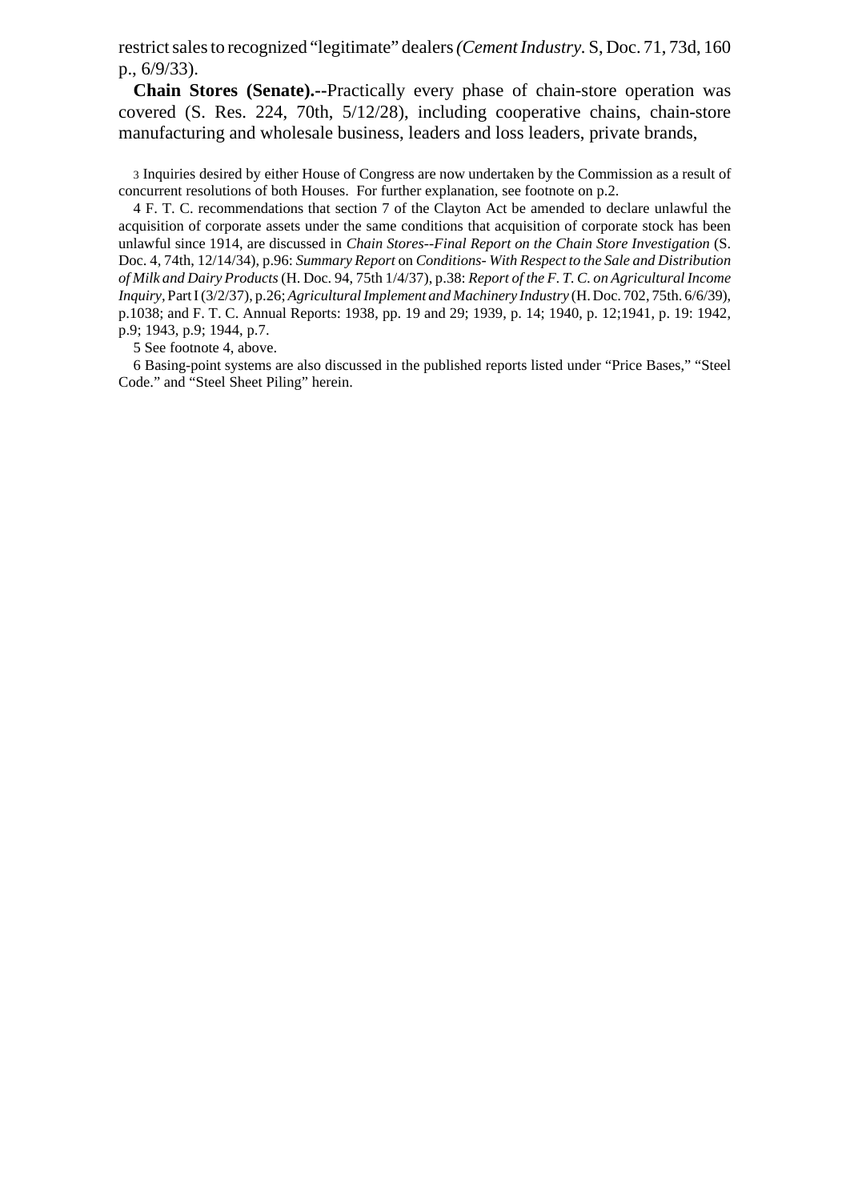restrict sales to recognized "legitimate" dealers *(Cement Industry.* S, Doc. 71, 73d, 160 p., 6/9/33).

**Chain Stores (Senate).--**Practically every phase of chain-store operation was covered (S. Res. 224, 70th, 5/12/28), including cooperative chains, chain-store manufacturing and wholesale business, leaders and loss leaders, private brands,

3 Inquiries desired by either House of Congress are now undertaken by the Commission as a result of concurrent resolutions of both Houses. For further explanation, see footnote on p.2.

4 F. T. C. recommendations that section 7 of the Clayton Act be amended to declare unlawful the acquisition of corporate assets under the same conditions that acquisition of corporate stock has been unlawful since 1914, are discussed in *Chain Stores--Final Report on the Chain Store Investigation* (S. Doc. 4, 74th, 12/14/34), p.96: *Summary Report* on *Conditions- With Respect to the Sale and Distribution of Milk and Dairy Products* (H. Doc. 94, 75th 1/4/37), p.38: *Report of the F. T. C. on Agricultural Income Inquiry*, Part I (3/2/37), p.26; *Agricultural Implement and Machinery Industry* (H. Doc. 702, 75th. 6/6/39), p.1038; and F. T. C. Annual Reports: 1938, pp. 19 and 29; 1939, p. 14; 1940, p. 12;1941, p. 19: 1942, p.9; 1943, p.9; 1944, p.7.

5 See footnote 4, above.

6 Basing-point systems are also discussed in the published reports listed under "Price Bases," "Steel Code." and "Steel Sheet Piling" herein.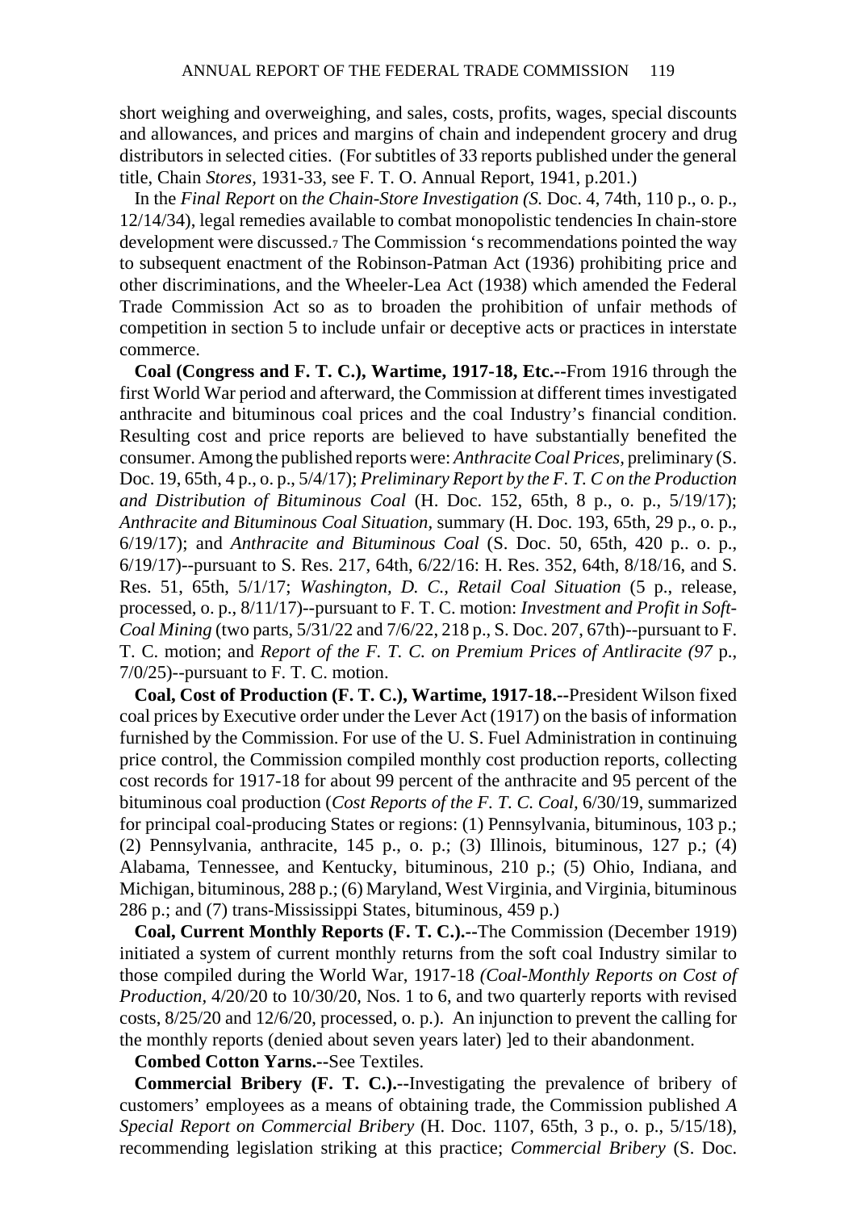short weighing and overweighing, and sales, costs, profits, wages, special discounts and allowances, and prices and margins of chain and independent grocery and drug distributors in selected cities. (For subtitles of 33 reports published under the general title, Chain *Stores*, 1931-33, see F. T. O. Annual Report, 1941, p.201.)

In the *Final Report* on *the Chain-Store Investigation (S.* Doc. 4, 74th, 110 p., o. p., 12/14/34), legal remedies available to combat monopolistic tendencies In chain-store development were discussed.[7] The Commission 's recommendations pointed the way to subsequent enactment of the Robinson-Patman Act (1936) prohibiting price and other discriminations, and the Wheeler-Lea Act (1938) which amended the Federal Trade Commission Act so as to broaden the prohibition of unfair methods of competition in section 5 to include unfair or deceptive acts or practices in interstate commerce.

**Coal (Congress and F. T. C.), Wartime, 1917-18, Etc.--**From 1916 through the first World War period and afterward, the Commission at different times investigated anthracite and bituminous coal prices and the coal Industry's financial condition. Resulting cost and price reports are believed to have substantially benefited the consumer. Among the published reports were: *Anthracite Coal Prices*, preliminary (S. Doc. 19, 65th, 4 p., o. p., 5/4/17); *Preliminary Report by the F. T. C on the Production and Distribution of Bituminous Coal* (H. Doc. 152, 65th, 8 p., o. p., 5/19/17); *Anthracite and Bituminous Coal Situation*, summary (H. Doc. 193, 65th, 29 p., o. p., 6/19/17); and *Anthracite and Bituminous Coal* (S. Doc. 50, 65th, 420 p.. o. p., 6/19/17)--pursuant to S. Res. 217, 64th, 6/22/16: H. Res. 352, 64th, 8/18/16, and S. Res. 51, 65th, 5/1/17; *Washington, D. C., Retail Coal Situation* (5 p., release, processed, o. p., 8/11/17)--pursuant to F. T. C. motion: *Investment and Profit in Soft-Coal Mining* (two parts, 5/31/22 and 7/6/22, 218 p., S. Doc. 207, 67th)--pursuant to F. T. C. motion; and *Report of the F. T. C. on Premium Prices of Antliracite (97* p., 7/0/25)--pursuant to F. T. C. motion.

**Coal, Cost of Production (F. T. C.), Wartime, 1917-18.--**President Wilson fixed coal prices by Executive order under the Lever Act (1917) on the basis of information furnished by the Commission. For use of the U. S. Fuel Administration in continuing price control, the Commission compiled monthly cost production reports, collecting cost records for 1917-18 for about 99 percent of the anthracite and 95 percent of the bituminous coal production (*Cost Reports of the F. T. C. Coal*, 6/30/19, summarized for principal coal-producing States or regions: (1) Pennsylvania, bituminous, 103 p.; (2) Pennsylvania, anthracite, 145 p., o. p.; (3) Illinois, bituminous, 127 p.; (4) Alabama, Tennessee, and Kentucky, bituminous, 210 p.; (5) Ohio, Indiana, and Michigan, bituminous, 288 p.; (6) Maryland, West Virginia, and Virginia, bituminous 286 p.; and (7) trans-Mississippi States, bituminous, 459 p.)

**Coal, Current Monthly Reports (F. T. C.).--**The Commission (December 1919) initiated a system of current monthly returns from the soft coal Industry similar to those compiled during the World War, 1917-18 *(Coal-Monthly Reports on Cost of Production*, 4/20/20 to 10/30/20, Nos. 1 to 6, and two quarterly reports with revised costs, 8/25/20 and 12/6/20, processed, o. p.). An injunction to prevent the calling for the monthly reports (denied about seven years later) ]ed to their abandonment.

**Combed Cotton Yarns.--**See Textiles.

**Commercial Bribery (F. T. C.).--**Investigating the prevalence of bribery of customers' employees as a means of obtaining trade, the Commission published *A Special Report on Commercial Bribery* (H. Doc. 1107, 65th, 3 p., o. p., 5/15/18), recommending legislation striking at this practice; *Commercial Bribery* (S. Doc.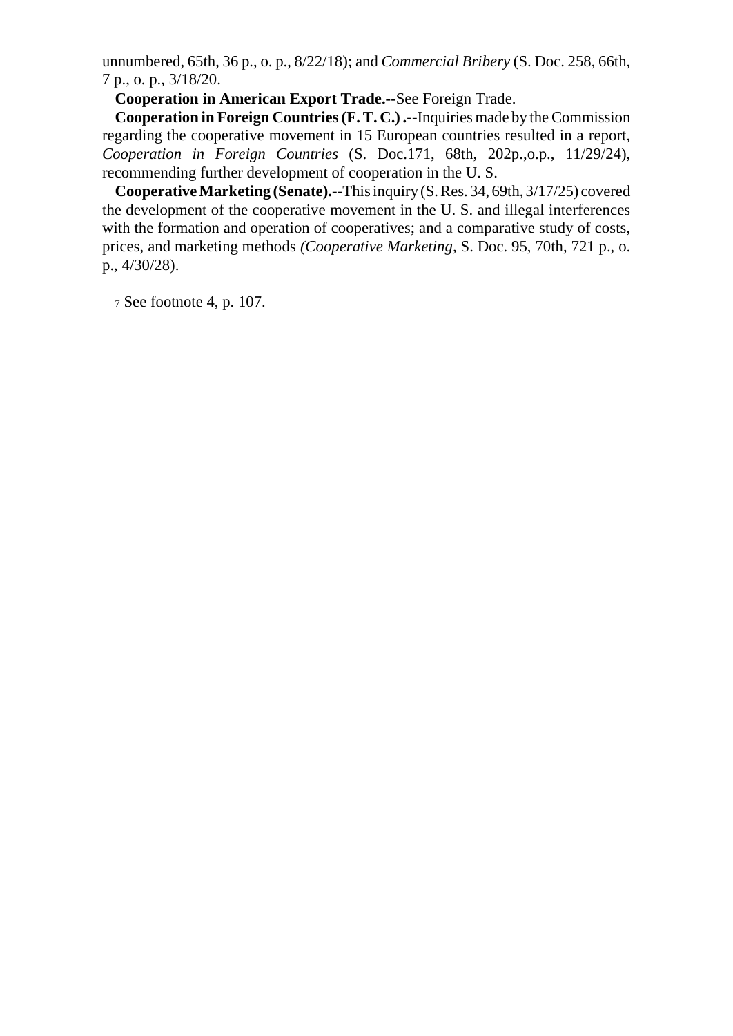unnumbered, 65th, 36 p., o. p., 8/22/18); and *Commercial Bribery* (S. Doc. 258, 66th, 7 p., o. p., 3/18/20.

**Cooperation in American Export Trade.--**See Foreign Trade.

**Cooperation in Foreign Countries (F. T. C.) .--**Inquiries made by the Commission regarding the cooperative movement in 15 European countries resulted in a report, *Cooperation in Foreign Countries* (S. Doc.171, 68th, 202p.,o.p., 11/29/24), recommending further development of cooperation in the U. S.

**Cooperative Marketing (Senate).--**This inquiry (S. Res. 34, 69th, 3/17/25) covered the development of the cooperative movement in the U. S. and illegal interferences with the formation and operation of cooperatives; and a comparative study of costs, prices, and marketing methods *(Cooperative Marketing,* S. Doc. 95, 70th, 721 p., o. p., 4/30/28).

[7] See footnote 4, p. 107.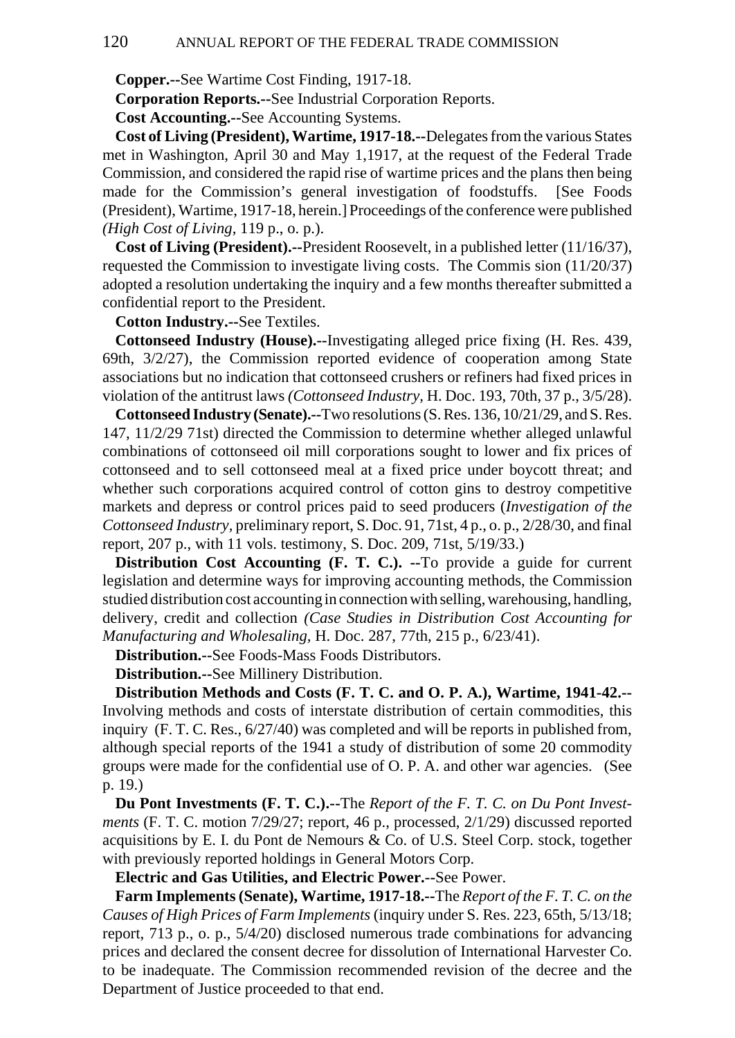**Copper.--**See Wartime Cost Finding, 1917-18.

**Corporation Reports.--**See Industrial Corporation Reports.

**Cost Accounting.--**See Accounting Systems.

**Cost of Living (President), Wartime, 1917-18.--**Delegates from the various States met in Washington, April 30 and May 1,1917, at the request of the Federal Trade Commission, and considered the rapid rise of wartime prices and the plans then being made for the Commission's general investigation of foodstuffs. [See Foods (President), Wartime, 1917-18, herein.] Proceedings of the conference were published *(High Cost of Living,* 119 p., o. p.).

**Cost of Living (President).--**President Roosevelt, in a published letter (11/16/37), requested the Commission to investigate living costs. The Commis sion (11/20/37) adopted a resolution undertaking the inquiry and a few months thereafter submitted a confidential report to the President.

**Cotton Industry.--**See Textiles.

**Cottonseed Industry (House).--**Investigating alleged price fixing (H. Res. 439, 69th, 3/2/27), the Commission reported evidence of cooperation among State associations but no indication that cottonseed crushers or refiners had fixed prices in violation of the antitrust laws *(Cottonseed Industry,* H. Doc. 193, 70th, 37 p., 3/5/28).

**Cottonseed Industry (Senate).--**Two resolutions (S. Res. 136, 10/21/29, and S. Res. 147, 11/2/29 71st) directed the Commission to determine whether alleged unlawful combinations of cottonseed oil mill corporations sought to lower and fix prices of cottonseed and to sell cottonseed meal at a fixed price under boycott threat; and whether such corporations acquired control of cotton gins to destroy competitive markets and depress or control prices paid to seed producers (*Investigation of the Cottonseed Industry,* preliminary report, S. Doc. 91, 71st, 4 p., o. p., 2/28/30, and final report, 207 p., with 11 vols. testimony, S. Doc. 209, 71st, 5/19/33.)

**Distribution Cost Accounting (F. T. C.). --**To provide a guide for current legislation and determine ways for improving accounting methods, the Commission studied distribution cost accounting in connection with selling, warehousing, handling, delivery, credit and collection *(Case Studies in Distribution Cost Accounting for Manufacturing and Wholesaling,* H. Doc. 287, 77th, 215 p., 6/23/41).

**Distribution.--**See Foods-Mass Foods Distributors.

**Distribution.--**See Millinery Distribution.

**Distribution Methods and Costs (F. T. C. and O. P. A.), Wartime, 1941-42.--** Involving methods and costs of interstate distribution of certain commodities, this inquiry (F. T. C. Res., 6/27/40) was completed and will be reports in published from, although special reports of the 1941 a study of distribution of some 20 commodity groups were made for the confidential use of O. P. A. and other war agencies. (See p. 19.)

**Du Pont Investments (F. T. C.).--**The *Report of the F. T. C. on Du Pont Investments* (F. T. C. motion 7/29/27; report, 46 p., processed, 2/1/29) discussed reported acquisitions by E. I. du Pont de Nemours & Co. of U.S. Steel Corp. stock, together with previously reported holdings in General Motors Corp.

**Electric and Gas Utilities, and Electric Power.--**See Power.

**Farm Implements (Senate), Wartime, 1917-18.--**The *Report of the F. T. C. on the Causes of High Prices of Farm Implements* (inquiry under S. Res. 223, 65th, 5/13/18; report, 713 p., o. p., 5/4/20) disclosed numerous trade combinations for advancing prices and declared the consent decree for dissolution of International Harvester Co. to be inadequate. The Commission recommended revision of the decree and the Department of Justice proceeded to that end.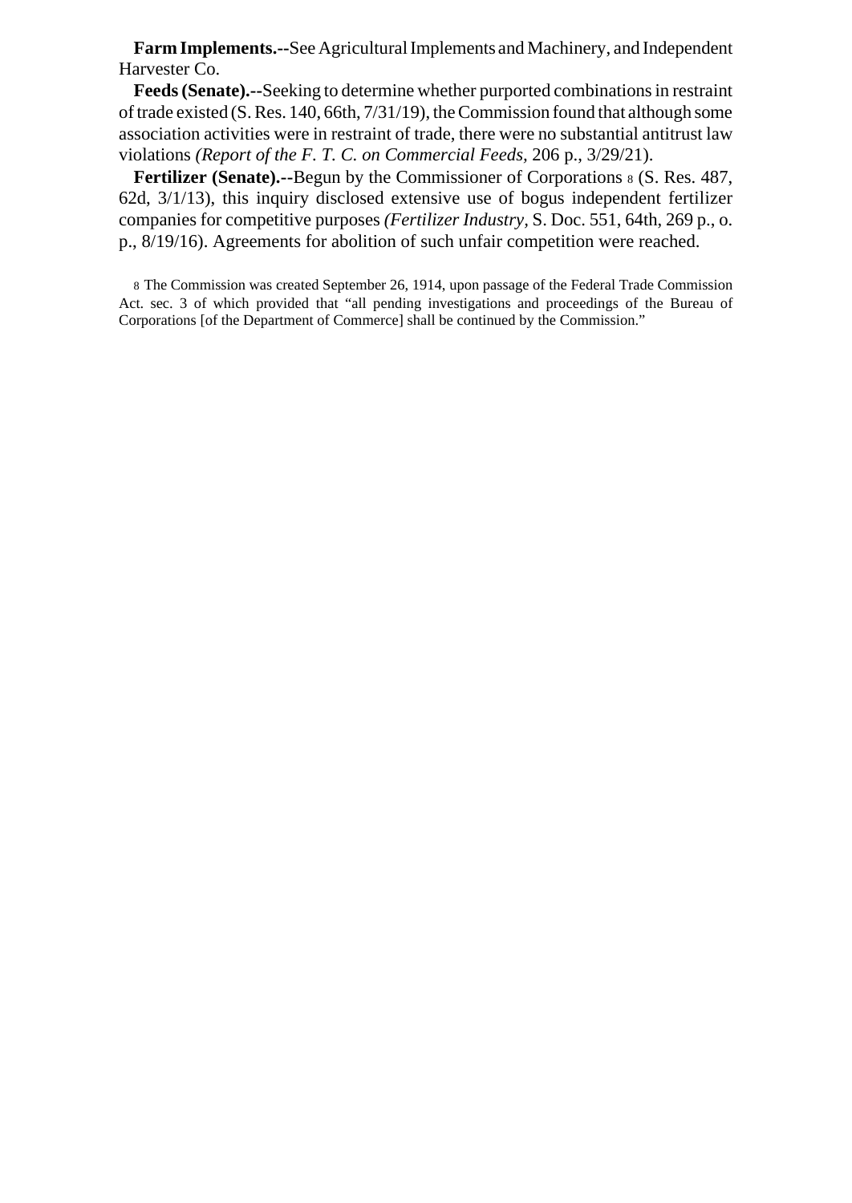**Farm Implements.**--See Agricultural Implements and Machinery, and Independent Harvester Co.

**Feeds (Senate).**--Seeking to determine whether purported combinations in restraint of trade existed (S. Res. 140, 66th, 7/31/19), the Commission found that although some association activities were in restraint of trade, there were no substantial antitrust law violations *(Report of the F. T. C. on Commercial Feeds,* 206 p., 3/29/21).

**Fertilizer (Senate).**--Begun by the Commissioner of Corporations [8] (S. Res. 487, 62d, 3/1/13), this inquiry disclosed extensive use of bogus independent fertilizer companies for competitive purposes *(Fertilizer Industry*, S. Doc. 551, 64th, 269 p., o. p., 8/19/16). Agreements for abolition of such unfair competition were reached.

[8] The Commission was created September 26, 1914, upon passage of the Federal Trade Commission Act. sec. 3 of which provided that "all pending investigations and proceedings of the Bureau of Corporations [of the Department of Commerce] shall be continued by the Commission."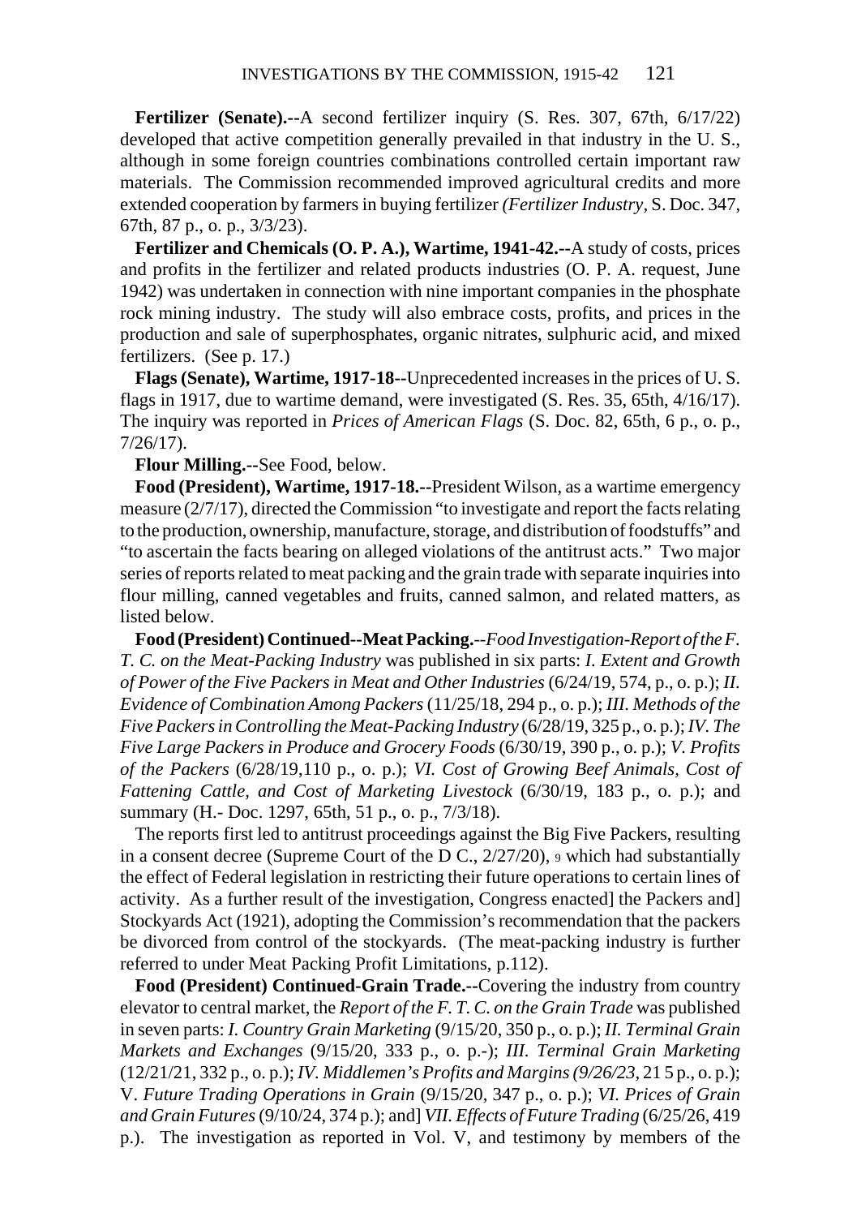**Fertilizer (Senate).--**A second fertilizer inquiry (S. Res. 307, 67th, 6/17/22) developed that active competition generally prevailed in that industry in the U. S., although in some foreign countries combinations controlled certain important raw materials. The Commission recommended improved agricultural credits and more extended cooperation by farmers in buying fertilizer *(Fertilizer Industry,* S. Doc. 347, 67th, 87 p., o. p., 3/3/23).

**Fertilizer and Chemicals (O. P. A.), Wartime, 1941-42.--**A study of costs, prices and profits in the fertilizer and related products industries (O. P. A. request, June 1942) was undertaken in connection with nine important companies in the phosphate rock mining industry. The study will also embrace costs, profits, and prices in the production and sale of superphosphates, organic nitrates, sulphuric acid, and mixed fertilizers. (See p. 17.)

**Flags (Senate), Wartime, 1917-18--**Unprecedented increases in the prices of U. S. flags in 1917, due to wartime demand, were investigated (S. Res. 35, 65th, 4/16/17). The inquiry was reported in *Prices of American Flags* (S. Doc. 82, 65th, 6 p., o. p., 7/26/17).

**Flour Milling.--**See Food, below.

**Food (President), Wartime, 1917-18.--**President Wilson, as a wartime emergency measure (2/7/17), directed the Commission "to investigate and report the facts relating to the production, ownership, manufacture, storage, and distribution of foodstuffs" and "to ascertain the facts bearing on alleged violations of the antitrust acts." Two major series of reports related to meat packing and the grain trade with separate inquiries into flour milling, canned vegetables and fruits, canned salmon, and related matters, as listed below.

**Food (President) Continued--Meat Packing.**--*Food Investigation-Report of the F. T. C. on the Meat-Packing Industry* was published in six parts: *I. Extent and Growth of Power of the Five Packers in Meat and Other Industries* (6/24/19, 574, p., o. p.); *II. Evidence of Combination Among Packers* (11/25/18, 294 p., o. p.); *III. Methods of the Five Packers in Controlling the Meat-Packing Industry* (6/28/19, 325 p., o. p.); *IV. The Five Large Packers in Produce and Grocery Foods* (6/30/19, 390 p., o. p.); *V. Profits of the Packers* (6/28/19,110 p., o. p.); *VI. Cost of Growing Beef Animals, Cost of Fattening Cattle, and Cost of Marketing Livestock* (6/30/19, 183 p., o. p.); and summary (H.- Doc. 1297, 65th, 51 p., o. p., 7/3/18).

The reports first led to antitrust proceedings against the Big Five Packers, resulting in a consent decree (Supreme Court of the D C., 2/27/20), [9] which had substantially the effect of Federal legislation in restricting their future operations to certain lines of activity. As a further result of the investigation, Congress enacted] the Packers and] Stockyards Act (1921), adopting the Commission's recommendation that the packers be divorced from control of the stockyards. (The meat-packing industry is further referred to under Meat Packing Profit Limitations, p.112).

**Food (President) Continued-Grain Trade.--**Covering the industry from country elevator to central market, the *Report of the F. T. C. on the Grain Trade* was published in seven parts: *I. Country Grain Marketing* (9/15/20, 350 p., o. p.); *II. Terminal Grain Markets and Exchanges* (9/15/20, 333 p., o. p.-); *III. Terminal Grain Marketing* (12/21/21, 332 p., o. p.); *IV. Middlemen's Profits and Margins (9/26/23,* 21 5 p., o. p.); V. *Future Trading Operations in Grain* (9/15/20, 347 p., o. p.); *VI. Prices of Grain and Grain Futures* (9/10/24, 374 p.); and] *VII. Effects of Future Trading* (6/25/26, 419 p.). The investigation as reported in Vol. V, and testimony by members of the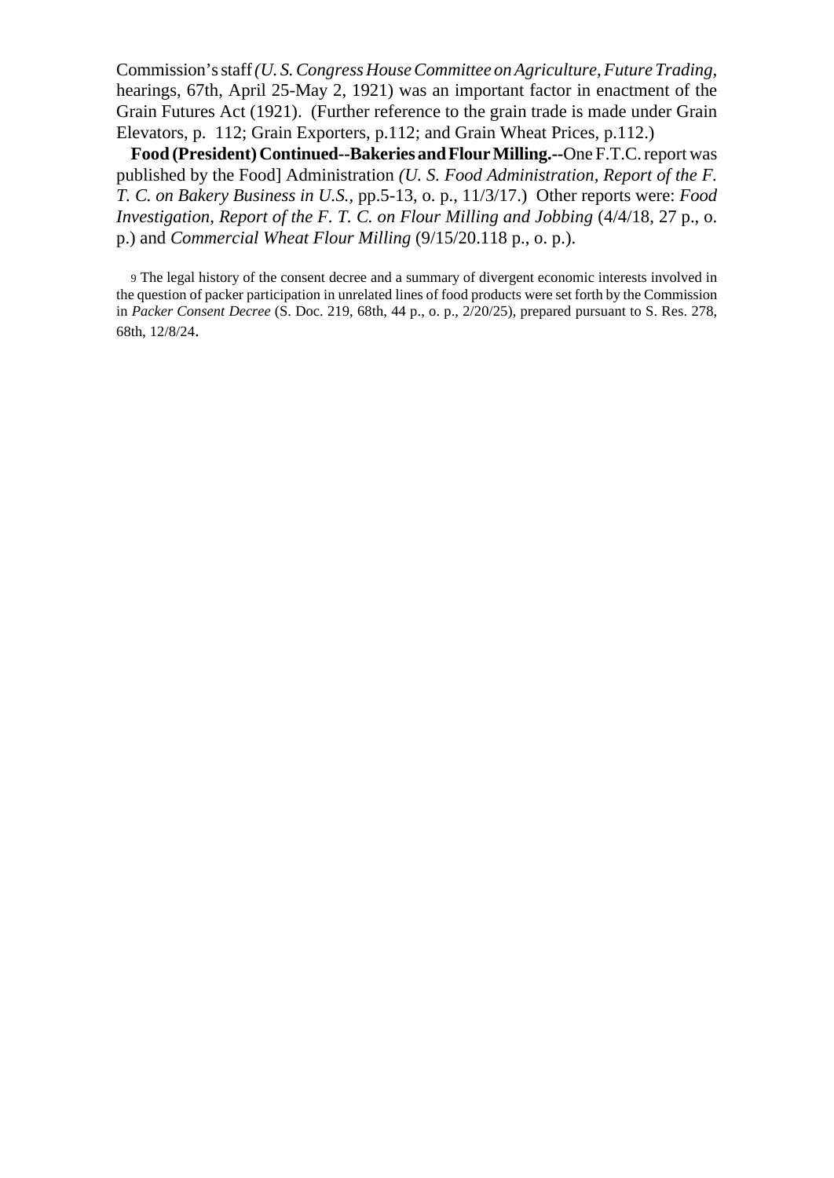Commission's staff *(U. S. Congress House Committee on Agriculture, Future Trading*, hearings, 67th, April 25-May 2, 1921) was an important factor in enactment of the Grain Futures Act (1921). (Further reference to the grain trade is made under Grain Elevators, p. 112; Grain Exporters, p.112; and Grain Wheat Prices, p.112.)

**Food (President) Continued--Bakeries and Flour Milling.--**One F.T.C. report was published by the Food] Administration *(U. S. Food Administration, Report of the F. T. C. on Bakery Business in U.S.*, pp.5-13, o. p., 11/3/17.) Other reports were: *Food Investigation, Report of the F. T. C. on Flour Milling and Jobbing* (4/4/18, 27 p., o. p.) and *Commercial Wheat Flour Milling* (9/15/20.118 p., o. p.).

9 The legal history of the consent decree and a summary of divergent economic interests involved in the question of packer participation in unrelated lines of food products were set forth by the Commission in *Packer Consent Decree* (S. Doc. 219, 68th, 44 p., o. p., 2/20/25), prepared pursuant to S. Res. 278, 68th, 12/8/24.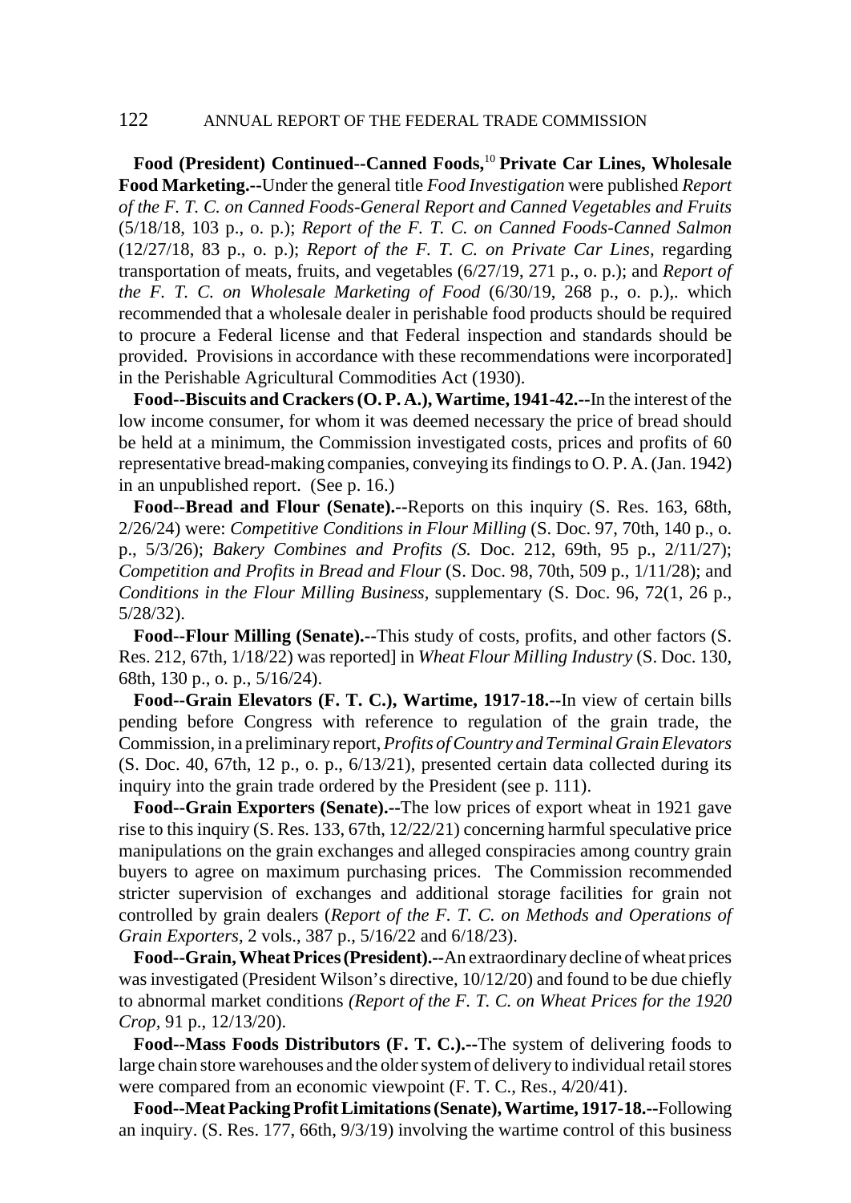**Food (President) Continued--Canned Foods,**[10] **Private Car Lines, Wholesale Food Marketing.--**Under the general title *Food Investigation* were published *Report of the F. T. C. on Canned Foods-General Report and Canned Vegetables and Fruits* (5/18/18, 103 p., o. p.); *Report of the F. T. C. on Canned Foods-Canned Salmon* (12/27/18, 83 p., o. p.); *Report of the F. T. C. on Private Car Lines*, regarding transportation of meats, fruits, and vegetables (6/27/19, 271 p., o. p.); and *Report of the F. T. C. on Wholesale Marketing of Food* (6/30/19, 268 p., o. p.),. which recommended that a wholesale dealer in perishable food products should be required to procure a Federal license and that Federal inspection and standards should be provided. Provisions in accordance with these recommendations were incorporated] in the Perishable Agricultural Commodities Act (1930).

**Food--Biscuits and Crackers (O. P. A.), Wartime, 1941-42.--**In the interest of the low income consumer, for whom it was deemed necessary the price of bread should be held at a minimum, the Commission investigated costs, prices and profits of 60 representative bread-making companies, conveying its findings to O. P. A. (Jan. 1942) in an unpublished report. (See p. 16.)

**Food--Bread and Flour (Senate).--**Reports on this inquiry (S. Res. 163, 68th, 2/26/24) were: *Competitive Conditions in Flour Milling* (S. Doc. 97, 70th, 140 p., o. p., 5/3/26); *Bakery Combines and Profits (S.* Doc. 212, 69th, 95 p., 2/11/27); *Competition and Profits in Bread and Flour* (S. Doc. 98, 70th, 509 p., 1/11/28); and *Conditions in the Flour Milling Business,* supplementary (S. Doc. 96, 72(1, 26 p., 5/28/32).

**Food--Flour Milling (Senate).--**This study of costs, profits, and other factors (S. Res. 212, 67th, 1/18/22) was reported] in *Wheat Flour Milling Industry* (S. Doc. 130, 68th, 130 p., o. p., 5/16/24).

**Food--Grain Elevators (F. T. C.), Wartime, 1917-18.--**In view of certain bills pending before Congress with reference to regulation of the grain trade, the Commission, in a preliminary report, *Profits of Country and Terminal Grain Elevators* (S. Doc. 40, 67th, 12 p., o. p., 6/13/21), presented certain data collected during its inquiry into the grain trade ordered by the President (see p. 111).

**Food--Grain Exporters (Senate).--**The low prices of export wheat in 1921 gave rise to this inquiry (S. Res. 133, 67th, 12/22/21) concerning harmful speculative price manipulations on the grain exchanges and alleged conspiracies among country grain buyers to agree on maximum purchasing prices. The Commission recommended stricter supervision of exchanges and additional storage facilities for grain not controlled by grain dealers (*Report of the F. T. C. on Methods and Operations of Grain Exporters*, 2 vols., 387 p., 5/16/22 and 6/18/23).

**Food--Grain, Wheat Prices (President).--**An extraordinary decline of wheat prices was investigated (President Wilson's directive, 10/12/20) and found to be due chiefly to abnormal market conditions *(Report of the F. T. C. on Wheat Prices for the 1920 Crop,* 91 p., 12/13/20).

**Food--Mass Foods Distributors (F. T. C.).--**The system of delivering foods to large chain store warehouses and the older system of delivery to individual retail stores were compared from an economic viewpoint (F. T. C., Res., 4/20/41).

**Food--Meat Packing Profit Limitations (Senate), Wartime, 1917-18.--**Following an inquiry. (S. Res. 177, 66th, 9/3/19) involving the wartime control of this business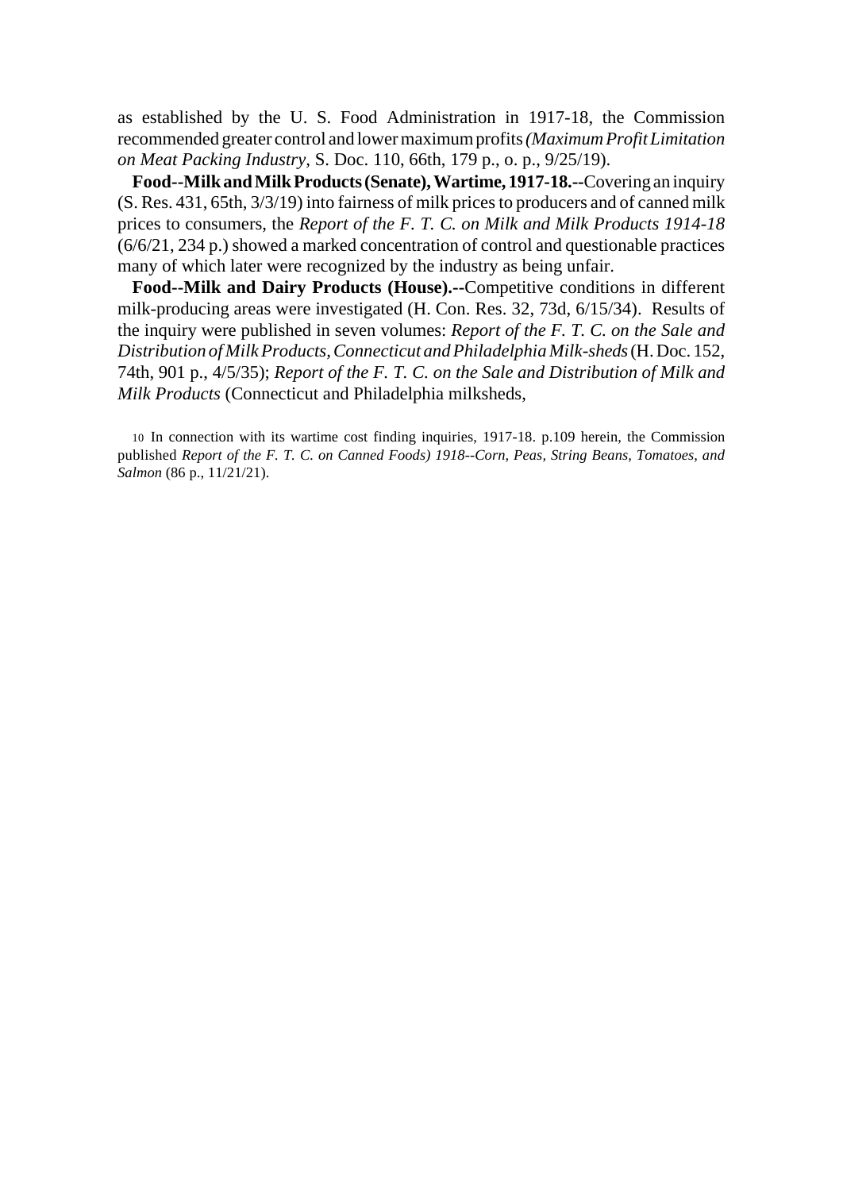as established by the U. S. Food Administration in 1917-18, the Commission recommended greater control and lower maximum profits *(Maximum Profit Limitation on Meat Packing Industry,* S. Doc. 110, 66th, 179 p., o. p., 9/25/19).

**Food--Milk and Milk Products (Senate), Wartime, 1917-18.--**Covering an inquiry (S. Res. 431, 65th, 3/3/19) into fairness of milk prices to producers and of canned milk prices to consumers, the *Report of the F. T. C. on Milk and Milk Products 1914-18* (6/6/21, 234 p.) showed a marked concentration of control and questionable practices many of which later were recognized by the industry as being unfair.

**Food--Milk and Dairy Products (House).--**Competitive conditions in different milk-producing areas were investigated (H. Con. Res. 32, 73d, 6/15/34). Results of the inquiry were published in seven volumes: *Report of the F. T. C. on the Sale and Distribution of Milk Products, Connecticut and Philadelphia Milk-sheds* (H. Doc. 152, 74th, 901 p., 4/5/35); *Report of the F. T. C. on the Sale and Distribution of Milk and Milk Products* (Connecticut and Philadelphia milksheds,

10 In connection with its wartime cost finding inquiries, 1917-18. p.109 herein, the Commission published *Report of the F. T. C. on Canned Foods) 1918--Corn, Peas, String Beans, Tomatoes, and Salmon* (86 p., 11/21/21).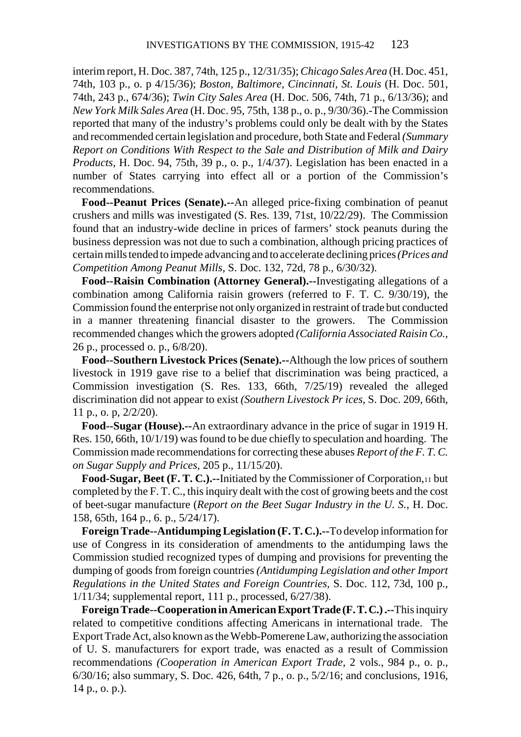interim report, H. Doc. 387, 74th, 125 p., 12/31/35); *Chicago Sales Area* (H. Doc. 451, 74th, 103 p., o. p 4/15/36); *Boston, Baltimore, Cincinnati, St. Louis* (H. Doc. 501, 74th, 243 p., 674/36); *Twin City Sales Area* (H. Doc. 506, 74th, 71 p., 6/13/36); and *New York Milk Sales Area* (H. Doc. 95, 75th, 138 p., o. p., 9/30/36).-The Commission reported that many of the industry's problems could only be dealt with by the States and recommended certain legislation and procedure, both State and Federal *(Summary Report on Conditions With Respect to the Sale and Distribution of Milk and Dairy Products,* H. Doc. 94, 75th, 39 p., o. p., 1/4/37). Legislation has been enacted in a number of States carrying into effect all or a portion of the Commission's recommendations.

**Food--Peanut Prices (Senate).--**An alleged price-fixing combination of peanut crushers and mills was investigated (S. Res. 139, 71st, 10/22/29). The Commission found that an industry-wide decline in prices of farmers' stock peanuts during the business depression was not due to such a combination, although pricing practices of certain mills tended to impede advancing and to accelerate declining prices *(Prices and Competition Among Peanut Mills,* S. Doc. 132, 72d, 78 p., 6/30/32).

**Food--Raisin Combination (Attorney General).--**Investigating allegations of a combination among California raisin growers (referred to F. T. C. 9/30/19), the Commission found the enterprise not only organized in restraint of trade but conducted in a manner threatening financial disaster to the growers. The Commission recommended changes which the growers adopted *(California Associated Raisin Co.,* 26 p., processed o. p., 6/8/20).

**Food--Southern Livestock Prices (Senate).--**Although the low prices of southern livestock in 1919 gave rise to a belief that discrimination was being practiced, a Commission investigation (S. Res. 133, 66th, 7/25/19) revealed the alleged discrimination did not appear to exist *(Southern Livestock Pr ices,* S. Doc. 209, 66th, 11 p., o. p, 2/2/20).

**Food--Sugar (House).--**An extraordinary advance in the price of sugar in 1919 H. Res. 150, 66th, 10/1/19) was found to be due chiefly to speculation and hoarding. The Commission made recommendations for correcting these abuses *Report of the F. T. C. on Sugar Supply and Prices,* 205 p., 11/15/20).

**Food-Sugar, Beet (F. T. C.).--**Initiated by the Commissioner of Corporation,[11] but completed by the F. T. C., this inquiry dealt with the cost of growing beets and the cost of beet-sugar manufacture (*Report on the Beet Sugar Industry in the U. S.,* H. Doc. 158, 65th, 164 p., 6. p., 5/24/17).

**Foreign Trade--Antidumping Legislation (F. T. C.).--**To develop information for use of Congress in its consideration of amendments to the antidumping laws the Commission studied recognized types of dumping and provisions for preventing the dumping of goods from foreign countries *(Antidumping Legislation and other Import Regulations in the United States and Foreign Countries,* S. Doc. 112, 73d, 100 p., 1/11/34; supplemental report, 111 p., processed, 6/27/38).

**Foreign Trade--Cooperation in American Export Trade (F. T. C.) .--**This inquiry related to competitive conditions affecting Americans in international trade. The Export Trade Act, also known as the Webb-Pomerene Law, authorizing the association of U. S. manufacturers for export trade, was enacted as a result of Commission recommendations *(Cooperation in American Export Trade,* 2 vols., 984 p., o. p., 6/30/16; also summary, S. Doc. 426, 64th, 7 p., o. p., 5/2/16; and conclusions, 1916, 14 p., o. p.).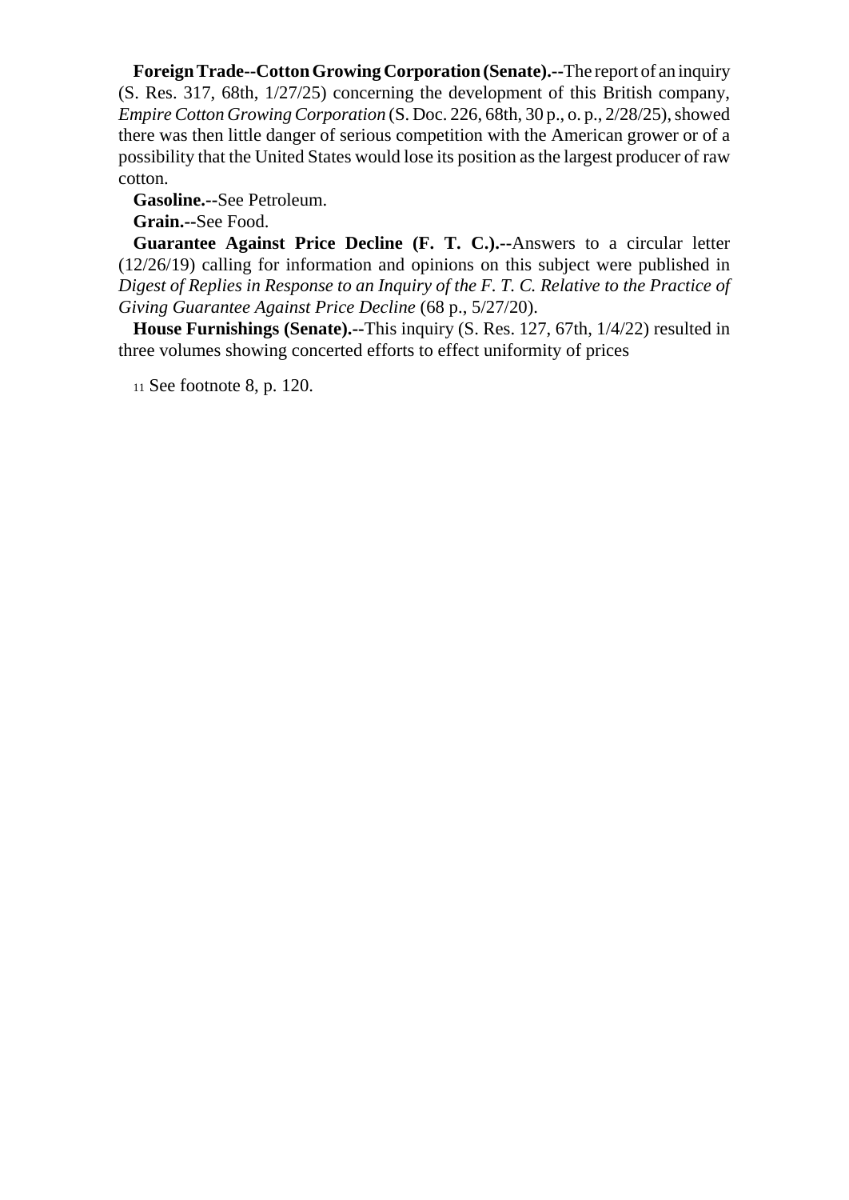**Foreign Trade--Cotton Growing Corporation (Senate).--**The report of an inquiry (S. Res. 317, 68th, 1/27/25) concerning the development of this British company, *Empire Cotton Growing Corporation* (S. Doc. 226, 68th, 30 p., o. p., 2/28/25), showed there was then little danger of serious competition with the American grower or of a possibility that the United States would lose its position as the largest producer of raw cotton.

**Gasoline.--**See Petroleum.

**Grain.--**See Food.

**Guarantee Against Price Decline (F. T. C.).--**Answers to a circular letter (12/26/19) calling for information and opinions on this subject were published in *Digest of Replies in Response to an Inquiry of the F. T. C. Relative to the Practice of Giving Guarantee Against Price Decline* (68 p., 5/27/20).

**House Furnishings (Senate).--**This inquiry (S. Res. 127, 67th, 1/4/22) resulted in three volumes showing concerted efforts to effect uniformity of prices

[11] See footnote 8, p. 120.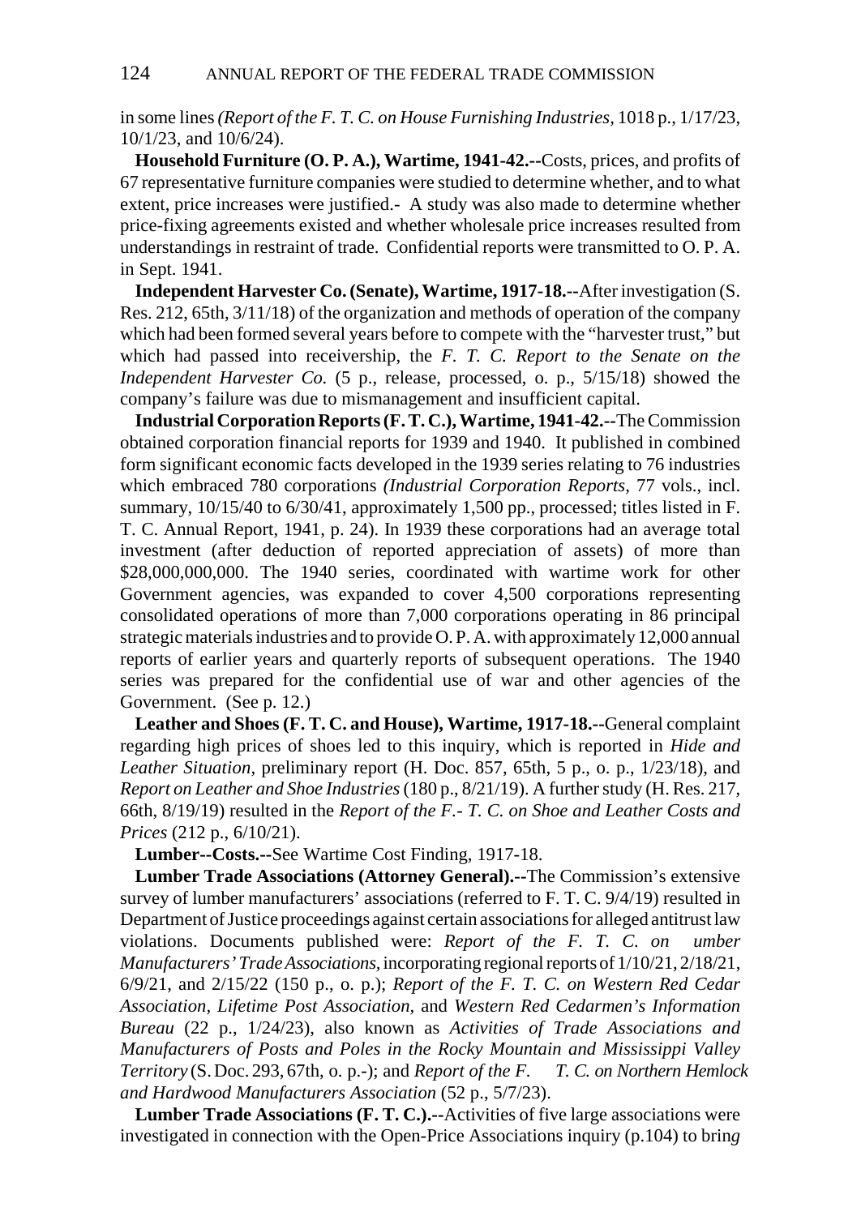in some lines *(Report of the F. T. C. on House Furnishing Industries*, 1018 p., 1/17/23, 10/1/23, and 10/6/24).

**Household Furniture (O. P. A.), Wartime, 1941-42.--**Costs, prices, and profits of 67 representative furniture companies were studied to determine whether, and to what extent, price increases were justified.- A study was also made to determine whether price-fixing agreements existed and whether wholesale price increases resulted from understandings in restraint of trade. Confidential reports were transmitted to O. P. A. in Sept. 1941.

**Independent Harvester Co. (Senate), Wartime, 1917-18.--**After investigation (S. Res. 212, 65th, 3/11/18) of the organization and methods of operation of the company which had been formed several years before to compete with the "harvester trust," but which had passed into receivership, the *F. T. C. Report to the Senate on the Independent Harvester Co.* (5 p., release, processed, o. p., 5/15/18) showed the company's failure was due to mismanagement and insufficient capital.

**Industrial Corporation Reports (F. T. C.), Wartime, 1941-42.--**The Commission obtained corporation financial reports for 1939 and 1940. It published in combined form significant economic facts developed in the 1939 series relating to 76 industries which embraced 780 corporations *(Industrial Corporation Reports*, 77 vols., incl. summary, 10/15/40 to 6/30/41, approximately 1,500 pp., processed; titles listed in F. T. C. Annual Report, 1941, p. 24). In 1939 these corporations had an average total investment (after deduction of reported appreciation of assets) of more than $28,000,000,000. The 1940 series, coordinated with wartime work for other Government agencies, was expanded to cover 4,500 corporations representing consolidated operations of more than 7,000 corporations operating in 86 principal strategic materials industries and to provide O. P. A. with approximately 12,000 annual reports of earlier years and quarterly reports of subsequent operations. The 1940 series was prepared for the confidential use of war and other agencies of the Government. (See p. 12.)

**Leather and Shoes (F. T. C. and House), Wartime, 1917-18.--**General complaint regarding high prices of shoes led to this inquiry, which is reported in *Hide and Leather Situation*, preliminary report (H. Doc. 857, 65th, 5 p., o. p., 1/23/18), and *Report on Leather and Shoe Industries* (180 p., 8/21/19). A further study (H. Res. 217, 66th, 8/19/19) resulted in the *Report of the F.- T. C. on Shoe and Leather Costs and Prices* (212 p., 6/10/21).

**Lumber--Costs.--**See Wartime Cost Finding, 1917-18.

**Lumber Trade Associations (Attorney General).--**The Commission's extensive survey of lumber manufacturers' associations (referred to F. T. C. 9/4/19) resulted in Department of Justice proceedings against certain associations for alleged antitrust law violations. Documents published were: *Report of the F. T. C. on umber Manufacturers' Trade Associations,* incorporating regional reports of 1/10/21, 2/18/21, 6/9/21, and 2/15/22 (150 p., o. p.); *Report of the F. T. C. on Western Red Cedar Association, Lifetime Post Association,* and *Western Red Cedarmen's Information Bureau* (22 p., 1/24/23), also known as *Activities of Trade Associations and Manufacturers of Posts and Poles in the Rocky Mountain and Mississippi Valley Territory* (S. Doc. 293, 67th, o. p.-); and *Report of the F. T. C. on Northern Hemlock and Hardwood Manufacturers Association* (52 p., 5/7/23).

**Lumber Trade Associations (F. T. C.).--**Activities of five large associations were investigated in connection with the Open-Price Associations inquiry (p.104) to bring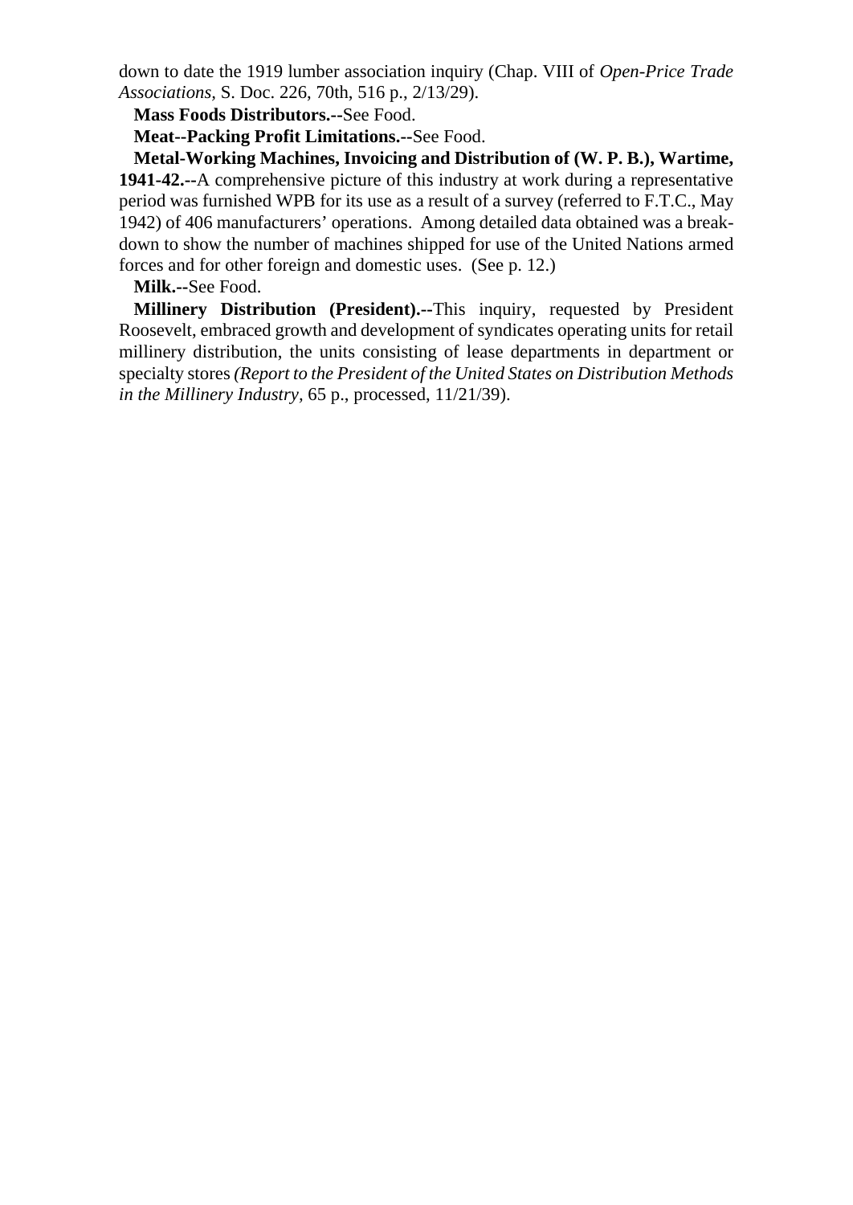down to date the 1919 lumber association inquiry (Chap. VIII of *Open-Price Trade Associations*, S. Doc. 226, 70th, 516 p., 2/13/29).

**Mass Foods Distributors.--**See Food.

**Meat--Packing Profit Limitations.--**See Food.

**Metal-Working Machines, Invoicing and Distribution of (W. P. B.), Wartime, 1941-42.--**A comprehensive picture of this industry at work during a representative period was furnished WPB for its use as a result of a survey (referred to F.T.C., May 1942) of 406 manufacturers' operations. Among detailed data obtained was a break-down to show the number of machines shipped for use of the United Nations armed forces and for other foreign and domestic uses. (See p. 12.)

**Milk.--**See Food.

**Millinery Distribution (President).--**This inquiry, requested by President Roosevelt, embraced growth and development of syndicates operating units for retail millinery distribution, the units consisting of lease departments in department or specialty stores *(Report to the President of the United States on Distribution Methods in the Millinery Industry*, 65 p., processed, 11/21/39).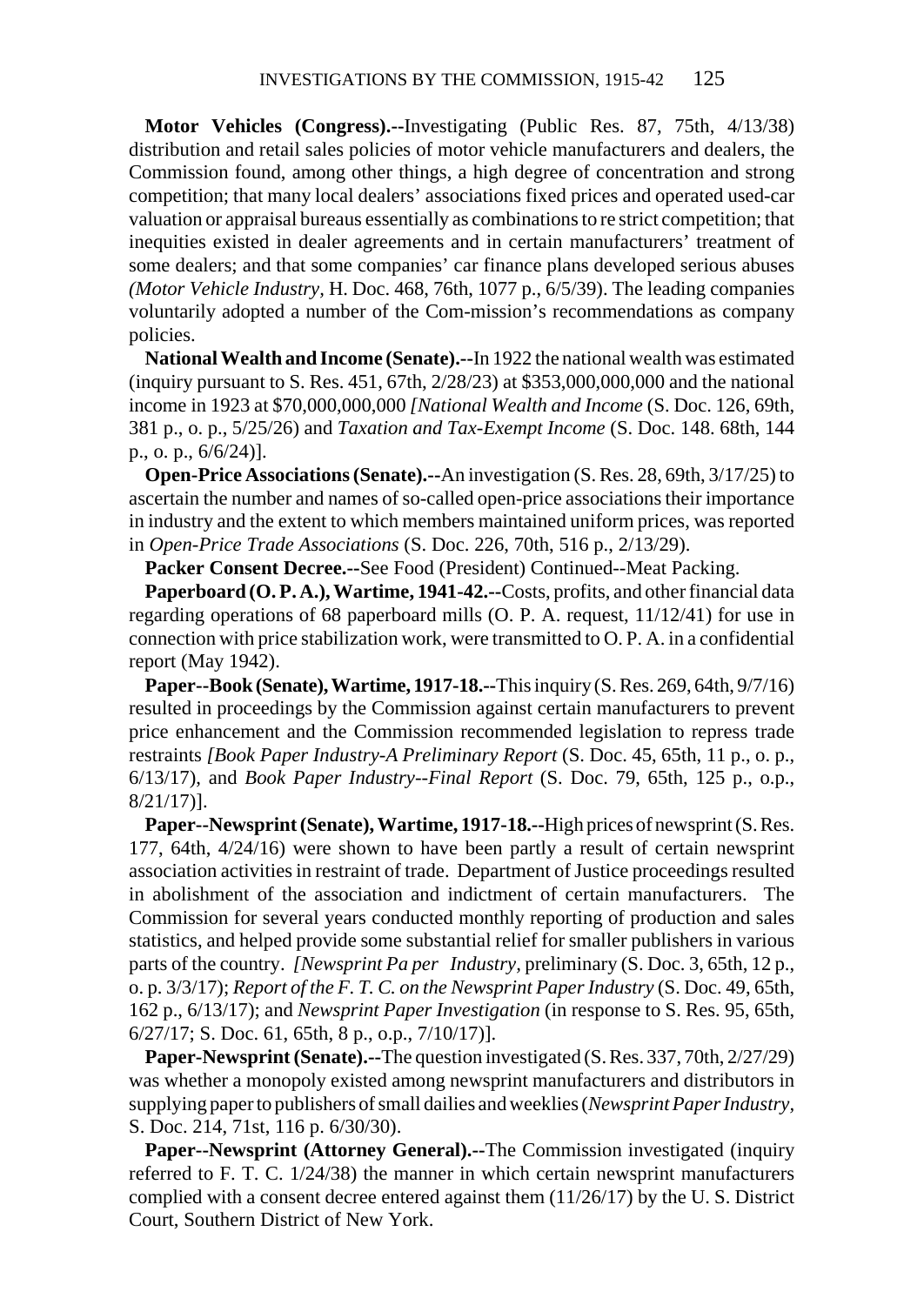**Motor Vehicles (Congress).--**Investigating (Public Res. 87, 75th, 4/13/38) distribution and retail sales policies of motor vehicle manufacturers and dealers, the Commission found, among other things, a high degree of concentration and strong competition; that many local dealers' associations fixed prices and operated used-car valuation or appraisal bureaus essentially as combinations to re strict competition; that inequities existed in dealer agreements and in certain manufacturers' treatment of some dealers; and that some companies' car finance plans developed serious abuses *(Motor Vehicle Industry,* H. Doc. 468, 76th, 1077 p., 6/5/39). The leading companies voluntarily adopted a number of the Com-mission's recommendations as company policies.

**National Wealth and Income (Senate).--**In 1922 the national wealth was estimated (inquiry pursuant to S. Res. 451, 67th, 2/28/23) at $353,000,000,000 and the national income in 1923 at $70,000,000,000 *[National Wealth and Income* (S. Doc. 126, 69th, 381 p., o. p., 5/25/26) and *Taxation and Tax-Exempt Income* (S. Doc. 148. 68th, 144 p., o. p., 6/6/24)].

**Open-Price Associations (Senate).--**An investigation (S. Res. 28, 69th, 3/17/25) to ascertain the number and names of so-called open-price associations their importance in industry and the extent to which members maintained uniform prices, was reported in *Open-Price Trade Associations* (S. Doc. 226, 70th, 516 p., 2/13/29).

**Packer Consent Decree.--**See Food (President) Continued--Meat Packing.

**Paperboard (O. P. A.), Wartime, 1941-42.--**Costs, profits, and other financial data regarding operations of 68 paperboard mills (O. P. A. request, 11/12/41) for use in connection with price stabilization work, were transmitted to O. P. A. in a confidential report (May 1942).

**Paper--Book (Senate), Wartime, 1917-18.--**This inquiry (S. Res. 269, 64th, 9/7/16) resulted in proceedings by the Commission against certain manufacturers to prevent price enhancement and the Commission recommended legislation to repress trade restraints *[Book Paper Industry-A Preliminary Report* (S. Doc. 45, 65th, 11 p., o. p., 6/13/17), and *Book Paper Industry--Final Report* (S. Doc. 79, 65th, 125 p., o.p., 8/21/17)].

**Paper--Newsprint (Senate), Wartime, 1917-18.--**High prices of newsprint (S. Res. 177, 64th, 4/24/16) were shown to have been partly a result of certain newsprint association activities in restraint of trade. Department of Justice proceedings resulted in abolishment of the association and indictment of certain manufacturers. The Commission for several years conducted monthly reporting of production and sales statistics, and helped provide some substantial relief for smaller publishers in various parts of the country. *[Newsprint Pa per Industry,* preliminary (S. Doc. 3, 65th, 12 p., o. p. 3/3/17); *Report of the F. T. C. on the Newsprint Paper Industry* (S. Doc. 49, 65th, 162 p., 6/13/17); and *Newsprint Paper Investigation* (in response to S. Res. 95, 65th, 6/27/17; S. Doc. 61, 65th, 8 p., o.p., 7/10/17)].

**Paper-Newsprint (Senate).--**The question investigated (S. Res. 337, 70th, 2/27/29) was whether a monopoly existed among newsprint manufacturers and distributors in supplying paper to publishers of small dailies and weeklies (*Newsprint Paper Industry,* S. Doc. 214, 71st, 116 p. 6/30/30).

**Paper--Newsprint (Attorney General).--**The Commission investigated (inquiry referred to F. T. C. 1/24/38) the manner in which certain newsprint manufacturers complied with a consent decree entered against them (11/26/17) by the U. S. District Court, Southern District of New York.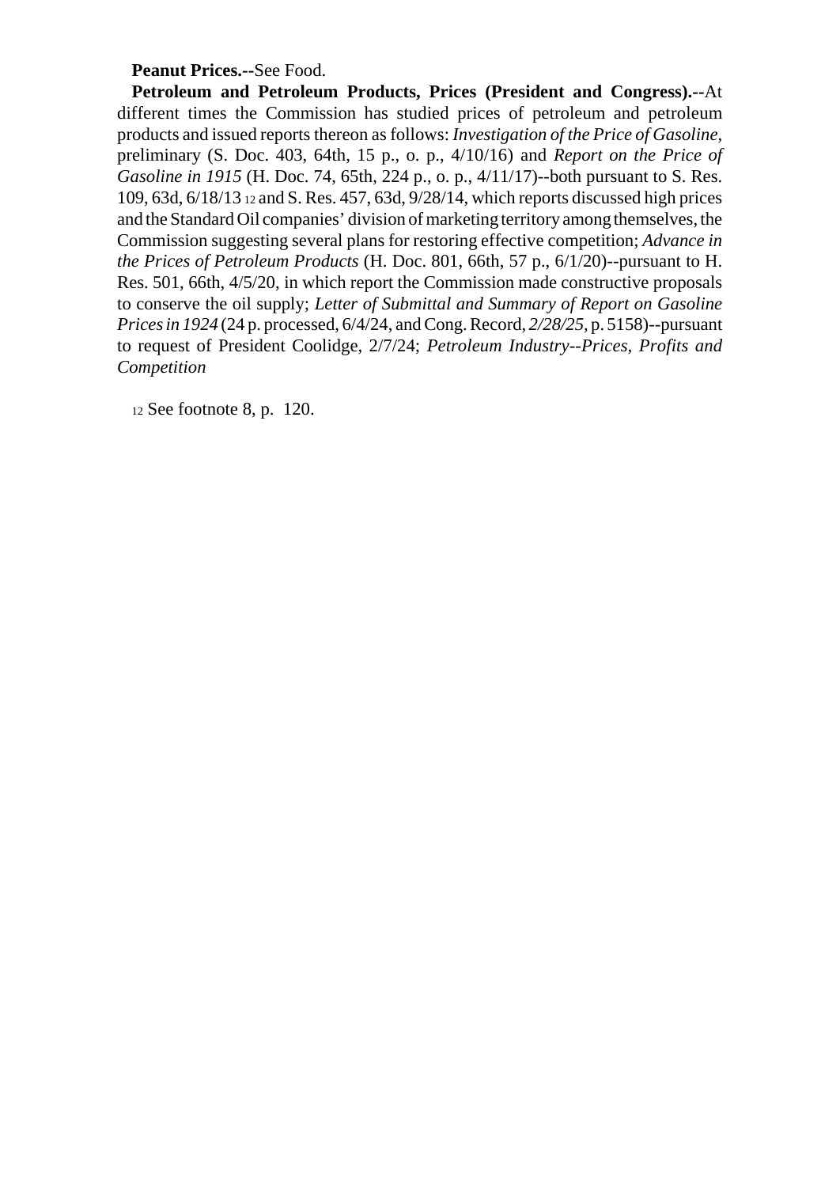**Peanut Prices.--**See Food.

**Petroleum and Petroleum Products, Prices (President and Congress).--**At different times the Commission has studied prices of petroleum and petroleum products and issued reports thereon as follows: *Investigation of the Price of Gasoline,* preliminary (S. Doc. 403, 64th, 15 p., o. p., 4/10/16) and *Report on the Price of Gasoline in 1915* (H. Doc. 74, 65th, 224 p., o. p., 4/11/17)--both pursuant to S. Res. 109, 63d, 6/18/13 [12] and S. Res. 457, 63d, 9/28/14, which reports discussed high prices and the Standard Oil companies' division of marketing territory among themselves, the Commission suggesting several plans for restoring effective competition; *Advance in the Prices of Petroleum Products* (H. Doc. 801, 66th, 57 p., 6/1/20)--pursuant to H. Res. 501, 66th, 4/5/20, in which report the Commission made constructive proposals to conserve the oil supply; *Letter of Submittal and Summary of Report on Gasoline Prices in 1924* (24 p. processed, 6/4/24, and Cong. Record, *2/28/25*, p. 5158)--pursuant to request of President Coolidge, 2/7/24; *Petroleum Industry--Prices, Profits and Competition*

[12] See footnote 8, p. 120.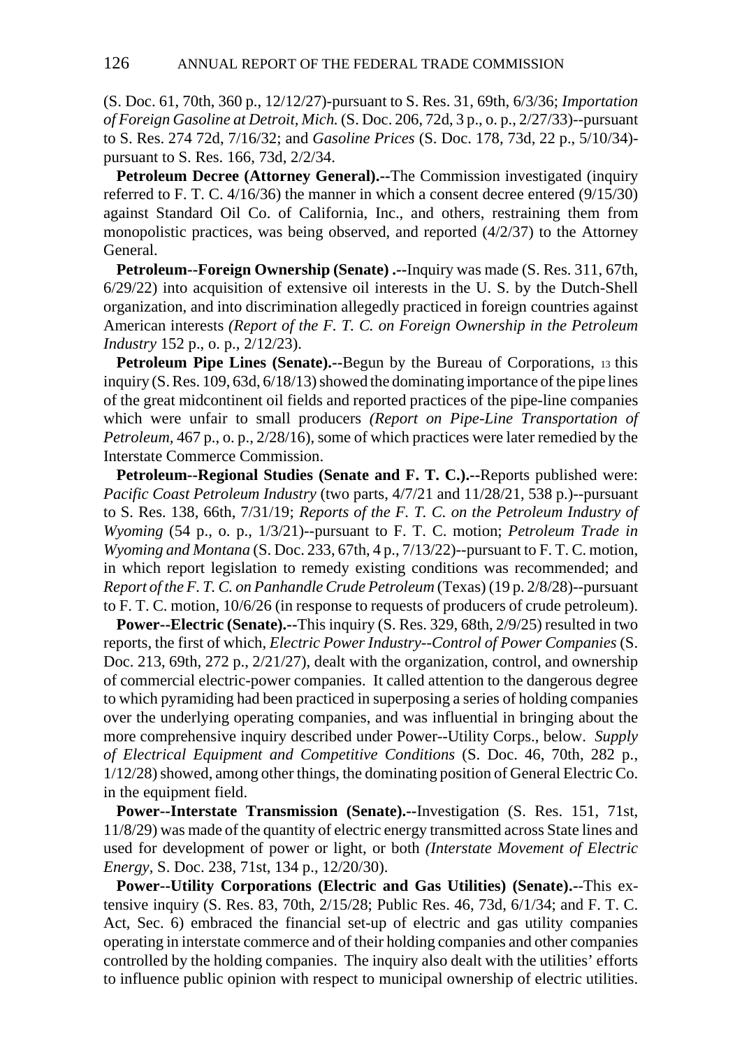(S. Doc. 61, 70th, 360 p., 12/12/27)-pursuant to S. Res. 31, 69th, 6/3/36; *Importation of Foreign Gasoline at Detroit, Mich.* (S. Doc. 206, 72d, 3 p., o. p., 2/27/33)--pursuant to S. Res. 274 72d, 7/16/32; and *Gasoline Prices* (S. Doc. 178, 73d, 22 p., 5/10/34)-pursuant to S. Res. 166, 73d, 2/2/34.

**Petroleum Decree (Attorney General).--**The Commission investigated (inquiry referred to F. T. C. 4/16/36) the manner in which a consent decree entered (9/15/30) against Standard Oil Co. of California, Inc., and others, restraining them from monopolistic practices, was being observed, and reported (4/2/37) to the Attorney General.

**Petroleum--Foreign Ownership (Senate) .--**Inquiry was made (S. Res. 311, 67th, 6/29/22) into acquisition of extensive oil interests in the U. S. by the Dutch-Shell organization, and into discrimination allegedly practiced in foreign countries against American interests *(Report of the F. T. C. on Foreign Ownership in the Petroleum Industry* 152 p., o. p., 2/12/23).

**Petroleum Pipe Lines (Senate).--**Begun by the Bureau of Corporations, [13] this inquiry (S. Res. 109, 63d, 6/18/13) showed the dominating importance of the pipe lines of the great midcontinent oil fields and reported practices of the pipe-line companies which were unfair to small producers *(Report on Pipe-Line Transportation of Petroleum,* 467 p., o. p., 2/28/16), some of which practices were later remedied by the Interstate Commerce Commission.

**Petroleum--Regional Studies (Senate and F. T. C.).--**Reports published were: *Pacific Coast Petroleum Industry* (two parts, 4/7/21 and 11/28/21, 538 p.)--pursuant to S. Res. 138, 66th, 7/31/19; *Reports of the F. T. C. on the Petroleum Industry of Wyoming* (54 p., o. p., 1/3/21)--pursuant to F. T. C. motion; *Petroleum Trade in Wyoming and Montana* (S. Doc. 233, 67th, 4 p., 7/13/22)--pursuant to F. T. C. motion, in which report legislation to remedy existing conditions was recommended; and *Report of the F. T. C. on Panhandle Crude Petroleum* (Texas) (19 p. 2/8/28)--pursuant to F. T. C. motion, 10/6/26 (in response to requests of producers of crude petroleum).

**Power--Electric (Senate).--**This inquiry (S. Res. 329, 68th, 2/9/25) resulted in two reports, the first of which, *Electric Power Industry--Control of Power Companies* (S. Doc. 213, 69th, 272 p., 2/21/27), dealt with the organization, control, and ownership of commercial electric-power companies. It called attention to the dangerous degree to which pyramiding had been practiced in superposing a series of holding companies over the underlying operating companies, and was influential in bringing about the more comprehensive inquiry described under Power--Utility Corps., below. *Supply of Electrical Equipment and Competitive Conditions* (S. Doc. 46, 70th, 282 p., 1/12/28) showed, among other things, the dominating position of General Electric Co. in the equipment field.

**Power--Interstate Transmission (Senate).--**Investigation (S. Res. 151, 71st, 11/8/29) was made of the quantity of electric energy transmitted across State lines and used for development of power or light, or both *(Interstate Movement of Electric Energy,* S. Doc. 238, 71st, 134 p., 12/20/30).

**Power--Utility Corporations (Electric and Gas Utilities) (Senate).--**This extensive inquiry (S. Res. 83, 70th, 2/15/28; Public Res. 46, 73d, 6/1/34; and F. T. C. Act, Sec. 6) embraced the financial set-up of electric and gas utility companies operating in interstate commerce and of their holding companies and other companies controlled by the holding companies. The inquiry also dealt with the utilities' efforts to influence public opinion with respect to municipal ownership of electric utilities.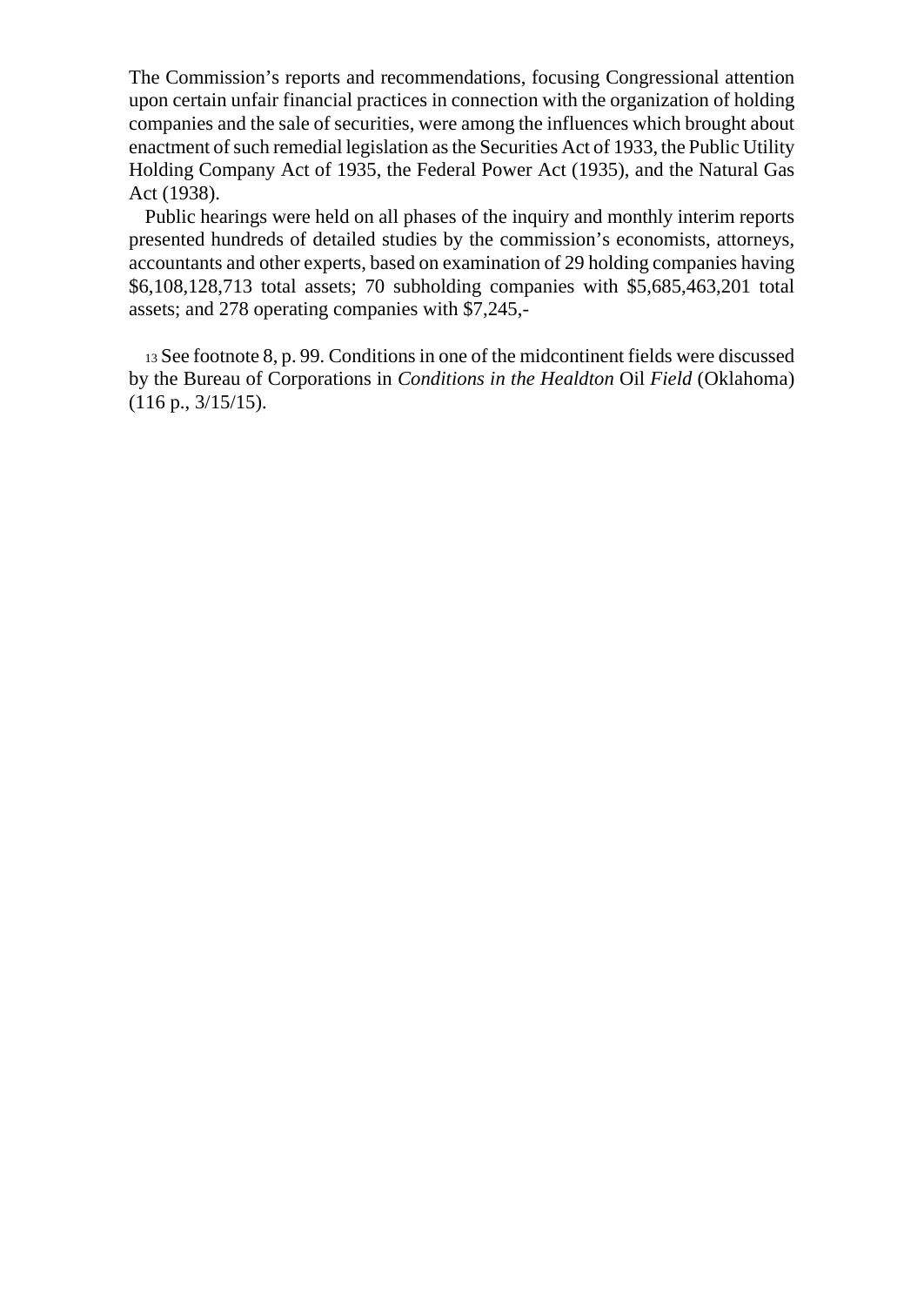The Commission's reports and recommendations, focusing Congressional attention upon certain unfair financial practices in connection with the organization of holding companies and the sale of securities, were among the influences which brought about enactment of such remedial legislation as the Securities Act of 1933, the Public Utility Holding Company Act of 1935, the Federal Power Act (1935), and the Natural Gas Act (1938).

Public hearings were held on all phases of the inquiry and monthly interim reports presented hundreds of detailed studies by the commission's economists, attorneys, accountants and other experts, based on examination of 29 holding companies having $6,108,128,713 total assets; 70 subholding companies with $5,685,463,201 total assets; and 278 operating companies with $7,245,-

[13] See footnote 8, p. 99. Conditions in one of the midcontinent fields were discussed by the Bureau of Corporations in *Conditions in the Healdton* Oil *Field* (Oklahoma) (116 p., 3/15/15).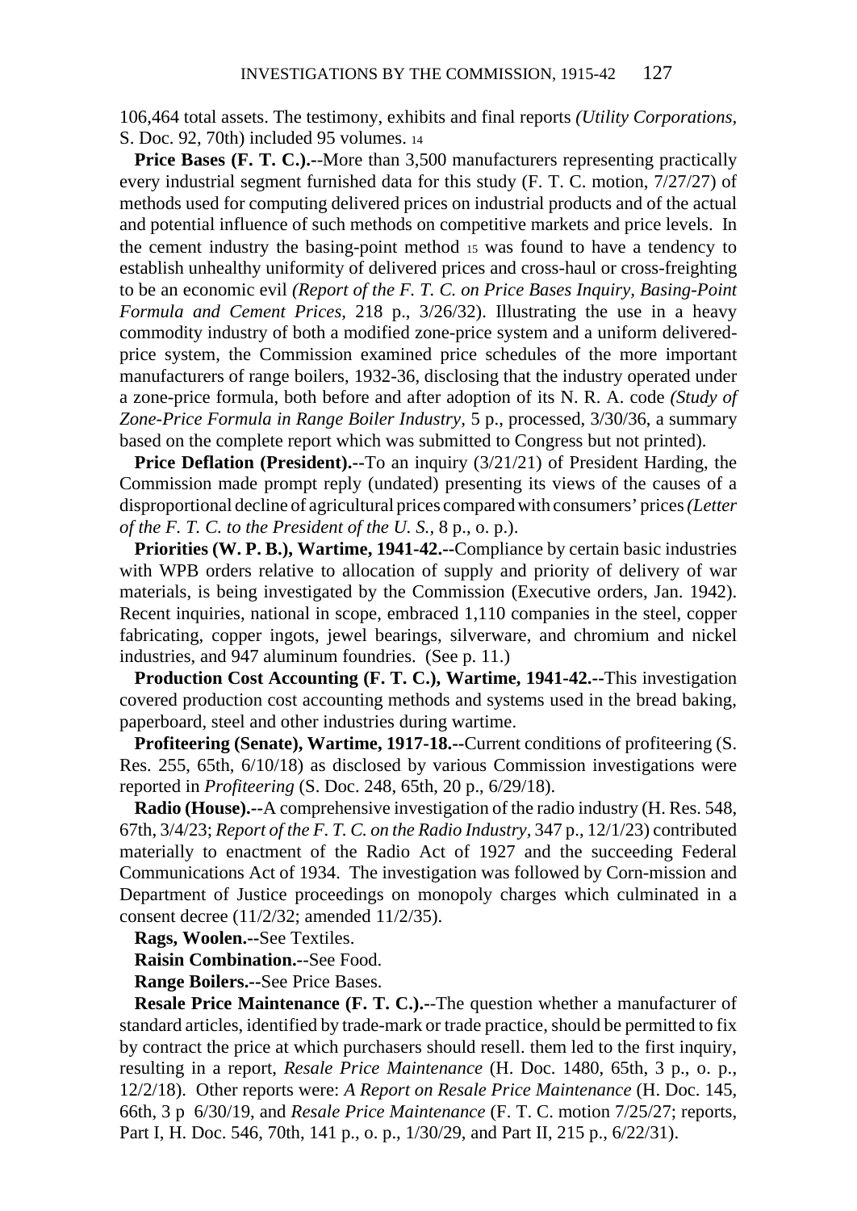106,464 total assets. The testimony, exhibits and final reports *(Utility Corporations*, S. Doc. 92, 70th) included 95 volumes. [14]

**Price Bases (F. T. C.).**--More than 3,500 manufacturers representing practically every industrial segment furnished data for this study (F. T. C. motion, 7/27/27) of methods used for computing delivered prices on industrial products and of the actual and potential influence of such methods on competitive markets and price levels. In the cement industry the basing-point method [15] was found to have a tendency to establish unhealthy uniformity of delivered prices and cross-haul or cross-freighting to be an economic evil *(Report of the F. T. C. on Price Bases Inquiry, Basing-Point Formula and Cement Prices*, 218 p., 3/26/32). Illustrating the use in a heavy commodity industry of both a modified zone-price system and a uniform delivered-price system, the Commission examined price schedules of the more important manufacturers of range boilers, 1932-36, disclosing that the industry operated under a zone-price formula, both before and after adoption of its N. R. A. code *(Study of Zone-Price Formula in Range Boiler Industry*, 5 p., processed, 3/30/36, a summary based on the complete report which was submitted to Congress but not printed).

**Price Deflation (President).**--To an inquiry (3/21/21) of President Harding, the Commission made prompt reply (undated) presenting its views of the causes of a disproportional decline of agricultural prices compared with consumers' prices *(Letter of the F. T. C. to the President of the U. S.*, 8 p., o. p.).

**Priorities (W. P. B.), Wartime, 1941-42.**--Compliance by certain basic industries with WPB orders relative to allocation of supply and priority of delivery of war materials, is being investigated by the Commission (Executive orders, Jan. 1942). Recent inquiries, national in scope, embraced 1,110 companies in the steel, copper fabricating, copper ingots, jewel bearings, silverware, and chromium and nickel industries, and 947 aluminum foundries. (See p. 11.)

**Production Cost Accounting (F. T. C.), Wartime, 1941-42.**--This investigation covered production cost accounting methods and systems used in the bread baking, paperboard, steel and other industries during wartime.

**Profiteering (Senate), Wartime, 1917-18.**--Current conditions of profiteering (S. Res. 255, 65th, 6/10/18) as disclosed by various Commission investigations were reported in *Profiteering* (S. Doc. 248, 65th, 20 p., 6/29/18).

**Radio (House).**--A comprehensive investigation of the radio industry (H. Res. 548, 67th, 3/4/23; *Report of the F. T. C. on the Radio Industry*, 347 p., 12/1/23) contributed materially to enactment of the Radio Act of 1927 and the succeeding Federal Communications Act of 1934. The investigation was followed by Corn-mission and Department of Justice proceedings on monopoly charges which culminated in a consent decree (11/2/32; amended 11/2/35).

**Rags, Woolen.**--See Textiles.

**Raisin Combination.**--See Food.

**Range Boilers.**--See Price Bases.

**Resale Price Maintenance (F. T. C.).**--The question whether a manufacturer of standard articles, identified by trade-mark or trade practice, should be permitted to fix by contract the price at which purchasers should resell. them led to the first inquiry, resulting in a report, *Resale Price Maintenance* (H. Doc. 1480, 65th, 3 p., o. p., 12/2/18). Other reports were: *A Report on Resale Price Maintenance* (H. Doc. 145, 66th, 3 p 6/30/19, and *Resale Price Maintenance* (F. T. C. motion 7/25/27; reports, Part I, H. Doc. 546, 70th, 141 p., o. p., 1/30/29, and Part II, 215 p., 6/22/31).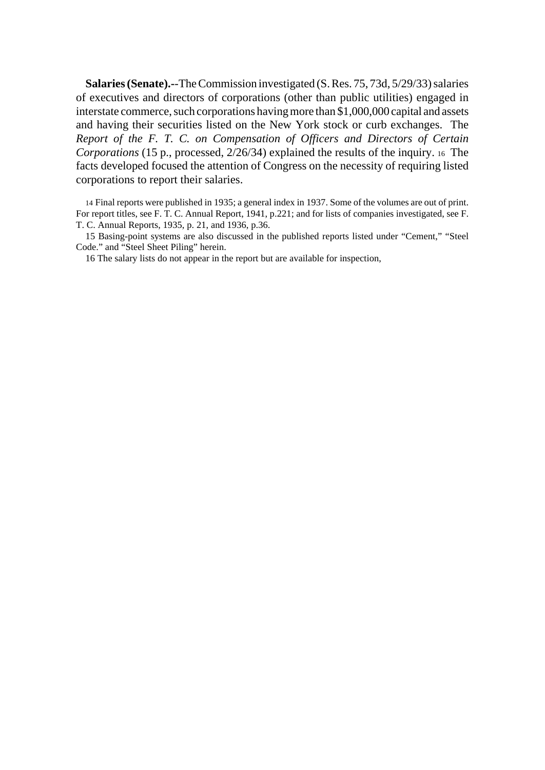**Salaries (Senate).**--The Commission investigated (S. Res. 75, 73d, 5/29/33) salaries of executives and directors of corporations (other than public utilities) engaged in interstate commerce, such corporations having more than $1,000,000 capital and assets and having their securities listed on the New York stock or curb exchanges. The *Report of the F. T. C. on Compensation of Officers and Directors of Certain Corporations* (15 p., processed, 2/26/34) explained the results of the inquiry. [16] The facts developed focused the attention of Congress on the necessity of requiring listed corporations to report their salaries.

14 Final reports were published in 1935; a general index in 1937. Some of the volumes are out of print. For report titles, see F. T. C. Annual Report, 1941, p.221; and for lists of companies investigated, see F. T. C. Annual Reports, 1935, p. 21, and 1936, p.36.

15 Basing-point systems are also discussed in the published reports listed under "Cement," "Steel Code." and "Steel Sheet Piling" herein.

16 The salary lists do not appear in the report but are available for inspection,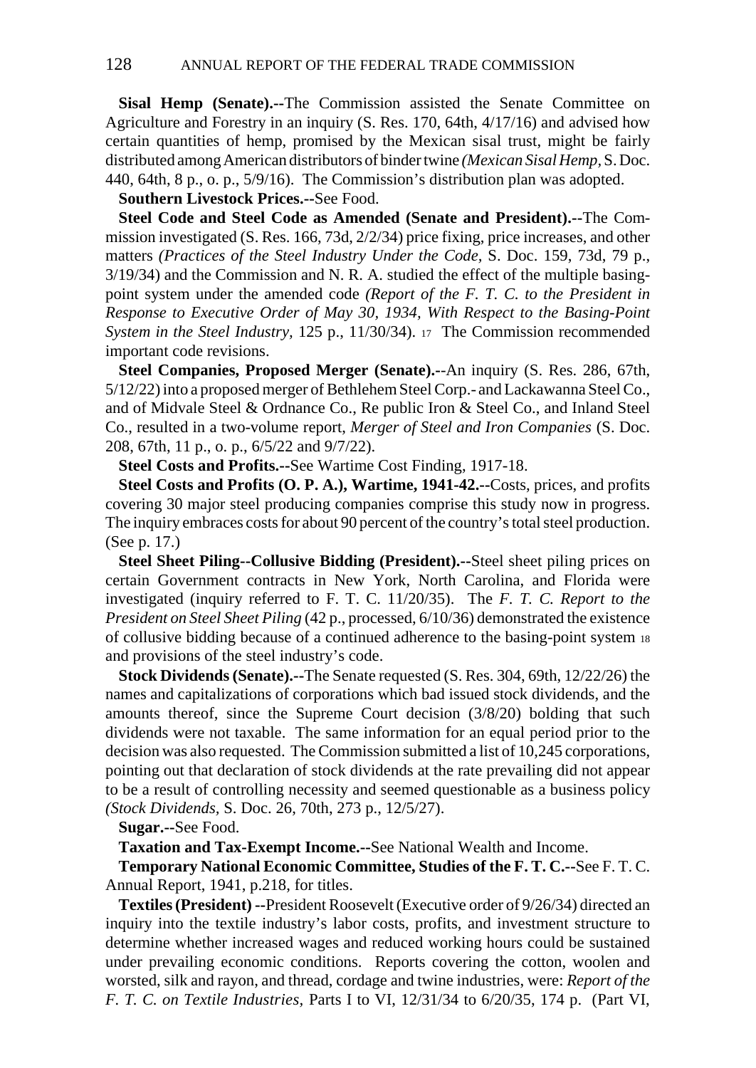**Sisal Hemp (Senate).--**The Commission assisted the Senate Committee on Agriculture and Forestry in an inquiry (S. Res. 170, 64th, 4/17/16) and advised how certain quantities of hemp, promised by the Mexican sisal trust, might be fairly distributed among American distributors of binder twine *(Mexican Sisal Hemp*, S. Doc. 440, 64th, 8 p., o. p., 5/9/16). The Commission's distribution plan was adopted.

**Southern Livestock Prices.--**See Food.

**Steel Code and Steel Code as Amended (Senate and President).--**The Commission investigated (S. Res. 166, 73d, 2/2/34) price fixing, price increases, and other matters *(Practices of the Steel Industry Under the Code*, S. Doc. 159, 73d, 79 p., 3/19/34) and the Commission and N. R. A. studied the effect of the multiple basing-point system under the amended code *(Report of the F. T. C. to the President in Response to Executive Order of May 30, 1934, With Respect to the Basing-Point System in the Steel Industry*, 125 p., 11/30/34). [17] The Commission recommended important code revisions.

**Steel Companies, Proposed Merger (Senate).--**An inquiry (S. Res. 286, 67th, 5/12/22) into a proposed merger of Bethlehem Steel Corp.- and Lackawanna Steel Co., and of Midvale Steel & Ordnance Co., Re public Iron & Steel Co., and Inland Steel Co., resulted in a two-volume report, *Merger of Steel and Iron Companies* (S. Doc. 208, 67th, 11 p., o. p., 6/5/22 and 9/7/22).

**Steel Costs and Profits.--**See Wartime Cost Finding, 1917-18.

**Steel Costs and Profits (O. P. A.), Wartime, 1941-42.--**Costs, prices, and profits covering 30 major steel producing companies comprise this study now in progress. The inquiry embraces costs for about 90 percent of the country's total steel production. (See p. 17.)

**Steel Sheet Piling--Collusive Bidding (President).--**Steel sheet piling prices on certain Government contracts in New York, North Carolina, and Florida were investigated (inquiry referred to F. T. C. 11/20/35). The *F. T. C. Report to the President on Steel Sheet Piling* (42 p., processed, 6/10/36) demonstrated the existence of collusive bidding because of a continued adherence to the basing-point system [18] and provisions of the steel industry's code.

**Stock Dividends (Senate).--**The Senate requested (S. Res. 304, 69th, 12/22/26) the names and capitalizations of corporations which bad issued stock dividends, and the amounts thereof, since the Supreme Court decision (3/8/20) bolding that such dividends were not taxable. The same information for an equal period prior to the decision was also requested. The Commission submitted a list of 10,245 corporations, pointing out that declaration of stock dividends at the rate prevailing did not appear to be a result of controlling necessity and seemed questionable as a business policy *(Stock Dividends*, S. Doc. 26, 70th, 273 p., 12/5/27).

**Sugar.--**See Food.

**Taxation and Tax-Exempt Income.--**See National Wealth and Income.

**Temporary National Economic Committee, Studies of the F. T. C.--**See F. T. C. Annual Report, 1941, p.218, for titles.

**Textiles (President) --**President Roosevelt (Executive order of 9/26/34) directed an inquiry into the textile industry's labor costs, profits, and investment structure to determine whether increased wages and reduced working hours could be sustained under prevailing economic conditions. Reports covering the cotton, woolen and worsted, silk and rayon, and thread, cordage and twine industries, were: *Report of the F. T. C. on Textile Industries*, Parts I to VI, 12/31/34 to 6/20/35, 174 p. (Part VI,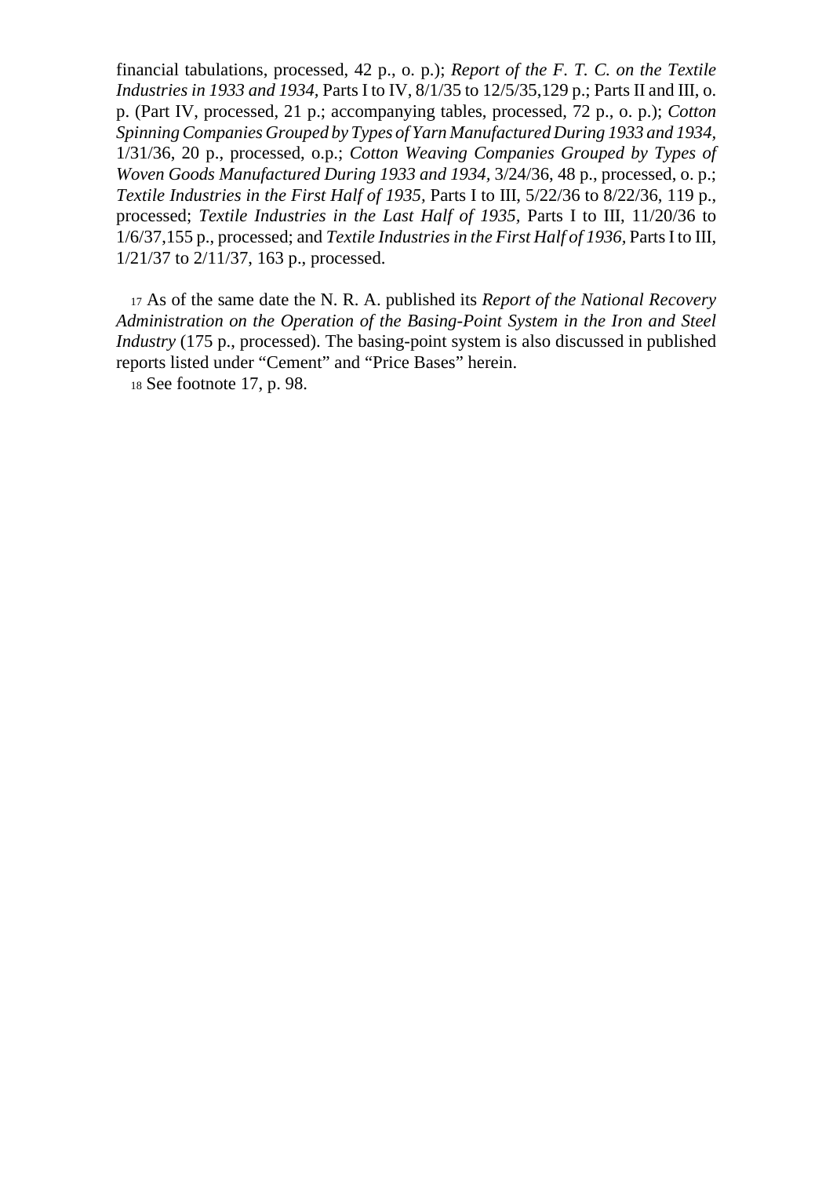financial tabulations, processed, 42 p., o. p.); *Report of the F. T. C. on the Textile Industries in 1933 and 1934,* Parts I to IV, 8/1/35 to 12/5/35,129 p.; Parts II and III, o. p. (Part IV, processed, 21 p.; accompanying tables, processed, 72 p., o. p.); *Cotton Spinning Companies Grouped by Types of Yarn Manufactured During 1933 and 1934,* 1/31/36, 20 p., processed, o.p.; *Cotton Weaving Companies Grouped by Types of Woven Goods Manufactured During 1933 and 1934,* 3/24/36, 48 p., processed, o. p.; *Textile Industries in the First Half of 1935,* Parts I to III, 5/22/36 to 8/22/36, 119 p., processed; *Textile Industries in the Last Half of 1935,* Parts I to III, 11/20/36 to 1/6/37,155 p., processed; and *Textile Industries in the First Half of 1936,* Parts I to III, 1/21/37 to 2/11/37, 163 p., processed.

[17] As of the same date the N. R. A. published its *Report of the National Recovery Administration on the Operation of the Basing-Point System in the Iron and Steel Industry* (175 p., processed). The basing-point system is also discussed in published reports listed under "Cement" and "Price Bases" herein.

[18] See footnote 17, p. 98.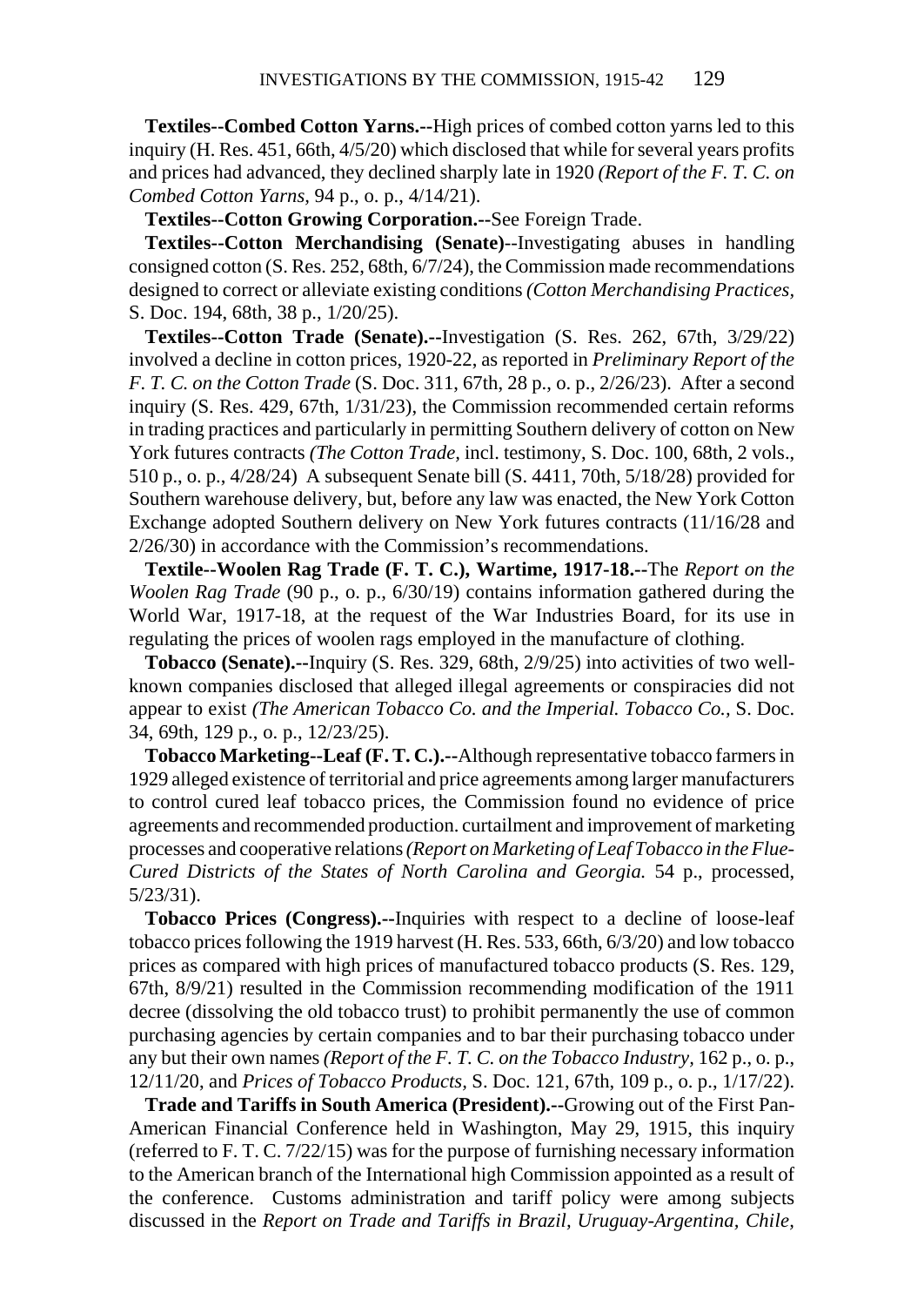**Textiles--Combed Cotton Yarns.--**High prices of combed cotton yarns led to this inquiry (H. Res. 451, 66th, 4/5/20) which disclosed that while for several years profits and prices had advanced, they declined sharply late in 1920 *(Report of the F. T. C. on Combed Cotton Yarns,* 94 p., o. p., 4/14/21).

**Textiles--Cotton Growing Corporation.--**See Foreign Trade.

**Textiles--Cotton Merchandising (Senate)**--Investigating abuses in handling consigned cotton (S. Res. 252, 68th, 6/7/24), the Commission made recommendations designed to correct or alleviate existing conditions *(Cotton Merchandising Practices,* S. Doc. 194, 68th, 38 p., 1/20/25).

**Textiles--Cotton Trade (Senate).--**Investigation (S. Res. 262, 67th, 3/29/22) involved a decline in cotton prices, 1920-22, as reported in *Preliminary Report of the F. T. C. on the Cotton Trade* (S. Doc. 311, 67th, 28 p., o. p., 2/26/23). After a second inquiry (S. Res. 429, 67th, 1/31/23), the Commission recommended certain reforms in trading practices and particularly in permitting Southern delivery of cotton on New York futures contracts *(The Cotton Trade,* incl. testimony, S. Doc. 100, 68th, 2 vols., 510 p., o. p., 4/28/24) A subsequent Senate bill (S. 4411, 70th, 5/18/28) provided for Southern warehouse delivery, but, before any law was enacted, the New York Cotton Exchange adopted Southern delivery on New York futures contracts (11/16/28 and 2/26/30) in accordance with the Commission's recommendations.

**Textile--Woolen Rag Trade (F. T. C.), Wartime, 1917-18.--**The *Report on the Woolen Rag Trade* (90 p., o. p., 6/30/19) contains information gathered during the World War, 1917-18, at the request of the War Industries Board, for its use in regulating the prices of woolen rags employed in the manufacture of clothing.

**Tobacco (Senate).--**Inquiry (S. Res. 329, 68th, 2/9/25) into activities of two well-known companies disclosed that alleged illegal agreements or conspiracies did not appear to exist *(The American Tobacco Co. and the Imperial. Tobacco Co.,* S. Doc. 34, 69th, 129 p., o. p., 12/23/25).

**Tobacco Marketing--Leaf (F. T. C.).--**Although representative tobacco farmers in 1929 alleged existence of territorial and price agreements among larger manufacturers to control cured leaf tobacco prices, the Commission found no evidence of price agreements and recommended production. curtailment and improvement of marketing processes and cooperative relations *(Report on Marketing of Leaf Tobacco in the Flue-Cured Districts of the States of North Carolina and Georgia.* 54 p., processed, 5/23/31).

**Tobacco Prices (Congress).--**Inquiries with respect to a decline of loose-leaf tobacco prices following the 1919 harvest (H. Res. 533, 66th, 6/3/20) and low tobacco prices as compared with high prices of manufactured tobacco products (S. Res. 129, 67th, 8/9/21) resulted in the Commission recommending modification of the 1911 decree (dissolving the old tobacco trust) to prohibit permanently the use of common purchasing agencies by certain companies and to bar their purchasing tobacco under any but their own names *(Report of the F. T. C. on the Tobacco Industry,* 162 p., o. p., 12/11/20, and *Prices of Tobacco Products,* S. Doc. 121, 67th, 109 p., o. p., 1/17/22).

**Trade and Tariffs in South America (President).--**Growing out of the First Pan-American Financial Conference held in Washington, May 29, 1915, this inquiry (referred to F. T. C. 7/22/15) was for the purpose of furnishing necessary information to the American branch of the International high Commission appointed as a result of the conference. Customs administration and tariff policy were among subjects discussed in the *Report on Trade and Tariffs in Brazil, Uruguay-Argentina, Chile,*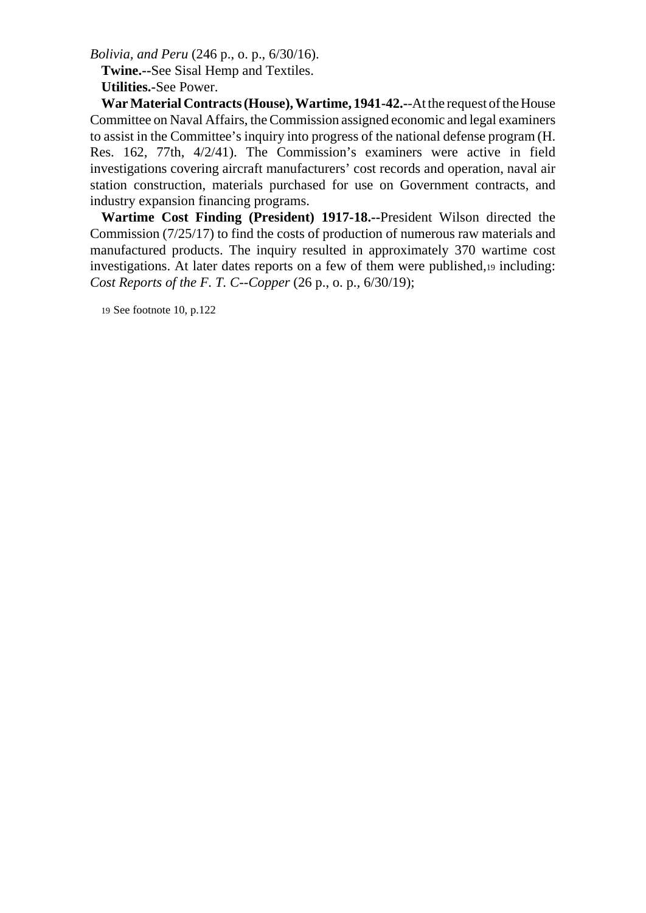*Bolivia, and Peru* (246 p., o. p., 6/30/16).

**Twine.--**See Sisal Hemp and Textiles.

**Utilities.-**See Power.

**War Material Contracts (House), Wartime, 1941-42.--**At the request of the House Committee on Naval Affairs, the Commission assigned economic and legal examiners to assist in the Committee's inquiry into progress of the national defense program (H. Res. 162, 77th, 4/2/41). The Commission's examiners were active in field investigations covering aircraft manufacturers' cost records and operation, naval air station construction, materials purchased for use on Government contracts, and industry expansion financing programs.

**Wartime Cost Finding (President) 1917-18.--**President Wilson directed the Commission (7/25/17) to find the costs of production of numerous raw materials and manufactured products. The inquiry resulted in approximately 370 wartime cost investigations. At later dates reports on a few of them were published,[19] including: *Cost Reports of the F. T. C--Copper* (26 p., o. p., 6/30/19);

[19] See footnote 10, p.122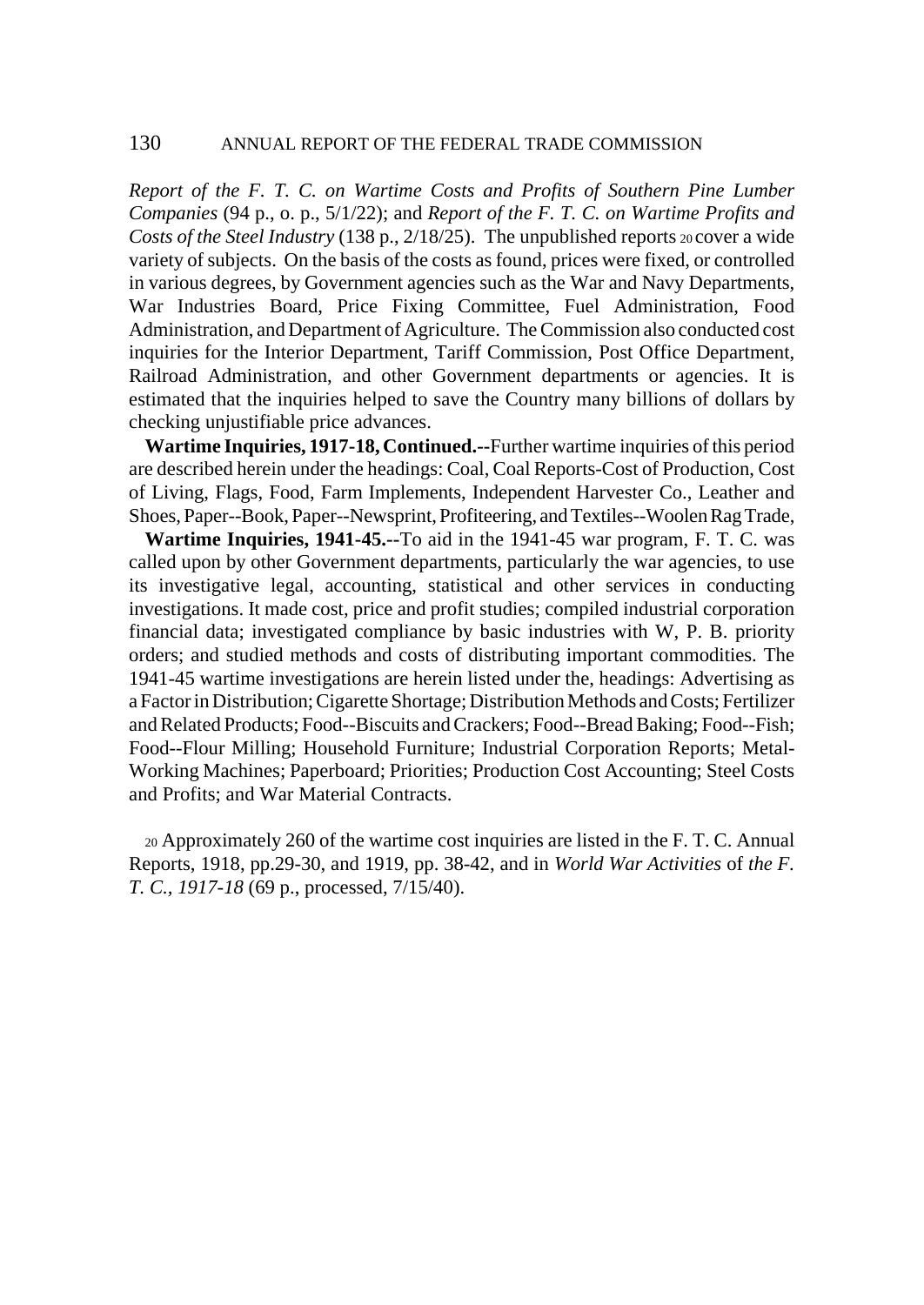*Report of the F. T. C. on Wartime Costs and Profits of Southern Pine Lumber Companies* (94 p., o. p., 5/1/22); and *Report of the F. T. C. on Wartime Profits and Costs of the Steel Industry* (138 p., 2/18/25). The unpublished reports [20] cover a wide variety of subjects. On the basis of the costs as found, prices were fixed, or controlled in various degrees, by Government agencies such as the War and Navy Departments, War Industries Board, Price Fixing Committee, Fuel Administration, Food Administration, and Department of Agriculture. The Commission also conducted cost inquiries for the Interior Department, Tariff Commission, Post Office Department, Railroad Administration, and other Government departments or agencies. It is estimated that the inquiries helped to save the Country many billions of dollars by checking unjustifiable price advances.

**Wartime Inquiries, 1917-18, Continued.--**Further wartime inquiries of this period are described herein under the headings: Coal, Coal Reports-Cost of Production, Cost of Living, Flags, Food, Farm Implements, Independent Harvester Co., Leather and Shoes, Paper--Book, Paper--Newsprint, Profiteering, and Textiles--Woolen Rag Trade,

**Wartime Inquiries, 1941-45.--**To aid in the 1941-45 war program, F. T. C. was called upon by other Government departments, particularly the war agencies, to use its investigative legal, accounting, statistical and other services in conducting investigations. It made cost, price and profit studies; compiled industrial corporation financial data; investigated compliance by basic industries with W, P. B. priority orders; and studied methods and costs of distributing important commodities. The 1941-45 wartime investigations are herein listed under the, headings: Advertising as a Factor in Distribution; Cigarette Shortage; Distribution Methods and Costs; Fertilizer and Related Products; Food--Biscuits and Crackers; Food--Bread Baking; Food--Fish; Food--Flour Milling; Household Furniture; Industrial Corporation Reports; Metal-Working Machines; Paperboard; Priorities; Production Cost Accounting; Steel Costs and Profits; and War Material Contracts.

[20] Approximately 260 of the wartime cost inquiries are listed in the F. T. C. Annual Reports, 1918, pp.29-30, and 1919, pp. 38-42, and in *World War Activities* of *the F. T. C., 1917-18* (69 p., processed, 7/15/40).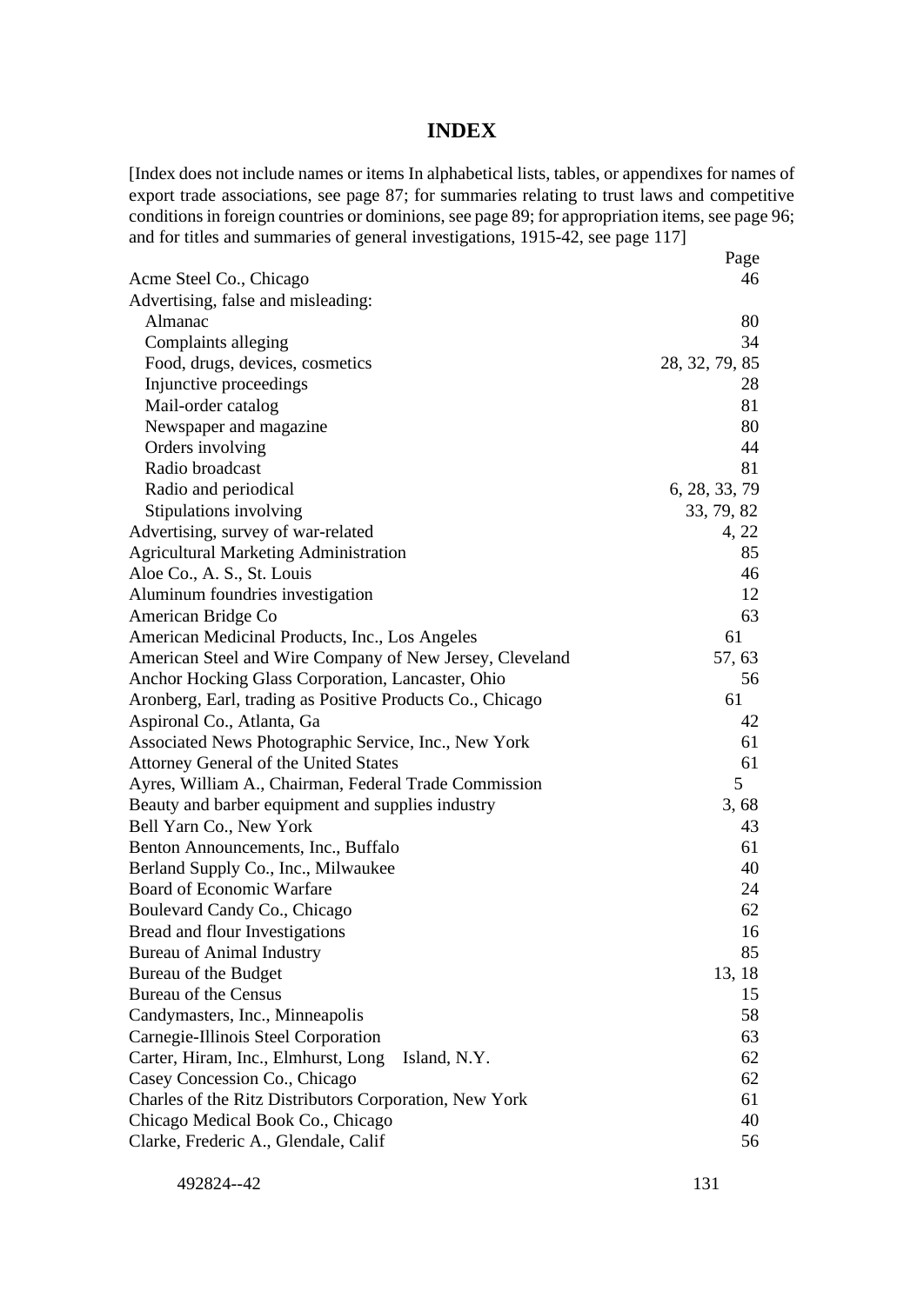# INDEX

[Index does not include names or items In alphabetical lists, tables, or appendixes for names of export trade associations, see page 87; for summaries relating to trust laws and competitive conditions in foreign countries or dominions, see page 89; for appropriation items, see page 96; and for titles and summaries of general investigations, 1915-42, see page 117]

| | Page |
|---|---|
| Acme Steel Co., Chicago | 46 |
| Advertising, false and misleading: | |
| Almanac | 80 |
| Complaints alleging | 34 |
| Food, drugs, devices, cosmetics | 28, 32, 79, 85 |
| Injunctive proceedings | 28 |
| Mail-order catalog | 81 |
| Newspaper and magazine | 80 |
| Orders involving | 44 |
| Radio broadcast | 81 |
| Radio and periodical | 6, 28, 33, 79 |
| Stipulations involving | 33, 79, 82 |
| Advertising, survey of war-related | 4, 22 |
| Agricultural Marketing Administration | 85 |
| Aloe Co., A. S., St. Louis | 46 |
| Aluminum foundries investigation | 12 |
| American Bridge Co | 63 |
| American Medicinal Products, Inc., Los Angeles | 61 |
| American Steel and Wire Company of New Jersey, Cleveland | 57, 63 |
| Anchor Hocking Glass Corporation, Lancaster, Ohio | 56 |
| Aronberg, Earl, trading as Positive Products Co., Chicago | 61 |
| Aspironal Co., Atlanta, Ga | 42 |
| Associated News Photographic Service, Inc., New York | 61 |
| Attorney General of the United States | 61 |
| Ayres, William A., Chairman, Federal Trade Commission | 5 |
| Beauty and barber equipment and supplies industry | 3, 68 |
| Bell Yarn Co., New York | 43 |
| Benton Announcements, Inc., Buffalo | 61 |
| Berland Supply Co., Inc., Milwaukee | 40 |
| Board of Economic Warfare | 24 |
| Boulevard Candy Co., Chicago | 62 |
| Bread and flour Investigations | 16 |
| Bureau of Animal Industry | 85 |
| Bureau of the Budget | 13, 18 |
| Bureau of the Census | 15 |
| Candymasters, Inc., Minneapolis | 58 |
| Carnegie-Illinois Steel Corporation | 63 |
| Carter, Hiram, Inc., Elmhurst, Long Island, N.Y. | 62 |
| Casey Concession Co., Chicago | 62 |
| Charles of the Ritz Distributors Corporation, New York | 61 |
| Chicago Medical Book Co., Chicago | 40 |
| Clarke, Frederic A., Glendale, Calif | 56 |

492824--42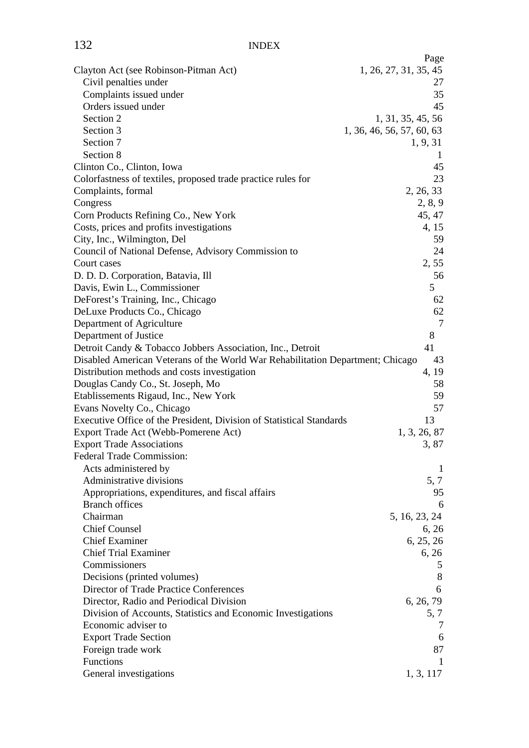# INDEX

| | Page |
|---|---|
| Clayton Act (see Robinson-Pitman Act) | 1, 26, 27, 31, 35, 45 |
| Civil penalties under | 27 |
| Complaints issued under | 35 |
| Orders issued under | 45 |
| Section 2 | 1, 31, 35, 45, 56 |
| Section 3 | 1, 36, 46, 56, 57, 60, 63 |
| Section 7 | 1, 9, 31 |
| Section 8 | 1 |
| Clinton Co., Clinton, Iowa | 45 |
| Colorfastness of textiles, proposed trade practice rules for | 23 |
| Complaints, formal | 2, 26, 33 |
| Congress | 2, 8, 9 |
| Corn Products Refining Co., New York | 45, 47 |
| Costs, prices and profits investigations | 4, 15 |
| City, Inc., Wilmington, Del | 59 |
| Council of National Defense, Advisory Commission to | 24 |
| Court cases | 2, 55 |
| D. D. D. Corporation, Batavia, Ill | 56 |
| Davis, Ewin L., Commissioner | 5 |
| DeForest's Training, Inc., Chicago | 62 |
| DeLuxe Products Co., Chicago | 62 |
| Department of Agriculture | 7 |
| Department of Justice | 8 |
| Detroit Candy & Tobacco Jobbers Association, Inc., Detroit | 41 |
| Disabled American Veterans of the World War Rehabilitation Department; Chicago | 43 |
| Distribution methods and costs investigation | 4, 19 |
| Douglas Candy Co., St. Joseph, Mo | 58 |
| Etablissements Rigaud, Inc., New York | 59 |
| Evans Novelty Co., Chicago | 57 |
| Executive Office of the President, Division of Statistical Standards | 13 |
| Export Trade Act (Webb-Pomerene Act) | 1, 3, 26, 87 |
| Export Trade Associations | 3, 87 |
| Federal Trade Commission: | |
| Acts administered by | 1 |
| Administrative divisions | 5, 7 |
| Appropriations, expenditures, and fiscal affairs | 95 |
| Branch offices | 6 |
| Chairman | 5, 16, 23, 24 |
| Chief Counsel | 6, 26 |
| Chief Examiner | 6, 25, 26 |
| Chief Trial Examiner | 6, 26 |
| Commissioners | 5 |
| Decisions (printed volumes) | 8 |
| Director of Trade Practice Conferences | 6 |
| Director, Radio and Periodical Division | 6, 26, 79 |
| Division of Accounts, Statistics and Economic Investigations | 5, 7 |
| Economic adviser to | 7 |
| Export Trade Section | 6 |
| Foreign trade work | 87 |
| Functions | 1 |
| General investigations | 1, 3, 117 |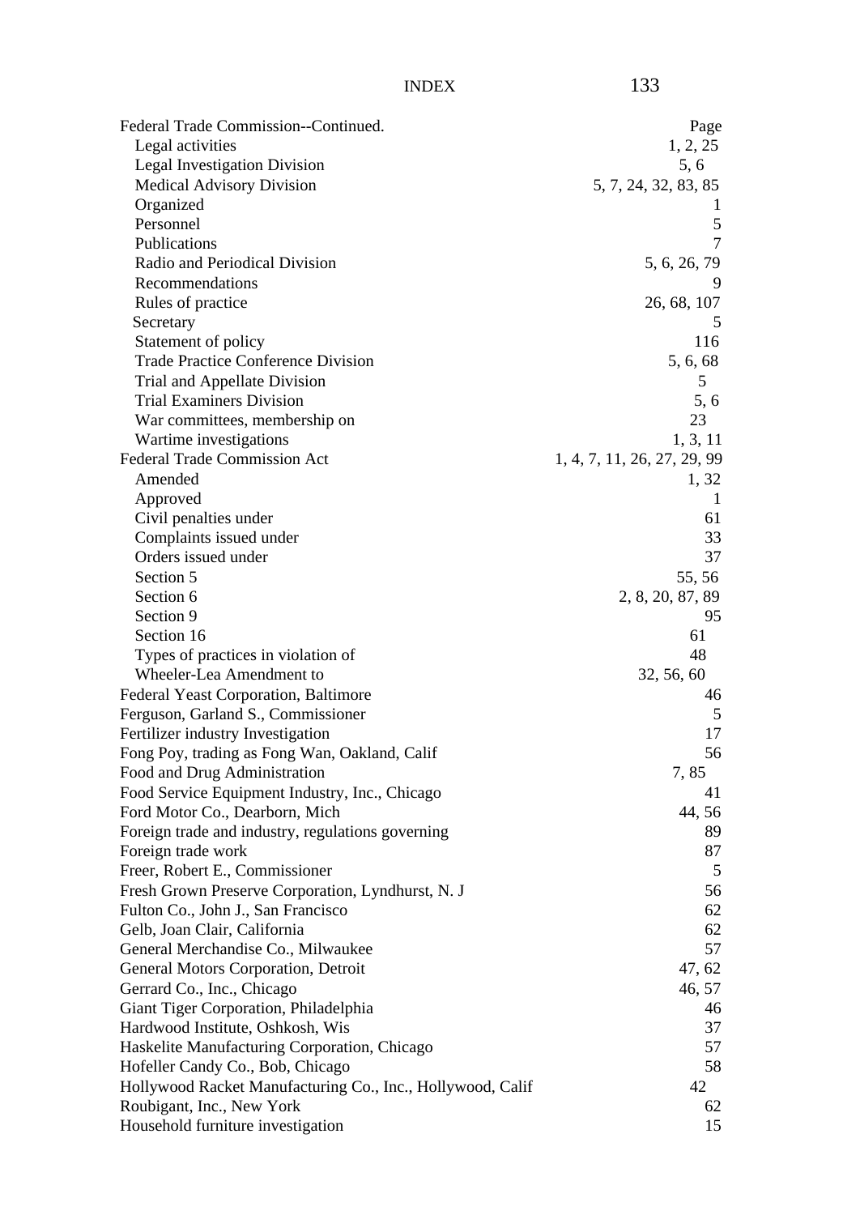Federal Trade Commission--Continued. Page

- Legal activities 1, 2, 25
- Legal Investigation Division 5, 6
- Medical Advisory Division 5, 7, 24, 32, 83, 85
- Organized 1
- Personnel 5
- Publications 7
- Radio and Periodical Division 5, 6, 26, 79
- Recommendations 9
- Rules of practice 26, 68, 107
- Secretary 5
- Statement of policy 116
- Trade Practice Conference Division 5, 6, 68
- Trial and Appellate Division 5
- Trial Examiners Division 5, 6
- War committees, membership on 23
- Wartime investigations 1, 3, 11

Federal Trade Commission Act 1, 4, 7, 11, 26, 27, 29, 99

- Amended 1, 32
- Approved 1
- Civil penalties under 61
- Complaints issued under 33
- Orders issued under 37
- Section 5 55, 56
- Section 6 2, 8, 20, 87, 89
- Section 9 95
- Section 16 61
- Types of practices in violation of 48
- Wheeler-Lea Amendment to 32, 56, 60

Federal Yeast Corporation, Baltimore 46

Ferguson, Garland S., Commissioner 5

Fertilizer industry Investigation 17

Fong Poy, trading as Fong Wan, Oakland, Calif 56

Food and Drug Administration 7, 85

Food Service Equipment Industry, Inc., Chicago 41

Ford Motor Co., Dearborn, Mich 44, 56

Foreign trade and industry, regulations governing 89

Foreign trade work 87

Freer, Robert E., Commissioner 5

Fresh Grown Preserve Corporation, Lyndhurst, N. J 56

Fulton Co., John J., San Francisco 62

Gelb, Joan Clair, California 62

General Merchandise Co., Milwaukee 57

General Motors Corporation, Detroit 47, 62

Gerrard Co., Inc., Chicago 46, 57

Giant Tiger Corporation, Philadelphia 46

Hardwood Institute, Oshkosh, Wis 37

Haskelite Manufacturing Corporation, Chicago 57

Hofeller Candy Co., Bob, Chicago 58

Hollywood Racket Manufacturing Co., Inc., Hollywood, Calif 42

Roubigant, Inc., New York 62

Household furniture investigation 15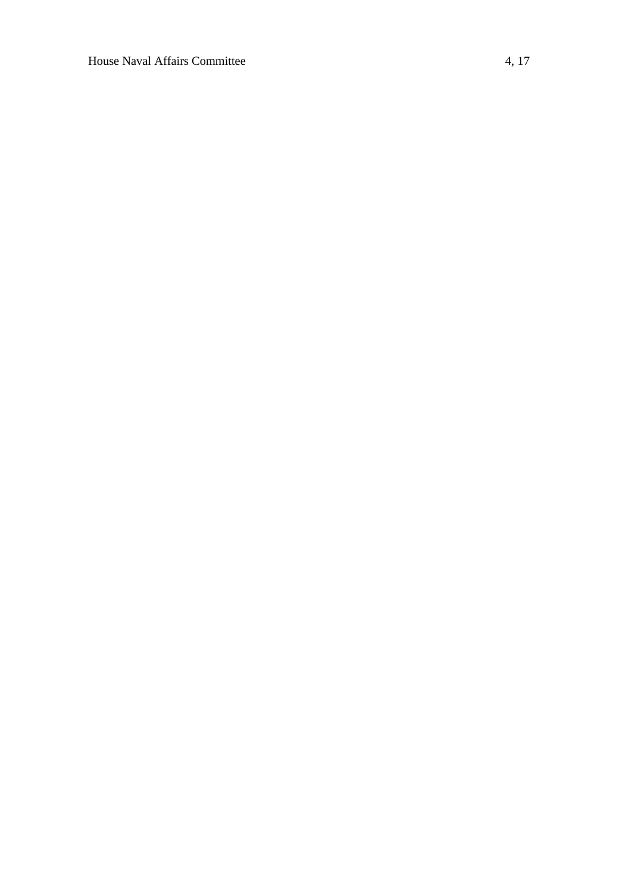House Naval Affairs Committee 4, 17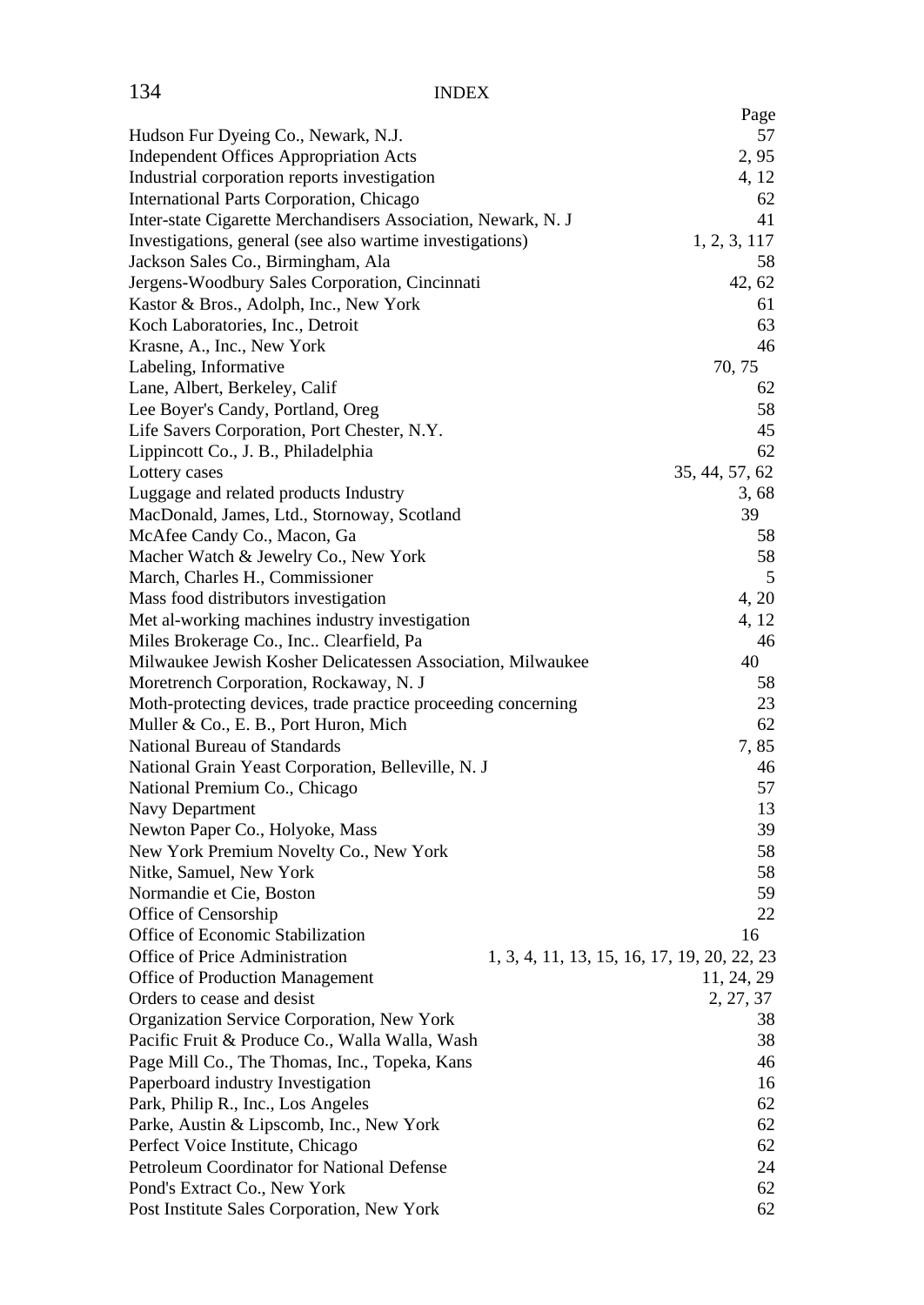# INDEX

| | Page |
|---|---|
| Hudson Fur Dyeing Co., Newark, N.J. | 57 |
| Independent Offices Appropriation Acts | 2, 95 |
| Industrial corporation reports investigation | 4, 12 |
| International Parts Corporation, Chicago | 62 |
| Inter-state Cigarette Merchandisers Association, Newark, N. J | 41 |
| Investigations, general (see also wartime investigations) | 1, 2, 3, 117 |
| Jackson Sales Co., Birmingham, Ala | 58 |
| Jergens-Woodbury Sales Corporation, Cincinnati | 42, 62 |
| Kastor & Bros., Adolph, Inc., New York | 61 |
| Koch Laboratories, Inc., Detroit | 63 |
| Krasne, A., Inc., New York | 46 |
| Labeling, Informative | 70, 75 |
| Lane, Albert, Berkeley, Calif | 62 |
| Lee Boyer's Candy, Portland, Oreg | 58 |
| Life Savers Corporation, Port Chester, N.Y. | 45 |
| Lippincott Co., J. B., Philadelphia | 62 |
| Lottery cases | 35, 44, 57, 62 |
| Luggage and related products Industry | 3, 68 |
| MacDonald, James, Ltd., Stornoway, Scotland | 39 |
| McAfee Candy Co., Macon, Ga | 58 |
| Macher Watch & Jewelry Co., New York | 58 |
| March, Charles H., Commissioner | 5 |
| Mass food distributors investigation | 4, 20 |
| Met al-working machines industry investigation | 4, 12 |
| Miles Brokerage Co., Inc.. Clearfield, Pa | 46 |
| Milwaukee Jewish Kosher Delicatessen Association, Milwaukee | 40 |
| Moretrench Corporation, Rockaway, N. J | 58 |
| Moth-protecting devices, trade practice proceeding concerning | 23 |
| Muller & Co., E. B., Port Huron, Mich | 62 |
| National Bureau of Standards | 7, 85 |
| National Grain Yeast Corporation, Belleville, N. J | 46 |
| National Premium Co., Chicago | 57 |
| Navy Department | 13 |
| Newton Paper Co., Holyoke, Mass | 39 |
| New York Premium Novelty Co., New York | 58 |
| Nitke, Samuel, New York | 58 |
| Normandie et Cie, Boston | 59 |
| Office of Censorship | 22 |
| Office of Economic Stabilization | 16 |
| Office of Price Administration | 1, 3, 4, 11, 13, 15, 16, 17, 19, 20, 22, 23 |
| Office of Production Management | 11, 24, 29 |
| Orders to cease and desist | 2, 27, 37 |
| Organization Service Corporation, New York | 38 |
| Pacific Fruit & Produce Co., Walla Walla, Wash | 38 |
| Page Mill Co., The Thomas, Inc., Topeka, Kans | 46 |
| Paperboard industry Investigation | 16 |
| Park, Philip R., Inc., Los Angeles | 62 |
| Parke, Austin & Lipscomb, Inc., New York | 62 |
| Perfect Voice Institute, Chicago | 62 |
| Petroleum Coordinator for National Defense | 24 |
| Pond's Extract Co., New York | 62 |
| Post Institute Sales Corporation, New York | 62 |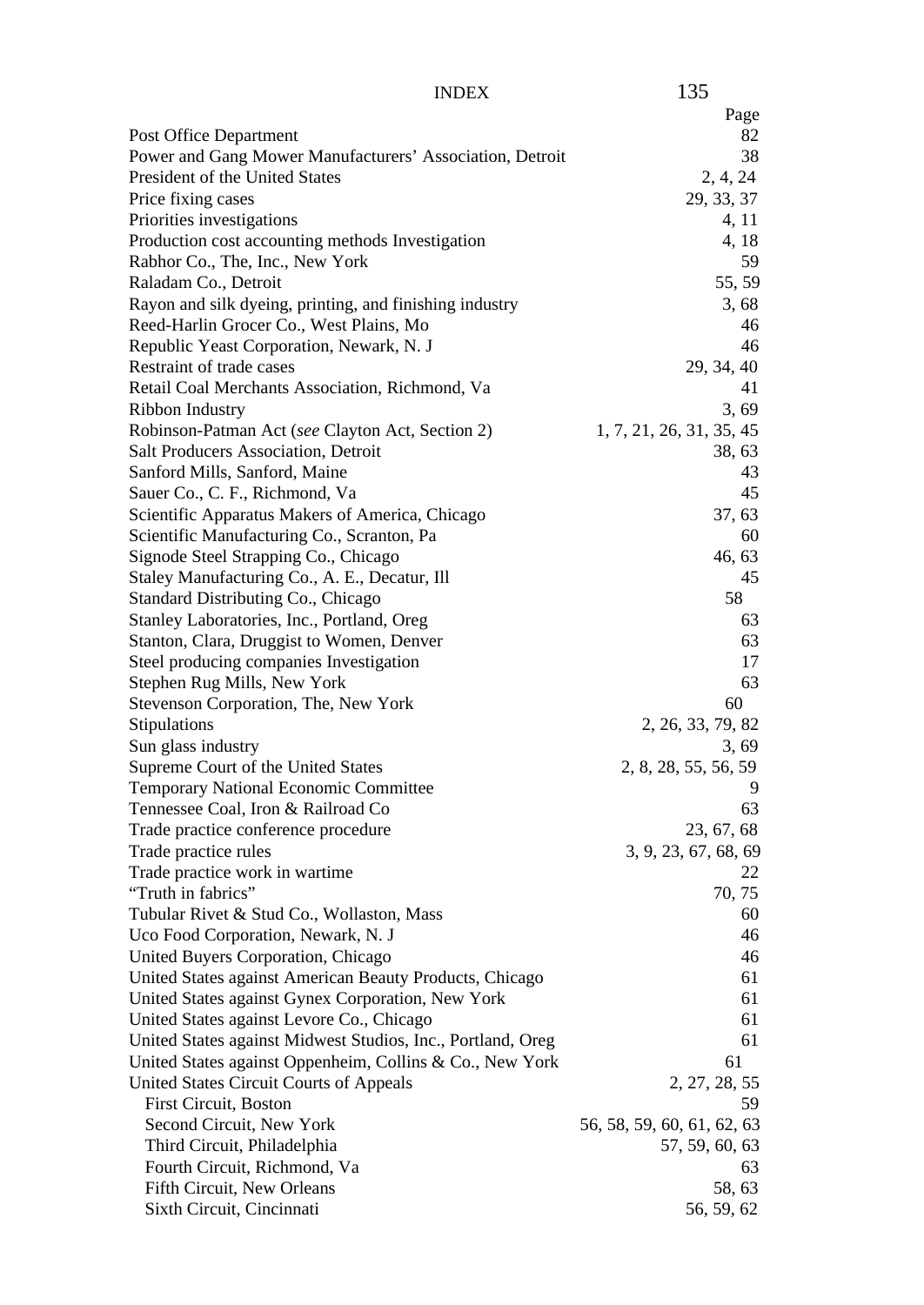| | Page |
|---|---|
| Post Office Department | 82 |
| Power and Gang Mower Manufacturers' Association, Detroit | 38 |
| President of the United States | 2, 4, 24 |
| Price fixing cases | 29, 33, 37 |
| Priorities investigations | 4, 11 |
| Production cost accounting methods Investigation | 4, 18 |
| Rabhor Co., The, Inc., New York | 59 |
| Raladam Co., Detroit | 55, 59 |
| Rayon and silk dyeing, printing, and finishing industry | 3, 68 |
| Reed-Harlin Grocer Co., West Plains, Mo | 46 |
| Republic Yeast Corporation, Newark, N. J | 46 |
| Restraint of trade cases | 29, 34, 40 |
| Retail Coal Merchants Association, Richmond, Va | 41 |
| Ribbon Industry | 3, 69 |
| Robinson-Patman Act (*see* Clayton Act, Section 2) | 1, 7, 21, 26, 31, 35, 45 |
| Salt Producers Association, Detroit | 38, 63 |
| Sanford Mills, Sanford, Maine | 43 |
| Sauer Co., C. F., Richmond, Va | 45 |
| Scientific Apparatus Makers of America, Chicago | 37, 63 |
| Scientific Manufacturing Co., Scranton, Pa | 60 |
| Signode Steel Strapping Co., Chicago | 46, 63 |
| Staley Manufacturing Co., A. E., Decatur, Ill | 45 |
| Standard Distributing Co., Chicago | 58 |
| Stanley Laboratories, Inc., Portland, Oreg | 63 |
| Stanton, Clara, Druggist to Women, Denver | 63 |
| Steel producing companies Investigation | 17 |
| Stephen Rug Mills, New York | 63 |
| Stevenson Corporation, The, New York | 60 |
| Stipulations | 2, 26, 33, 79, 82 |
| Sun glass industry | 3, 69 |
| Supreme Court of the United States | 2, 8, 28, 55, 56, 59 |
| Temporary National Economic Committee | 9 |
| Tennessee Coal, Iron & Railroad Co | 63 |
| Trade practice conference procedure | 23, 67, 68 |
| Trade practice rules | 3, 9, 23, 67, 68, 69 |
| Trade practice work in wartime | 22 |
| "Truth in fabrics" | 70, 75 |
| Tubular Rivet & Stud Co., Wollaston, Mass | 60 |
| Uco Food Corporation, Newark, N. J | 46 |
| United Buyers Corporation, Chicago | 46 |
| United States against American Beauty Products, Chicago | 61 |
| United States against Gynex Corporation, New York | 61 |
| United States against Levore Co., Chicago | 61 |
| United States against Midwest Studios, Inc., Portland, Oreg | 61 |
| United States against Oppenheim, Collins & Co., New York | 61 |
| United States Circuit Courts of Appeals | 2, 27, 28, 55 |
| First Circuit, Boston | 59 |
| Second Circuit, New York | 56, 58, 59, 60, 61, 62, 63 |
| Third Circuit, Philadelphia | 57, 59, 60, 63 |
| Fourth Circuit, Richmond, Va | 63 |
| Fifth Circuit, New Orleans | 58, 63 |
| Sixth Circuit, Cincinnati | 56, 59, 62 |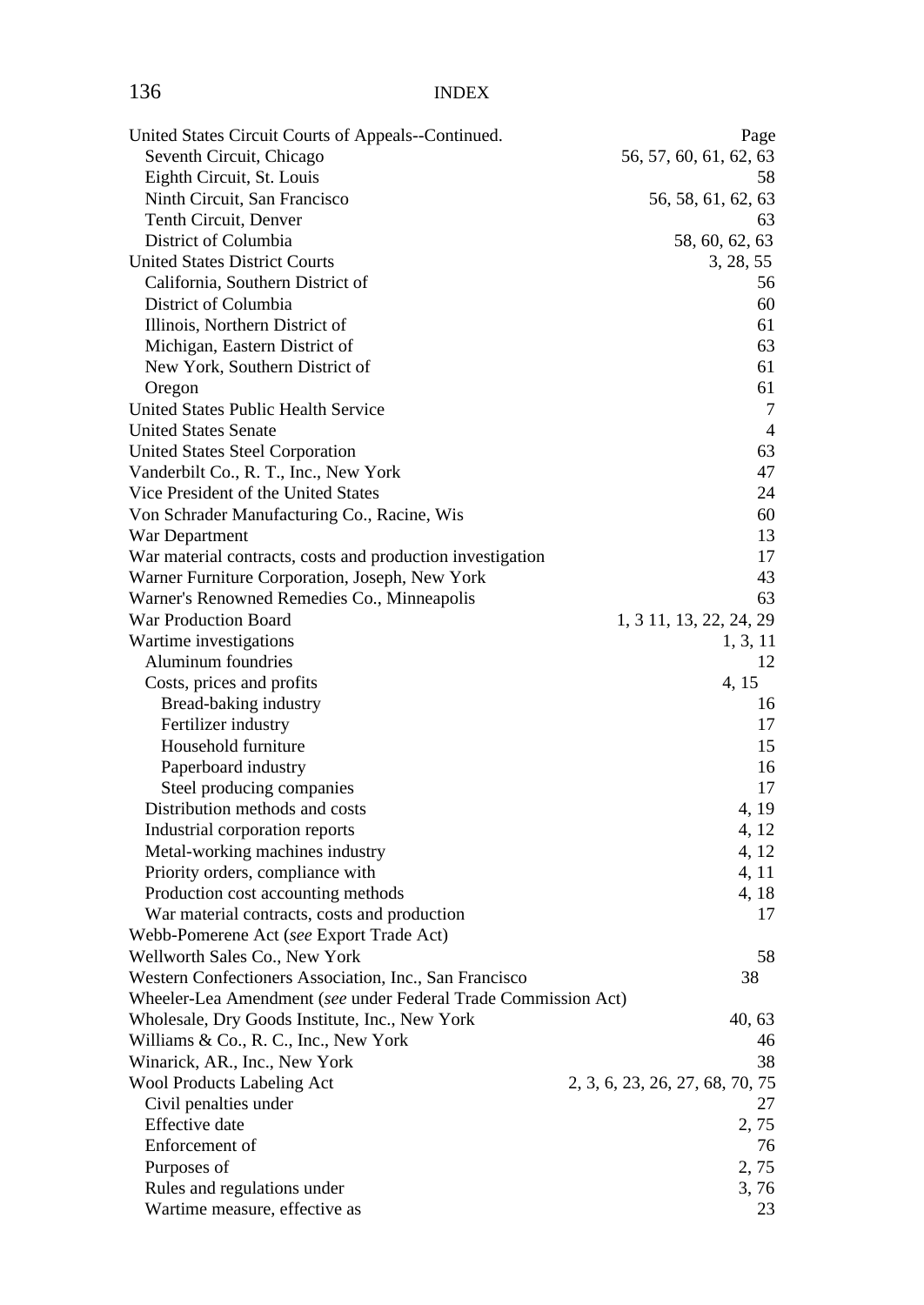| United States Circuit Courts of Appeals--Continued. | Page |
|---|---|
| Seventh Circuit, Chicago | 56, 57, 60, 61, 62, 63 |
| Eighth Circuit, St. Louis | 58 |
| Ninth Circuit, San Francisco | 56, 58, 61, 62, 63 |
| Tenth Circuit, Denver | 63 |
| District of Columbia | 58, 60, 62, 63 |
| United States District Courts | 3, 28, 55 |
| California, Southern District of | 56 |
| District of Columbia | 60 |
| Illinois, Northern District of | 61 |
| Michigan, Eastern District of | 63 |
| New York, Southern District of | 61 |
| Oregon | 61 |
| United States Public Health Service | 7 |
| United States Senate | 4 |
| United States Steel Corporation | 63 |
| Vanderbilt Co., R. T., Inc., New York | 47 |
| Vice President of the United States | 24 |
| Von Schrader Manufacturing Co., Racine, Wis | 60 |
| War Department | 13 |
| War material contracts, costs and production investigation | 17 |
| Warner Furniture Corporation, Joseph, New York | 43 |
| Warner's Renowned Remedies Co., Minneapolis | 63 |
| War Production Board | 1, 3 11, 13, 22, 24, 29 |
| Wartime investigations | 1, 3, 11 |
| Aluminum foundries | 12 |
| Costs, prices and profits | 4, 15 |
| Bread-baking industry | 16 |
| Fertilizer industry | 17 |
| Household furniture | 15 |
| Paperboard industry | 16 |
| Steel producing companies | 17 |
| Distribution methods and costs | 4, 19 |
| Industrial corporation reports | 4, 12 |
| Metal-working machines industry | 4, 12 |
| Priority orders, compliance with | 4, 11 |
| Production cost accounting methods | 4, 18 |
| War material contracts, costs and production | 17 |
| Webb-Pomerene Act (*see* Export Trade Act) | |
| Wellworth Sales Co., New York | 58 |
| Western Confectioners Association, Inc., San Francisco | 38 |
| Wheeler-Lea Amendment (*see* under Federal Trade Commission Act) | |
| Wholesale, Dry Goods Institute, Inc., New York | 40, 63 |
| Williams & Co., R. C., Inc., New York | 46 |
| Winarick, AR., Inc., New York | 38 |
| Wool Products Labeling Act | 2, 3, 6, 23, 26, 27, 68, 70, 75 |
| Civil penalties under | 27 |
| Effective date | 2, 75 |
| Enforcement of | 76 |
| Purposes of | 2, 75 |
| Rules and regulations under | 3, 76 |
| Wartime measure, effective as | 23 |